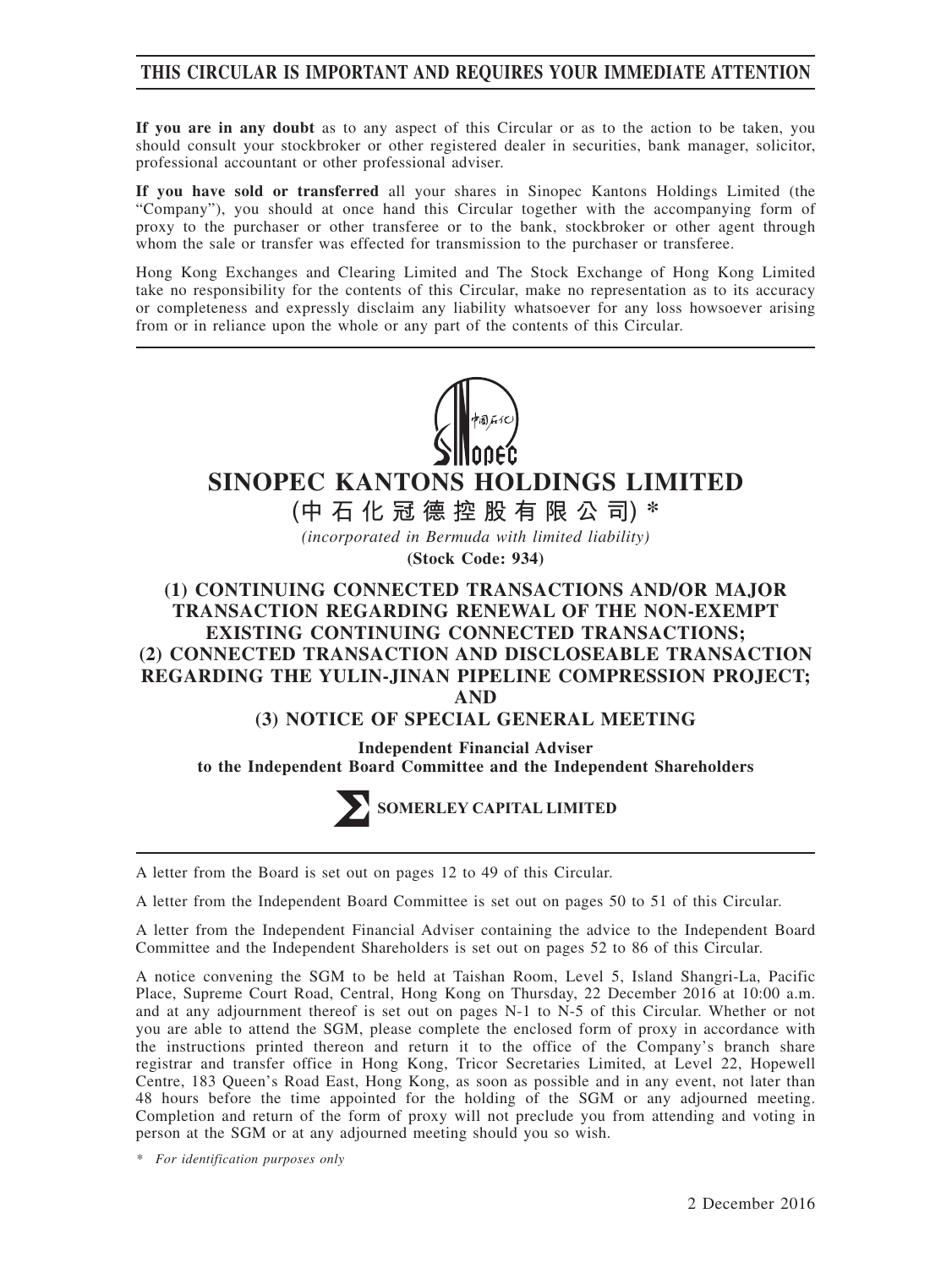**THIS CIRCULAR IS IMPORTANT AND REQUIRES YOUR IMMEDIATE ATTENTION**

**If you are in any doubt** as to any aspect of this Circular or as to the action to be taken, you should consult your stockbroker or other registered dealer in securities, bank manager, solicitor, professional accountant or other professional adviser.

**If you have sold or transferred** all your shares in Sinopec Kantons Holdings Limited (the "Company"), you should at once hand this Circular together with the accompanying form of proxy to the purchaser or other transferee or to the bank, stockbroker or other agent through whom the sale or transfer was effected for transmission to the purchaser or transferee.

Hong Kong Exchanges and Clearing Limited and The Stock Exchange of Hong Kong Limited take no responsibility for the contents of this Circular, make no representation as to its accuracy or completeness and expressly disclaim any liability whatsoever for any loss howsoever arising from or in reliance upon the whole or any part of the contents of this Circular.

# SINOPEC KANTONS HOLDINGS LIMITED

**(中石化冠德控股有限公司) \***

*(incorporated in Bermuda with limited liability)*

**(Stock Code: 934)**

## (1) CONTINUING CONNECTED TRANSACTIONS AND/OR MAJOR TRANSACTION REGARDING RENEWAL OF THE NON-EXEMPT EXISTING CONTINUING CONNECTED TRANSACTIONS; (2) CONNECTED TRANSACTION AND DISCLOSEABLE TRANSACTION REGARDING THE YULIN-JINAN PIPELINE COMPRESSION PROJECT; AND (3) NOTICE OF SPECIAL GENERAL MEETING

**Independent Financial Adviser to the Independent Board Committee and the Independent Shareholders**

**SOMERLEY CAPITAL LIMITED**

A letter from the Board is set out on pages 12 to 49 of this Circular.

A letter from the Independent Board Committee is set out on pages 50 to 51 of this Circular.

A letter from the Independent Financial Adviser containing the advice to the Independent Board Committee and the Independent Shareholders is set out on pages 52 to 86 of this Circular.

A notice convening the SGM to be held at Taishan Room, Level 5, Island Shangri-La, Pacific Place, Supreme Court Road, Central, Hong Kong on Thursday, 22 December 2016 at 10:00 a.m. and at any adjournment thereof is set out on pages N-1 to N-5 of this Circular. Whether or not you are able to attend the SGM, please complete the enclosed form of proxy in accordance with the instructions printed thereon and return it to the office of the Company's branch share registrar and transfer office in Hong Kong, Tricor Secretaries Limited, at Level 22, Hopewell Centre, 183 Queen's Road East, Hong Kong, as soon as possible and in any event, not later than 48 hours before the time appointed for the holding of the SGM or any adjourned meeting. Completion and return of the form of proxy will not preclude you from attending and voting in person at the SGM or at any adjourned meeting should you so wish.

\* *For identification purposes only*

2 December 2016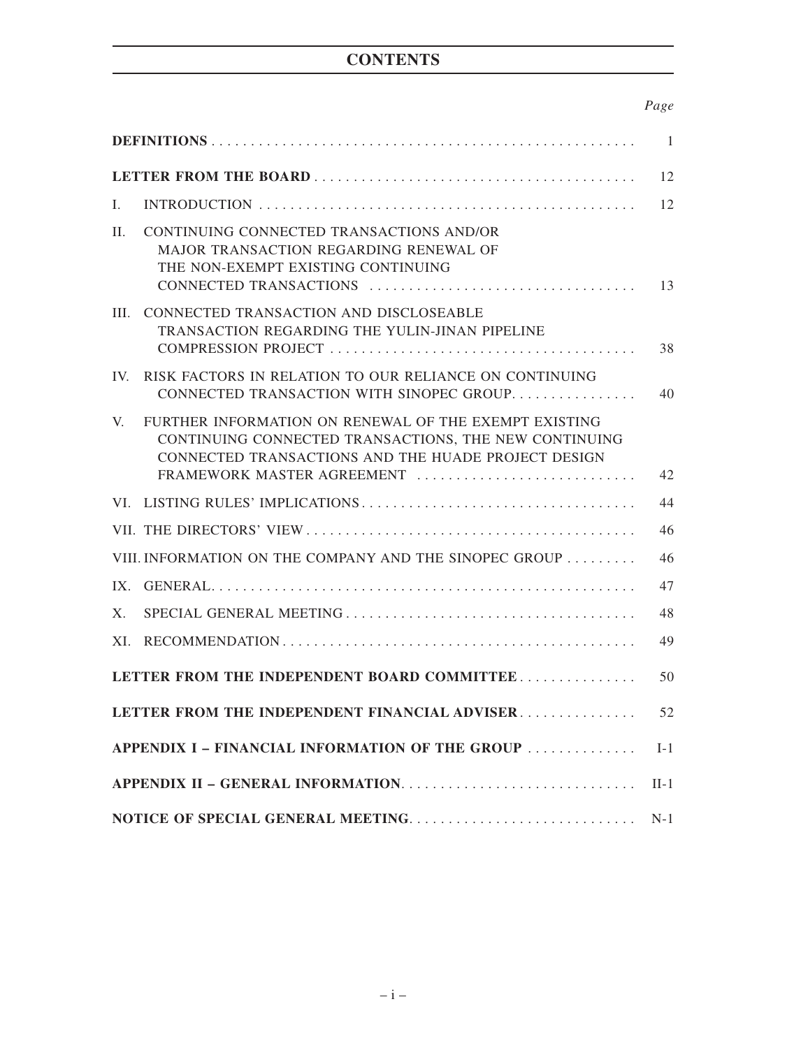# CONTENTS

| | Page |
|---|---|
| **DEFINITIONS** | 1 |
| **LETTER FROM THE BOARD** | 12 |
| I. INTRODUCTION | 12 |
| II. CONTINUING CONNECTED TRANSACTIONS AND/OR MAJOR TRANSACTION REGARDING RENEWAL OF THE NON-EXEMPT EXISTING CONTINUING CONNECTED TRANSACTIONS | 13 |
| III. CONNECTED TRANSACTION AND DISCLOSEABLE TRANSACTION REGARDING THE YULIN-JINAN PIPELINE COMPRESSION PROJECT | 38 |
| IV. RISK FACTORS IN RELATION TO OUR RELIANCE ON CONTINUING CONNECTED TRANSACTION WITH SINOPEC GROUP | 40 |
| V. FURTHER INFORMATION ON RENEWAL OF THE EXEMPT EXISTING CONTINUING CONNECTED TRANSACTIONS, THE NEW CONTINUING CONNECTED TRANSACTIONS AND THE HUADE PROJECT DESIGN FRAMEWORK MASTER AGREEMENT | 42 |
| VI. LISTING RULES' IMPLICATIONS | 44 |
| VII. THE DIRECTORS' VIEW | 46 |
| VIII. INFORMATION ON THE COMPANY AND THE SINOPEC GROUP | 46 |
| IX. GENERAL | 47 |
| X. SPECIAL GENERAL MEETING | 48 |
| XI. RECOMMENDATION | 49 |
| **LETTER FROM THE INDEPENDENT BOARD COMMITTEE** | 50 |
| **LETTER FROM THE INDEPENDENT FINANCIAL ADVISER** | 52 |
| **APPENDIX I – FINANCIAL INFORMATION OF THE GROUP** | I-1 |
| **APPENDIX II – GENERAL INFORMATION** | II-1 |
| **NOTICE OF SPECIAL GENERAL MEETING** | N-1 |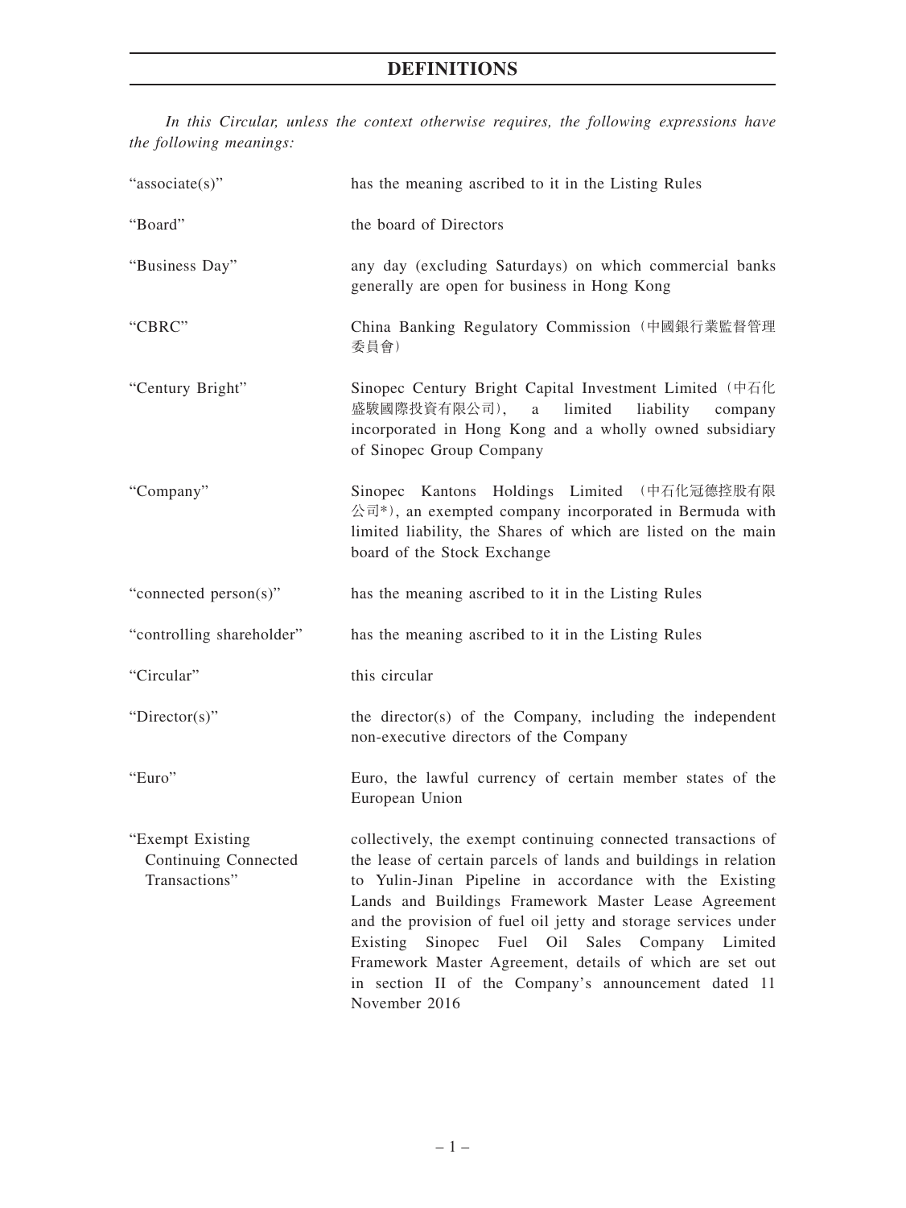# DEFINITIONS

*In this Circular, unless the context otherwise requires, the following expressions have the following meanings:*

| | |
|---|---|
| "associate(s)" | has the meaning ascribed to it in the Listing Rules |
| "Board" | the board of Directors |
| "Business Day" | any day (excluding Saturdays) on which commercial banks generally are open for business in Hong Kong |
| "CBRC" | China Banking Regulatory Commission（中國銀行業監督管理委員會） |
| "Century Bright" | Sinopec Century Bright Capital Investment Limited（中石化盛駿國際投資有限公司）, a limited liability company incorporated in Hong Kong and a wholly owned subsidiary of Sinopec Group Company |
| "Company" | Sinopec Kantons Holdings Limited（中石化冠德控股有限公司*）, an exempted company incorporated in Bermuda with limited liability, the Shares of which are listed on the main board of the Stock Exchange |
| "connected person(s)" | has the meaning ascribed to it in the Listing Rules |
| "controlling shareholder" | has the meaning ascribed to it in the Listing Rules |
| "Circular" | this circular |
| "Director(s)" | the director(s) of the Company, including the independent non-executive directors of the Company |
| "Euro" | Euro, the lawful currency of certain member states of the European Union |
| "Exempt Existing Continuing Connected Transactions" | collectively, the exempt continuing connected transactions of the lease of certain parcels of lands and buildings in relation to Yulin-Jinan Pipeline in accordance with the Existing Lands and Buildings Framework Master Lease Agreement and the provision of fuel oil jetty and storage services under Existing Sinopec Fuel Oil Sales Company Limited Framework Master Agreement, details of which are set out in section II of the Company's announcement dated 11 November 2016 |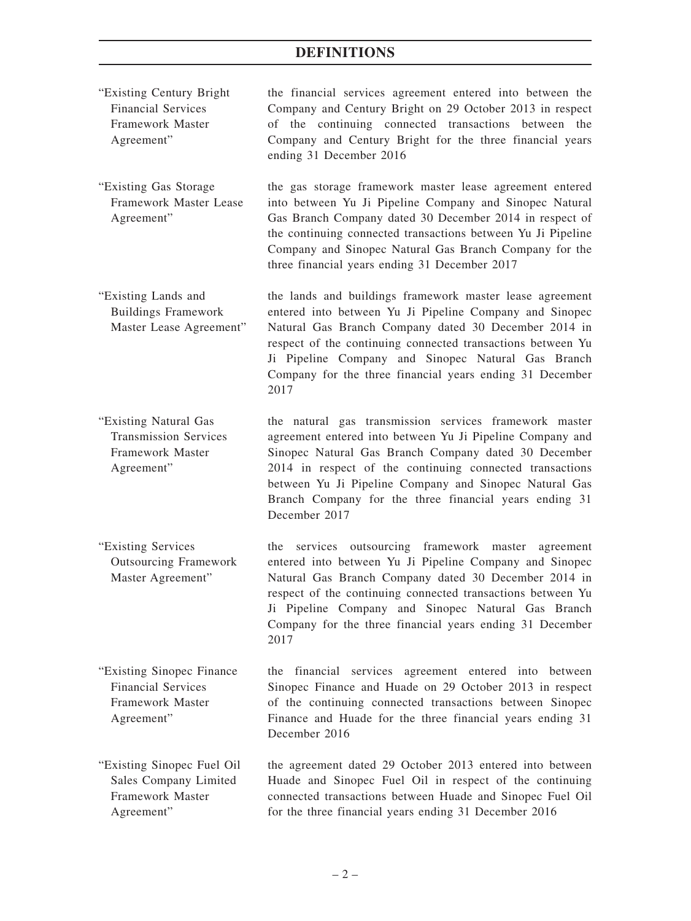| | |
|---|---|
| "Existing Century Bright Financial Services Framework Master Agreement" | the financial services agreement entered into between the Company and Century Bright on 29 October 2013 in respect of the continuing connected transactions between the Company and Century Bright for the three financial years ending 31 December 2016 |
| "Existing Gas Storage Framework Master Lease Agreement" | the gas storage framework master lease agreement entered into between Yu Ji Pipeline Company and Sinopec Natural Gas Branch Company dated 30 December 2014 in respect of the continuing connected transactions between Yu Ji Pipeline Company and Sinopec Natural Gas Branch Company for the three financial years ending 31 December 2017 |
| "Existing Lands and Buildings Framework Master Lease Agreement" | the lands and buildings framework master lease agreement entered into between Yu Ji Pipeline Company and Sinopec Natural Gas Branch Company dated 30 December 2014 in respect of the continuing connected transactions between Yu Ji Pipeline Company and Sinopec Natural Gas Branch Company for the three financial years ending 31 December 2017 |
| "Existing Natural Gas Transmission Services Framework Master Agreement" | the natural gas transmission services framework master agreement entered into between Yu Ji Pipeline Company and Sinopec Natural Gas Branch Company dated 30 December 2014 in respect of the continuing connected transactions between Yu Ji Pipeline Company and Sinopec Natural Gas Branch Company for the three financial years ending 31 December 2017 |
| "Existing Services Outsourcing Framework Master Agreement" | the services outsourcing framework master agreement entered into between Yu Ji Pipeline Company and Sinopec Natural Gas Branch Company dated 30 December 2014 in respect of the continuing connected transactions between Yu Ji Pipeline Company and Sinopec Natural Gas Branch Company for the three financial years ending 31 December 2017 |
| "Existing Sinopec Finance Financial Services Framework Master Agreement" | the financial services agreement entered into between Sinopec Finance and Huade on 29 October 2013 in respect of the continuing connected transactions between Sinopec Finance and Huade for the three financial years ending 31 December 2016 |
| "Existing Sinopec Fuel Oil Sales Company Limited Framework Master Agreement" | the agreement dated 29 October 2013 entered into between Huade and Sinopec Fuel Oil in respect of the continuing connected transactions between Huade and Sinopec Fuel Oil for the three financial years ending 31 December 2016 |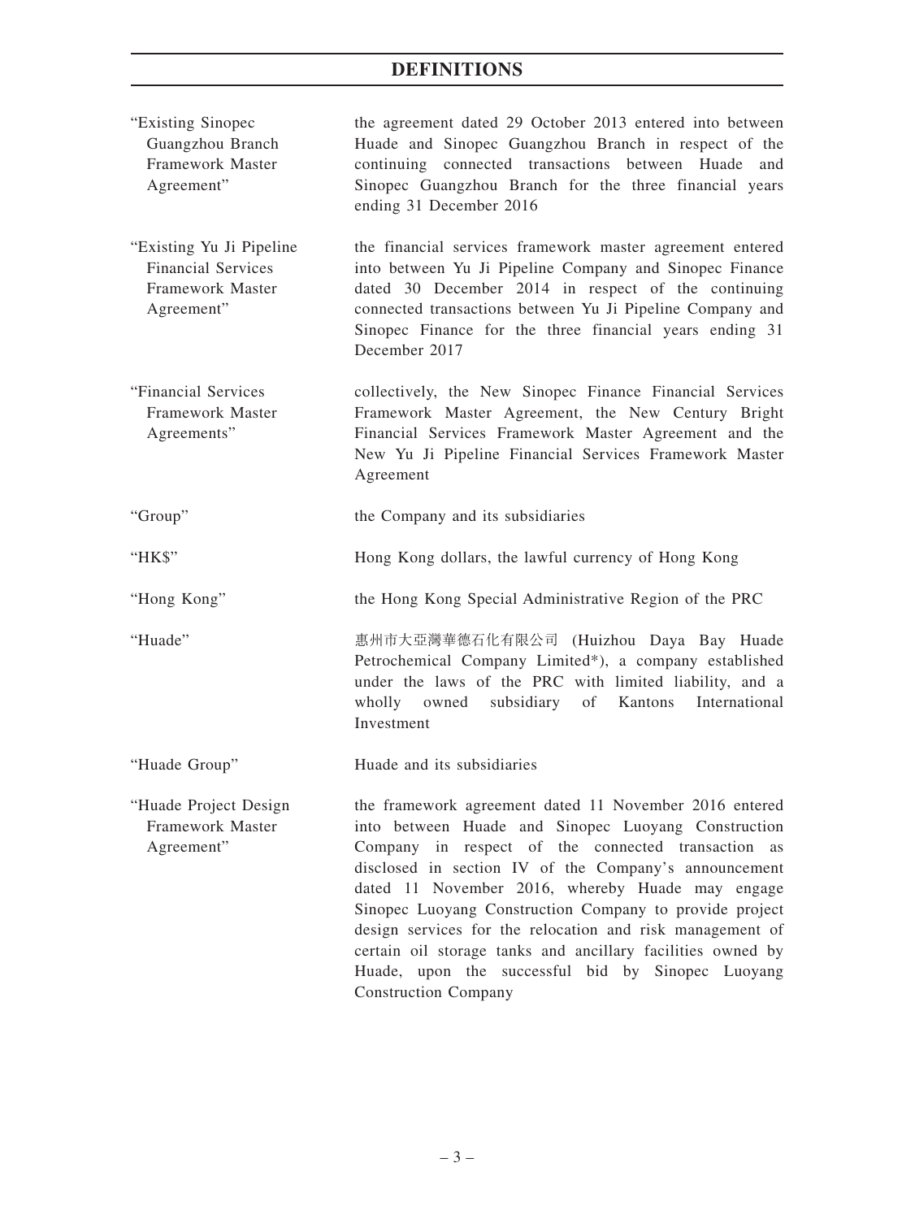| | |
|---|---|
| "Existing Sinopec Guangzhou Branch Framework Master Agreement" | the agreement dated 29 October 2013 entered into between Huade and Sinopec Guangzhou Branch in respect of the continuing connected transactions between Huade and Sinopec Guangzhou Branch for the three financial years ending 31 December 2016 |
| "Existing Yu Ji Pipeline Financial Services Framework Master Agreement" | the financial services framework master agreement entered into between Yu Ji Pipeline Company and Sinopec Finance dated 30 December 2014 in respect of the continuing connected transactions between Yu Ji Pipeline Company and Sinopec Finance for the three financial years ending 31 December 2017 |
| "Financial Services Framework Master Agreements" | collectively, the New Sinopec Finance Financial Services Framework Master Agreement, the New Century Bright Financial Services Framework Master Agreement and the New Yu Ji Pipeline Financial Services Framework Master Agreement |
| "Group" | the Company and its subsidiaries |
| "HK$" | Hong Kong dollars, the lawful currency of Hong Kong |
| "Hong Kong" | the Hong Kong Special Administrative Region of the PRC |
| "Huade" | 惠州市大亞灣華德石化有限公司 (Huizhou Daya Bay Huade Petrochemical Company Limited*), a company established under the laws of the PRC with limited liability, and a wholly owned subsidiary of Kantons International Investment |
| "Huade Group" | Huade and its subsidiaries |
| "Huade Project Design Framework Master Agreement" | the framework agreement dated 11 November 2016 entered into between Huade and Sinopec Luoyang Construction Company in respect of the connected transaction as disclosed in section IV of the Company's announcement dated 11 November 2016, whereby Huade may engage Sinopec Luoyang Construction Company to provide project design services for the relocation and risk management of certain oil storage tanks and ancillary facilities owned by Huade, upon the successful bid by Sinopec Luoyang Construction Company |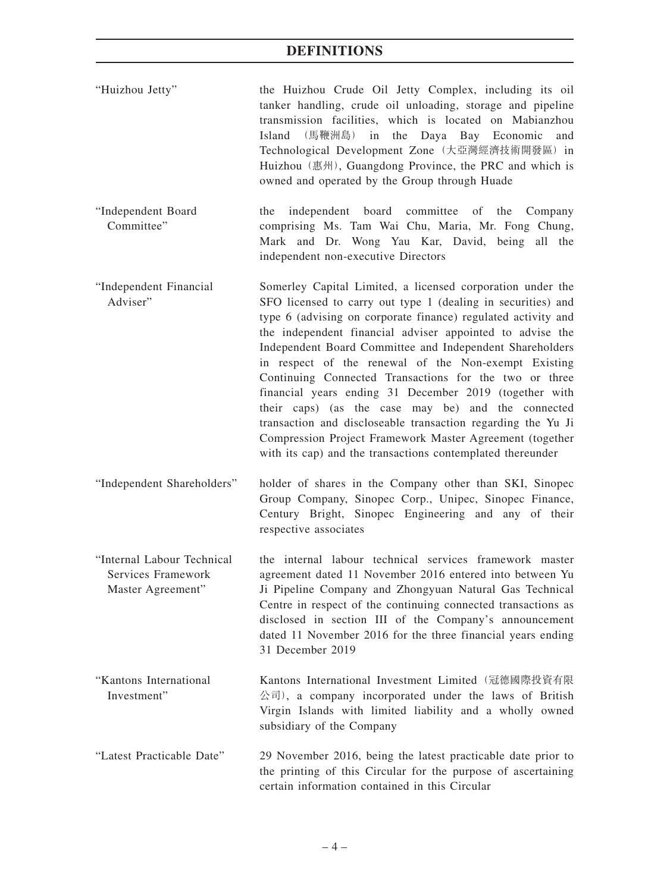# DEFINITIONS

| | |
|---|---|
| "Huizhou Jetty" | the Huizhou Crude Oil Jetty Complex, including its oil tanker handling, crude oil unloading, storage and pipeline transmission facilities, which is located on Mabianzhou Island (馬鞭洲島) in the Daya Bay Economic and Technological Development Zone (大亞灣經濟技術開發區) in Huizhou (惠州), Guangdong Province, the PRC and which is owned and operated by the Group through Huade |
| "Independent Board Committee" | the independent board committee of the Company comprising Ms. Tam Wai Chu, Maria, Mr. Fong Chung, Mark and Dr. Wong Yau Kar, David, being all the independent non-executive Directors |
| "Independent Financial Adviser" | Somerley Capital Limited, a licensed corporation under the SFO licensed to carry out type 1 (dealing in securities) and type 6 (advising on corporate finance) regulated activity and the independent financial adviser appointed to advise the Independent Board Committee and Independent Shareholders in respect of the renewal of the Non-exempt Existing Continuing Connected Transactions for the two or three financial years ending 31 December 2019 (together with their caps) (as the case may be) and the connected transaction and discloseable transaction regarding the Yu Ji Compression Project Framework Master Agreement (together with its cap) and the transactions contemplated thereunder |
| "Independent Shareholders" | holder of shares in the Company other than SKI, Sinopec Group Company, Sinopec Corp., Unipec, Sinopec Finance, Century Bright, Sinopec Engineering and any of their respective associates |
| "Internal Labour Technical Services Framework Master Agreement" | the internal labour technical services framework master agreement dated 11 November 2016 entered into between Yu Ji Pipeline Company and Zhongyuan Natural Gas Technical Centre in respect of the continuing connected transactions as disclosed in section III of the Company's announcement dated 11 November 2016 for the three financial years ending 31 December 2019 |
| "Kantons International Investment" | Kantons International Investment Limited (冠德國際投資有限公司), a company incorporated under the laws of British Virgin Islands with limited liability and a wholly owned subsidiary of the Company |
| "Latest Practicable Date" | 29 November 2016, being the latest practicable date prior to the printing of this Circular for the purpose of ascertaining certain information contained in this Circular |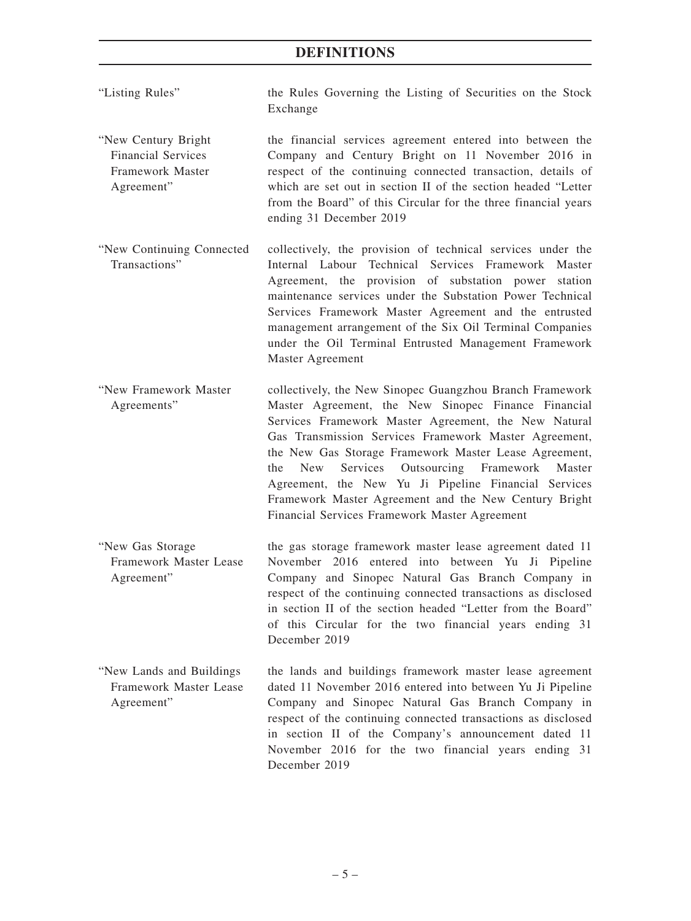## DEFINITIONS

| | |
|---|---|
| "Listing Rules" | the Rules Governing the Listing of Securities on the Stock Exchange |
| "New Century Bright Financial Services Framework Master Agreement" | the financial services agreement entered into between the Company and Century Bright on 11 November 2016 in respect of the continuing connected transaction, details of which are set out in section II of the section headed "Letter from the Board" of this Circular for the three financial years ending 31 December 2019 |
| "New Continuing Connected Transactions" | collectively, the provision of technical services under the Internal Labour Technical Services Framework Master Agreement, the provision of substation power station maintenance services under the Substation Power Technical Services Framework Master Agreement and the entrusted management arrangement of the Six Oil Terminal Companies under the Oil Terminal Entrusted Management Framework Master Agreement |
| "New Framework Master Agreements" | collectively, the New Sinopec Guangzhou Branch Framework Master Agreement, the New Sinopec Finance Financial Services Framework Master Agreement, the New Natural Gas Transmission Services Framework Master Agreement, the New Gas Storage Framework Master Lease Agreement, the New Services Outsourcing Framework Master Agreement, the New Yu Ji Pipeline Financial Services Framework Master Agreement and the New Century Bright Financial Services Framework Master Agreement |
| "New Gas Storage Framework Master Lease Agreement" | the gas storage framework master lease agreement dated 11 November 2016 entered into between Yu Ji Pipeline Company and Sinopec Natural Gas Branch Company in respect of the continuing connected transactions as disclosed in section II of the section headed "Letter from the Board" of this Circular for the two financial years ending 31 December 2019 |
| "New Lands and Buildings Framework Master Lease Agreement" | the lands and buildings framework master lease agreement dated 11 November 2016 entered into between Yu Ji Pipeline Company and Sinopec Natural Gas Branch Company in respect of the continuing connected transactions as disclosed in section II of the Company's announcement dated 11 November 2016 for the two financial years ending 31 December 2019 |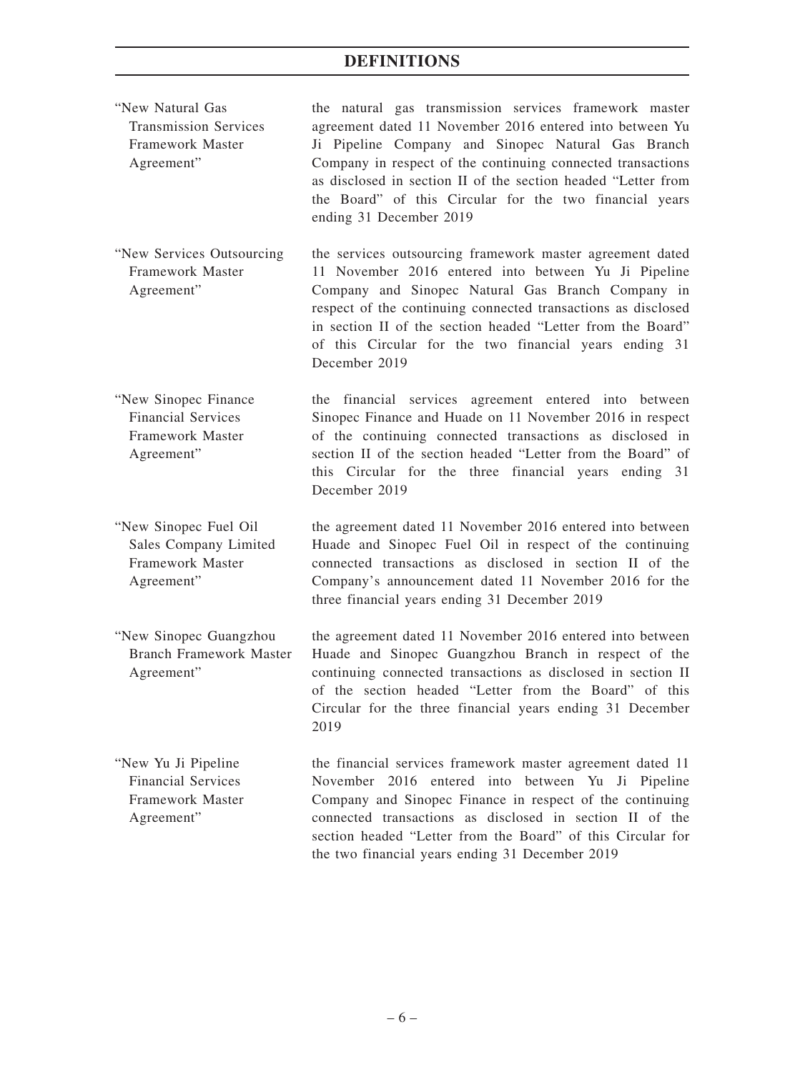## DEFINITIONS

| | |
|---|---|
| "New Natural Gas Transmission Services Framework Master Agreement" | the natural gas transmission services framework master agreement dated 11 November 2016 entered into between Yu Ji Pipeline Company and Sinopec Natural Gas Branch Company in respect of the continuing connected transactions as disclosed in section II of the section headed "Letter from the Board" of this Circular for the two financial years ending 31 December 2019 |
| "New Services Outsourcing Framework Master Agreement" | the services outsourcing framework master agreement dated 11 November 2016 entered into between Yu Ji Pipeline Company and Sinopec Natural Gas Branch Company in respect of the continuing connected transactions as disclosed in section II of the section headed "Letter from the Board" of this Circular for the two financial years ending 31 December 2019 |
| "New Sinopec Finance Financial Services Framework Master Agreement" | the financial services agreement entered into between Sinopec Finance and Huade on 11 November 2016 in respect of the continuing connected transactions as disclosed in section II of the section headed "Letter from the Board" of this Circular for the three financial years ending 31 December 2019 |
| "New Sinopec Fuel Oil Sales Company Limited Framework Master Agreement" | the agreement dated 11 November 2016 entered into between Huade and Sinopec Fuel Oil in respect of the continuing connected transactions as disclosed in section II of the Company's announcement dated 11 November 2016 for the three financial years ending 31 December 2019 |
| "New Sinopec Guangzhou Branch Framework Master Agreement" | the agreement dated 11 November 2016 entered into between Huade and Sinopec Guangzhou Branch in respect of the continuing connected transactions as disclosed in section II of the section headed "Letter from the Board" of this Circular for the three financial years ending 31 December 2019 |
| "New Yu Ji Pipeline Financial Services Framework Master Agreement" | the financial services framework master agreement dated 11 November 2016 entered into between Yu Ji Pipeline Company and Sinopec Finance in respect of the continuing connected transactions as disclosed in section II of the section headed "Letter from the Board" of this Circular for the two financial years ending 31 December 2019 |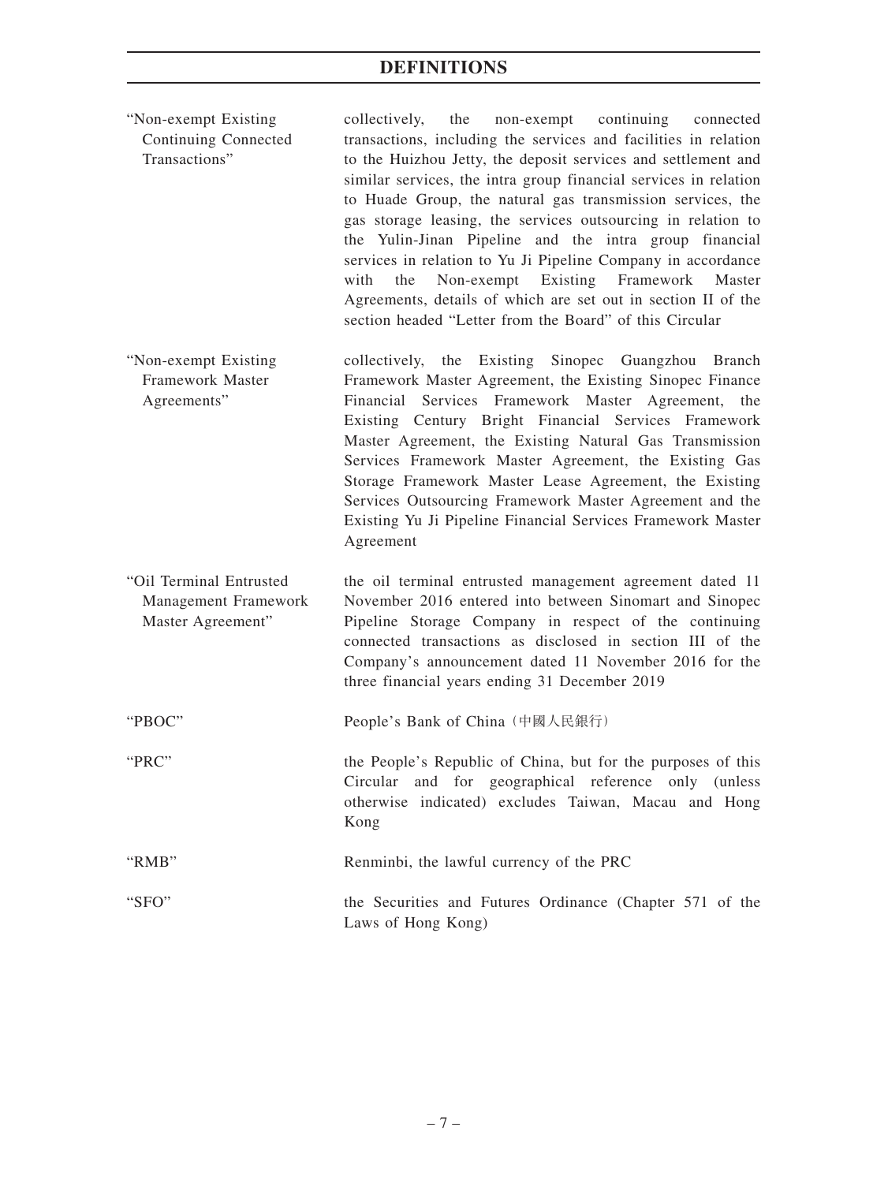## DEFINITIONS

| | |
|---|---|
| "Non-exempt Existing Continuing Connected Transactions" | collectively, the non-exempt continuing connected transactions, including the services and facilities in relation to the Huizhou Jetty, the deposit services and settlement and similar services, the intra group financial services in relation to Huade Group, the natural gas transmission services, the gas storage leasing, the services outsourcing in relation to the Yulin-Jinan Pipeline and the intra group financial services in relation to Yu Ji Pipeline Company in accordance with the Non-exempt Existing Framework Master Agreements, details of which are set out in section II of the section headed "Letter from the Board" of this Circular |
| "Non-exempt Existing Framework Master Agreements" | collectively, the Existing Sinopec Guangzhou Branch Framework Master Agreement, the Existing Sinopec Finance Financial Services Framework Master Agreement, the Existing Century Bright Financial Services Framework Master Agreement, the Existing Natural Gas Transmission Services Framework Master Agreement, the Existing Gas Storage Framework Master Lease Agreement, the Existing Services Outsourcing Framework Master Agreement and the Existing Yu Ji Pipeline Financial Services Framework Master Agreement |
| "Oil Terminal Entrusted Management Framework Master Agreement" | the oil terminal entrusted management agreement dated 11 November 2016 entered into between Sinomart and Sinopec Pipeline Storage Company in respect of the continuing connected transactions as disclosed in section III of the Company's announcement dated 11 November 2016 for the three financial years ending 31 December 2019 |
| "PBOC" | People's Bank of China（中國人民銀行） |
| "PRC" | the People's Republic of China, but for the purposes of this Circular and for geographical reference only (unless otherwise indicated) excludes Taiwan, Macau and Hong Kong |
| "RMB" | Renminbi, the lawful currency of the PRC |
| "SFO" | the Securities and Futures Ordinance (Chapter 571 of the Laws of Hong Kong) |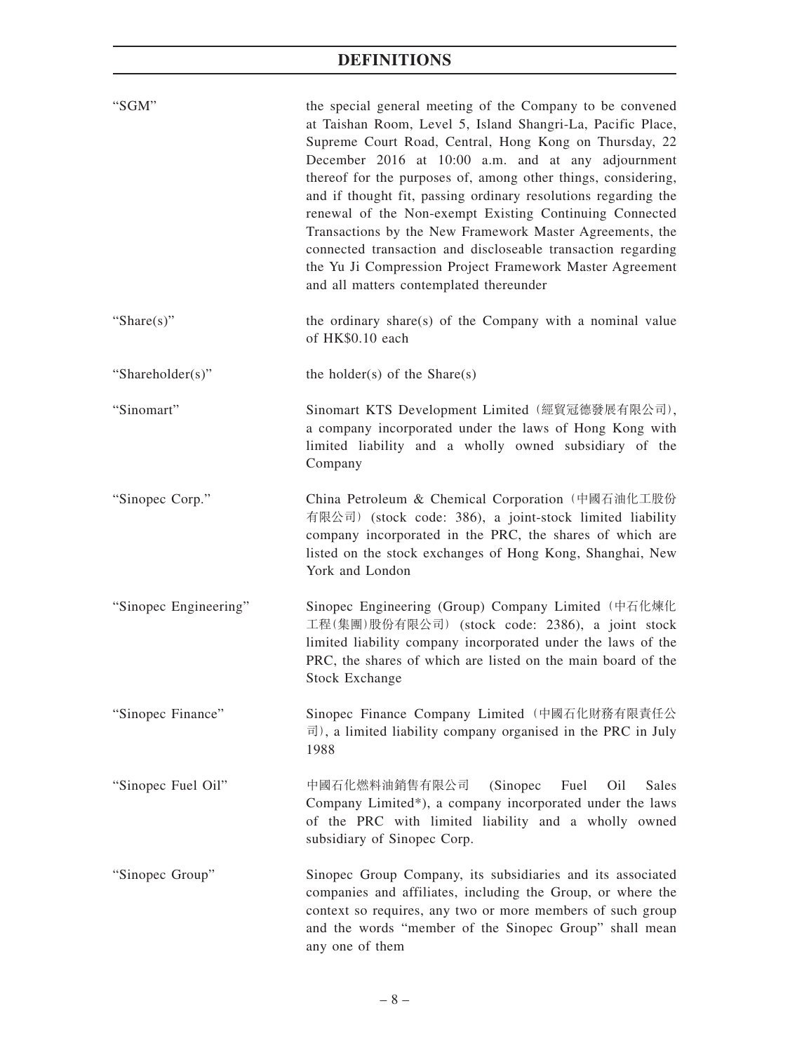# DEFINITIONS

| | |
|---|---|
| "SGM" | the special general meeting of the Company to be convened at Taishan Room, Level 5, Island Shangri-La, Pacific Place, Supreme Court Road, Central, Hong Kong on Thursday, 22 December 2016 at 10:00 a.m. and at any adjournment thereof for the purposes of, among other things, considering, and if thought fit, passing ordinary resolutions regarding the renewal of the Non-exempt Existing Continuing Connected Transactions by the New Framework Master Agreements, the connected transaction and discloseable transaction regarding the Yu Ji Compression Project Framework Master Agreement and all matters contemplated thereunder |
| "Share(s)" | the ordinary share(s) of the Company with a nominal value of HK$0.10 each |
| "Shareholder(s)" | the holder(s) of the Share(s) |
| "Sinomart" | Sinomart KTS Development Limited (經貿冠德發展有限公司), a company incorporated under the laws of Hong Kong with limited liability and a wholly owned subsidiary of the Company |
| "Sinopec Corp." | China Petroleum & Chemical Corporation (中國石油化工股份有限公司) (stock code: 386), a joint-stock limited liability company incorporated in the PRC, the shares of which are listed on the stock exchanges of Hong Kong, Shanghai, New York and London |
| "Sinopec Engineering" | Sinopec Engineering (Group) Company Limited (中石化煉化工程(集團)股份有限公司) (stock code: 2386), a joint stock limited liability company incorporated under the laws of the PRC, the shares of which are listed on the main board of the Stock Exchange |
| "Sinopec Finance" | Sinopec Finance Company Limited (中國石化財務有限責任公司), a limited liability company organised in the PRC in July 1988 |
| "Sinopec Fuel Oil" | 中國石化燃料油銷售有限公司 (Sinopec Fuel Oil Sales Company Limited*), a company incorporated under the laws of the PRC with limited liability and a wholly owned subsidiary of Sinopec Corp. |
| "Sinopec Group" | Sinopec Group Company, its subsidiaries and its associated companies and affiliates, including the Group, or where the context so requires, any two or more members of such group and the words "member of the Sinopec Group" shall mean any one of them |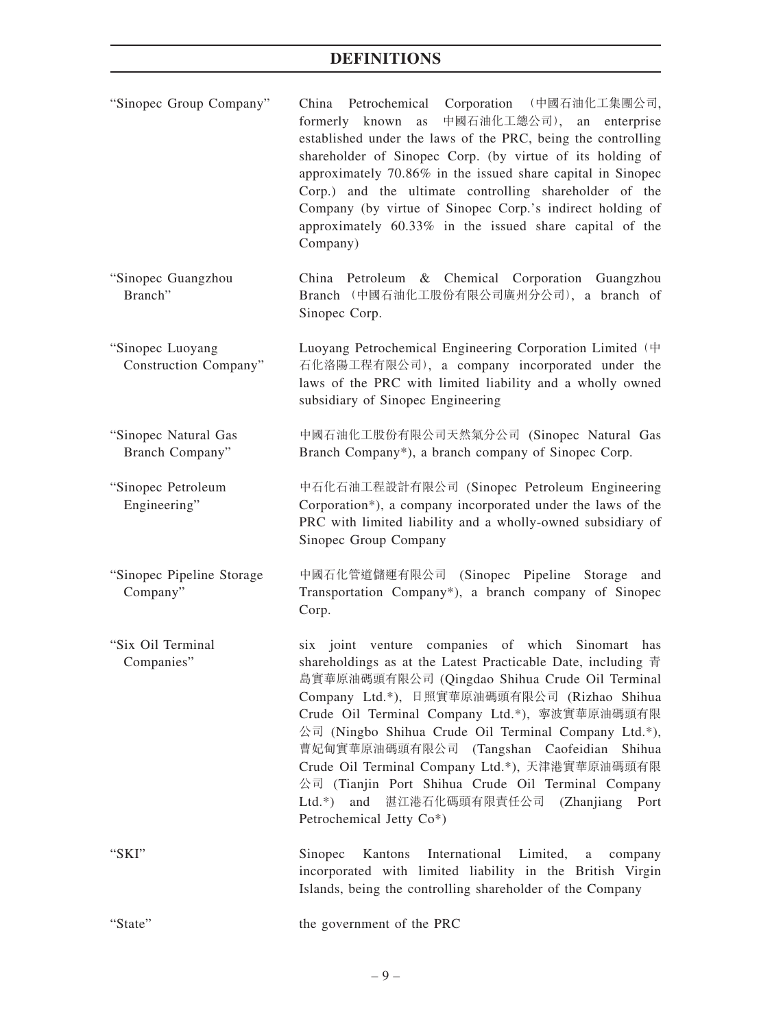# DEFINITIONS

| | |
|---|---|
| "Sinopec Group Company" | China Petrochemical Corporation (中國石油化工集團公司, formerly known as 中國石油化工總公司), an enterprise established under the laws of the PRC, being the controlling shareholder of Sinopec Corp. (by virtue of its holding of approximately 70.86% in the issued share capital in Sinopec Corp.) and the ultimate controlling shareholder of the Company (by virtue of Sinopec Corp.'s indirect holding of approximately 60.33% in the issued share capital of the Company) |
| "Sinopec Guangzhou Branch" | China Petroleum & Chemical Corporation Guangzhou Branch (中國石油化工股份有限公司廣州分公司), a branch of Sinopec Corp. |
| "Sinopec Luoyang Construction Company" | Luoyang Petrochemical Engineering Corporation Limited (中石化洛陽工程有限公司), a company incorporated under the laws of the PRC with limited liability and a wholly owned subsidiary of Sinopec Engineering |
| "Sinopec Natural Gas Branch Company" | 中國石油化工股份有限公司天然氣分公司 (Sinopec Natural Gas Branch Company*), a branch company of Sinopec Corp. |
| "Sinopec Petroleum Engineering" | 中石化石油工程設計有限公司 (Sinopec Petroleum Engineering Corporation*), a company incorporated under the laws of the PRC with limited liability and a wholly-owned subsidiary of Sinopec Group Company |
| "Sinopec Pipeline Storage Company" | 中國石化管道儲運有限公司 (Sinopec Pipeline Storage and Transportation Company*), a branch company of Sinopec Corp. |
| "Six Oil Terminal Companies" | six joint venture companies of which Sinomart has shareholdings as at the Latest Practicable Date, including 青島實華原油碼頭有限公司 (Qingdao Shihua Crude Oil Terminal Company Ltd.*), 日照實華原油碼頭有限公司 (Rizhao Shihua Crude Oil Terminal Company Ltd.*), 寧波實華原油碼頭有限公司 (Ningbo Shihua Crude Oil Terminal Company Ltd.*), 曹妃甸實華原油碼頭有限公司 (Tangshan Caofeidian Shihua Crude Oil Terminal Company Ltd.*), 天津港實華原油碼頭有限公司 (Tianjin Port Shihua Crude Oil Terminal Company Ltd.*) and 湛江港石化碼頭有限責任公司 (Zhanjiang Port Petrochemical Jetty Co*) |
| "SKI" | Sinopec Kantons International Limited, a company incorporated with limited liability in the British Virgin Islands, being the controlling shareholder of the Company |
| "State" | the government of the PRC |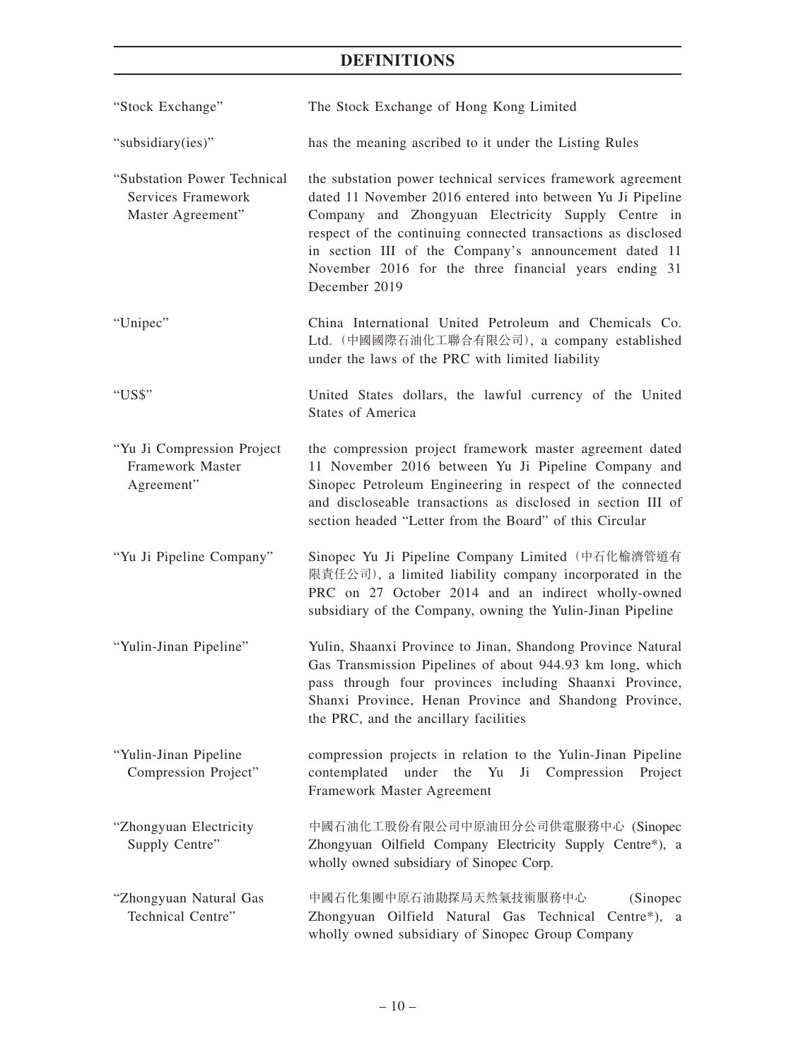# DEFINITIONS

| | |
|---|---|
| "Stock Exchange" | The Stock Exchange of Hong Kong Limited |
| "subsidiary(ies)" | has the meaning ascribed to it under the Listing Rules |
| "Substation Power Technical Services Framework Master Agreement" | the substation power technical services framework agreement dated 11 November 2016 entered into between Yu Ji Pipeline Company and Zhongyuan Electricity Supply Centre in respect of the continuing connected transactions as disclosed in section III of the Company's announcement dated 11 November 2016 for the three financial years ending 31 December 2019 |
| "Unipec" | China International United Petroleum and Chemicals Co. Ltd.（中國國際石油化工聯合有限公司）, a company established under the laws of the PRC with limited liability |
| "US$" | United States dollars, the lawful currency of the United States of America |
| "Yu Ji Compression Project Framework Master Agreement" | the compression project framework master agreement dated 11 November 2016 between Yu Ji Pipeline Company and Sinopec Petroleum Engineering in respect of the connected and discloseable transactions as disclosed in section III of section headed "Letter from the Board" of this Circular |
| "Yu Ji Pipeline Company" | Sinopec Yu Ji Pipeline Company Limited（中石化榆濟管道有限責任公司）, a limited liability company incorporated in the PRC on 27 October 2014 and an indirect wholly-owned subsidiary of the Company, owning the Yulin-Jinan Pipeline |
| "Yulin-Jinan Pipeline" | Yulin, Shaanxi Province to Jinan, Shandong Province Natural Gas Transmission Pipelines of about 944.93 km long, which pass through four provinces including Shaanxi Province, Shanxi Province, Henan Province and Shandong Province, the PRC, and the ancillary facilities |
| "Yulin-Jinan Pipeline Compression Project" | compression projects in relation to the Yulin-Jinan Pipeline contemplated under the Yu Ji Compression Project Framework Master Agreement |
| "Zhongyuan Electricity Supply Centre" | 中國石油化工股份有限公司中原油田分公司供電服務中心 (Sinopec Zhongyuan Oilfield Company Electricity Supply Centre*), a wholly owned subsidiary of Sinopec Corp. |
| "Zhongyuan Natural Gas Technical Centre" | 中國石化集團中原石油勘探局天然氣技術服務中心 (Sinopec Zhongyuan Oilfield Natural Gas Technical Centre*), a wholly owned subsidiary of Sinopec Group Company |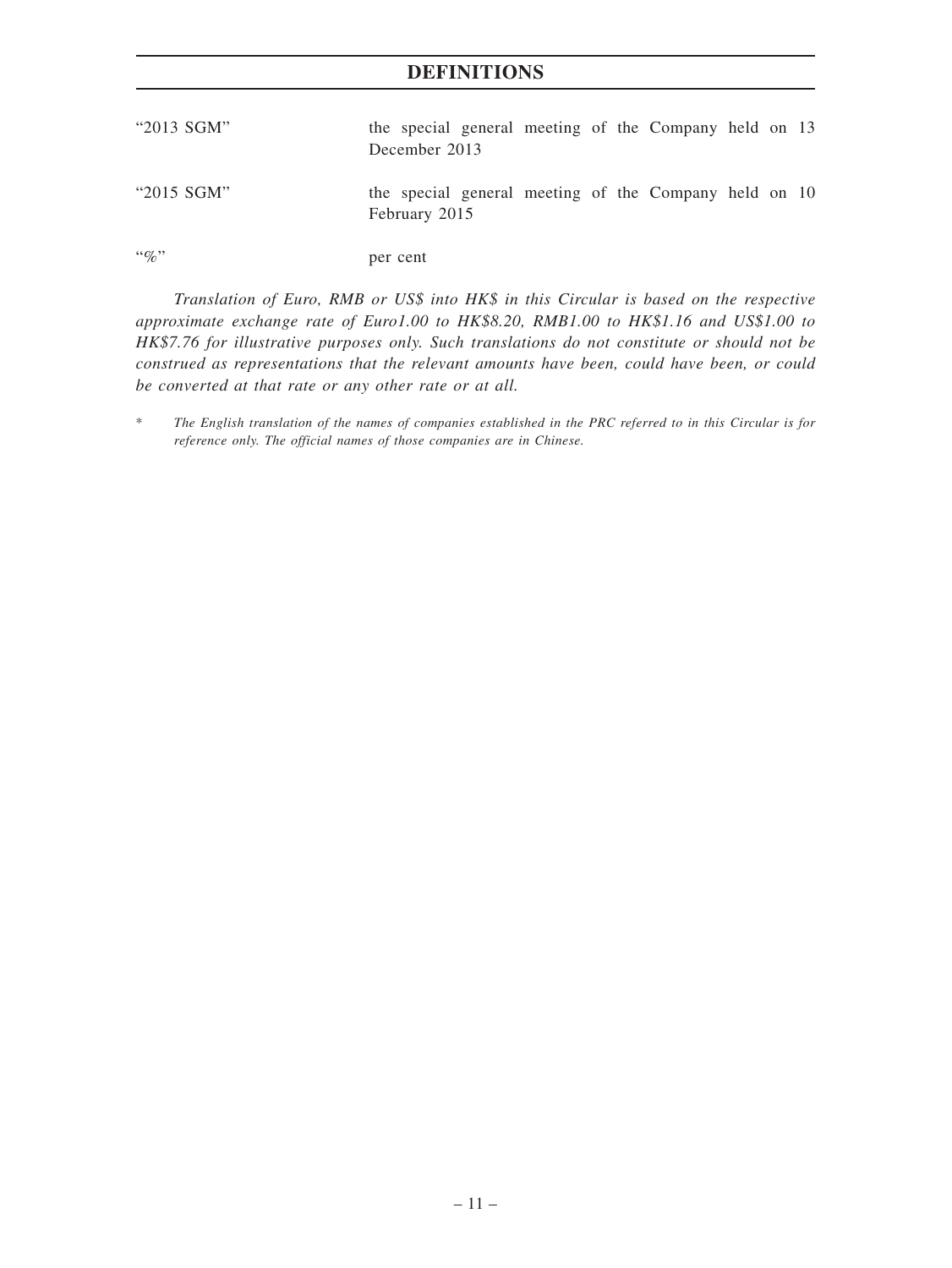# DEFINITIONS

| | |
|---|---|
| "2013 SGM" | the special general meeting of the Company held on 13 December 2013 |
| "2015 SGM" | the special general meeting of the Company held on 10 February 2015 |
| "%" | per cent |

*Translation of Euro, RMB or US$ into HK$ in this Circular is based on the respective approximate exchange rate of Euro1.00 to HK$8.20, RMB1.00 to HK$1.16 and US$1.00 to HK$7.76 for illustrative purposes only. Such translations do not constitute or should not be construed as representations that the relevant amounts have been, could have been, or could be converted at that rate or any other rate or at all.*

\* *The English translation of the names of companies established in the PRC referred to in this Circular is for reference only. The official names of those companies are in Chinese.*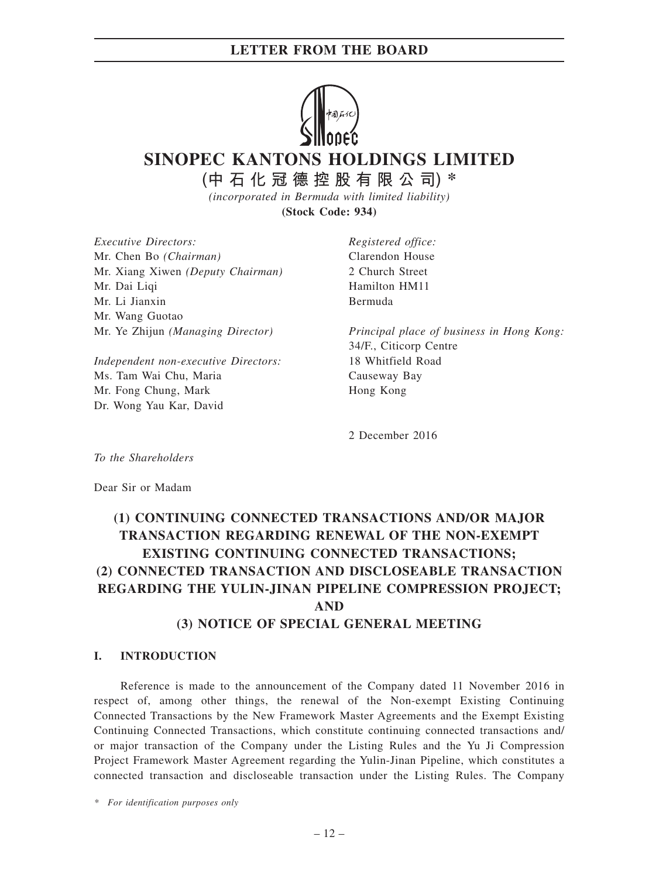# SINOPEC KANTONS HOLDINGS LIMITED

**(中石化冠德控股有限公司) ***

*(incorporated in Bermuda with limited liability)*

**(Stock Code: 934)**

*Executive Directors:*
Mr. Chen Bo *(Chairman)*
Mr. Xiang Xiwen *(Deputy Chairman)*
Mr. Dai Liqi
Mr. Li Jianxin
Mr. Wang Guotao
Mr. Ye Zhijun *(Managing Director)*

*Independent non-executive Directors:*
Ms. Tam Wai Chu, Maria
Mr. Fong Chung, Mark
Dr. Wong Yau Kar, David

*Registered office:*
Clarendon House
2 Church Street
Hamilton HM11
Bermuda

*Principal place of business in Hong Kong:*
34/F., Citicorp Centre
18 Whitfield Road
Causeway Bay
Hong Kong

2 December 2016

*To the Shareholders*

Dear Sir or Madam

## (1) CONTINUING CONNECTED TRANSACTIONS AND/OR MAJOR TRANSACTION REGARDING RENEWAL OF THE NON-EXEMPT EXISTING CONTINUING CONNECTED TRANSACTIONS; (2) CONNECTED TRANSACTION AND DISCLOSEABLE TRANSACTION REGARDING THE YULIN-JINAN PIPELINE COMPRESSION PROJECT; AND (3) NOTICE OF SPECIAL GENERAL MEETING

### I. INTRODUCTION

Reference is made to the announcement of the Company dated 11 November 2016 in respect of, among other things, the renewal of the Non-exempt Existing Continuing Connected Transactions by the New Framework Master Agreements and the Exempt Existing Continuing Connected Transactions, which constitute continuing connected transactions and/or major transaction of the Company under the Listing Rules and the Yu Ji Compression Project Framework Master Agreement regarding the Yulin-Jinan Pipeline, which constitutes a connected transaction and discloseable transaction under the Listing Rules. The Company

\* *For identification purposes only*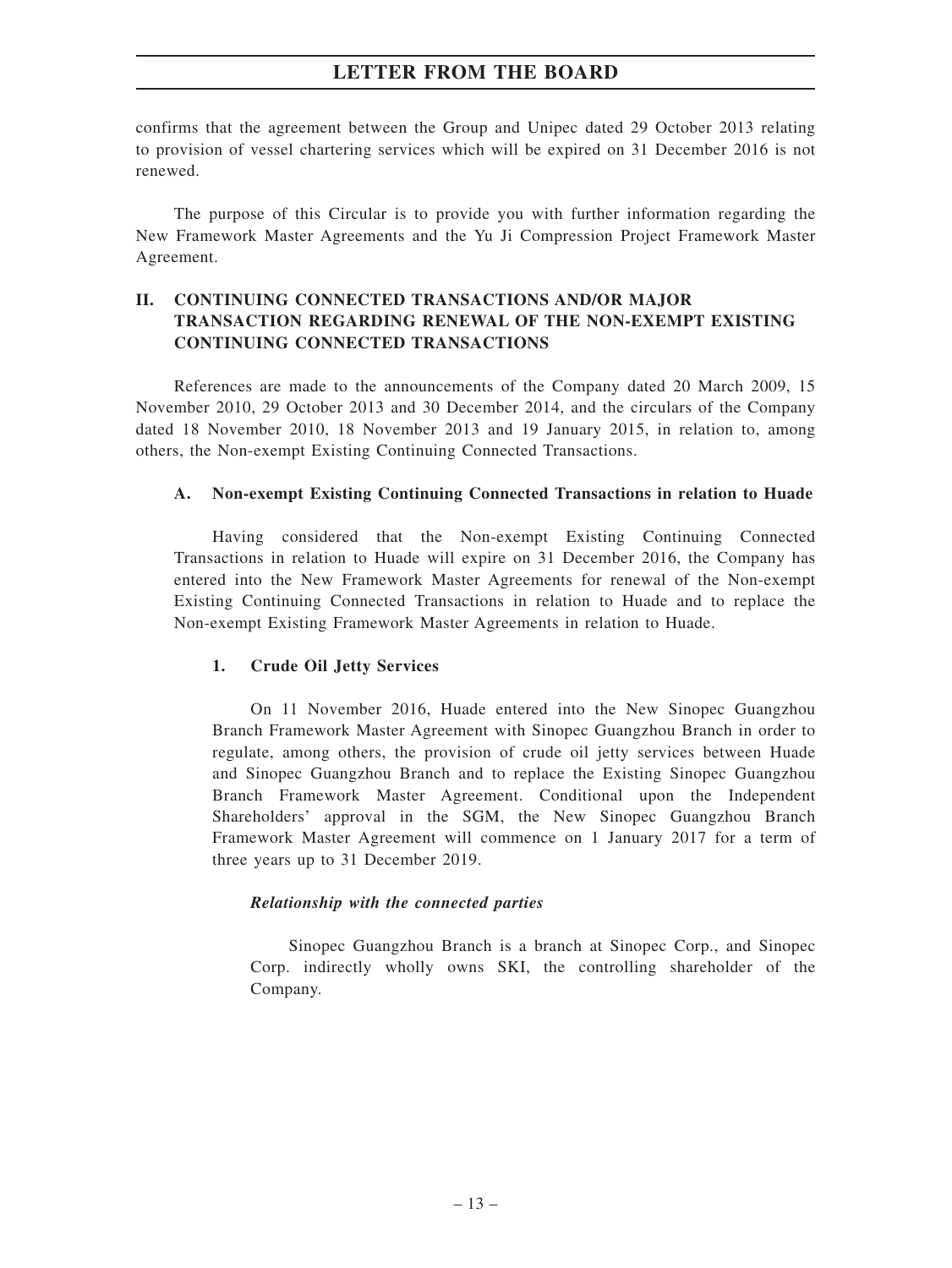confirms that the agreement between the Group and Unipec dated 29 October 2013 relating to provision of vessel chartering services which will be expired on 31 December 2016 is not renewed.

The purpose of this Circular is to provide you with further information regarding the New Framework Master Agreements and the Yu Ji Compression Project Framework Master Agreement.

## II. CONTINUING CONNECTED TRANSACTIONS AND/OR MAJOR TRANSACTION REGARDING RENEWAL OF THE NON-EXEMPT EXISTING CONTINUING CONNECTED TRANSACTIONS

References are made to the announcements of the Company dated 20 March 2009, 15 November 2010, 29 October 2013 and 30 December 2014, and the circulars of the Company dated 18 November 2010, 18 November 2013 and 19 January 2015, in relation to, among others, the Non-exempt Existing Continuing Connected Transactions.

### A. Non-exempt Existing Continuing Connected Transactions in relation to Huade

Having considered that the Non-exempt Existing Continuing Connected Transactions in relation to Huade will expire on 31 December 2016, the Company has entered into the New Framework Master Agreements for renewal of the Non-exempt Existing Continuing Connected Transactions in relation to Huade and to replace the Non-exempt Existing Framework Master Agreements in relation to Huade.

#### 1. Crude Oil Jetty Services

On 11 November 2016, Huade entered into the New Sinopec Guangzhou Branch Framework Master Agreement with Sinopec Guangzhou Branch in order to regulate, among others, the provision of crude oil jetty services between Huade and Sinopec Guangzhou Branch and to replace the Existing Sinopec Guangzhou Branch Framework Master Agreement. Conditional upon the Independent Shareholders' approval in the SGM, the New Sinopec Guangzhou Branch Framework Master Agreement will commence on 1 January 2017 for a term of three years up to 31 December 2019.

***Relationship with the connected parties***

Sinopec Guangzhou Branch is a branch at Sinopec Corp., and Sinopec Corp. indirectly wholly owns SKI, the controlling shareholder of the Company.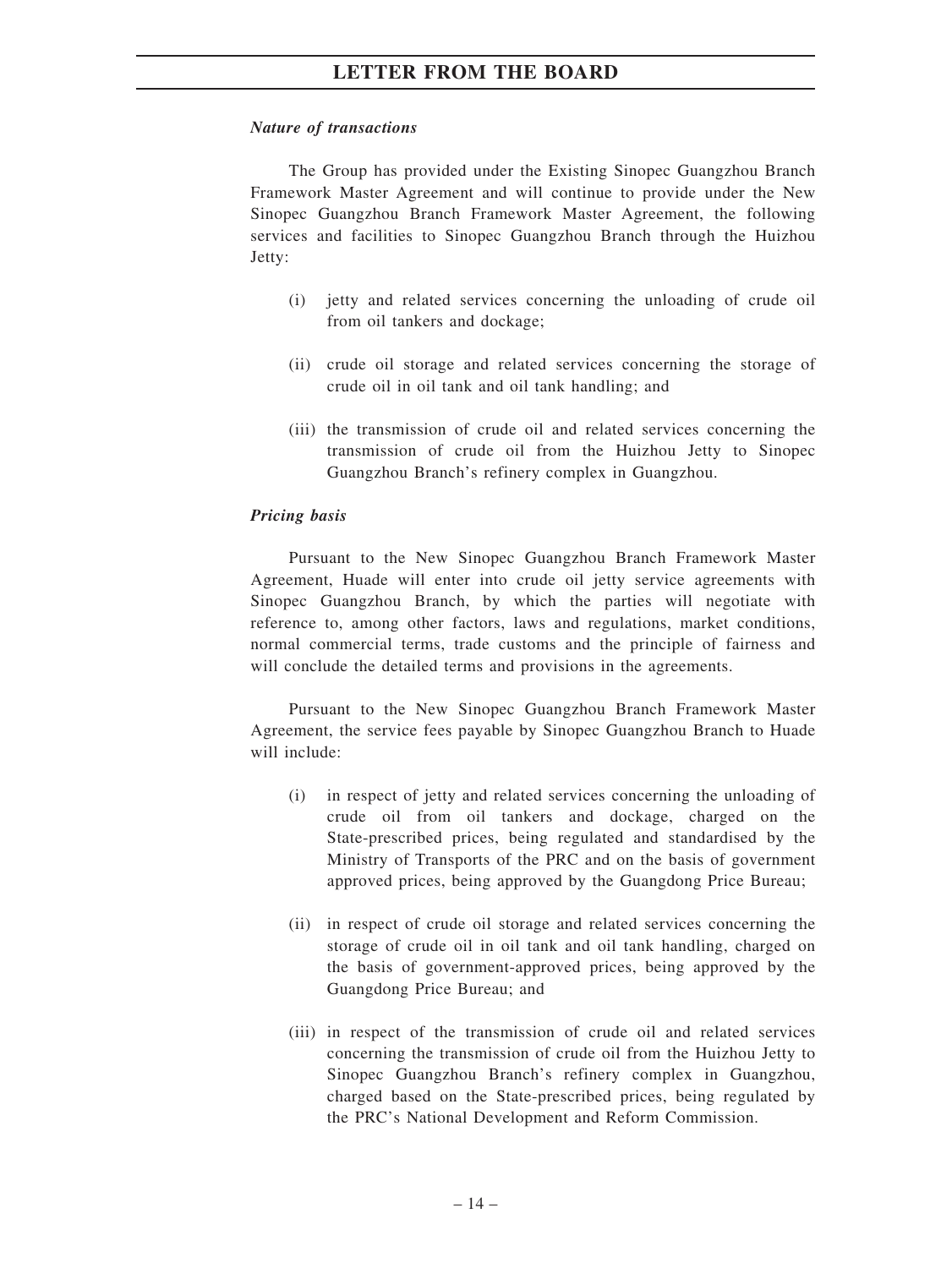*Nature of transactions*

The Group has provided under the Existing Sinopec Guangzhou Branch Framework Master Agreement and will continue to provide under the New Sinopec Guangzhou Branch Framework Master Agreement, the following services and facilities to Sinopec Guangzhou Branch through the Huizhou Jetty:

(i) jetty and related services concerning the unloading of crude oil from oil tankers and dockage;

(ii) crude oil storage and related services concerning the storage of crude oil in oil tank and oil tank handling; and

(iii) the transmission of crude oil and related services concerning the transmission of crude oil from the Huizhou Jetty to Sinopec Guangzhou Branch's refinery complex in Guangzhou.

*Pricing basis*

Pursuant to the New Sinopec Guangzhou Branch Framework Master Agreement, Huade will enter into crude oil jetty service agreements with Sinopec Guangzhou Branch, by which the parties will negotiate with reference to, among other factors, laws and regulations, market conditions, normal commercial terms, trade customs and the principle of fairness and will conclude the detailed terms and provisions in the agreements.

Pursuant to the New Sinopec Guangzhou Branch Framework Master Agreement, the service fees payable by Sinopec Guangzhou Branch to Huade will include:

(i) in respect of jetty and related services concerning the unloading of crude oil from oil tankers and dockage, charged on the State-prescribed prices, being regulated and standardised by the Ministry of Transports of the PRC and on the basis of government approved prices, being approved by the Guangdong Price Bureau;

(ii) in respect of crude oil storage and related services concerning the storage of crude oil in oil tank and oil tank handling, charged on the basis of government-approved prices, being approved by the Guangdong Price Bureau; and

(iii) in respect of the transmission of crude oil and related services concerning the transmission of crude oil from the Huizhou Jetty to Sinopec Guangzhou Branch's refinery complex in Guangzhou, charged based on the State-prescribed prices, being regulated by the PRC's National Development and Reform Commission.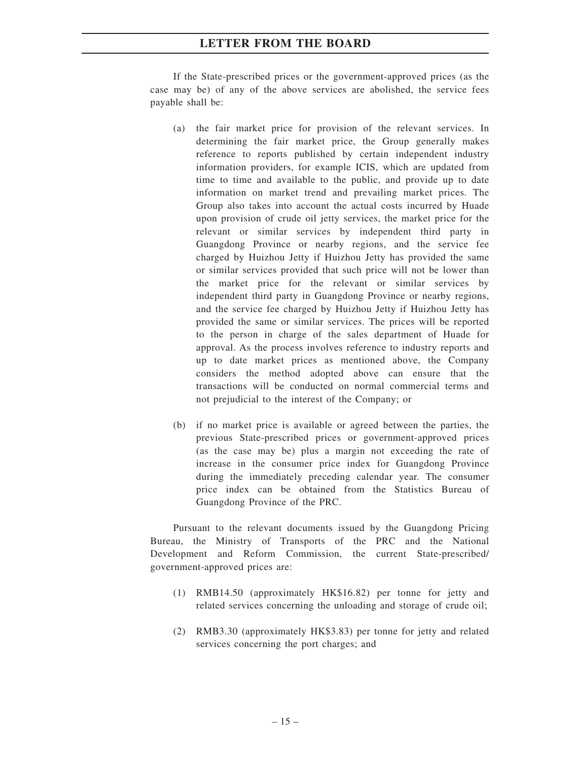If the State-prescribed prices or the government-approved prices (as the case may be) of any of the above services are abolished, the service fees payable shall be:

(a) the fair market price for provision of the relevant services. In determining the fair market price, the Group generally makes reference to reports published by certain independent industry information providers, for example ICIS, which are updated from time to time and available to the public, and provide up to date information on market trend and prevailing market prices. The Group also takes into account the actual costs incurred by Huade upon provision of crude oil jetty services, the market price for the relevant or similar services by independent third party in Guangdong Province or nearby regions, and the service fee charged by Huizhou Jetty if Huizhou Jetty has provided the same or similar services provided that such price will not be lower than the market price for the relevant or similar services by independent third party in Guangdong Province or nearby regions, and the service fee charged by Huizhou Jetty if Huizhou Jetty has provided the same or similar services. The prices will be reported to the person in charge of the sales department of Huade for approval. As the process involves reference to industry reports and up to date market prices as mentioned above, the Company considers the method adopted above can ensure that the transactions will be conducted on normal commercial terms and not prejudicial to the interest of the Company; or

(b) if no market price is available or agreed between the parties, the previous State-prescribed prices or government-approved prices (as the case may be) plus a margin not exceeding the rate of increase in the consumer price index for Guangdong Province during the immediately preceding calendar year. The consumer price index can be obtained from the Statistics Bureau of Guangdong Province of the PRC.

Pursuant to the relevant documents issued by the Guangdong Pricing Bureau, the Ministry of Transports of the PRC and the National Development and Reform Commission, the current State-prescribed/ government-approved prices are:

(1) RMB14.50 (approximately HK$16.82) per tonne for jetty and related services concerning the unloading and storage of crude oil;

(2) RMB3.30 (approximately HK$3.83) per tonne for jetty and related services concerning the port charges; and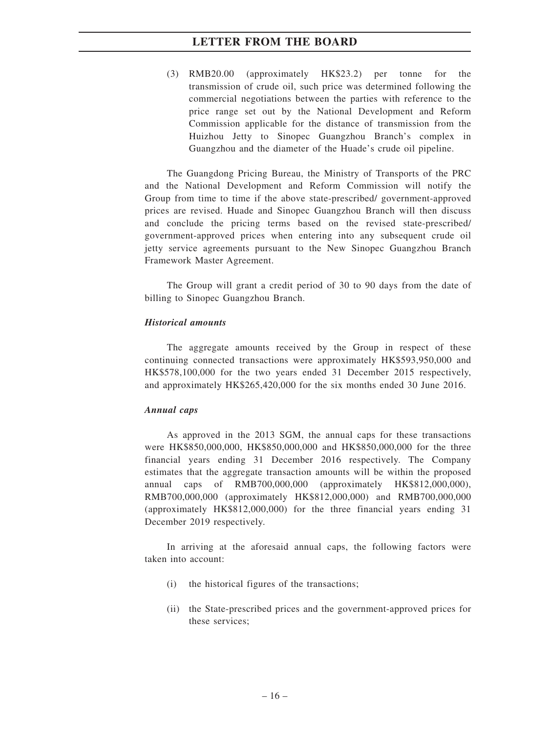(3) RMB20.00 (approximately HK$23.2) per tonne for the transmission of crude oil, such price was determined following the commercial negotiations between the parties with reference to the price range set out by the National Development and Reform Commission applicable for the distance of transmission from the Huizhou Jetty to Sinopec Guangzhou Branch's complex in Guangzhou and the diameter of the Huade's crude oil pipeline.

The Guangdong Pricing Bureau, the Ministry of Transports of the PRC and the National Development and Reform Commission will notify the Group from time to time if the above state-prescribed/ government-approved prices are revised. Huade and Sinopec Guangzhou Branch will then discuss and conclude the pricing terms based on the revised state-prescribed/ government-approved prices when entering into any subsequent crude oil jetty service agreements pursuant to the New Sinopec Guangzhou Branch Framework Master Agreement.

The Group will grant a credit period of 30 to 90 days from the date of billing to Sinopec Guangzhou Branch.

***Historical amounts***

The aggregate amounts received by the Group in respect of these continuing connected transactions were approximately HK$593,950,000 and HK$578,100,000 for the two years ended 31 December 2015 respectively, and approximately HK$265,420,000 for the six months ended 30 June 2016.

***Annual caps***

As approved in the 2013 SGM, the annual caps for these transactions were HK$850,000,000, HK$850,000,000 and HK$850,000,000 for the three financial years ending 31 December 2016 respectively. The Company estimates that the aggregate transaction amounts will be within the proposed annual caps of RMB700,000,000 (approximately HK$812,000,000), RMB700,000,000 (approximately HK$812,000,000) and RMB700,000,000 (approximately HK$812,000,000) for the three financial years ending 31 December 2019 respectively.

In arriving at the aforesaid annual caps, the following factors were taken into account:

(i) the historical figures of the transactions;

(ii) the State-prescribed prices and the government-approved prices for these services;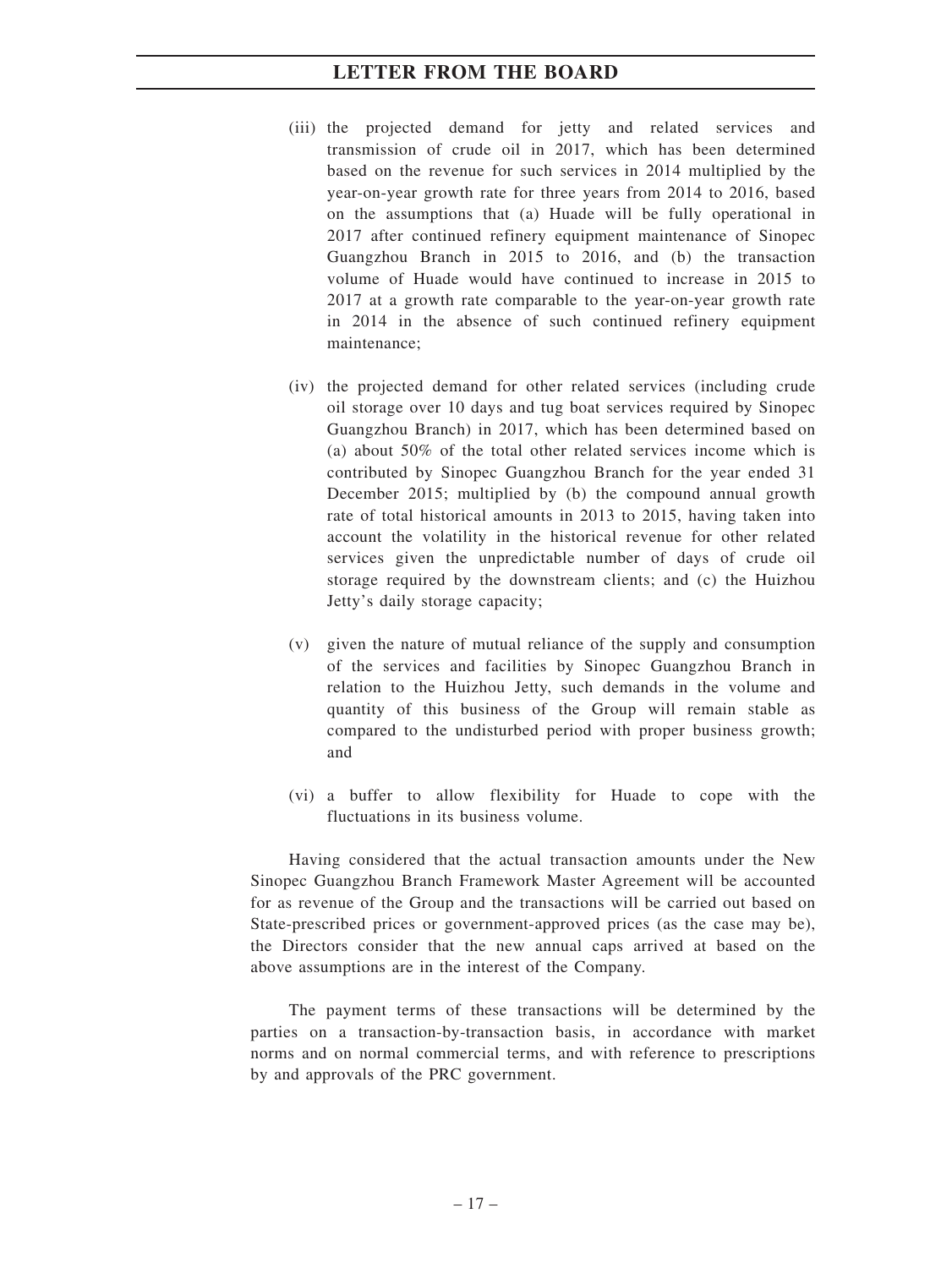(iii) the projected demand for jetty and related services and transmission of crude oil in 2017, which has been determined based on the revenue for such services in 2014 multiplied by the year-on-year growth rate for three years from 2014 to 2016, based on the assumptions that (a) Huade will be fully operational in 2017 after continued refinery equipment maintenance of Sinopec Guangzhou Branch in 2015 to 2016, and (b) the transaction volume of Huade would have continued to increase in 2015 to 2017 at a growth rate comparable to the year-on-year growth rate in 2014 in the absence of such continued refinery equipment maintenance;

(iv) the projected demand for other related services (including crude oil storage over 10 days and tug boat services required by Sinopec Guangzhou Branch) in 2017, which has been determined based on (a) about 50% of the total other related services income which is contributed by Sinopec Guangzhou Branch for the year ended 31 December 2015; multiplied by (b) the compound annual growth rate of total historical amounts in 2013 to 2015, having taken into account the volatility in the historical revenue for other related services given the unpredictable number of days of crude oil storage required by the downstream clients; and (c) the Huizhou Jetty's daily storage capacity;

(v) given the nature of mutual reliance of the supply and consumption of the services and facilities by Sinopec Guangzhou Branch in relation to the Huizhou Jetty, such demands in the volume and quantity of this business of the Group will remain stable as compared to the undisturbed period with proper business growth; and

(vi) a buffer to allow flexibility for Huade to cope with the fluctuations in its business volume.

Having considered that the actual transaction amounts under the New Sinopec Guangzhou Branch Framework Master Agreement will be accounted for as revenue of the Group and the transactions will be carried out based on State-prescribed prices or government-approved prices (as the case may be), the Directors consider that the new annual caps arrived at based on the above assumptions are in the interest of the Company.

The payment terms of these transactions will be determined by the parties on a transaction-by-transaction basis, in accordance with market norms and on normal commercial terms, and with reference to prescriptions by and approvals of the PRC government.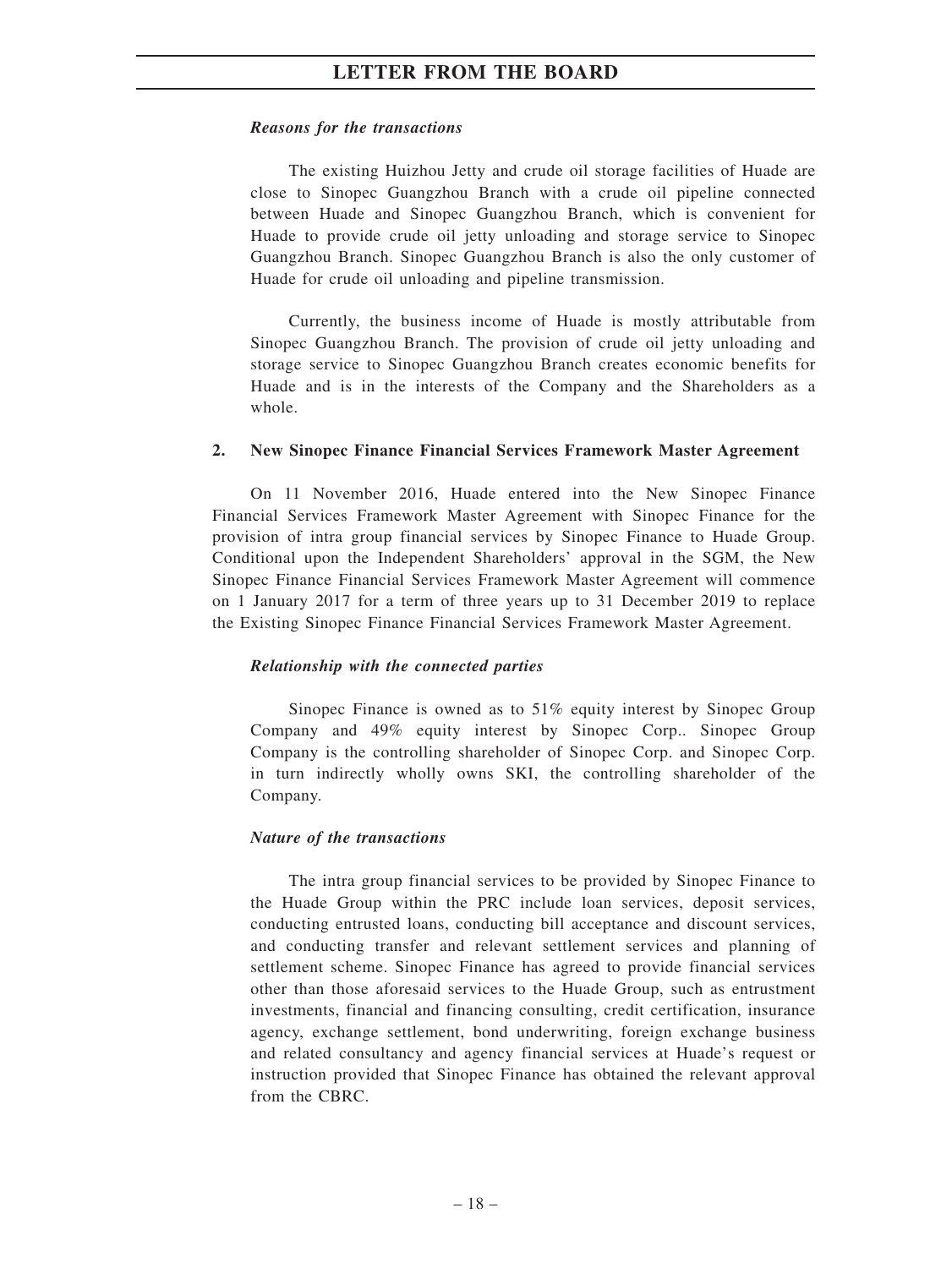*Reasons for the transactions*

The existing Huizhou Jetty and crude oil storage facilities of Huade are close to Sinopec Guangzhou Branch with a crude oil pipeline connected between Huade and Sinopec Guangzhou Branch, which is convenient for Huade to provide crude oil jetty unloading and storage service to Sinopec Guangzhou Branch. Sinopec Guangzhou Branch is also the only customer of Huade for crude oil unloading and pipeline transmission.

Currently, the business income of Huade is mostly attributable from Sinopec Guangzhou Branch. The provision of crude oil jetty unloading and storage service to Sinopec Guangzhou Branch creates economic benefits for Huade and is in the interests of the Company and the Shareholders as a whole.

**2. New Sinopec Finance Financial Services Framework Master Agreement**

On 11 November 2016, Huade entered into the New Sinopec Finance Financial Services Framework Master Agreement with Sinopec Finance for the provision of intra group financial services by Sinopec Finance to Huade Group. Conditional upon the Independent Shareholders' approval in the SGM, the New Sinopec Finance Financial Services Framework Master Agreement will commence on 1 January 2017 for a term of three years up to 31 December 2019 to replace the Existing Sinopec Finance Financial Services Framework Master Agreement.

*Relationship with the connected parties*

Sinopec Finance is owned as to 51% equity interest by Sinopec Group Company and 49% equity interest by Sinopec Corp.. Sinopec Group Company is the controlling shareholder of Sinopec Corp. and Sinopec Corp. in turn indirectly wholly owns SKI, the controlling shareholder of the Company.

*Nature of the transactions*

The intra group financial services to be provided by Sinopec Finance to the Huade Group within the PRC include loan services, deposit services, conducting entrusted loans, conducting bill acceptance and discount services, and conducting transfer and relevant settlement services and planning of settlement scheme. Sinopec Finance has agreed to provide financial services other than those aforesaid services to the Huade Group, such as entrustment investments, financial and financing consulting, credit certification, insurance agency, exchange settlement, bond underwriting, foreign exchange business and related consultancy and agency financial services at Huade's request or instruction provided that Sinopec Finance has obtained the relevant approval from the CBRC.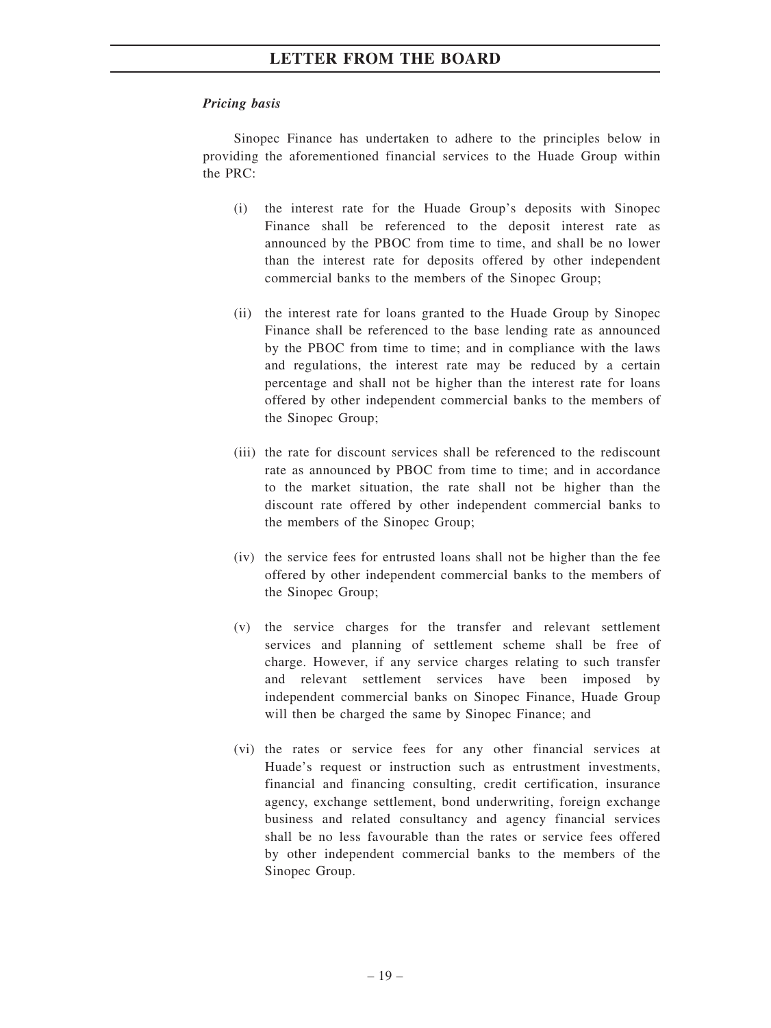***Pricing basis***

Sinopec Finance has undertaken to adhere to the principles below in providing the aforementioned financial services to the Huade Group within the PRC:

(i) the interest rate for the Huade Group's deposits with Sinopec Finance shall be referenced to the deposit interest rate as announced by the PBOC from time to time, and shall be no lower than the interest rate for deposits offered by other independent commercial banks to the members of the Sinopec Group;

(ii) the interest rate for loans granted to the Huade Group by Sinopec Finance shall be referenced to the base lending rate as announced by the PBOC from time to time; and in compliance with the laws and regulations, the interest rate may be reduced by a certain percentage and shall not be higher than the interest rate for loans offered by other independent commercial banks to the members of the Sinopec Group;

(iii) the rate for discount services shall be referenced to the rediscount rate as announced by PBOC from time to time; and in accordance to the market situation, the rate shall not be higher than the discount rate offered by other independent commercial banks to the members of the Sinopec Group;

(iv) the service fees for entrusted loans shall not be higher than the fee offered by other independent commercial banks to the members of the Sinopec Group;

(v) the service charges for the transfer and relevant settlement services and planning of settlement scheme shall be free of charge. However, if any service charges relating to such transfer and relevant settlement services have been imposed by independent commercial banks on Sinopec Finance, Huade Group will then be charged the same by Sinopec Finance; and

(vi) the rates or service fees for any other financial services at Huade's request or instruction such as entrustment investments, financial and financing consulting, credit certification, insurance agency, exchange settlement, bond underwriting, foreign exchange business and related consultancy and agency financial services shall be no less favourable than the rates or service fees offered by other independent commercial banks to the members of the Sinopec Group.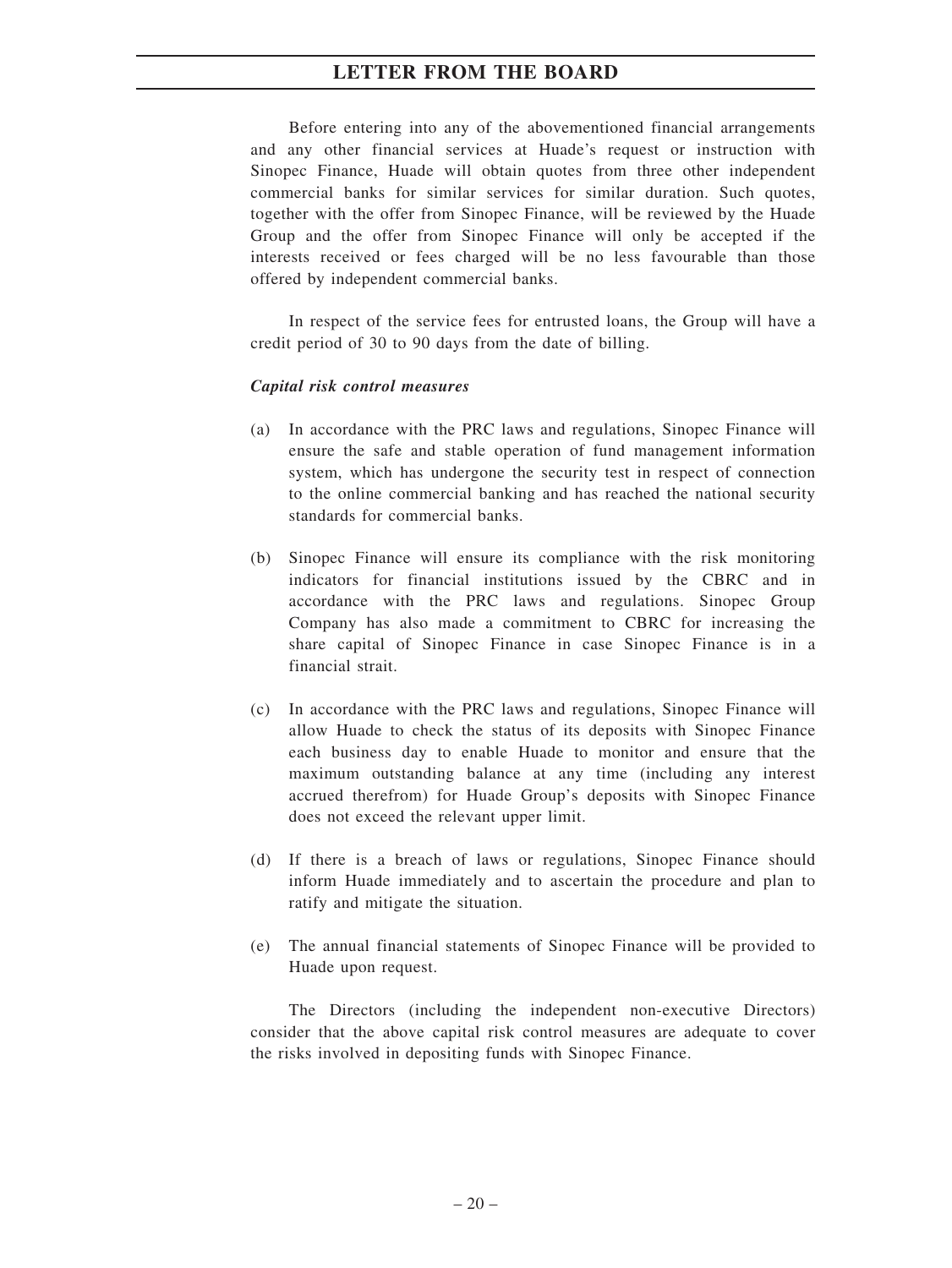Before entering into any of the abovementioned financial arrangements and any other financial services at Huade's request or instruction with Sinopec Finance, Huade will obtain quotes from three other independent commercial banks for similar services for similar duration. Such quotes, together with the offer from Sinopec Finance, will be reviewed by the Huade Group and the offer from Sinopec Finance will only be accepted if the interests received or fees charged will be no less favourable than those offered by independent commercial banks.

In respect of the service fees for entrusted loans, the Group will have a credit period of 30 to 90 days from the date of billing.

***Capital risk control measures***

(a) In accordance with the PRC laws and regulations, Sinopec Finance will ensure the safe and stable operation of fund management information system, which has undergone the security test in respect of connection to the online commercial banking and has reached the national security standards for commercial banks.

(b) Sinopec Finance will ensure its compliance with the risk monitoring indicators for financial institutions issued by the CBRC and in accordance with the PRC laws and regulations. Sinopec Group Company has also made a commitment to CBRC for increasing the share capital of Sinopec Finance in case Sinopec Finance is in a financial strait.

(c) In accordance with the PRC laws and regulations, Sinopec Finance will allow Huade to check the status of its deposits with Sinopec Finance each business day to enable Huade to monitor and ensure that the maximum outstanding balance at any time (including any interest accrued therefrom) for Huade Group's deposits with Sinopec Finance does not exceed the relevant upper limit.

(d) If there is a breach of laws or regulations, Sinopec Finance should inform Huade immediately and to ascertain the procedure and plan to ratify and mitigate the situation.

(e) The annual financial statements of Sinopec Finance will be provided to Huade upon request.

The Directors (including the independent non-executive Directors) consider that the above capital risk control measures are adequate to cover the risks involved in depositing funds with Sinopec Finance.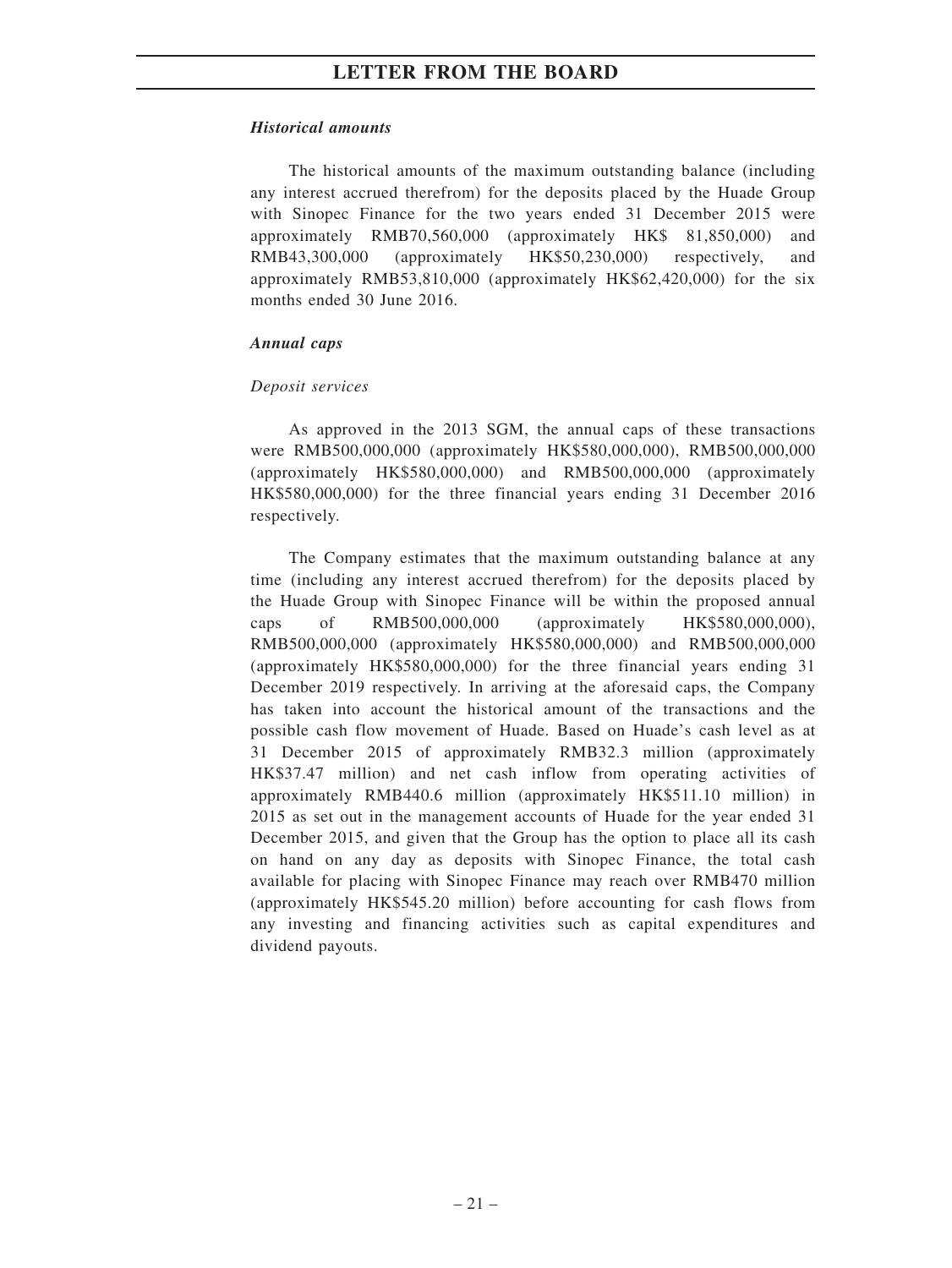***Historical amounts***

The historical amounts of the maximum outstanding balance (including any interest accrued therefrom) for the deposits placed by the Huade Group with Sinopec Finance for the two years ended 31 December 2015 were approximately RMB70,560,000 (approximately HK$ 81,850,000) and RMB43,300,000 (approximately HK$50,230,000) respectively, and approximately RMB53,810,000 (approximately HK$62,420,000) for the six months ended 30 June 2016.

***Annual caps***

*Deposit services*

As approved in the 2013 SGM, the annual caps of these transactions were RMB500,000,000 (approximately HK$580,000,000), RMB500,000,000 (approximately HK$580,000,000) and RMB500,000,000 (approximately HK$580,000,000) for the three financial years ending 31 December 2016 respectively.

The Company estimates that the maximum outstanding balance at any time (including any interest accrued therefrom) for the deposits placed by the Huade Group with Sinopec Finance will be within the proposed annual caps of RMB500,000,000 (approximately HK$580,000,000), RMB500,000,000 (approximately HK$580,000,000) and RMB500,000,000 (approximately HK$580,000,000) for the three financial years ending 31 December 2019 respectively. In arriving at the aforesaid caps, the Company has taken into account the historical amount of the transactions and the possible cash flow movement of Huade. Based on Huade's cash level as at 31 December 2015 of approximately RMB32.3 million (approximately HK$37.47 million) and net cash inflow from operating activities of approximately RMB440.6 million (approximately HK$511.10 million) in 2015 as set out in the management accounts of Huade for the year ended 31 December 2015, and given that the Group has the option to place all its cash on hand on any day as deposits with Sinopec Finance, the total cash available for placing with Sinopec Finance may reach over RMB470 million (approximately HK$545.20 million) before accounting for cash flows from any investing and financing activities such as capital expenditures and dividend payouts.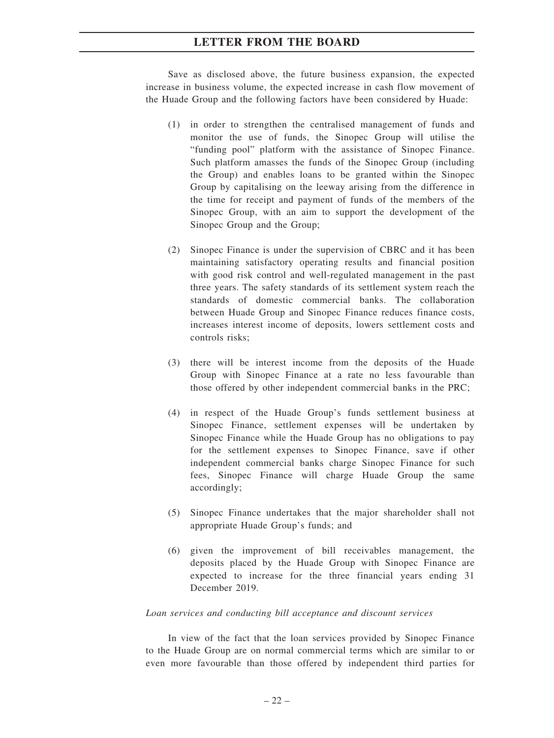Save as disclosed above, the future business expansion, the expected increase in business volume, the expected increase in cash flow movement of the Huade Group and the following factors have been considered by Huade:

(1) in order to strengthen the centralised management of funds and monitor the use of funds, the Sinopec Group will utilise the "funding pool" platform with the assistance of Sinopec Finance. Such platform amasses the funds of the Sinopec Group (including the Group) and enables loans to be granted within the Sinopec Group by capitalising on the leeway arising from the difference in the time for receipt and payment of funds of the members of the Sinopec Group, with an aim to support the development of the Sinopec Group and the Group;

(2) Sinopec Finance is under the supervision of CBRC and it has been maintaining satisfactory operating results and financial position with good risk control and well-regulated management in the past three years. The safety standards of its settlement system reach the standards of domestic commercial banks. The collaboration between Huade Group and Sinopec Finance reduces finance costs, increases interest income of deposits, lowers settlement costs and controls risks;

(3) there will be interest income from the deposits of the Huade Group with Sinopec Finance at a rate no less favourable than those offered by other independent commercial banks in the PRC;

(4) in respect of the Huade Group's funds settlement business at Sinopec Finance, settlement expenses will be undertaken by Sinopec Finance while the Huade Group has no obligations to pay for the settlement expenses to Sinopec Finance, save if other independent commercial banks charge Sinopec Finance for such fees, Sinopec Finance will charge Huade Group the same accordingly;

(5) Sinopec Finance undertakes that the major shareholder shall not appropriate Huade Group's funds; and

(6) given the improvement of bill receivables management, the deposits placed by the Huade Group with Sinopec Finance are expected to increase for the three financial years ending 31 December 2019.

*Loan services and conducting bill acceptance and discount services*

In view of the fact that the loan services provided by Sinopec Finance to the Huade Group are on normal commercial terms which are similar to or even more favourable than those offered by independent third parties for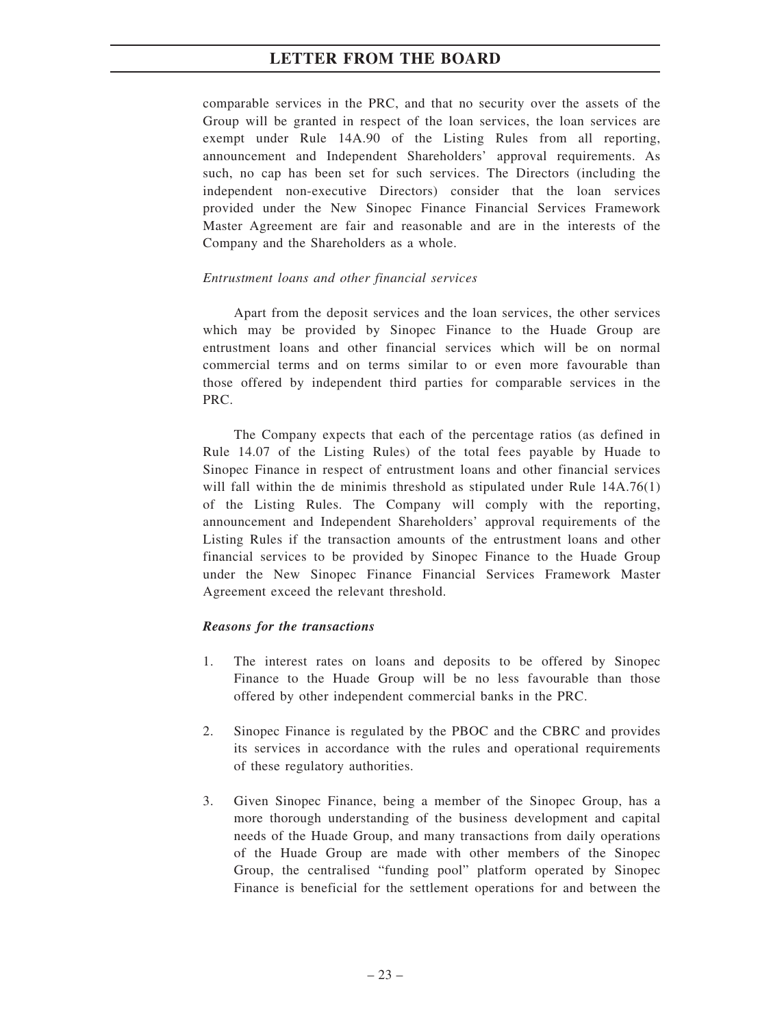comparable services in the PRC, and that no security over the assets of the Group will be granted in respect of the loan services, the loan services are exempt under Rule 14A.90 of the Listing Rules from all reporting, announcement and Independent Shareholders' approval requirements. As such, no cap has been set for such services. The Directors (including the independent non-executive Directors) consider that the loan services provided under the New Sinopec Finance Financial Services Framework Master Agreement are fair and reasonable and are in the interests of the Company and the Shareholders as a whole.

*Entrustment loans and other financial services*

Apart from the deposit services and the loan services, the other services which may be provided by Sinopec Finance to the Huade Group are entrustment loans and other financial services which will be on normal commercial terms and on terms similar to or even more favourable than those offered by independent third parties for comparable services in the PRC.

The Company expects that each of the percentage ratios (as defined in Rule 14.07 of the Listing Rules) of the total fees payable by Huade to Sinopec Finance in respect of entrustment loans and other financial services will fall within the de minimis threshold as stipulated under Rule 14A.76(1) of the Listing Rules. The Company will comply with the reporting, announcement and Independent Shareholders' approval requirements of the Listing Rules if the transaction amounts of the entrustment loans and other financial services to be provided by Sinopec Finance to the Huade Group under the New Sinopec Finance Financial Services Framework Master Agreement exceed the relevant threshold.

***Reasons for the transactions***

1. The interest rates on loans and deposits to be offered by Sinopec Finance to the Huade Group will be no less favourable than those offered by other independent commercial banks in the PRC.

2. Sinopec Finance is regulated by the PBOC and the CBRC and provides its services in accordance with the rules and operational requirements of these regulatory authorities.

3. Given Sinopec Finance, being a member of the Sinopec Group, has a more thorough understanding of the business development and capital needs of the Huade Group, and many transactions from daily operations of the Huade Group are made with other members of the Sinopec Group, the centralised "funding pool" platform operated by Sinopec Finance is beneficial for the settlement operations for and between the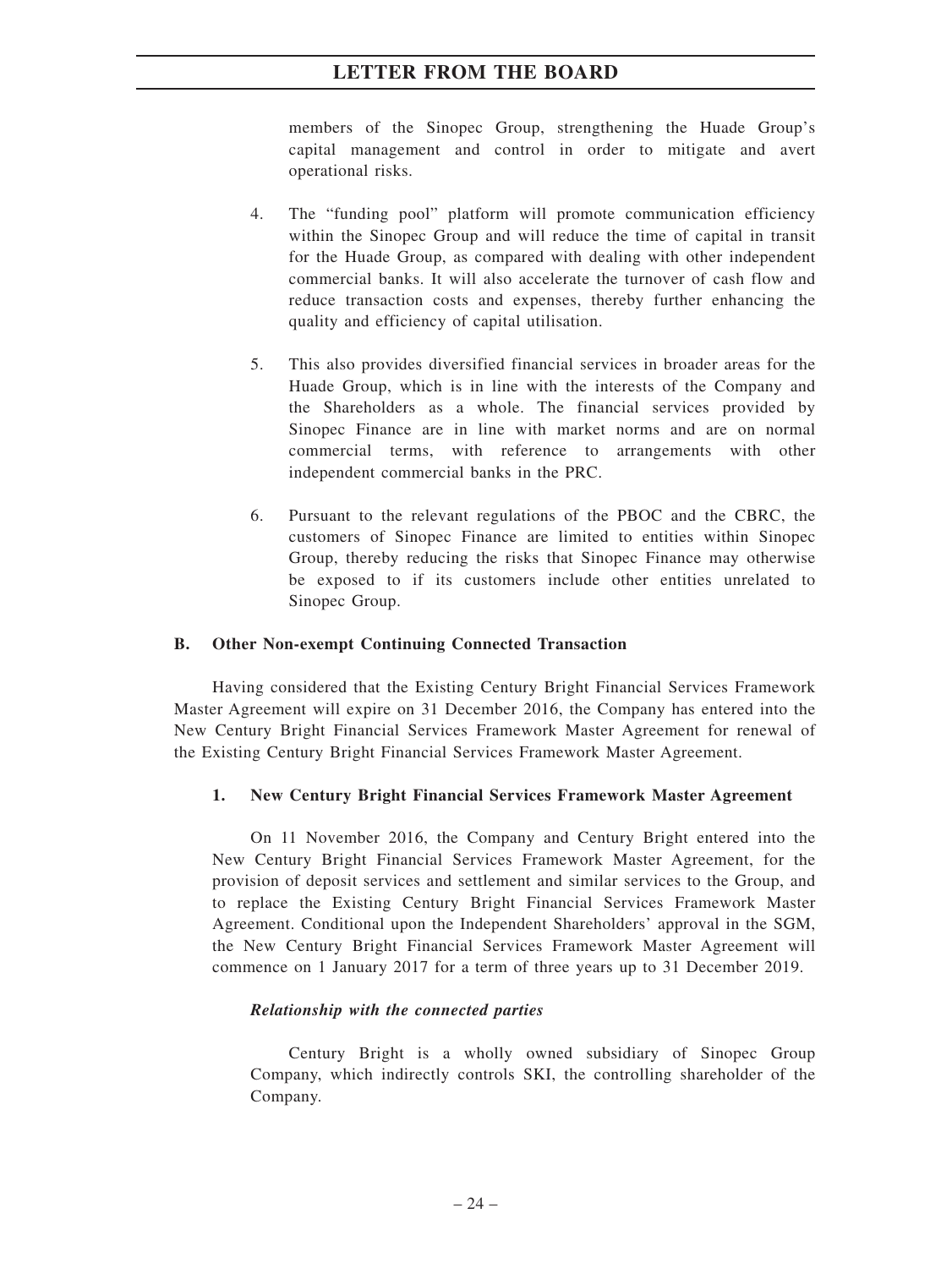members of the Sinopec Group, strengthening the Huade Group's capital management and control in order to mitigate and avert operational risks.

4. The "funding pool" platform will promote communication efficiency within the Sinopec Group and will reduce the time of capital in transit for the Huade Group, as compared with dealing with other independent commercial banks. It will also accelerate the turnover of cash flow and reduce transaction costs and expenses, thereby further enhancing the quality and efficiency of capital utilisation.

5. This also provides diversified financial services in broader areas for the Huade Group, which is in line with the interests of the Company and the Shareholders as a whole. The financial services provided by Sinopec Finance are in line with market norms and are on normal commercial terms, with reference to arrangements with other independent commercial banks in the PRC.

6. Pursuant to the relevant regulations of the PBOC and the CBRC, the customers of Sinopec Finance are limited to entities within Sinopec Group, thereby reducing the risks that Sinopec Finance may otherwise be exposed to if its customers include other entities unrelated to Sinopec Group.

## B. Other Non-exempt Continuing Connected Transaction

Having considered that the Existing Century Bright Financial Services Framework Master Agreement will expire on 31 December 2016, the Company has entered into the New Century Bright Financial Services Framework Master Agreement for renewal of the Existing Century Bright Financial Services Framework Master Agreement.

### 1. New Century Bright Financial Services Framework Master Agreement

On 11 November 2016, the Company and Century Bright entered into the New Century Bright Financial Services Framework Master Agreement, for the provision of deposit services and settlement and similar services to the Group, and to replace the Existing Century Bright Financial Services Framework Master Agreement. Conditional upon the Independent Shareholders' approval in the SGM, the New Century Bright Financial Services Framework Master Agreement will commence on 1 January 2017 for a term of three years up to 31 December 2019.

***Relationship with the connected parties***

Century Bright is a wholly owned subsidiary of Sinopec Group Company, which indirectly controls SKI, the controlling shareholder of the Company.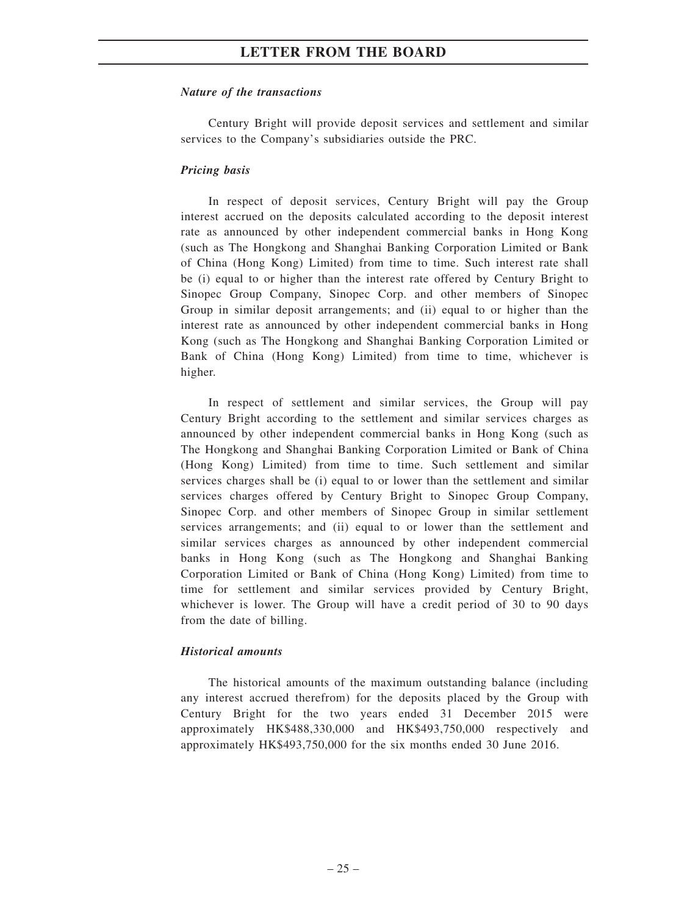*Nature of the transactions*

Century Bright will provide deposit services and settlement and similar services to the Company's subsidiaries outside the PRC.

*Pricing basis*

In respect of deposit services, Century Bright will pay the Group interest accrued on the deposits calculated according to the deposit interest rate as announced by other independent commercial banks in Hong Kong (such as The Hongkong and Shanghai Banking Corporation Limited or Bank of China (Hong Kong) Limited) from time to time. Such interest rate shall be (i) equal to or higher than the interest rate offered by Century Bright to Sinopec Group Company, Sinopec Corp. and other members of Sinopec Group in similar deposit arrangements; and (ii) equal to or higher than the interest rate as announced by other independent commercial banks in Hong Kong (such as The Hongkong and Shanghai Banking Corporation Limited or Bank of China (Hong Kong) Limited) from time to time, whichever is higher.

In respect of settlement and similar services, the Group will pay Century Bright according to the settlement and similar services charges as announced by other independent commercial banks in Hong Kong (such as The Hongkong and Shanghai Banking Corporation Limited or Bank of China (Hong Kong) Limited) from time to time. Such settlement and similar services charges shall be (i) equal to or lower than the settlement and similar services charges offered by Century Bright to Sinopec Group Company, Sinopec Corp. and other members of Sinopec Group in similar settlement services arrangements; and (ii) equal to or lower than the settlement and similar services charges as announced by other independent commercial banks in Hong Kong (such as The Hongkong and Shanghai Banking Corporation Limited or Bank of China (Hong Kong) Limited) from time to time for settlement and similar services provided by Century Bright, whichever is lower. The Group will have a credit period of 30 to 90 days from the date of billing.

*Historical amounts*

The historical amounts of the maximum outstanding balance (including any interest accrued therefrom) for the deposits placed by the Group with Century Bright for the two years ended 31 December 2015 were approximately HK$488,330,000 and HK$493,750,000 respectively and approximately HK$493,750,000 for the six months ended 30 June 2016.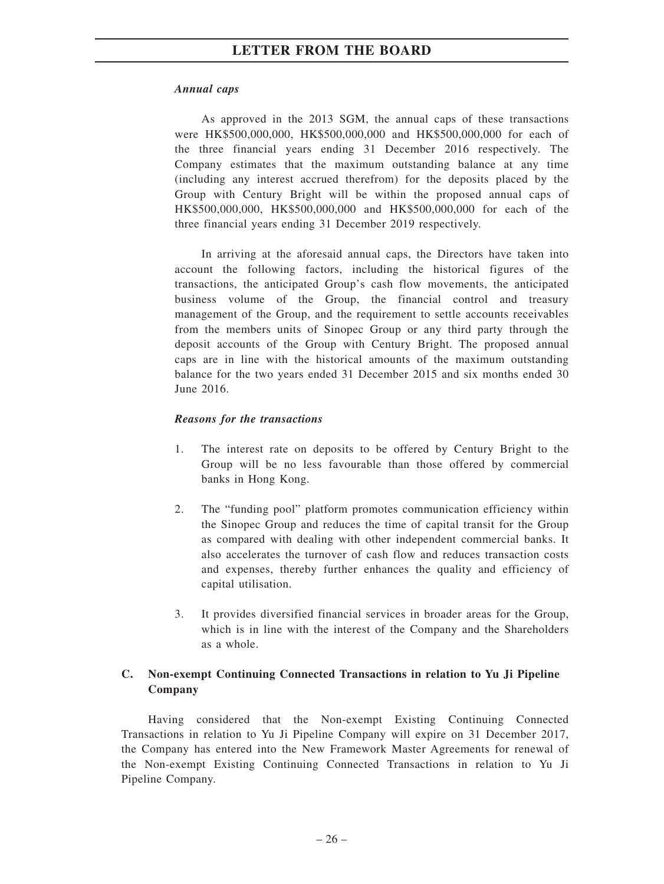*Annual caps*

As approved in the 2013 SGM, the annual caps of these transactions were HK$500,000,000, HK$500,000,000 and HK$500,000,000 for each of the three financial years ending 31 December 2016 respectively. The Company estimates that the maximum outstanding balance at any time (including any interest accrued therefrom) for the deposits placed by the Group with Century Bright will be within the proposed annual caps of HK$500,000,000, HK$500,000,000 and HK$500,000,000 for each of the three financial years ending 31 December 2019 respectively.

In arriving at the aforesaid annual caps, the Directors have taken into account the following factors, including the historical figures of the transactions, the anticipated Group's cash flow movements, the anticipated business volume of the Group, the financial control and treasury management of the Group, and the requirement to settle accounts receivables from the members units of Sinopec Group or any third party through the deposit accounts of the Group with Century Bright. The proposed annual caps are in line with the historical amounts of the maximum outstanding balance for the two years ended 31 December 2015 and six months ended 30 June 2016.

*Reasons for the transactions*

1. The interest rate on deposits to be offered by Century Bright to the Group will be no less favourable than those offered by commercial banks in Hong Kong.

2. The "funding pool" platform promotes communication efficiency within the Sinopec Group and reduces the time of capital transit for the Group as compared with dealing with other independent commercial banks. It also accelerates the turnover of cash flow and reduces transaction costs and expenses, thereby further enhances the quality and efficiency of capital utilisation.

3. It provides diversified financial services in broader areas for the Group, which is in line with the interest of the Company and the Shareholders as a whole.

## C. Non-exempt Continuing Connected Transactions in relation to Yu Ji Pipeline Company

Having considered that the Non-exempt Existing Continuing Connected Transactions in relation to Yu Ji Pipeline Company will expire on 31 December 2017, the Company has entered into the New Framework Master Agreements for renewal of the Non-exempt Existing Continuing Connected Transactions in relation to Yu Ji Pipeline Company.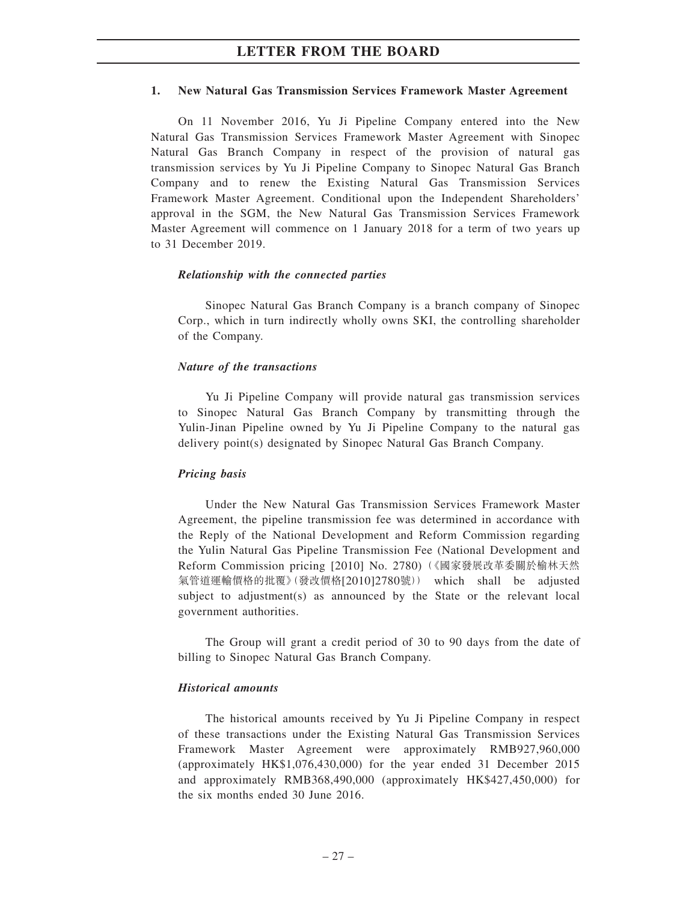#### 1. New Natural Gas Transmission Services Framework Master Agreement

On 11 November 2016, Yu Ji Pipeline Company entered into the New Natural Gas Transmission Services Framework Master Agreement with Sinopec Natural Gas Branch Company in respect of the provision of natural gas transmission services by Yu Ji Pipeline Company to Sinopec Natural Gas Branch Company and to renew the Existing Natural Gas Transmission Services Framework Master Agreement. Conditional upon the Independent Shareholders' approval in the SGM, the New Natural Gas Transmission Services Framework Master Agreement will commence on 1 January 2018 for a term of two years up to 31 December 2019.

***Relationship with the connected parties***

Sinopec Natural Gas Branch Company is a branch company of Sinopec Corp., which in turn indirectly wholly owns SKI, the controlling shareholder of the Company.

***Nature of the transactions***

Yu Ji Pipeline Company will provide natural gas transmission services to Sinopec Natural Gas Branch Company by transmitting through the Yulin-Jinan Pipeline owned by Yu Ji Pipeline Company to the natural gas delivery point(s) designated by Sinopec Natural Gas Branch Company.

***Pricing basis***

Under the New Natural Gas Transmission Services Framework Master Agreement, the pipeline transmission fee was determined in accordance with the Reply of the National Development and Reform Commission regarding the Yulin Natural Gas Pipeline Transmission Fee (National Development and Reform Commission pricing [2010] No. 2780)(《國家發展改革委關於榆林天然氣管道運輸價格的批覆》(發改價格[2010]2780號)) which shall be adjusted subject to adjustment(s) as announced by the State or the relevant local government authorities.

The Group will grant a credit period of 30 to 90 days from the date of billing to Sinopec Natural Gas Branch Company.

***Historical amounts***

The historical amounts received by Yu Ji Pipeline Company in respect of these transactions under the Existing Natural Gas Transmission Services Framework Master Agreement were approximately RMB927,960,000 (approximately HK$1,076,430,000) for the year ended 31 December 2015 and approximately RMB368,490,000 (approximately HK$427,450,000) for the six months ended 30 June 2016.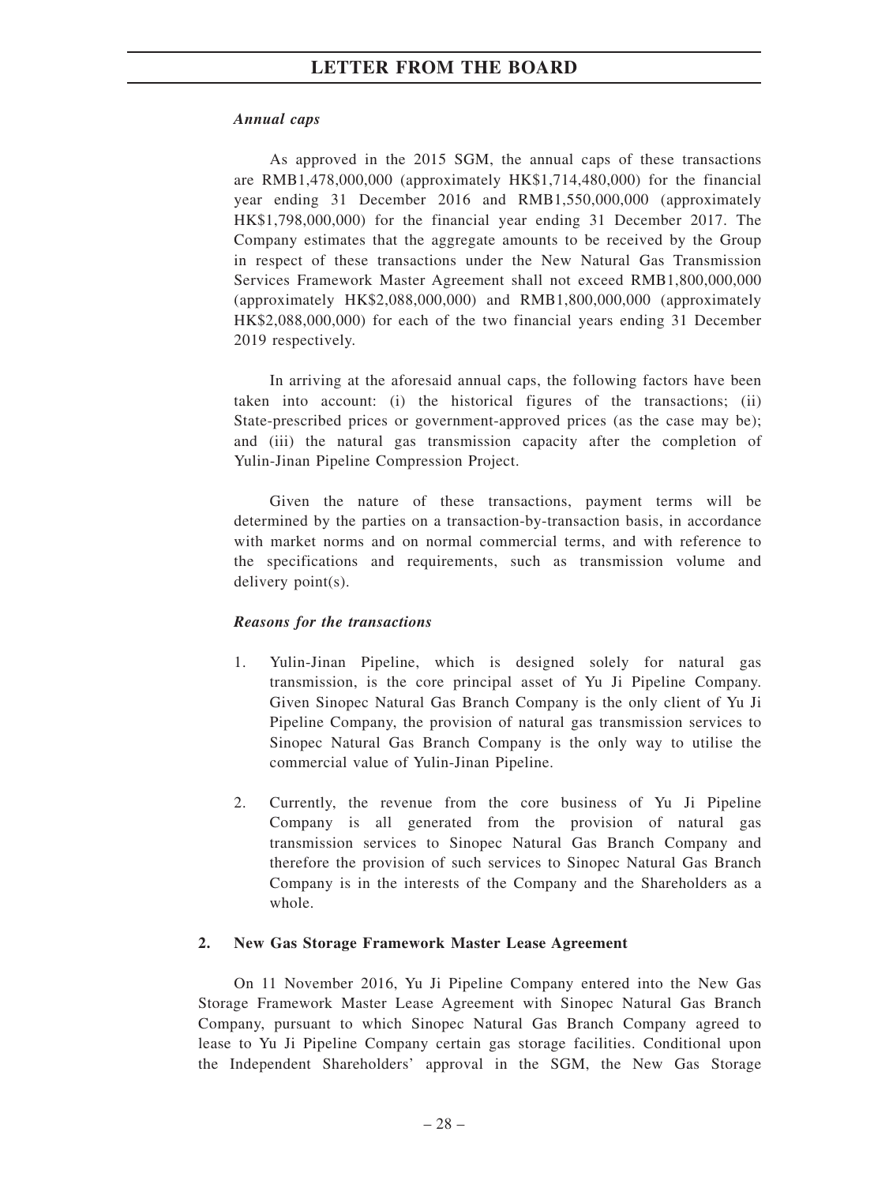*Annual caps*

As approved in the 2015 SGM, the annual caps of these transactions are RMB1,478,000,000 (approximately HK$1,714,480,000) for the financial year ending 31 December 2016 and RMB1,550,000,000 (approximately HK$1,798,000,000) for the financial year ending 31 December 2017. The Company estimates that the aggregate amounts to be received by the Group in respect of these transactions under the New Natural Gas Transmission Services Framework Master Agreement shall not exceed RMB1,800,000,000 (approximately HK$2,088,000,000) and RMB1,800,000,000 (approximately HK$2,088,000,000) for each of the two financial years ending 31 December 2019 respectively.

In arriving at the aforesaid annual caps, the following factors have been taken into account: (i) the historical figures of the transactions; (ii) State-prescribed prices or government-approved prices (as the case may be); and (iii) the natural gas transmission capacity after the completion of Yulin-Jinan Pipeline Compression Project.

Given the nature of these transactions, payment terms will be determined by the parties on a transaction-by-transaction basis, in accordance with market norms and on normal commercial terms, and with reference to the specifications and requirements, such as transmission volume and delivery point(s).

*Reasons for the transactions*

1. Yulin-Jinan Pipeline, which is designed solely for natural gas transmission, is the core principal asset of Yu Ji Pipeline Company. Given Sinopec Natural Gas Branch Company is the only client of Yu Ji Pipeline Company, the provision of natural gas transmission services to Sinopec Natural Gas Branch Company is the only way to utilise the commercial value of Yulin-Jinan Pipeline.

2. Currently, the revenue from the core business of Yu Ji Pipeline Company is all generated from the provision of natural gas transmission services to Sinopec Natural Gas Branch Company and therefore the provision of such services to Sinopec Natural Gas Branch Company is in the interests of the Company and the Shareholders as a whole.

**2. New Gas Storage Framework Master Lease Agreement**

On 11 November 2016, Yu Ji Pipeline Company entered into the New Gas Storage Framework Master Lease Agreement with Sinopec Natural Gas Branch Company, pursuant to which Sinopec Natural Gas Branch Company agreed to lease to Yu Ji Pipeline Company certain gas storage facilities. Conditional upon the Independent Shareholders' approval in the SGM, the New Gas Storage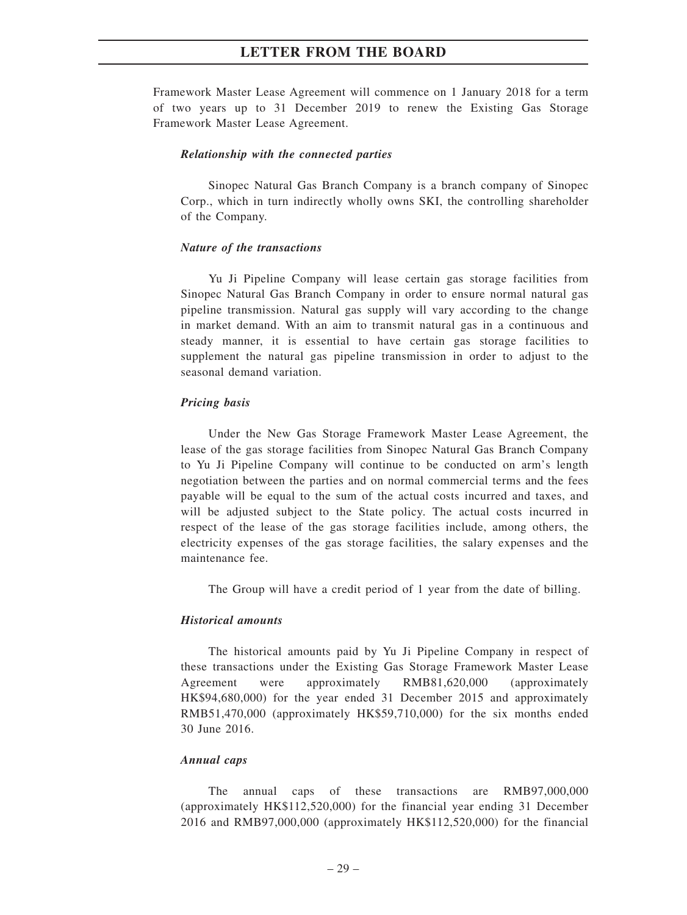Framework Master Lease Agreement will commence on 1 January 2018 for a term of two years up to 31 December 2019 to renew the Existing Gas Storage Framework Master Lease Agreement.

***Relationship with the connected parties***

Sinopec Natural Gas Branch Company is a branch company of Sinopec Corp., which in turn indirectly wholly owns SKI, the controlling shareholder of the Company.

***Nature of the transactions***

Yu Ji Pipeline Company will lease certain gas storage facilities from Sinopec Natural Gas Branch Company in order to ensure normal natural gas pipeline transmission. Natural gas supply will vary according to the change in market demand. With an aim to transmit natural gas in a continuous and steady manner, it is essential to have certain gas storage facilities to supplement the natural gas pipeline transmission in order to adjust to the seasonal demand variation.

***Pricing basis***

Under the New Gas Storage Framework Master Lease Agreement, the lease of the gas storage facilities from Sinopec Natural Gas Branch Company to Yu Ji Pipeline Company will continue to be conducted on arm's length negotiation between the parties and on normal commercial terms and the fees payable will be equal to the sum of the actual costs incurred and taxes, and will be adjusted subject to the State policy. The actual costs incurred in respect of the lease of the gas storage facilities include, among others, the electricity expenses of the gas storage facilities, the salary expenses and the maintenance fee.

The Group will have a credit period of 1 year from the date of billing.

***Historical amounts***

The historical amounts paid by Yu Ji Pipeline Company in respect of these transactions under the Existing Gas Storage Framework Master Lease Agreement were approximately RMB81,620,000 (approximately HK$94,680,000) for the year ended 31 December 2015 and approximately RMB51,470,000 (approximately HK$59,710,000) for the six months ended 30 June 2016.

***Annual caps***

The annual caps of these transactions are RMB97,000,000 (approximately HK$112,520,000) for the financial year ending 31 December 2016 and RMB97,000,000 (approximately HK$112,520,000) for the financial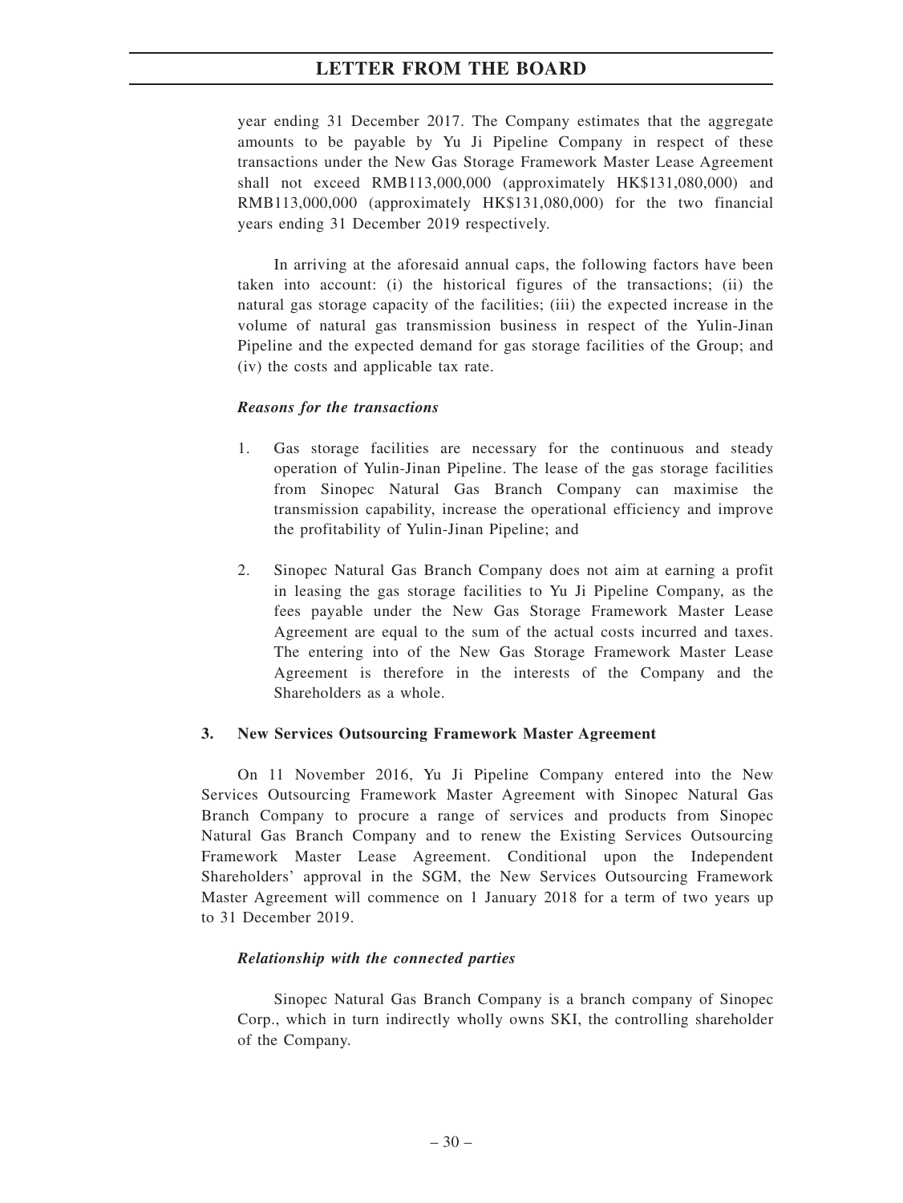year ending 31 December 2017. The Company estimates that the aggregate amounts to be payable by Yu Ji Pipeline Company in respect of these transactions under the New Gas Storage Framework Master Lease Agreement shall not exceed RMB113,000,000 (approximately HK$131,080,000) and RMB113,000,000 (approximately HK$131,080,000) for the two financial years ending 31 December 2019 respectively.

In arriving at the aforesaid annual caps, the following factors have been taken into account: (i) the historical figures of the transactions; (ii) the natural gas storage capacity of the facilities; (iii) the expected increase in the volume of natural gas transmission business in respect of the Yulin-Jinan Pipeline and the expected demand for gas storage facilities of the Group; and (iv) the costs and applicable tax rate.

***Reasons for the transactions***

1. Gas storage facilities are necessary for the continuous and steady operation of Yulin-Jinan Pipeline. The lease of the gas storage facilities from Sinopec Natural Gas Branch Company can maximise the transmission capability, increase the operational efficiency and improve the profitability of Yulin-Jinan Pipeline; and

2. Sinopec Natural Gas Branch Company does not aim at earning a profit in leasing the gas storage facilities to Yu Ji Pipeline Company, as the fees payable under the New Gas Storage Framework Master Lease Agreement are equal to the sum of the actual costs incurred and taxes. The entering into of the New Gas Storage Framework Master Lease Agreement is therefore in the interests of the Company and the Shareholders as a whole.

**3. New Services Outsourcing Framework Master Agreement**

On 11 November 2016, Yu Ji Pipeline Company entered into the New Services Outsourcing Framework Master Agreement with Sinopec Natural Gas Branch Company to procure a range of services and products from Sinopec Natural Gas Branch Company and to renew the Existing Services Outsourcing Framework Master Lease Agreement. Conditional upon the Independent Shareholders' approval in the SGM, the New Services Outsourcing Framework Master Agreement will commence on 1 January 2018 for a term of two years up to 31 December 2019.

***Relationship with the connected parties***

Sinopec Natural Gas Branch Company is a branch company of Sinopec Corp., which in turn indirectly wholly owns SKI, the controlling shareholder of the Company.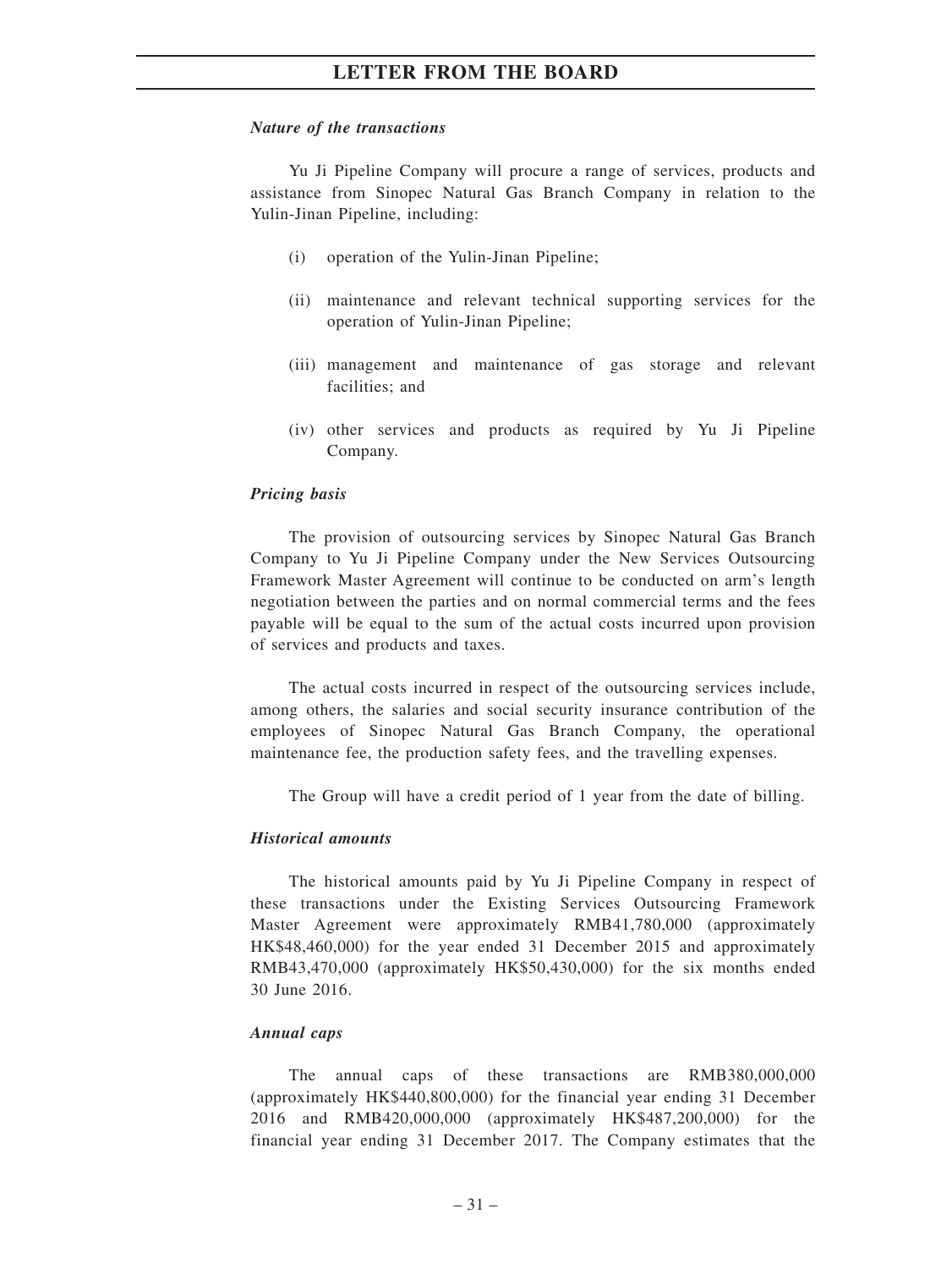***Nature of the transactions***

Yu Ji Pipeline Company will procure a range of services, products and assistance from Sinopec Natural Gas Branch Company in relation to the Yulin-Jinan Pipeline, including:

(i) operation of the Yulin-Jinan Pipeline;

(ii) maintenance and relevant technical supporting services for the operation of Yulin-Jinan Pipeline;

(iii) management and maintenance of gas storage and relevant facilities; and

(iv) other services and products as required by Yu Ji Pipeline Company.

***Pricing basis***

The provision of outsourcing services by Sinopec Natural Gas Branch Company to Yu Ji Pipeline Company under the New Services Outsourcing Framework Master Agreement will continue to be conducted on arm's length negotiation between the parties and on normal commercial terms and the fees payable will be equal to the sum of the actual costs incurred upon provision of services and products and taxes.

The actual costs incurred in respect of the outsourcing services include, among others, the salaries and social security insurance contribution of the employees of Sinopec Natural Gas Branch Company, the operational maintenance fee, the production safety fees, and the travelling expenses.

The Group will have a credit period of 1 year from the date of billing.

***Historical amounts***

The historical amounts paid by Yu Ji Pipeline Company in respect of these transactions under the Existing Services Outsourcing Framework Master Agreement were approximately RMB41,780,000 (approximately HK$48,460,000) for the year ended 31 December 2015 and approximately RMB43,470,000 (approximately HK$50,430,000) for the six months ended 30 June 2016.

***Annual caps***

The annual caps of these transactions are RMB380,000,000 (approximately HK$440,800,000) for the financial year ending 31 December 2016 and RMB420,000,000 (approximately HK$487,200,000) for the financial year ending 31 December 2017. The Company estimates that the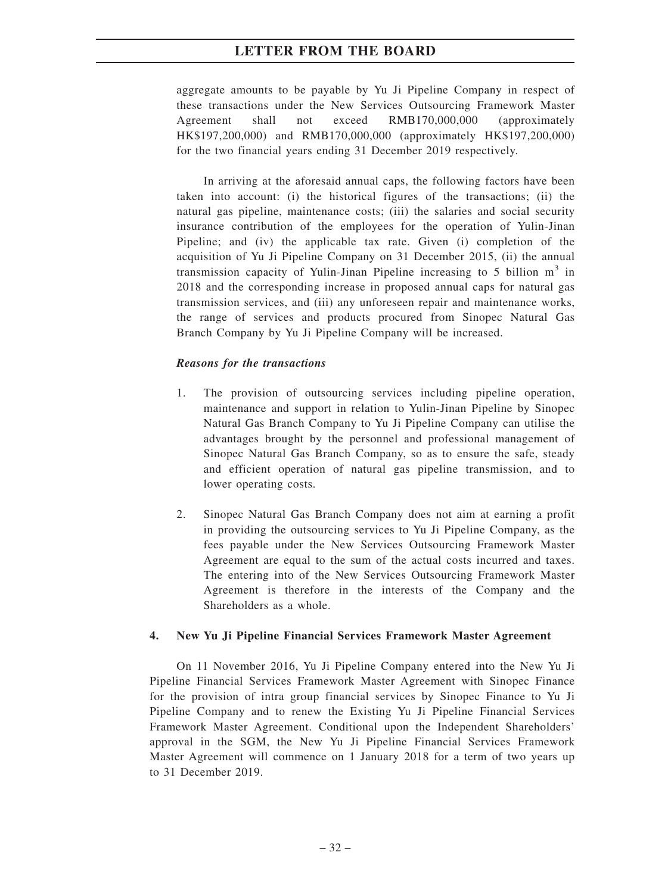aggregate amounts to be payable by Yu Ji Pipeline Company in respect of these transactions under the New Services Outsourcing Framework Master Agreement shall not exceed RMB170,000,000 (approximately HK$197,200,000) and RMB170,000,000 (approximately HK$197,200,000) for the two financial years ending 31 December 2019 respectively.

In arriving at the aforesaid annual caps, the following factors have been taken into account: (i) the historical figures of the transactions; (ii) the natural gas pipeline, maintenance costs; (iii) the salaries and social security insurance contribution of the employees for the operation of Yulin-Jinan Pipeline; and (iv) the applicable tax rate. Given (i) completion of the acquisition of Yu Ji Pipeline Company on 31 December 2015, (ii) the annual transmission capacity of Yulin-Jinan Pipeline increasing to 5 billion $m^3$ in 2018 and the corresponding increase in proposed annual caps for natural gas transmission services, and (iii) any unforeseen repair and maintenance works, the range of services and products procured from Sinopec Natural Gas Branch Company by Yu Ji Pipeline Company will be increased.

***Reasons for the transactions***

1. The provision of outsourcing services including pipeline operation, maintenance and support in relation to Yulin-Jinan Pipeline by Sinopec Natural Gas Branch Company to Yu Ji Pipeline Company can utilise the advantages brought by the personnel and professional management of Sinopec Natural Gas Branch Company, so as to ensure the safe, steady and efficient operation of natural gas pipeline transmission, and to lower operating costs.

2. Sinopec Natural Gas Branch Company does not aim at earning a profit in providing the outsourcing services to Yu Ji Pipeline Company, as the fees payable under the New Services Outsourcing Framework Master Agreement are equal to the sum of the actual costs incurred and taxes. The entering into of the New Services Outsourcing Framework Master Agreement is therefore in the interests of the Company and the Shareholders as a whole.

**4. New Yu Ji Pipeline Financial Services Framework Master Agreement**

On 11 November 2016, Yu Ji Pipeline Company entered into the New Yu Ji Pipeline Financial Services Framework Master Agreement with Sinopec Finance for the provision of intra group financial services by Sinopec Finance to Yu Ji Pipeline Company and to renew the Existing Yu Ji Pipeline Financial Services Framework Master Agreement. Conditional upon the Independent Shareholders' approval in the SGM, the New Yu Ji Pipeline Financial Services Framework Master Agreement will commence on 1 January 2018 for a term of two years up to 31 December 2019.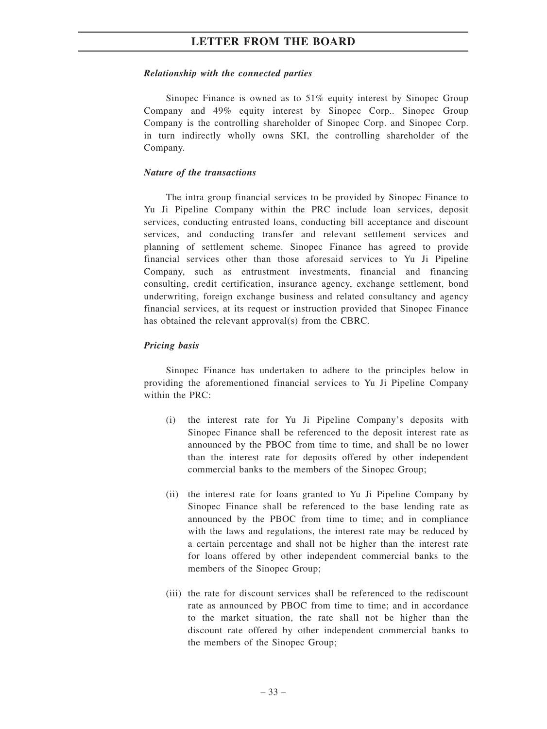***Relationship with the connected parties***

Sinopec Finance is owned as to 51% equity interest by Sinopec Group Company and 49% equity interest by Sinopec Corp.. Sinopec Group Company is the controlling shareholder of Sinopec Corp. and Sinopec Corp. in turn indirectly wholly owns SKI, the controlling shareholder of the Company.

***Nature of the transactions***

The intra group financial services to be provided by Sinopec Finance to Yu Ji Pipeline Company within the PRC include loan services, deposit services, conducting entrusted loans, conducting bill acceptance and discount services, and conducting transfer and relevant settlement services and planning of settlement scheme. Sinopec Finance has agreed to provide financial services other than those aforesaid services to Yu Ji Pipeline Company, such as entrustment investments, financial and financing consulting, credit certification, insurance agency, exchange settlement, bond underwriting, foreign exchange business and related consultancy and agency financial services, at its request or instruction provided that Sinopec Finance has obtained the relevant approval(s) from the CBRC.

***Pricing basis***

Sinopec Finance has undertaken to adhere to the principles below in providing the aforementioned financial services to Yu Ji Pipeline Company within the PRC:

(i) the interest rate for Yu Ji Pipeline Company's deposits with Sinopec Finance shall be referenced to the deposit interest rate as announced by the PBOC from time to time, and shall be no lower than the interest rate for deposits offered by other independent commercial banks to the members of the Sinopec Group;

(ii) the interest rate for loans granted to Yu Ji Pipeline Company by Sinopec Finance shall be referenced to the base lending rate as announced by the PBOC from time to time; and in compliance with the laws and regulations, the interest rate may be reduced by a certain percentage and shall not be higher than the interest rate for loans offered by other independent commercial banks to the members of the Sinopec Group;

(iii) the rate for discount services shall be referenced to the rediscount rate as announced by PBOC from time to time; and in accordance to the market situation, the rate shall not be higher than the discount rate offered by other independent commercial banks to the members of the Sinopec Group;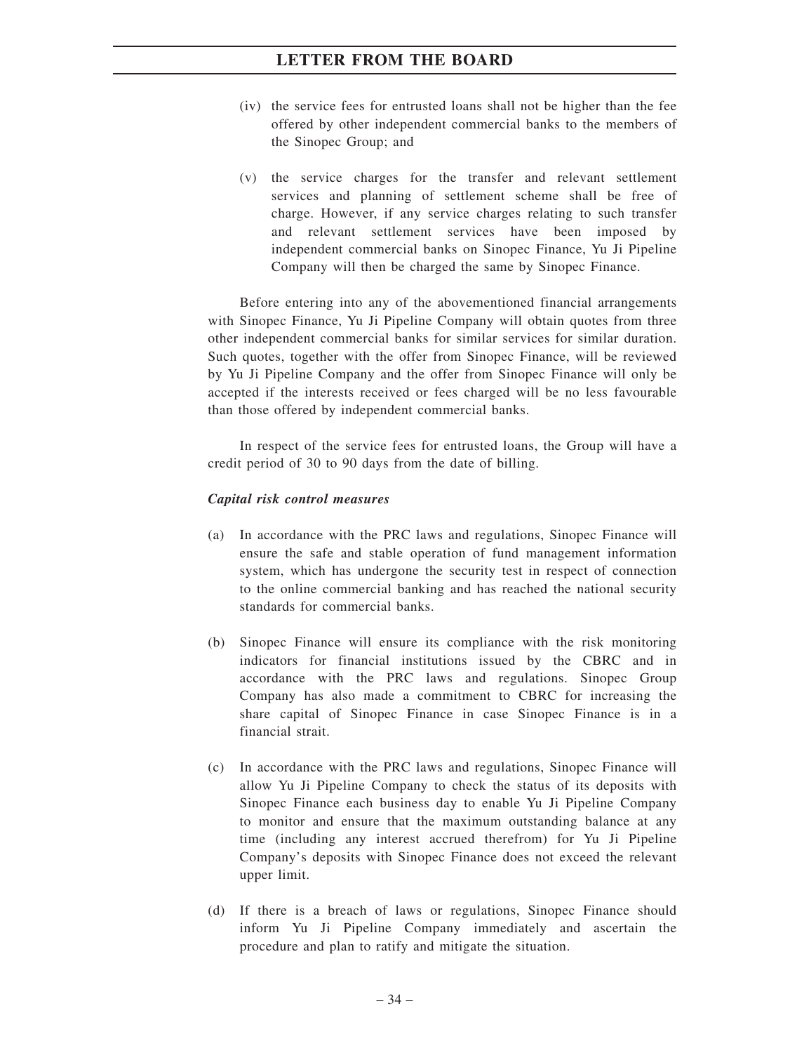(iv) the service fees for entrusted loans shall not be higher than the fee offered by other independent commercial banks to the members of the Sinopec Group; and

(v) the service charges for the transfer and relevant settlement services and planning of settlement scheme shall be free of charge. However, if any service charges relating to such transfer and relevant settlement services have been imposed by independent commercial banks on Sinopec Finance, Yu Ji Pipeline Company will then be charged the same by Sinopec Finance.

Before entering into any of the abovementioned financial arrangements with Sinopec Finance, Yu Ji Pipeline Company will obtain quotes from three other independent commercial banks for similar services for similar duration. Such quotes, together with the offer from Sinopec Finance, will be reviewed by Yu Ji Pipeline Company and the offer from Sinopec Finance will only be accepted if the interests received or fees charged will be no less favourable than those offered by independent commercial banks.

In respect of the service fees for entrusted loans, the Group will have a credit period of 30 to 90 days from the date of billing.

***Capital risk control measures***

(a) In accordance with the PRC laws and regulations, Sinopec Finance will ensure the safe and stable operation of fund management information system, which has undergone the security test in respect of connection to the online commercial banking and has reached the national security standards for commercial banks.

(b) Sinopec Finance will ensure its compliance with the risk monitoring indicators for financial institutions issued by the CBRC and in accordance with the PRC laws and regulations. Sinopec Group Company has also made a commitment to CBRC for increasing the share capital of Sinopec Finance in case Sinopec Finance is in a financial strait.

(c) In accordance with the PRC laws and regulations, Sinopec Finance will allow Yu Ji Pipeline Company to check the status of its deposits with Sinopec Finance each business day to enable Yu Ji Pipeline Company to monitor and ensure that the maximum outstanding balance at any time (including any interest accrued therefrom) for Yu Ji Pipeline Company's deposits with Sinopec Finance does not exceed the relevant upper limit.

(d) If there is a breach of laws or regulations, Sinopec Finance should inform Yu Ji Pipeline Company immediately and ascertain the procedure and plan to ratify and mitigate the situation.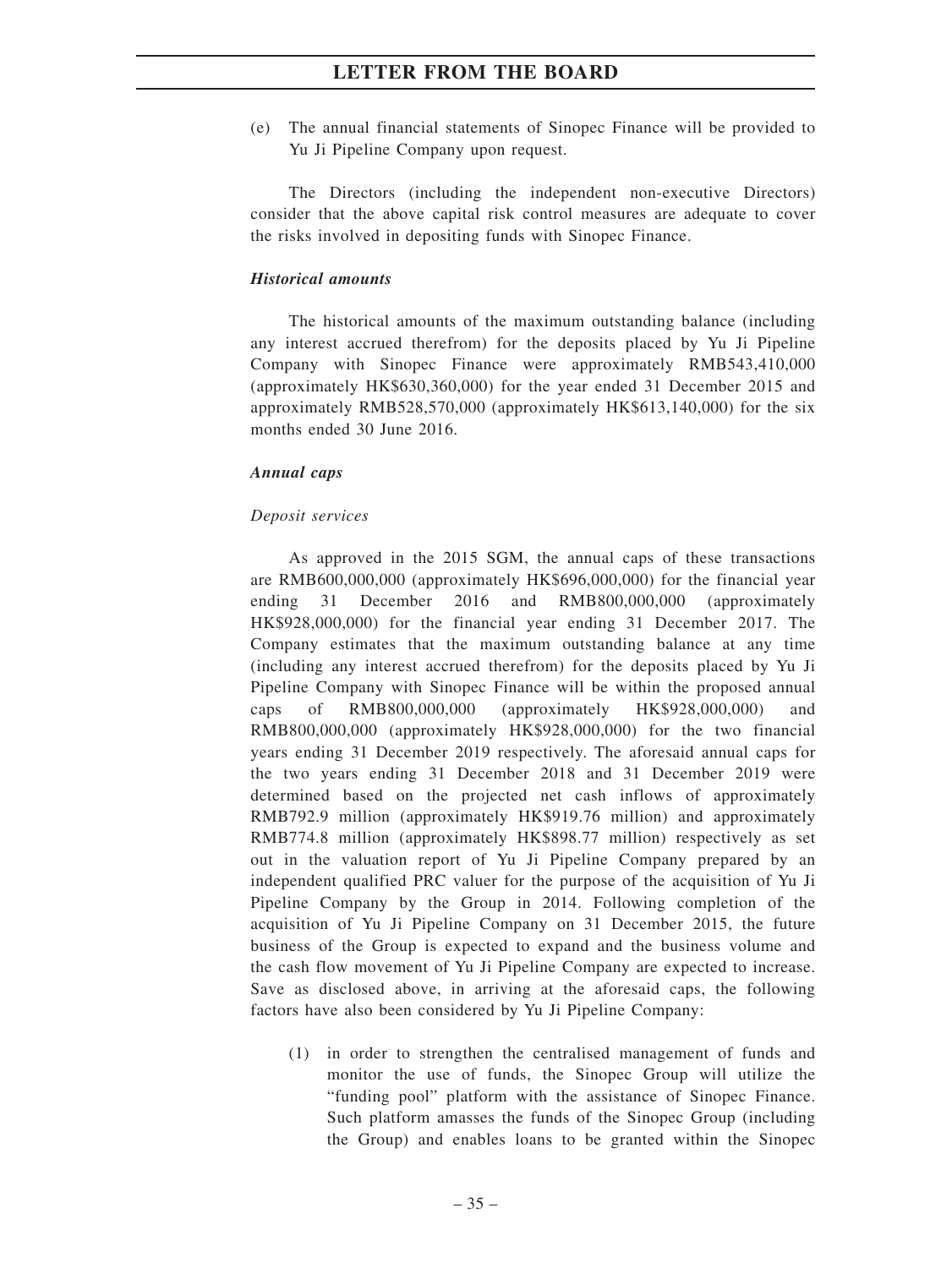(e) The annual financial statements of Sinopec Finance will be provided to Yu Ji Pipeline Company upon request.

The Directors (including the independent non-executive Directors) consider that the above capital risk control measures are adequate to cover the risks involved in depositing funds with Sinopec Finance.

***Historical amounts***

The historical amounts of the maximum outstanding balance (including any interest accrued therefrom) for the deposits placed by Yu Ji Pipeline Company with Sinopec Finance were approximately RMB543,410,000 (approximately HK$630,360,000) for the year ended 31 December 2015 and approximately RMB528,570,000 (approximately HK$613,140,000) for the six months ended 30 June 2016.

***Annual caps***

*Deposit services*

As approved in the 2015 SGM, the annual caps of these transactions are RMB600,000,000 (approximately HK$696,000,000) for the financial year ending 31 December 2016 and RMB800,000,000 (approximately HK$928,000,000) for the financial year ending 31 December 2017. The Company estimates that the maximum outstanding balance at any time (including any interest accrued therefrom) for the deposits placed by Yu Ji Pipeline Company with Sinopec Finance will be within the proposed annual caps of RMB800,000,000 (approximately HK$928,000,000) and RMB800,000,000 (approximately HK$928,000,000) for the two financial years ending 31 December 2019 respectively. The aforesaid annual caps for the two years ending 31 December 2018 and 31 December 2019 were determined based on the projected net cash inflows of approximately RMB792.9 million (approximately HK$919.76 million) and approximately RMB774.8 million (approximately HK$898.77 million) respectively as set out in the valuation report of Yu Ji Pipeline Company prepared by an independent qualified PRC valuer for the purpose of the acquisition of Yu Ji Pipeline Company by the Group in 2014. Following completion of the acquisition of Yu Ji Pipeline Company on 31 December 2015, the future business of the Group is expected to expand and the business volume and the cash flow movement of Yu Ji Pipeline Company are expected to increase. Save as disclosed above, in arriving at the aforesaid caps, the following factors have also been considered by Yu Ji Pipeline Company:

(1) in order to strengthen the centralised management of funds and monitor the use of funds, the Sinopec Group will utilize the "funding pool" platform with the assistance of Sinopec Finance. Such platform amasses the funds of the Sinopec Group (including the Group) and enables loans to be granted within the Sinopec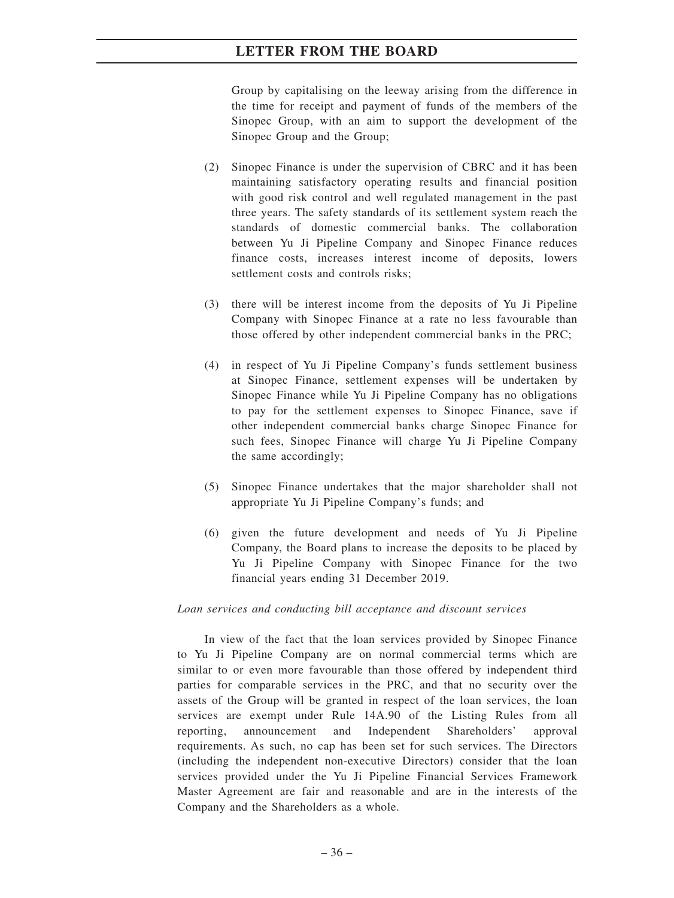Group by capitalising on the leeway arising from the difference in the time for receipt and payment of funds of the members of the Sinopec Group, with an aim to support the development of the Sinopec Group and the Group;

(2) Sinopec Finance is under the supervision of CBRC and it has been maintaining satisfactory operating results and financial position with good risk control and well regulated management in the past three years. The safety standards of its settlement system reach the standards of domestic commercial banks. The collaboration between Yu Ji Pipeline Company and Sinopec Finance reduces finance costs, increases interest income of deposits, lowers settlement costs and controls risks;

(3) there will be interest income from the deposits of Yu Ji Pipeline Company with Sinopec Finance at a rate no less favourable than those offered by other independent commercial banks in the PRC;

(4) in respect of Yu Ji Pipeline Company's funds settlement business at Sinopec Finance, settlement expenses will be undertaken by Sinopec Finance while Yu Ji Pipeline Company has no obligations to pay for the settlement expenses to Sinopec Finance, save if other independent commercial banks charge Sinopec Finance for such fees, Sinopec Finance will charge Yu Ji Pipeline Company the same accordingly;

(5) Sinopec Finance undertakes that the major shareholder shall not appropriate Yu Ji Pipeline Company's funds; and

(6) given the future development and needs of Yu Ji Pipeline Company, the Board plans to increase the deposits to be placed by Yu Ji Pipeline Company with Sinopec Finance for the two financial years ending 31 December 2019.

*Loan services and conducting bill acceptance and discount services*

In view of the fact that the loan services provided by Sinopec Finance to Yu Ji Pipeline Company are on normal commercial terms which are similar to or even more favourable than those offered by independent third parties for comparable services in the PRC, and that no security over the assets of the Group will be granted in respect of the loan services, the loan services are exempt under Rule 14A.90 of the Listing Rules from all reporting, announcement and Independent Shareholders' approval requirements. As such, no cap has been set for such services. The Directors (including the independent non-executive Directors) consider that the loan services provided under the Yu Ji Pipeline Financial Services Framework Master Agreement are fair and reasonable and are in the interests of the Company and the Shareholders as a whole.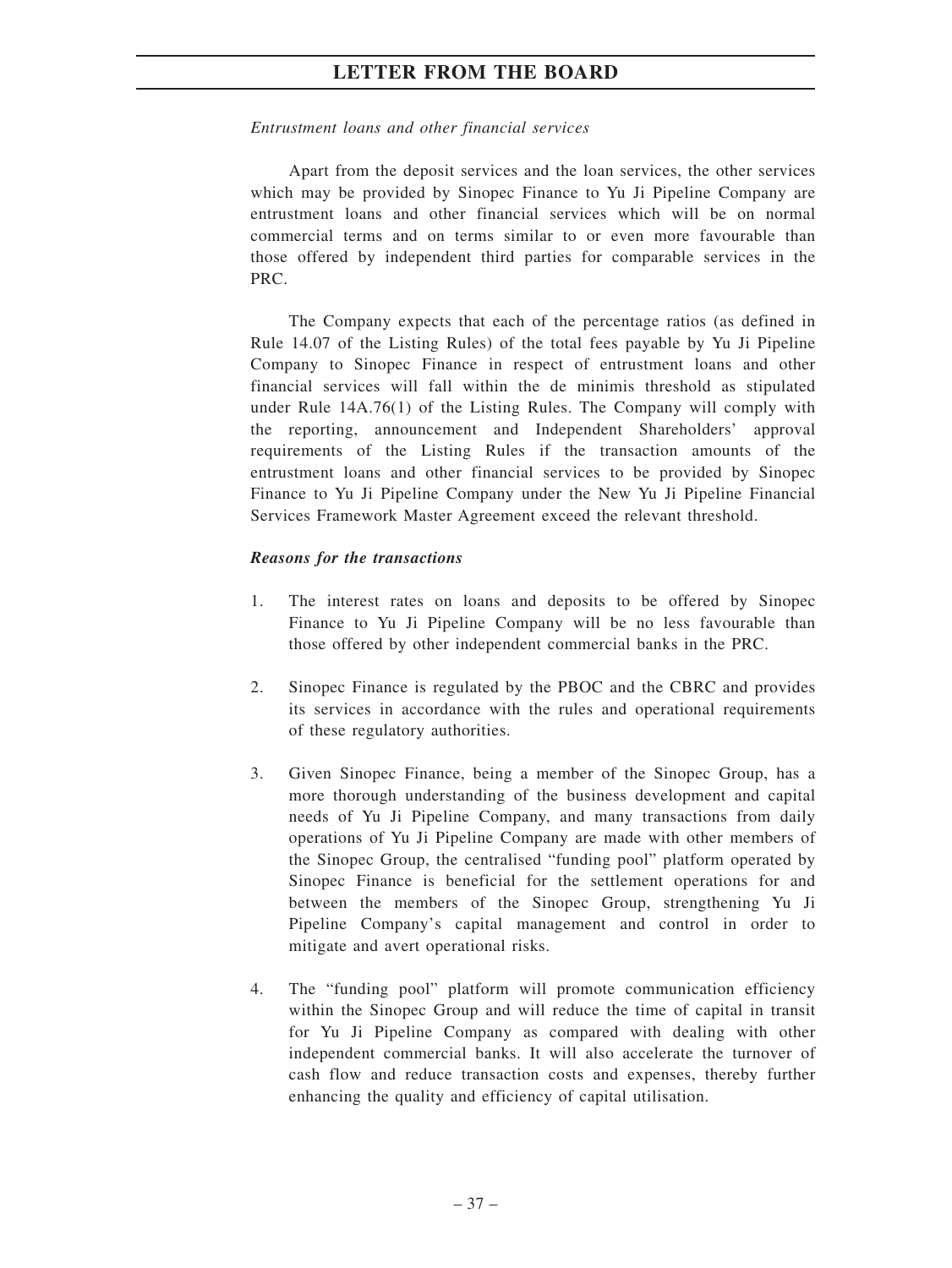*Entrustment loans and other financial services*

Apart from the deposit services and the loan services, the other services which may be provided by Sinopec Finance to Yu Ji Pipeline Company are entrustment loans and other financial services which will be on normal commercial terms and on terms similar to or even more favourable than those offered by independent third parties for comparable services in the PRC.

The Company expects that each of the percentage ratios (as defined in Rule 14.07 of the Listing Rules) of the total fees payable by Yu Ji Pipeline Company to Sinopec Finance in respect of entrustment loans and other financial services will fall within the de minimis threshold as stipulated under Rule 14A.76(1) of the Listing Rules. The Company will comply with the reporting, announcement and Independent Shareholders' approval requirements of the Listing Rules if the transaction amounts of the entrustment loans and other financial services to be provided by Sinopec Finance to Yu Ji Pipeline Company under the New Yu Ji Pipeline Financial Services Framework Master Agreement exceed the relevant threshold.

***Reasons for the transactions***

1. The interest rates on loans and deposits to be offered by Sinopec Finance to Yu Ji Pipeline Company will be no less favourable than those offered by other independent commercial banks in the PRC.

2. Sinopec Finance is regulated by the PBOC and the CBRC and provides its services in accordance with the rules and operational requirements of these regulatory authorities.

3. Given Sinopec Finance, being a member of the Sinopec Group, has a more thorough understanding of the business development and capital needs of Yu Ji Pipeline Company, and many transactions from daily operations of Yu Ji Pipeline Company are made with other members of the Sinopec Group, the centralised "funding pool" platform operated by Sinopec Finance is beneficial for the settlement operations for and between the members of the Sinopec Group, strengthening Yu Ji Pipeline Company's capital management and control in order to mitigate and avert operational risks.

4. The "funding pool" platform will promote communication efficiency within the Sinopec Group and will reduce the time of capital in transit for Yu Ji Pipeline Company as compared with dealing with other independent commercial banks. It will also accelerate the turnover of cash flow and reduce transaction costs and expenses, thereby further enhancing the quality and efficiency of capital utilisation.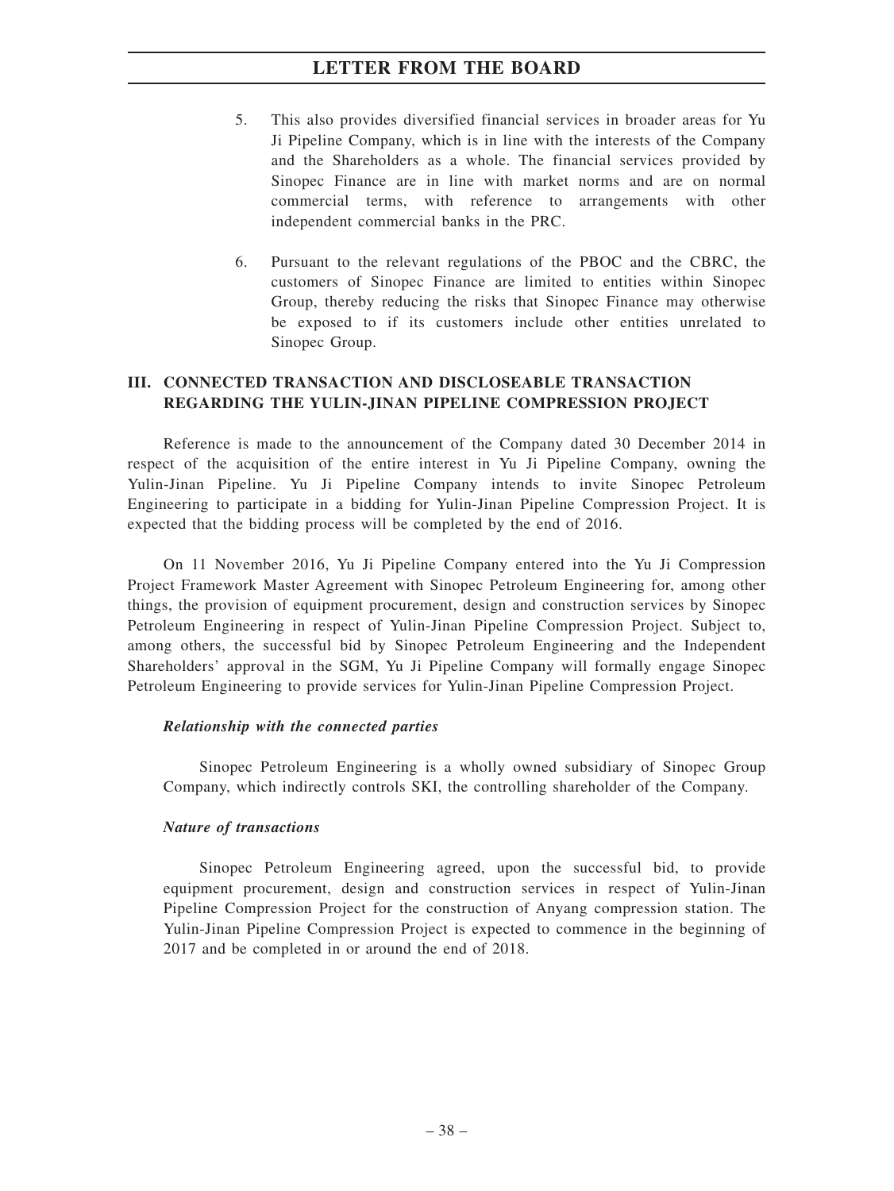5. This also provides diversified financial services in broader areas for Yu Ji Pipeline Company, which is in line with the interests of the Company and the Shareholders as a whole. The financial services provided by Sinopec Finance are in line with market norms and are on normal commercial terms, with reference to arrangements with other independent commercial banks in the PRC.

6. Pursuant to the relevant regulations of the PBOC and the CBRC, the customers of Sinopec Finance are limited to entities within Sinopec Group, thereby reducing the risks that Sinopec Finance may otherwise be exposed to if its customers include other entities unrelated to Sinopec Group.

## III. CONNECTED TRANSACTION AND DISCLOSEABLE TRANSACTION REGARDING THE YULIN-JINAN PIPELINE COMPRESSION PROJECT

Reference is made to the announcement of the Company dated 30 December 2014 in respect of the acquisition of the entire interest in Yu Ji Pipeline Company, owning the Yulin-Jinan Pipeline. Yu Ji Pipeline Company intends to invite Sinopec Petroleum Engineering to participate in a bidding for Yulin-Jinan Pipeline Compression Project. It is expected that the bidding process will be completed by the end of 2016.

On 11 November 2016, Yu Ji Pipeline Company entered into the Yu Ji Compression Project Framework Master Agreement with Sinopec Petroleum Engineering for, among other things, the provision of equipment procurement, design and construction services by Sinopec Petroleum Engineering in respect of Yulin-Jinan Pipeline Compression Project. Subject to, among others, the successful bid by Sinopec Petroleum Engineering and the Independent Shareholders' approval in the SGM, Yu Ji Pipeline Company will formally engage Sinopec Petroleum Engineering to provide services for Yulin-Jinan Pipeline Compression Project.

***Relationship with the connected parties***

Sinopec Petroleum Engineering is a wholly owned subsidiary of Sinopec Group Company, which indirectly controls SKI, the controlling shareholder of the Company.

***Nature of transactions***

Sinopec Petroleum Engineering agreed, upon the successful bid, to provide equipment procurement, design and construction services in respect of Yulin-Jinan Pipeline Compression Project for the construction of Anyang compression station. The Yulin-Jinan Pipeline Compression Project is expected to commence in the beginning of 2017 and be completed in or around the end of 2018.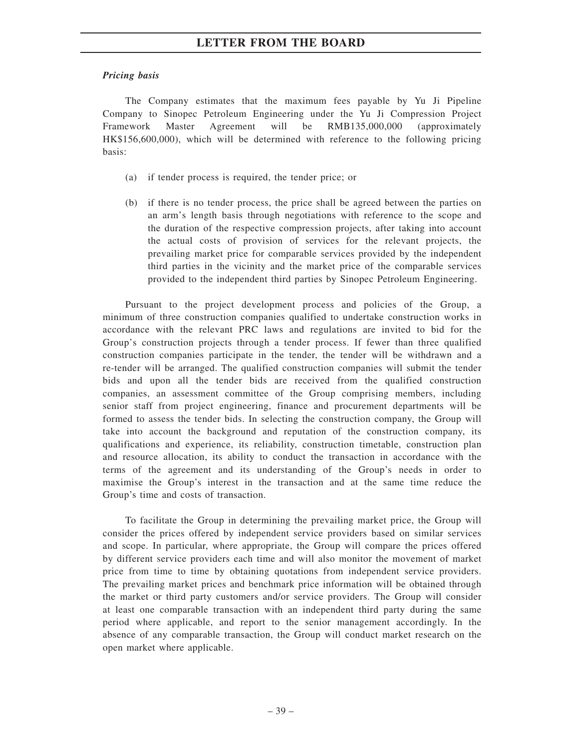*Pricing basis*

The Company estimates that the maximum fees payable by Yu Ji Pipeline Company to Sinopec Petroleum Engineering under the Yu Ji Compression Project Framework Master Agreement will be RMB135,000,000 (approximately HK$156,600,000), which will be determined with reference to the following pricing basis:

(a) if tender process is required, the tender price; or

(b) if there is no tender process, the price shall be agreed between the parties on an arm's length basis through negotiations with reference to the scope and the duration of the respective compression projects, after taking into account the actual costs of provision of services for the relevant projects, the prevailing market price for comparable services provided by the independent third parties in the vicinity and the market price of the comparable services provided to the independent third parties by Sinopec Petroleum Engineering.

Pursuant to the project development process and policies of the Group, a minimum of three construction companies qualified to undertake construction works in accordance with the relevant PRC laws and regulations are invited to bid for the Group's construction projects through a tender process. If fewer than three qualified construction companies participate in the tender, the tender will be withdrawn and a re-tender will be arranged. The qualified construction companies will submit the tender bids and upon all the tender bids are received from the qualified construction companies, an assessment committee of the Group comprising members, including senior staff from project engineering, finance and procurement departments will be formed to assess the tender bids. In selecting the construction company, the Group will take into account the background and reputation of the construction company, its qualifications and experience, its reliability, construction timetable, construction plan and resource allocation, its ability to conduct the transaction in accordance with the terms of the agreement and its understanding of the Group's needs in order to maximise the Group's interest in the transaction and at the same time reduce the Group's time and costs of transaction.

To facilitate the Group in determining the prevailing market price, the Group will consider the prices offered by independent service providers based on similar services and scope. In particular, where appropriate, the Group will compare the prices offered by different service providers each time and will also monitor the movement of market price from time to time by obtaining quotations from independent service providers. The prevailing market prices and benchmark price information will be obtained through the market or third party customers and/or service providers. The Group will consider at least one comparable transaction with an independent third party during the same period where applicable, and report to the senior management accordingly. In the absence of any comparable transaction, the Group will conduct market research on the open market where applicable.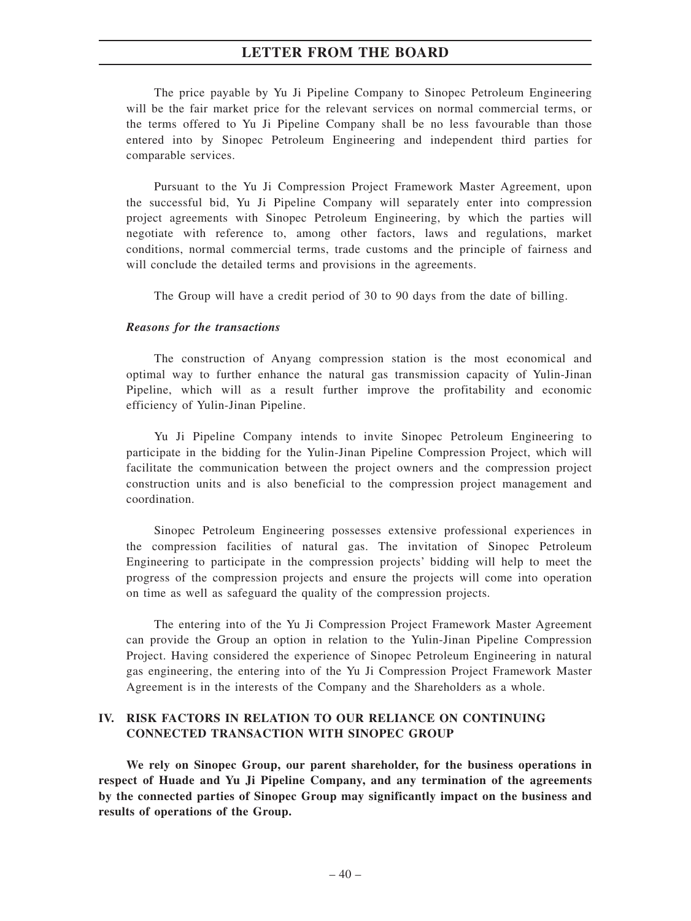The price payable by Yu Ji Pipeline Company to Sinopec Petroleum Engineering will be the fair market price for the relevant services on normal commercial terms, or the terms offered to Yu Ji Pipeline Company shall be no less favourable than those entered into by Sinopec Petroleum Engineering and independent third parties for comparable services.

Pursuant to the Yu Ji Compression Project Framework Master Agreement, upon the successful bid, Yu Ji Pipeline Company will separately enter into compression project agreements with Sinopec Petroleum Engineering, by which the parties will negotiate with reference to, among other factors, laws and regulations, market conditions, normal commercial terms, trade customs and the principle of fairness and will conclude the detailed terms and provisions in the agreements.

The Group will have a credit period of 30 to 90 days from the date of billing.

***Reasons for the transactions***

The construction of Anyang compression station is the most economical and optimal way to further enhance the natural gas transmission capacity of Yulin-Jinan Pipeline, which will as a result further improve the profitability and economic efficiency of Yulin-Jinan Pipeline.

Yu Ji Pipeline Company intends to invite Sinopec Petroleum Engineering to participate in the bidding for the Yulin-Jinan Pipeline Compression Project, which will facilitate the communication between the project owners and the compression project construction units and is also beneficial to the compression project management and coordination.

Sinopec Petroleum Engineering possesses extensive professional experiences in the compression facilities of natural gas. The invitation of Sinopec Petroleum Engineering to participate in the compression projects' bidding will help to meet the progress of the compression projects and ensure the projects will come into operation on time as well as safeguard the quality of the compression projects.

The entering into of the Yu Ji Compression Project Framework Master Agreement can provide the Group an option in relation to the Yulin-Jinan Pipeline Compression Project. Having considered the experience of Sinopec Petroleum Engineering in natural gas engineering, the entering into of the Yu Ji Compression Project Framework Master Agreement is in the interests of the Company and the Shareholders as a whole.

## IV. RISK FACTORS IN RELATION TO OUR RELIANCE ON CONTINUING CONNECTED TRANSACTION WITH SINOPEC GROUP

**We rely on Sinopec Group, our parent shareholder, for the business operations in respect of Huade and Yu Ji Pipeline Company, and any termination of the agreements by the connected parties of Sinopec Group may significantly impact on the business and results of operations of the Group.**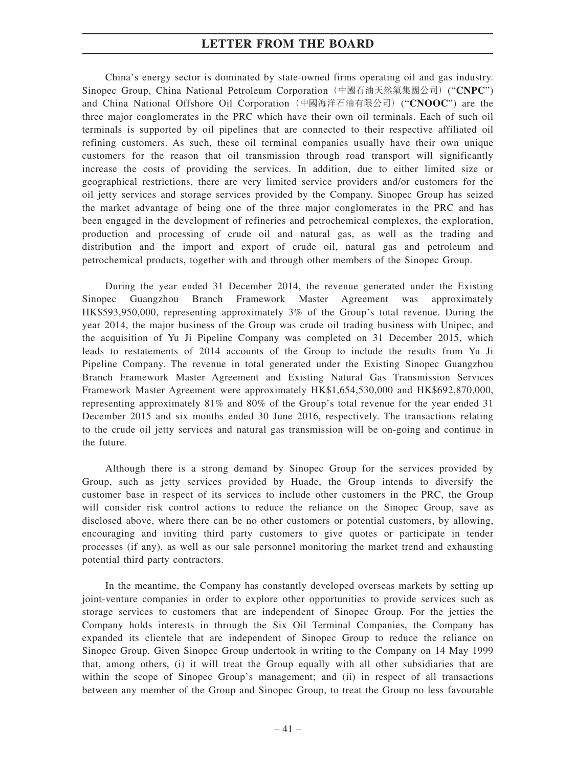China's energy sector is dominated by state-owned firms operating oil and gas industry. Sinopec Group, China National Petroleum Corporation（中國石油天然氣集團公司）("**CNPC**") and China National Offshore Oil Corporation（中國海洋石油有限公司）("**CNOOC**") are the three major conglomerates in the PRC which have their own oil terminals. Each of such oil terminals is supported by oil pipelines that are connected to their respective affiliated oil refining customers. As such, these oil terminal companies usually have their own unique customers for the reason that oil transmission through road transport will significantly increase the costs of providing the services. In addition, due to either limited size or geographical restrictions, there are very limited service providers and/or customers for the oil jetty services and storage services provided by the Company. Sinopec Group has seized the market advantage of being one of the three major conglomerates in the PRC and has been engaged in the development of refineries and petrochemical complexes, the exploration, production and processing of crude oil and natural gas, as well as the trading and distribution and the import and export of crude oil, natural gas and petroleum and petrochemical products, together with and through other members of the Sinopec Group.

During the year ended 31 December 2014, the revenue generated under the Existing Sinopec Guangzhou Branch Framework Master Agreement was approximately HK$593,950,000, representing approximately 3% of the Group's total revenue. During the year 2014, the major business of the Group was crude oil trading business with Unipec, and the acquisition of Yu Ji Pipeline Company was completed on 31 December 2015, which leads to restatements of 2014 accounts of the Group to include the results from Yu Ji Pipeline Company. The revenue in total generated under the Existing Sinopec Guangzhou Branch Framework Master Agreement and Existing Natural Gas Transmission Services Framework Master Agreement were approximately HK$1,654,530,000 and HK$692,870,000, representing approximately 81% and 80% of the Group's total revenue for the year ended 31 December 2015 and six months ended 30 June 2016, respectively. The transactions relating to the crude oil jetty services and natural gas transmission will be on-going and continue in the future.

Although there is a strong demand by Sinopec Group for the services provided by Group, such as jetty services provided by Huade, the Group intends to diversify the customer base in respect of its services to include other customers in the PRC, the Group will consider risk control actions to reduce the reliance on the Sinopec Group, save as disclosed above, where there can be no other customers or potential customers, by allowing, encouraging and inviting third party customers to give quotes or participate in tender processes (if any), as well as our sale personnel monitoring the market trend and exhausting potential third party contractors.

In the meantime, the Company has constantly developed overseas markets by setting up joint-venture companies in order to explore other opportunities to provide services such as storage services to customers that are independent of Sinopec Group. For the jetties the Company holds interests in through the Six Oil Terminal Companies, the Company has expanded its clientele that are independent of Sinopec Group to reduce the reliance on Sinopec Group. Given Sinopec Group undertook in writing to the Company on 14 May 1999 that, among others, (i) it will treat the Group equally with all other subsidiaries that are within the scope of Sinopec Group's management; and (ii) in respect of all transactions between any member of the Group and Sinopec Group, to treat the Group no less favourable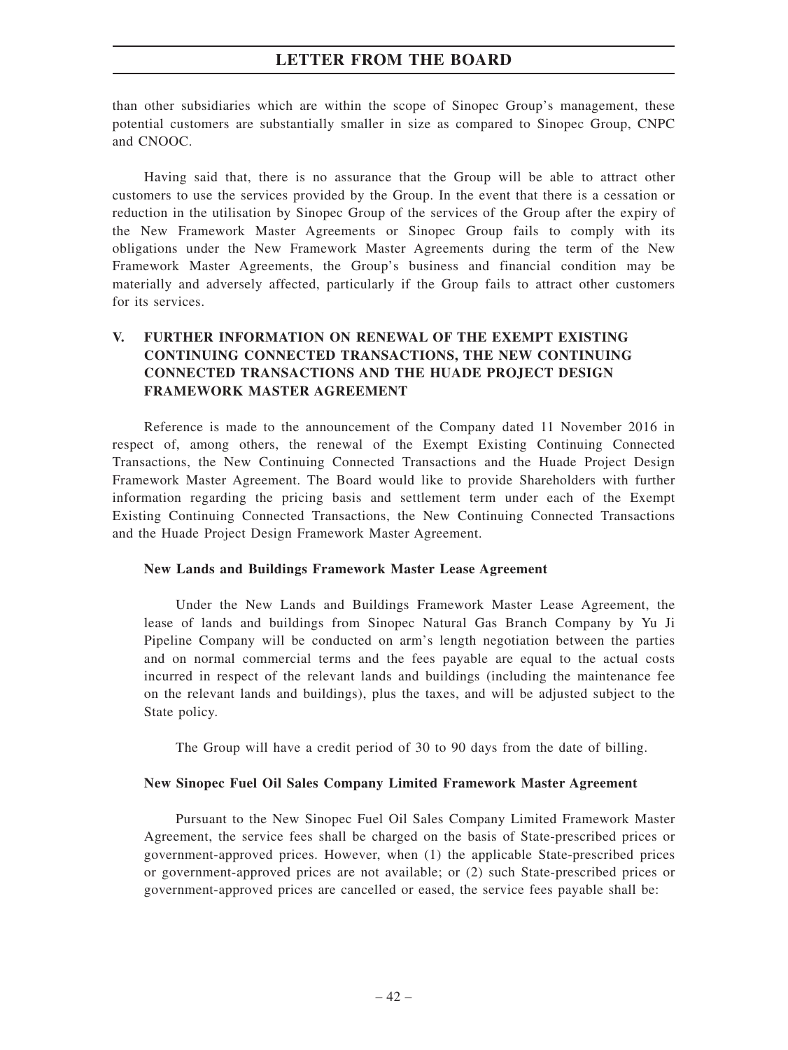than other subsidiaries which are within the scope of Sinopec Group's management, these potential customers are substantially smaller in size as compared to Sinopec Group, CNPC and CNOOC.

Having said that, there is no assurance that the Group will be able to attract other customers to use the services provided by the Group. In the event that there is a cessation or reduction in the utilisation by Sinopec Group of the services of the Group after the expiry of the New Framework Master Agreements or Sinopec Group fails to comply with its obligations under the New Framework Master Agreements during the term of the New Framework Master Agreements, the Group's business and financial condition may be materially and adversely affected, particularly if the Group fails to attract other customers for its services.

## V. FURTHER INFORMATION ON RENEWAL OF THE EXEMPT EXISTING CONTINUING CONNECTED TRANSACTIONS, THE NEW CONTINUING CONNECTED TRANSACTIONS AND THE HUADE PROJECT DESIGN FRAMEWORK MASTER AGREEMENT

Reference is made to the announcement of the Company dated 11 November 2016 in respect of, among others, the renewal of the Exempt Existing Continuing Connected Transactions, the New Continuing Connected Transactions and the Huade Project Design Framework Master Agreement. The Board would like to provide Shareholders with further information regarding the pricing basis and settlement term under each of the Exempt Existing Continuing Connected Transactions, the New Continuing Connected Transactions and the Huade Project Design Framework Master Agreement.

### New Lands and Buildings Framework Master Lease Agreement

Under the New Lands and Buildings Framework Master Lease Agreement, the lease of lands and buildings from Sinopec Natural Gas Branch Company by Yu Ji Pipeline Company will be conducted on arm's length negotiation between the parties and on normal commercial terms and the fees payable are equal to the actual costs incurred in respect of the relevant lands and buildings (including the maintenance fee on the relevant lands and buildings), plus the taxes, and will be adjusted subject to the State policy.

The Group will have a credit period of 30 to 90 days from the date of billing.

### New Sinopec Fuel Oil Sales Company Limited Framework Master Agreement

Pursuant to the New Sinopec Fuel Oil Sales Company Limited Framework Master Agreement, the service fees shall be charged on the basis of State-prescribed prices or government-approved prices. However, when (1) the applicable State-prescribed prices or government-approved prices are not available; or (2) such State-prescribed prices or government-approved prices are cancelled or eased, the service fees payable shall be: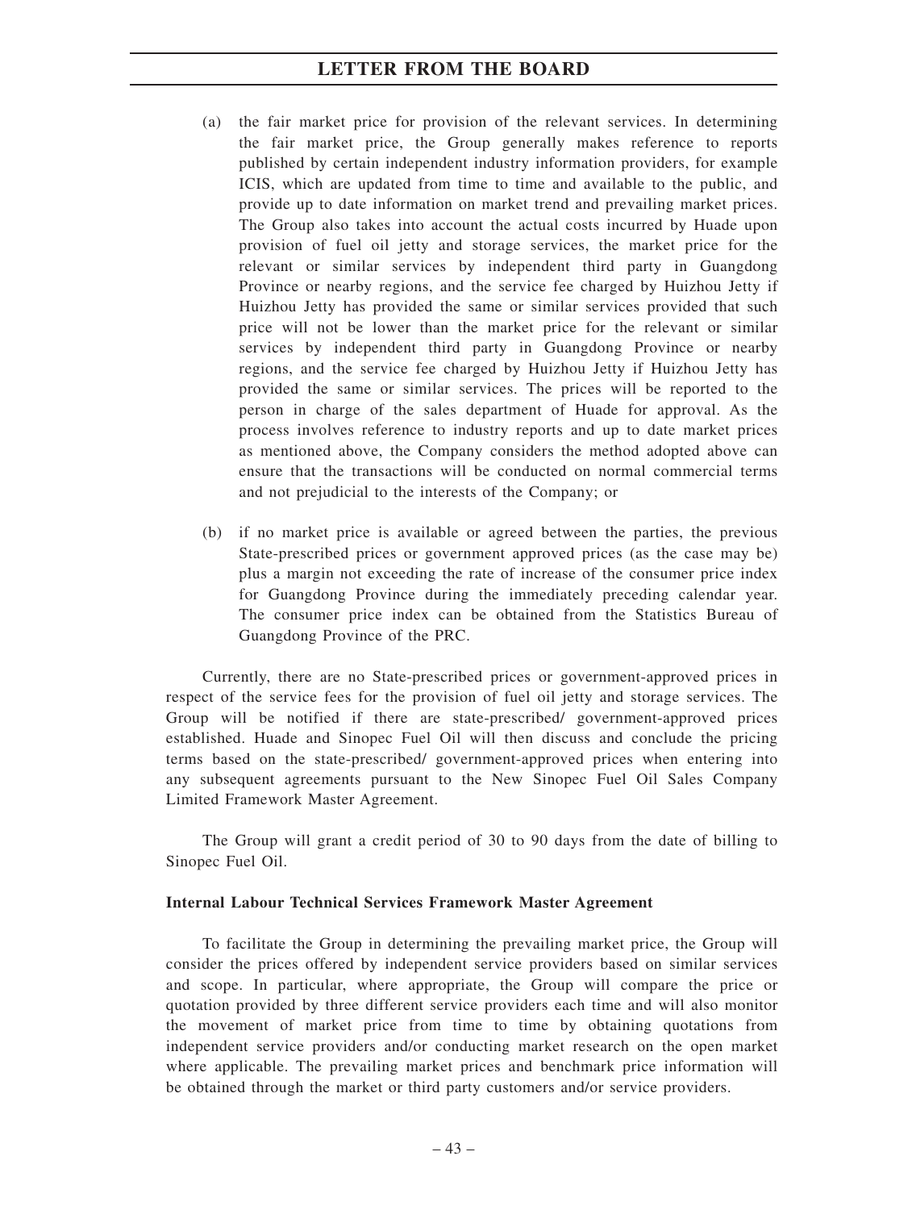(a) the fair market price for provision of the relevant services. In determining the fair market price, the Group generally makes reference to reports published by certain independent industry information providers, for example ICIS, which are updated from time to time and available to the public, and provide up to date information on market trend and prevailing market prices. The Group also takes into account the actual costs incurred by Huade upon provision of fuel oil jetty and storage services, the market price for the relevant or similar services by independent third party in Guangdong Province or nearby regions, and the service fee charged by Huizhou Jetty if Huizhou Jetty has provided the same or similar services provided that such price will not be lower than the market price for the relevant or similar services by independent third party in Guangdong Province or nearby regions, and the service fee charged by Huizhou Jetty if Huizhou Jetty has provided the same or similar services. The prices will be reported to the person in charge of the sales department of Huade for approval. As the process involves reference to industry reports and up to date market prices as mentioned above, the Company considers the method adopted above can ensure that the transactions will be conducted on normal commercial terms and not prejudicial to the interests of the Company; or

(b) if no market price is available or agreed between the parties, the previous State-prescribed prices or government approved prices (as the case may be) plus a margin not exceeding the rate of increase of the consumer price index for Guangdong Province during the immediately preceding calendar year. The consumer price index can be obtained from the Statistics Bureau of Guangdong Province of the PRC.

Currently, there are no State-prescribed prices or government-approved prices in respect of the service fees for the provision of fuel oil jetty and storage services. The Group will be notified if there are state-prescribed/ government-approved prices established. Huade and Sinopec Fuel Oil will then discuss and conclude the pricing terms based on the state-prescribed/ government-approved prices when entering into any subsequent agreements pursuant to the New Sinopec Fuel Oil Sales Company Limited Framework Master Agreement.

The Group will grant a credit period of 30 to 90 days from the date of billing to Sinopec Fuel Oil.

**Internal Labour Technical Services Framework Master Agreement**

To facilitate the Group in determining the prevailing market price, the Group will consider the prices offered by independent service providers based on similar services and scope. In particular, where appropriate, the Group will compare the price or quotation provided by three different service providers each time and will also monitor the movement of market price from time to time by obtaining quotations from independent service providers and/or conducting market research on the open market where applicable. The prevailing market prices and benchmark price information will be obtained through the market or third party customers and/or service providers.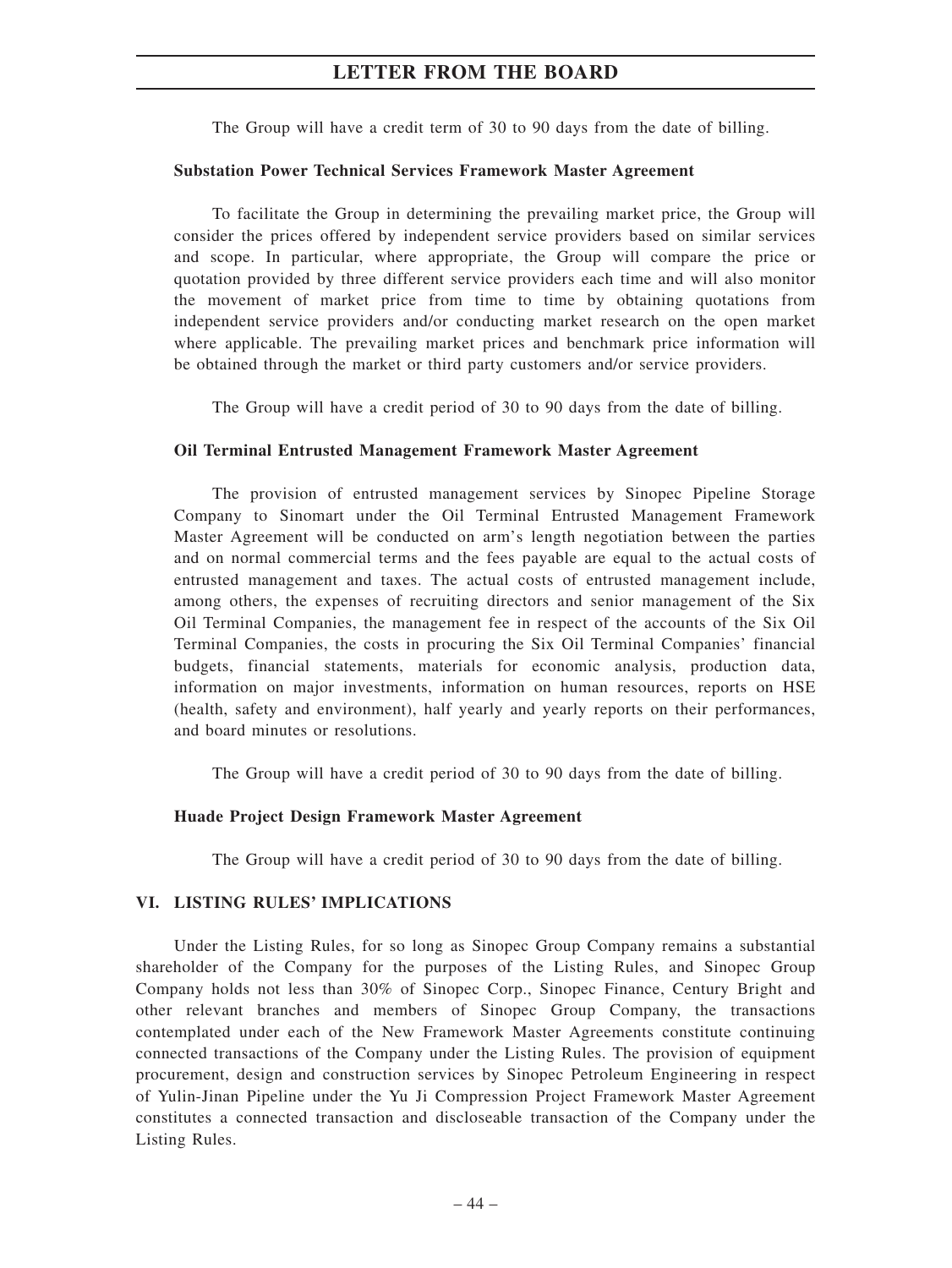The Group will have a credit term of 30 to 90 days from the date of billing.

**Substation Power Technical Services Framework Master Agreement**

To facilitate the Group in determining the prevailing market price, the Group will consider the prices offered by independent service providers based on similar services and scope. In particular, where appropriate, the Group will compare the price or quotation provided by three different service providers each time and will also monitor the movement of market price from time to time by obtaining quotations from independent service providers and/or conducting market research on the open market where applicable. The prevailing market prices and benchmark price information will be obtained through the market or third party customers and/or service providers.

The Group will have a credit period of 30 to 90 days from the date of billing.

**Oil Terminal Entrusted Management Framework Master Agreement**

The provision of entrusted management services by Sinopec Pipeline Storage Company to Sinomart under the Oil Terminal Entrusted Management Framework Master Agreement will be conducted on arm's length negotiation between the parties and on normal commercial terms and the fees payable are equal to the actual costs of entrusted management and taxes. The actual costs of entrusted management include, among others, the expenses of recruiting directors and senior management of the Six Oil Terminal Companies, the management fee in respect of the accounts of the Six Oil Terminal Companies, the costs in procuring the Six Oil Terminal Companies' financial budgets, financial statements, materials for economic analysis, production data, information on major investments, information on human resources, reports on HSE (health, safety and environment), half yearly and yearly reports on their performances, and board minutes or resolutions.

The Group will have a credit period of 30 to 90 days from the date of billing.

**Huade Project Design Framework Master Agreement**

The Group will have a credit period of 30 to 90 days from the date of billing.

## VI. LISTING RULES' IMPLICATIONS

Under the Listing Rules, for so long as Sinopec Group Company remains a substantial shareholder of the Company for the purposes of the Listing Rules, and Sinopec Group Company holds not less than 30% of Sinopec Corp., Sinopec Finance, Century Bright and other relevant branches and members of Sinopec Group Company, the transactions contemplated under each of the New Framework Master Agreements constitute continuing connected transactions of the Company under the Listing Rules. The provision of equipment procurement, design and construction services by Sinopec Petroleum Engineering in respect of Yulin-Jinan Pipeline under the Yu Ji Compression Project Framework Master Agreement constitutes a connected transaction and discloseable transaction of the Company under the Listing Rules.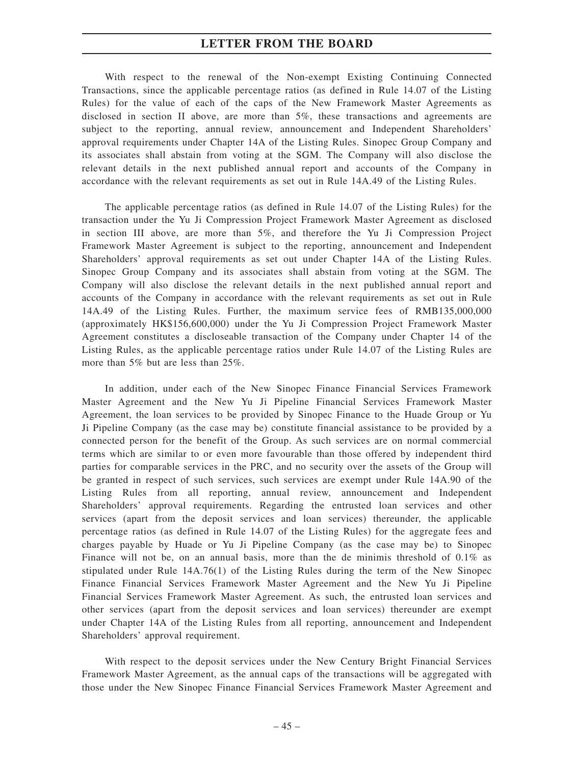With respect to the renewal of the Non-exempt Existing Continuing Connected Transactions, since the applicable percentage ratios (as defined in Rule 14.07 of the Listing Rules) for the value of each of the caps of the New Framework Master Agreements as disclosed in section II above, are more than 5%, these transactions and agreements are subject to the reporting, annual review, announcement and Independent Shareholders' approval requirements under Chapter 14A of the Listing Rules. Sinopec Group Company and its associates shall abstain from voting at the SGM. The Company will also disclose the relevant details in the next published annual report and accounts of the Company in accordance with the relevant requirements as set out in Rule 14A.49 of the Listing Rules.

The applicable percentage ratios (as defined in Rule 14.07 of the Listing Rules) for the transaction under the Yu Ji Compression Project Framework Master Agreement as disclosed in section III above, are more than 5%, and therefore the Yu Ji Compression Project Framework Master Agreement is subject to the reporting, announcement and Independent Shareholders' approval requirements as set out under Chapter 14A of the Listing Rules. Sinopec Group Company and its associates shall abstain from voting at the SGM. The Company will also disclose the relevant details in the next published annual report and accounts of the Company in accordance with the relevant requirements as set out in Rule 14A.49 of the Listing Rules. Further, the maximum service fees of RMB135,000,000 (approximately HK$156,600,000) under the Yu Ji Compression Project Framework Master Agreement constitutes a discloseable transaction of the Company under Chapter 14 of the Listing Rules, as the applicable percentage ratios under Rule 14.07 of the Listing Rules are more than 5% but are less than 25%.

In addition, under each of the New Sinopec Finance Financial Services Framework Master Agreement and the New Yu Ji Pipeline Financial Services Framework Master Agreement, the loan services to be provided by Sinopec Finance to the Huade Group or Yu Ji Pipeline Company (as the case may be) constitute financial assistance to be provided by a connected person for the benefit of the Group. As such services are on normal commercial terms which are similar to or even more favourable than those offered by independent third parties for comparable services in the PRC, and no security over the assets of the Group will be granted in respect of such services, such services are exempt under Rule 14A.90 of the Listing Rules from all reporting, annual review, announcement and Independent Shareholders' approval requirements. Regarding the entrusted loan services and other services (apart from the deposit services and loan services) thereunder, the applicable percentage ratios (as defined in Rule 14.07 of the Listing Rules) for the aggregate fees and charges payable by Huade or Yu Ji Pipeline Company (as the case may be) to Sinopec Finance will not be, on an annual basis, more than the de minimis threshold of 0.1% as stipulated under Rule 14A.76(1) of the Listing Rules during the term of the New Sinopec Finance Financial Services Framework Master Agreement and the New Yu Ji Pipeline Financial Services Framework Master Agreement. As such, the entrusted loan services and other services (apart from the deposit services and loan services) thereunder are exempt under Chapter 14A of the Listing Rules from all reporting, announcement and Independent Shareholders' approval requirement.

With respect to the deposit services under the New Century Bright Financial Services Framework Master Agreement, as the annual caps of the transactions will be aggregated with those under the New Sinopec Finance Financial Services Framework Master Agreement and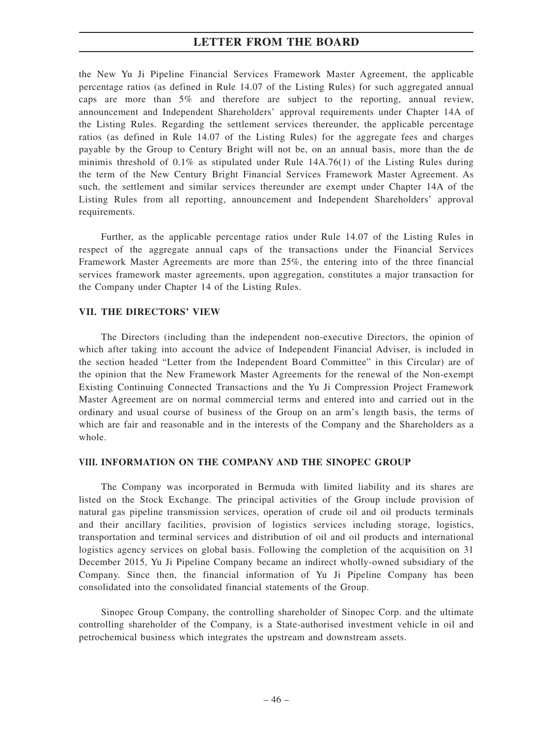the New Yu Ji Pipeline Financial Services Framework Master Agreement, the applicable percentage ratios (as defined in Rule 14.07 of the Listing Rules) for such aggregated annual caps are more than 5% and therefore are subject to the reporting, annual review, announcement and Independent Shareholders' approval requirements under Chapter 14A of the Listing Rules. Regarding the settlement services thereunder, the applicable percentage ratios (as defined in Rule 14.07 of the Listing Rules) for the aggregate fees and charges payable by the Group to Century Bright will not be, on an annual basis, more than the de minimis threshold of 0.1% as stipulated under Rule 14A.76(1) of the Listing Rules during the term of the New Century Bright Financial Services Framework Master Agreement. As such, the settlement and similar services thereunder are exempt under Chapter 14A of the Listing Rules from all reporting, announcement and Independent Shareholders' approval requirements.

Further, as the applicable percentage ratios under Rule 14.07 of the Listing Rules in respect of the aggregate annual caps of the transactions under the Financial Services Framework Master Agreements are more than 25%, the entering into of the three financial services framework master agreements, upon aggregation, constitutes a major transaction for the Company under Chapter 14 of the Listing Rules.

## VII. THE DIRECTORS' VIEW

The Directors (including than the independent non-executive Directors, the opinion of which after taking into account the advice of Independent Financial Adviser, is included in the section headed "Letter from the Independent Board Committee" in this Circular) are of the opinion that the New Framework Master Agreements for the renewal of the Non-exempt Existing Continuing Connected Transactions and the Yu Ji Compression Project Framework Master Agreement are on normal commercial terms and entered into and carried out in the ordinary and usual course of business of the Group on an arm's length basis, the terms of which are fair and reasonable and in the interests of the Company and the Shareholders as a whole.

## VIII. INFORMATION ON THE COMPANY AND THE SINOPEC GROUP

The Company was incorporated in Bermuda with limited liability and its shares are listed on the Stock Exchange. The principal activities of the Group include provision of natural gas pipeline transmission services, operation of crude oil and oil products terminals and their ancillary facilities, provision of logistics services including storage, logistics, transportation and terminal services and distribution of oil and oil products and international logistics agency services on global basis. Following the completion of the acquisition on 31 December 2015, Yu Ji Pipeline Company became an indirect wholly-owned subsidiary of the Company. Since then, the financial information of Yu Ji Pipeline Company has been consolidated into the consolidated financial statements of the Group.

Sinopec Group Company, the controlling shareholder of Sinopec Corp. and the ultimate controlling shareholder of the Company, is a State-authorised investment vehicle in oil and petrochemical business which integrates the upstream and downstream assets.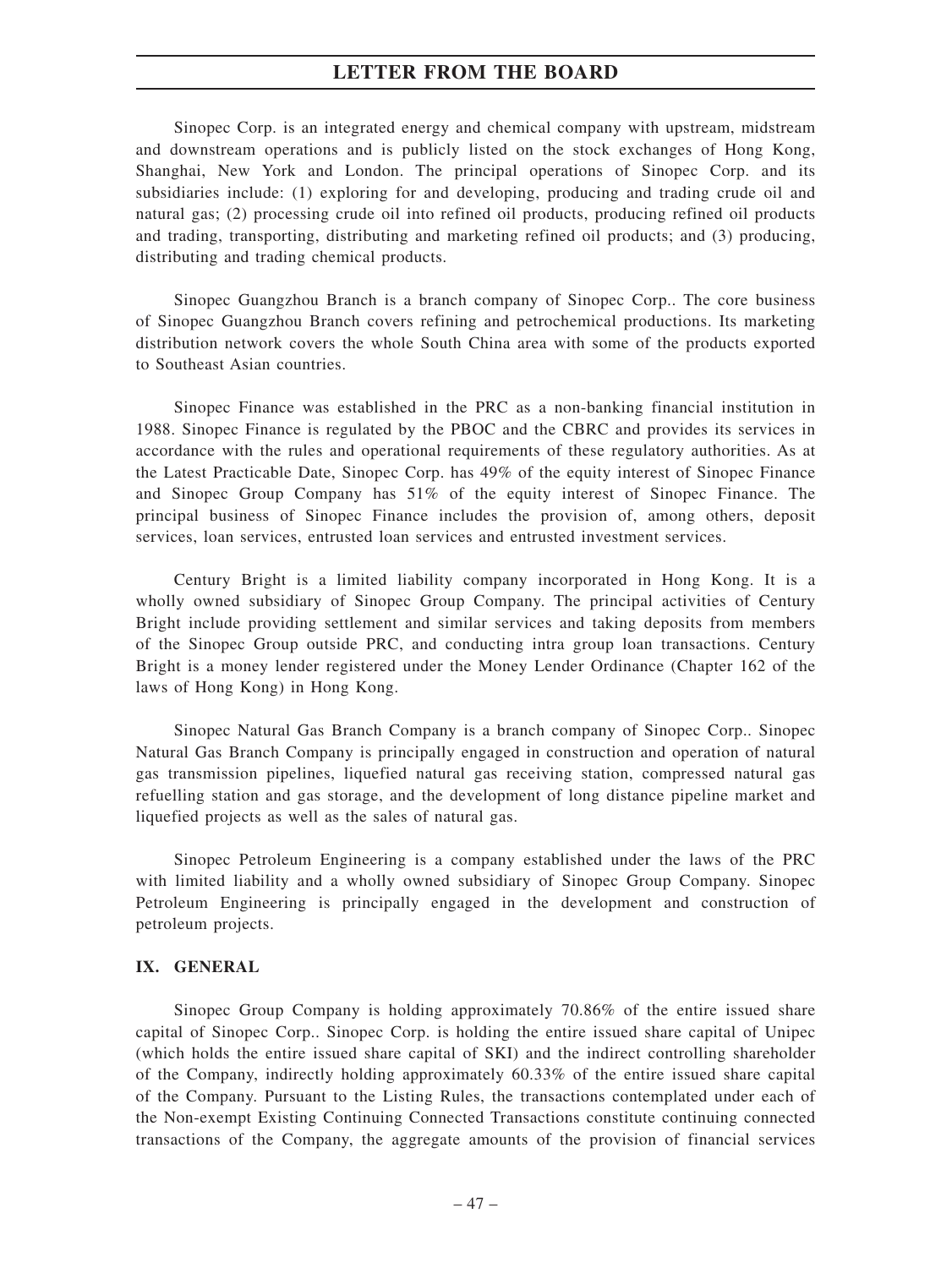Sinopec Corp. is an integrated energy and chemical company with upstream, midstream and downstream operations and is publicly listed on the stock exchanges of Hong Kong, Shanghai, New York and London. The principal operations of Sinopec Corp. and its subsidiaries include: (1) exploring for and developing, producing and trading crude oil and natural gas; (2) processing crude oil into refined oil products, producing refined oil products and trading, transporting, distributing and marketing refined oil products; and (3) producing, distributing and trading chemical products.

Sinopec Guangzhou Branch is a branch company of Sinopec Corp.. The core business of Sinopec Guangzhou Branch covers refining and petrochemical productions. Its marketing distribution network covers the whole South China area with some of the products exported to Southeast Asian countries.

Sinopec Finance was established in the PRC as a non-banking financial institution in 1988. Sinopec Finance is regulated by the PBOC and the CBRC and provides its services in accordance with the rules and operational requirements of these regulatory authorities. As at the Latest Practicable Date, Sinopec Corp. has 49% of the equity interest of Sinopec Finance and Sinopec Group Company has 51% of the equity interest of Sinopec Finance. The principal business of Sinopec Finance includes the provision of, among others, deposit services, loan services, entrusted loan services and entrusted investment services.

Century Bright is a limited liability company incorporated in Hong Kong. It is a wholly owned subsidiary of Sinopec Group Company. The principal activities of Century Bright include providing settlement and similar services and taking deposits from members of the Sinopec Group outside PRC, and conducting intra group loan transactions. Century Bright is a money lender registered under the Money Lender Ordinance (Chapter 162 of the laws of Hong Kong) in Hong Kong.

Sinopec Natural Gas Branch Company is a branch company of Sinopec Corp.. Sinopec Natural Gas Branch Company is principally engaged in construction and operation of natural gas transmission pipelines, liquefied natural gas receiving station, compressed natural gas refuelling station and gas storage, and the development of long distance pipeline market and liquefied projects as well as the sales of natural gas.

Sinopec Petroleum Engineering is a company established under the laws of the PRC with limited liability and a wholly owned subsidiary of Sinopec Group Company. Sinopec Petroleum Engineering is principally engaged in the development and construction of petroleum projects.

## IX. GENERAL

Sinopec Group Company is holding approximately 70.86% of the entire issued share capital of Sinopec Corp.. Sinopec Corp. is holding the entire issued share capital of Unipec (which holds the entire issued share capital of SKI) and the indirect controlling shareholder of the Company, indirectly holding approximately 60.33% of the entire issued share capital of the Company. Pursuant to the Listing Rules, the transactions contemplated under each of the Non-exempt Existing Continuing Connected Transactions constitute continuing connected transactions of the Company, the aggregate amounts of the provision of financial services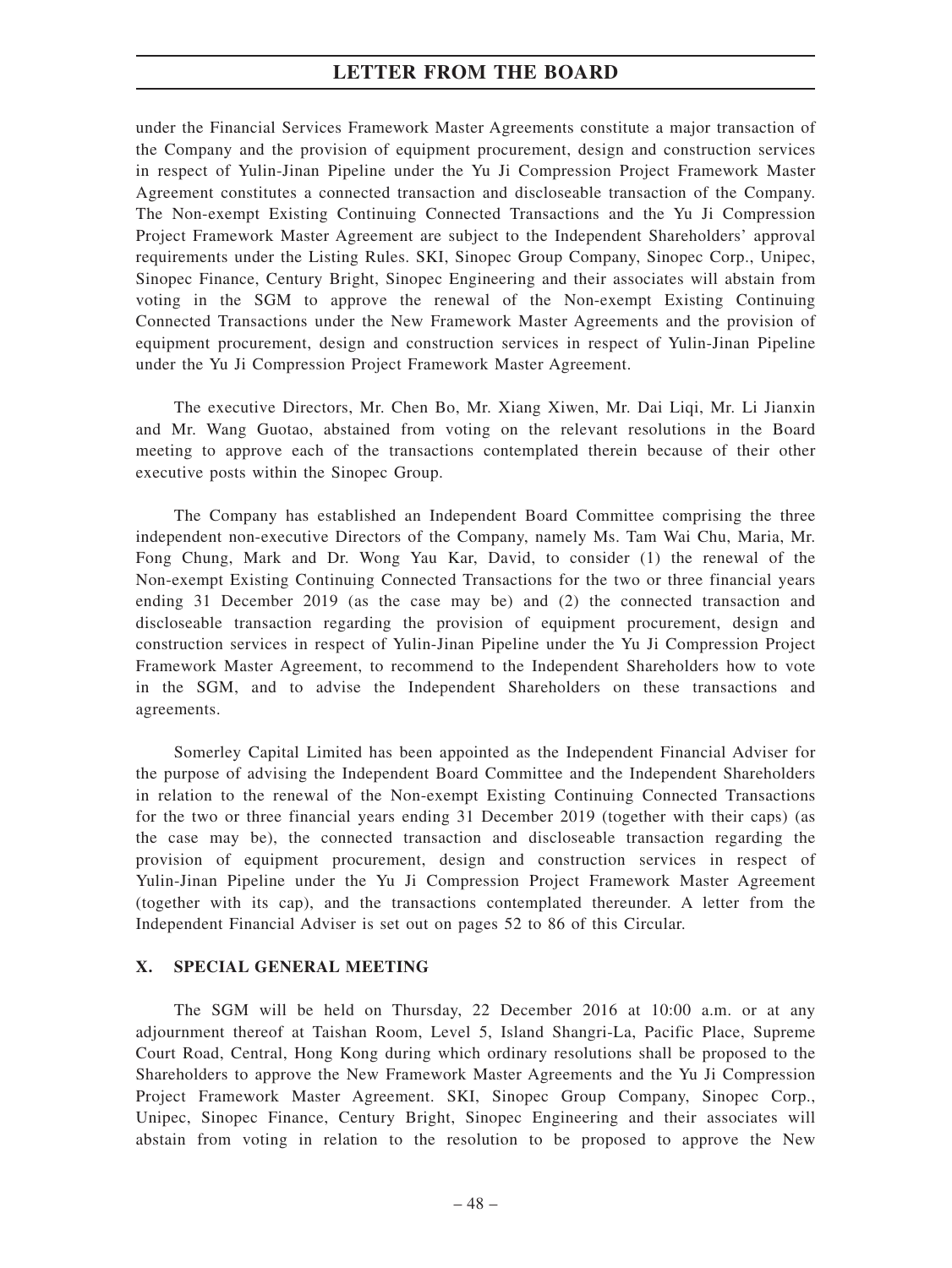under the Financial Services Framework Master Agreements constitute a major transaction of the Company and the provision of equipment procurement, design and construction services in respect of Yulin-Jinan Pipeline under the Yu Ji Compression Project Framework Master Agreement constitutes a connected transaction and discloseable transaction of the Company. The Non-exempt Existing Continuing Connected Transactions and the Yu Ji Compression Project Framework Master Agreement are subject to the Independent Shareholders' approval requirements under the Listing Rules. SKI, Sinopec Group Company, Sinopec Corp., Unipec, Sinopec Finance, Century Bright, Sinopec Engineering and their associates will abstain from voting in the SGM to approve the renewal of the Non-exempt Existing Continuing Connected Transactions under the New Framework Master Agreements and the provision of equipment procurement, design and construction services in respect of Yulin-Jinan Pipeline under the Yu Ji Compression Project Framework Master Agreement.

The executive Directors, Mr. Chen Bo, Mr. Xiang Xiwen, Mr. Dai Liqi, Mr. Li Jianxin and Mr. Wang Guotao, abstained from voting on the relevant resolutions in the Board meeting to approve each of the transactions contemplated therein because of their other executive posts within the Sinopec Group.

The Company has established an Independent Board Committee comprising the three independent non-executive Directors of the Company, namely Ms. Tam Wai Chu, Maria, Mr. Fong Chung, Mark and Dr. Wong Yau Kar, David, to consider (1) the renewal of the Non-exempt Existing Continuing Connected Transactions for the two or three financial years ending 31 December 2019 (as the case may be) and (2) the connected transaction and discloseable transaction regarding the provision of equipment procurement, design and construction services in respect of Yulin-Jinan Pipeline under the Yu Ji Compression Project Framework Master Agreement, to recommend to the Independent Shareholders how to vote in the SGM, and to advise the Independent Shareholders on these transactions and agreements.

Somerley Capital Limited has been appointed as the Independent Financial Adviser for the purpose of advising the Independent Board Committee and the Independent Shareholders in relation to the renewal of the Non-exempt Existing Continuing Connected Transactions for the two or three financial years ending 31 December 2019 (together with their caps) (as the case may be), the connected transaction and discloseable transaction regarding the provision of equipment procurement, design and construction services in respect of Yulin-Jinan Pipeline under the Yu Ji Compression Project Framework Master Agreement (together with its cap), and the transactions contemplated thereunder. A letter from the Independent Financial Adviser is set out on pages 52 to 86 of this Circular.

## X. SPECIAL GENERAL MEETING

The SGM will be held on Thursday, 22 December 2016 at 10:00 a.m. or at any adjournment thereof at Taishan Room, Level 5, Island Shangri-La, Pacific Place, Supreme Court Road, Central, Hong Kong during which ordinary resolutions shall be proposed to the Shareholders to approve the New Framework Master Agreements and the Yu Ji Compression Project Framework Master Agreement. SKI, Sinopec Group Company, Sinopec Corp., Unipec, Sinopec Finance, Century Bright, Sinopec Engineering and their associates will abstain from voting in relation to the resolution to be proposed to approve the New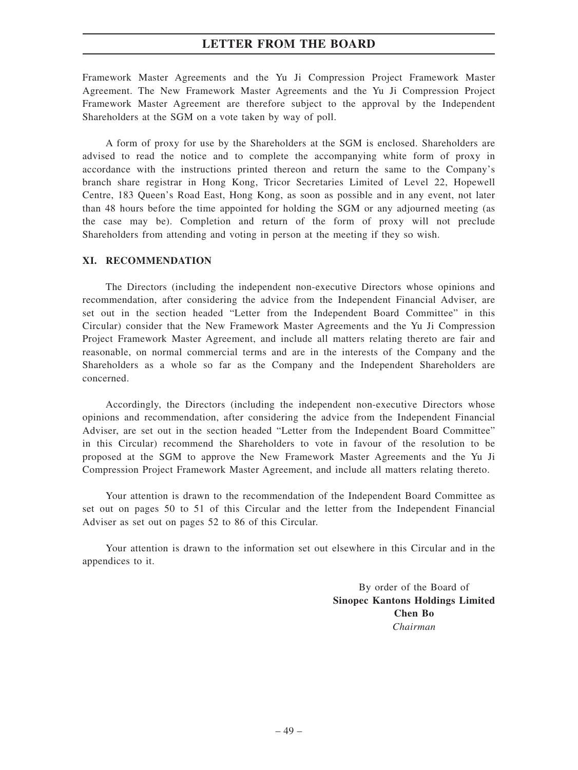Framework Master Agreements and the Yu Ji Compression Project Framework Master Agreement. The New Framework Master Agreements and the Yu Ji Compression Project Framework Master Agreement are therefore subject to the approval by the Independent Shareholders at the SGM on a vote taken by way of poll.

A form of proxy for use by the Shareholders at the SGM is enclosed. Shareholders are advised to read the notice and to complete the accompanying white form of proxy in accordance with the instructions printed thereon and return the same to the Company's branch share registrar in Hong Kong, Tricor Secretaries Limited of Level 22, Hopewell Centre, 183 Queen's Road East, Hong Kong, as soon as possible and in any event, not later than 48 hours before the time appointed for holding the SGM or any adjourned meeting (as the case may be). Completion and return of the form of proxy will not preclude Shareholders from attending and voting in person at the meeting if they so wish.

## XI. RECOMMENDATION

The Directors (including the independent non-executive Directors whose opinions and recommendation, after considering the advice from the Independent Financial Adviser, are set out in the section headed "Letter from the Independent Board Committee" in this Circular) consider that the New Framework Master Agreements and the Yu Ji Compression Project Framework Master Agreement, and include all matters relating thereto are fair and reasonable, on normal commercial terms and are in the interests of the Company and the Shareholders as a whole so far as the Company and the Independent Shareholders are concerned.

Accordingly, the Directors (including the independent non-executive Directors whose opinions and recommendation, after considering the advice from the Independent Financial Adviser, are set out in the section headed "Letter from the Independent Board Committee" in this Circular) recommend the Shareholders to vote in favour of the resolution to be proposed at the SGM to approve the New Framework Master Agreements and the Yu Ji Compression Project Framework Master Agreement, and include all matters relating thereto.

Your attention is drawn to the recommendation of the Independent Board Committee as set out on pages 50 to 51 of this Circular and the letter from the Independent Financial Adviser as set out on pages 52 to 86 of this Circular.

Your attention is drawn to the information set out elsewhere in this Circular and in the appendices to it.

By order of the Board of
**Sinopec Kantons Holdings Limited**
**Chen Bo**
*Chairman*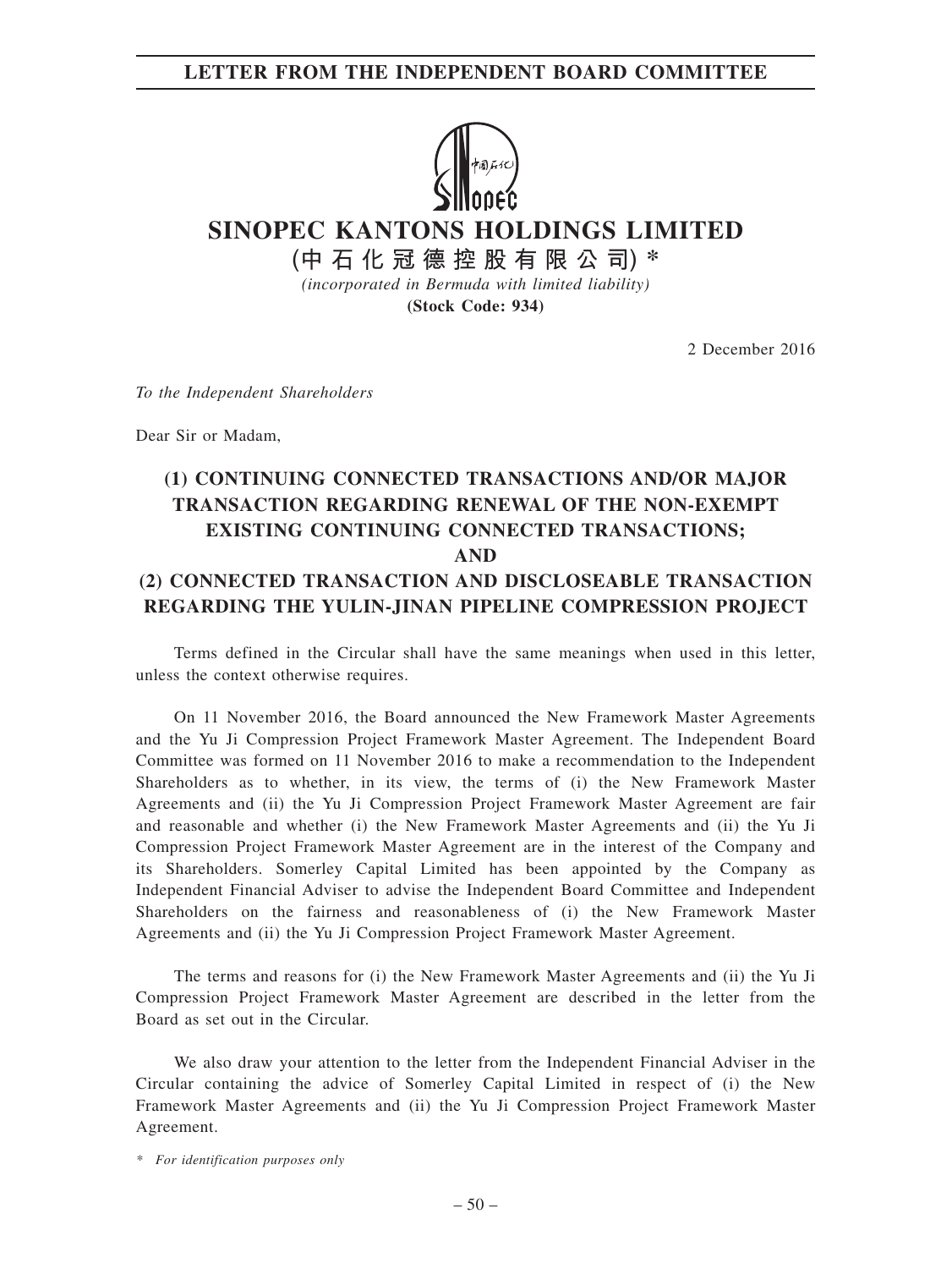## LETTER FROM THE INDEPENDENT BOARD COMMITTEE

# SINOPEC KANTONS HOLDINGS LIMITED

**(中石化冠德控股有限公司) ***

*(incorporated in Bermuda with limited liability)*

**(Stock Code: 934)**

2 December 2016

*To the Independent Shareholders*

Dear Sir or Madam,

## (1) CONTINUING CONNECTED TRANSACTIONS AND/OR MAJOR TRANSACTION REGARDING RENEWAL OF THE NON-EXEMPT EXISTING CONTINUING CONNECTED TRANSACTIONS; AND (2) CONNECTED TRANSACTION AND DISCLOSEABLE TRANSACTION REGARDING THE YULIN-JINAN PIPELINE COMPRESSION PROJECT

Terms defined in the Circular shall have the same meanings when used in this letter, unless the context otherwise requires.

On 11 November 2016, the Board announced the New Framework Master Agreements and the Yu Ji Compression Project Framework Master Agreement. The Independent Board Committee was formed on 11 November 2016 to make a recommendation to the Independent Shareholders as to whether, in its view, the terms of (i) the New Framework Master Agreements and (ii) the Yu Ji Compression Project Framework Master Agreement are fair and reasonable and whether (i) the New Framework Master Agreements and (ii) the Yu Ji Compression Project Framework Master Agreement are in the interest of the Company and its Shareholders. Somerley Capital Limited has been appointed by the Company as Independent Financial Adviser to advise the Independent Board Committee and Independent Shareholders on the fairness and reasonableness of (i) the New Framework Master Agreements and (ii) the Yu Ji Compression Project Framework Master Agreement.

The terms and reasons for (i) the New Framework Master Agreements and (ii) the Yu Ji Compression Project Framework Master Agreement are described in the letter from the Board as set out in the Circular.

We also draw your attention to the letter from the Independent Financial Adviser in the Circular containing the advice of Somerley Capital Limited in respect of (i) the New Framework Master Agreements and (ii) the Yu Ji Compression Project Framework Master Agreement.

\* *For identification purposes only*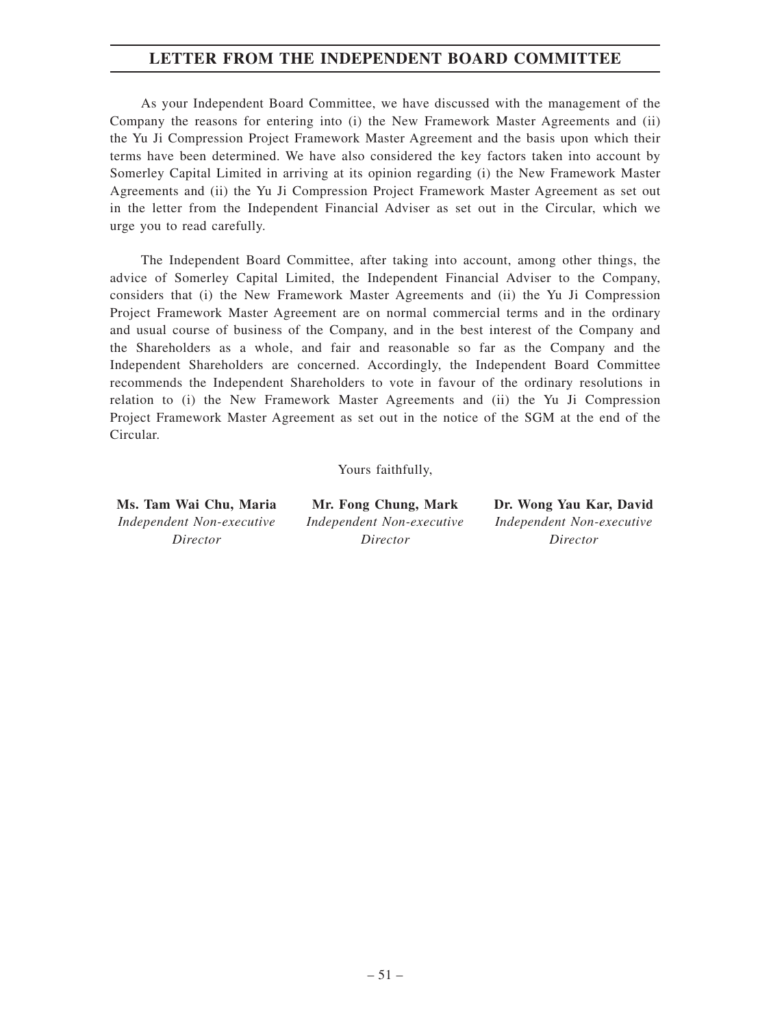# LETTER FROM THE INDEPENDENT BOARD COMMITTEE

As your Independent Board Committee, we have discussed with the management of the Company the reasons for entering into (i) the New Framework Master Agreements and (ii) the Yu Ji Compression Project Framework Master Agreement and the basis upon which their terms have been determined. We have also considered the key factors taken into account by Somerley Capital Limited in arriving at its opinion regarding (i) the New Framework Master Agreements and (ii) the Yu Ji Compression Project Framework Master Agreement as set out in the letter from the Independent Financial Adviser as set out in the Circular, which we urge you to read carefully.

The Independent Board Committee, after taking into account, among other things, the advice of Somerley Capital Limited, the Independent Financial Adviser to the Company, considers that (i) the New Framework Master Agreements and (ii) the Yu Ji Compression Project Framework Master Agreement are on normal commercial terms and in the ordinary and usual course of business of the Company, and in the best interest of the Company and the Shareholders as a whole, and fair and reasonable so far as the Company and the Independent Shareholders are concerned. Accordingly, the Independent Board Committee recommends the Independent Shareholders to vote in favour of the ordinary resolutions in relation to (i) the New Framework Master Agreements and (ii) the Yu Ji Compression Project Framework Master Agreement as set out in the notice of the SGM at the end of the Circular.

Yours faithfully,

**Ms. Tam Wai Chu, Maria**
*Independent Non-executive Director*

**Mr. Fong Chung, Mark**
*Independent Non-executive Director*

**Dr. Wong Yau Kar, David**
*Independent Non-executive Director*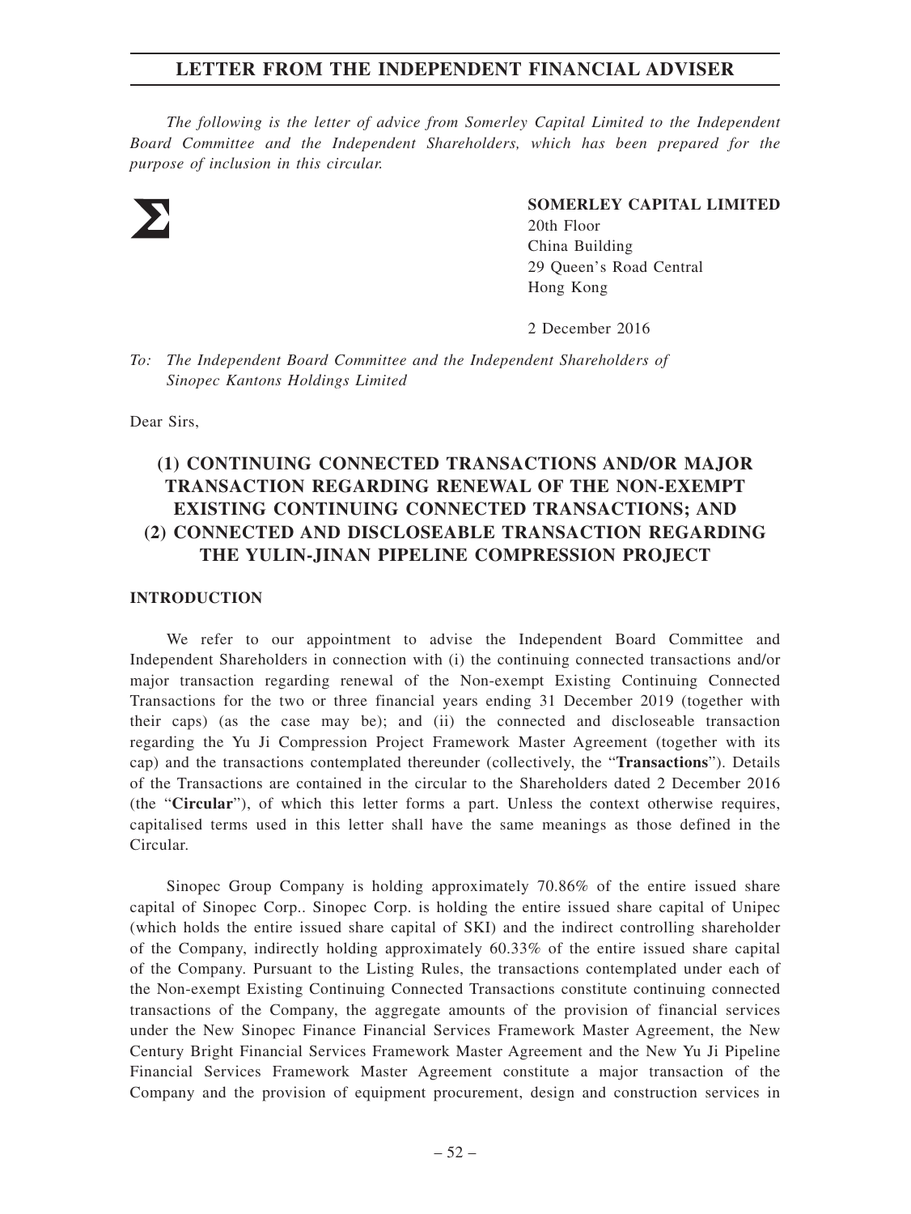# LETTER FROM THE INDEPENDENT FINANCIAL ADVISER

*The following is the letter of advice from Somerley Capital Limited to the Independent Board Committee and the Independent Shareholders, which has been prepared for the purpose of inclusion in this circular.*

**SOMERLEY CAPITAL LIMITED**
20th Floor
China Building
29 Queen's Road Central
Hong Kong

2 December 2016

*To: The Independent Board Committee and the Independent Shareholders of Sinopec Kantons Holdings Limited*

Dear Sirs,

## (1) CONTINUING CONNECTED TRANSACTIONS AND/OR MAJOR TRANSACTION REGARDING RENEWAL OF THE NON-EXEMPT EXISTING CONTINUING CONNECTED TRANSACTIONS; AND (2) CONNECTED AND DISCLOSEABLE TRANSACTION REGARDING THE YULIN-JINAN PIPELINE COMPRESSION PROJECT

### INTRODUCTION

We refer to our appointment to advise the Independent Board Committee and Independent Shareholders in connection with (i) the continuing connected transactions and/or major transaction regarding renewal of the Non-exempt Existing Continuing Connected Transactions for the two or three financial years ending 31 December 2019 (together with their caps) (as the case may be); and (ii) the connected and discloseable transaction regarding the Yu Ji Compression Project Framework Master Agreement (together with its cap) and the transactions contemplated thereunder (collectively, the "**Transactions**"). Details of the Transactions are contained in the circular to the Shareholders dated 2 December 2016 (the "**Circular**"), of which this letter forms a part. Unless the context otherwise requires, capitalised terms used in this letter shall have the same meanings as those defined in the Circular.

Sinopec Group Company is holding approximately 70.86% of the entire issued share capital of Sinopec Corp.. Sinopec Corp. is holding the entire issued share capital of Unipec (which holds the entire issued share capital of SKI) and the indirect controlling shareholder of the Company, indirectly holding approximately 60.33% of the entire issued share capital of the Company. Pursuant to the Listing Rules, the transactions contemplated under each of the Non-exempt Existing Continuing Connected Transactions constitute continuing connected transactions of the Company, the aggregate amounts of the provision of financial services under the New Sinopec Finance Financial Services Framework Master Agreement, the New Century Bright Financial Services Framework Master Agreement and the New Yu Ji Pipeline Financial Services Framework Master Agreement constitute a major transaction of the Company and the provision of equipment procurement, design and construction services in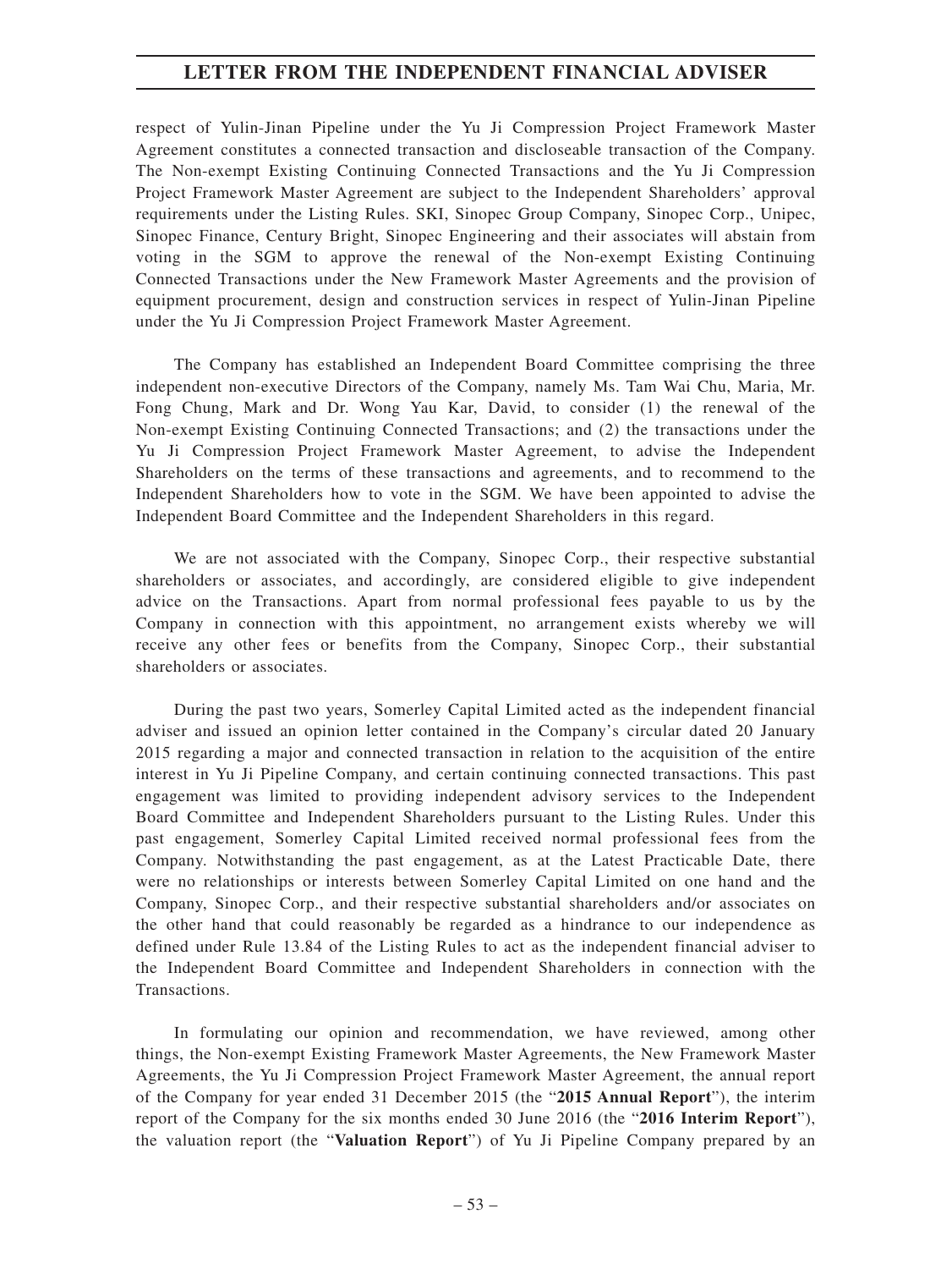respect of Yulin-Jinan Pipeline under the Yu Ji Compression Project Framework Master Agreement constitutes a connected transaction and discloseable transaction of the Company. The Non-exempt Existing Continuing Connected Transactions and the Yu Ji Compression Project Framework Master Agreement are subject to the Independent Shareholders' approval requirements under the Listing Rules. SKI, Sinopec Group Company, Sinopec Corp., Unipec, Sinopec Finance, Century Bright, Sinopec Engineering and their associates will abstain from voting in the SGM to approve the renewal of the Non-exempt Existing Continuing Connected Transactions under the New Framework Master Agreements and the provision of equipment procurement, design and construction services in respect of Yulin-Jinan Pipeline under the Yu Ji Compression Project Framework Master Agreement.

The Company has established an Independent Board Committee comprising the three independent non-executive Directors of the Company, namely Ms. Tam Wai Chu, Maria, Mr. Fong Chung, Mark and Dr. Wong Yau Kar, David, to consider (1) the renewal of the Non-exempt Existing Continuing Connected Transactions; and (2) the transactions under the Yu Ji Compression Project Framework Master Agreement, to advise the Independent Shareholders on the terms of these transactions and agreements, and to recommend to the Independent Shareholders how to vote in the SGM. We have been appointed to advise the Independent Board Committee and the Independent Shareholders in this regard.

We are not associated with the Company, Sinopec Corp., their respective substantial shareholders or associates, and accordingly, are considered eligible to give independent advice on the Transactions. Apart from normal professional fees payable to us by the Company in connection with this appointment, no arrangement exists whereby we will receive any other fees or benefits from the Company, Sinopec Corp., their substantial shareholders or associates.

During the past two years, Somerley Capital Limited acted as the independent financial adviser and issued an opinion letter contained in the Company's circular dated 20 January 2015 regarding a major and connected transaction in relation to the acquisition of the entire interest in Yu Ji Pipeline Company, and certain continuing connected transactions. This past engagement was limited to providing independent advisory services to the Independent Board Committee and Independent Shareholders pursuant to the Listing Rules. Under this past engagement, Somerley Capital Limited received normal professional fees from the Company. Notwithstanding the past engagement, as at the Latest Practicable Date, there were no relationships or interests between Somerley Capital Limited on one hand and the Company, Sinopec Corp., and their respective substantial shareholders and/or associates on the other hand that could reasonably be regarded as a hindrance to our independence as defined under Rule 13.84 of the Listing Rules to act as the independent financial adviser to the Independent Board Committee and Independent Shareholders in connection with the Transactions.

In formulating our opinion and recommendation, we have reviewed, among other things, the Non-exempt Existing Framework Master Agreements, the New Framework Master Agreements, the Yu Ji Compression Project Framework Master Agreement, the annual report of the Company for year ended 31 December 2015 (the "**2015 Annual Report**"), the interim report of the Company for the six months ended 30 June 2016 (the "**2016 Interim Report**"), the valuation report (the "**Valuation Report**") of Yu Ji Pipeline Company prepared by an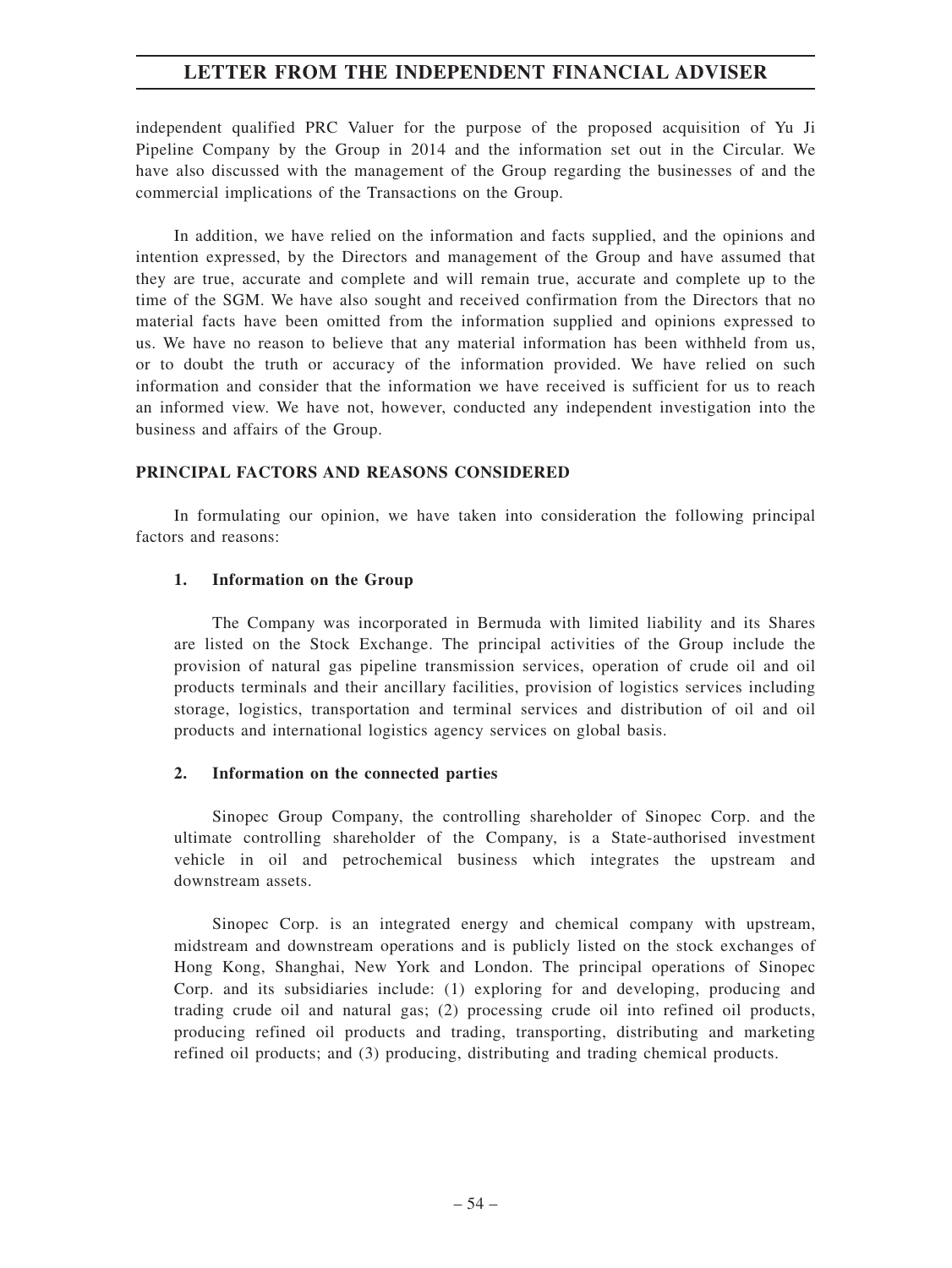independent qualified PRC Valuer for the purpose of the proposed acquisition of Yu Ji Pipeline Company by the Group in 2014 and the information set out in the Circular. We have also discussed with the management of the Group regarding the businesses of and the commercial implications of the Transactions on the Group.

In addition, we have relied on the information and facts supplied, and the opinions and intention expressed, by the Directors and management of the Group and have assumed that they are true, accurate and complete and will remain true, accurate and complete up to the time of the SGM. We have also sought and received confirmation from the Directors that no material facts have been omitted from the information supplied and opinions expressed to us. We have no reason to believe that any material information has been withheld from us, or to doubt the truth or accuracy of the information provided. We have relied on such information and consider that the information we have received is sufficient for us to reach an informed view. We have not, however, conducted any independent investigation into the business and affairs of the Group.

## PRINCIPAL FACTORS AND REASONS CONSIDERED

In formulating our opinion, we have taken into consideration the following principal factors and reasons:

### 1. Information on the Group

The Company was incorporated in Bermuda with limited liability and its Shares are listed on the Stock Exchange. The principal activities of the Group include the provision of natural gas pipeline transmission services, operation of crude oil and oil products terminals and their ancillary facilities, provision of logistics services including storage, logistics, transportation and terminal services and distribution of oil and oil products and international logistics agency services on global basis.

### 2. Information on the connected parties

Sinopec Group Company, the controlling shareholder of Sinopec Corp. and the ultimate controlling shareholder of the Company, is a State-authorised investment vehicle in oil and petrochemical business which integrates the upstream and downstream assets.

Sinopec Corp. is an integrated energy and chemical company with upstream, midstream and downstream operations and is publicly listed on the stock exchanges of Hong Kong, Shanghai, New York and London. The principal operations of Sinopec Corp. and its subsidiaries include: (1) exploring for and developing, producing and trading crude oil and natural gas; (2) processing crude oil into refined oil products, producing refined oil products and trading, transporting, distributing and marketing refined oil products; and (3) producing, distributing and trading chemical products.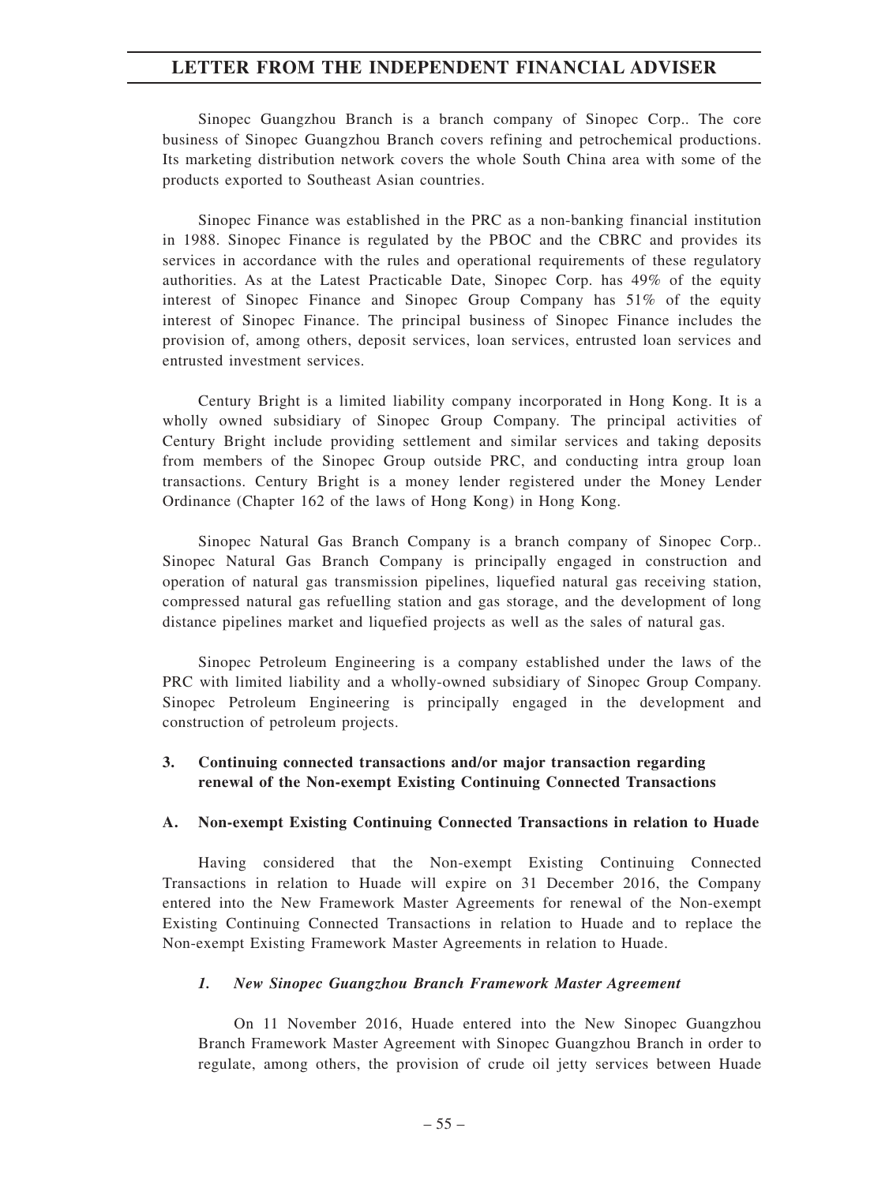Sinopec Guangzhou Branch is a branch company of Sinopec Corp.. The core business of Sinopec Guangzhou Branch covers refining and petrochemical productions. Its marketing distribution network covers the whole South China area with some of the products exported to Southeast Asian countries.

Sinopec Finance was established in the PRC as a non-banking financial institution in 1988. Sinopec Finance is regulated by the PBOC and the CBRC and provides its services in accordance with the rules and operational requirements of these regulatory authorities. As at the Latest Practicable Date, Sinopec Corp. has 49% of the equity interest of Sinopec Finance and Sinopec Group Company has 51% of the equity interest of Sinopec Finance. The principal business of Sinopec Finance includes the provision of, among others, deposit services, loan services, entrusted loan services and entrusted investment services.

Century Bright is a limited liability company incorporated in Hong Kong. It is a wholly owned subsidiary of Sinopec Group Company. The principal activities of Century Bright include providing settlement and similar services and taking deposits from members of the Sinopec Group outside PRC, and conducting intra group loan transactions. Century Bright is a money lender registered under the Money Lender Ordinance (Chapter 162 of the laws of Hong Kong) in Hong Kong.

Sinopec Natural Gas Branch Company is a branch company of Sinopec Corp.. Sinopec Natural Gas Branch Company is principally engaged in construction and operation of natural gas transmission pipelines, liquefied natural gas receiving station, compressed natural gas refuelling station and gas storage, and the development of long distance pipelines market and liquefied projects as well as the sales of natural gas.

Sinopec Petroleum Engineering is a company established under the laws of the PRC with limited liability and a wholly-owned subsidiary of Sinopec Group Company. Sinopec Petroleum Engineering is principally engaged in the development and construction of petroleum projects.

## 3. Continuing connected transactions and/or major transaction regarding renewal of the Non-exempt Existing Continuing Connected Transactions

### A. Non-exempt Existing Continuing Connected Transactions in relation to Huade

Having considered that the Non-exempt Existing Continuing Connected Transactions in relation to Huade will expire on 31 December 2016, the Company entered into the New Framework Master Agreements for renewal of the Non-exempt Existing Continuing Connected Transactions in relation to Huade and to replace the Non-exempt Existing Framework Master Agreements in relation to Huade.

#### *1. New Sinopec Guangzhou Branch Framework Master Agreement*

On 11 November 2016, Huade entered into the New Sinopec Guangzhou Branch Framework Master Agreement with Sinopec Guangzhou Branch in order to regulate, among others, the provision of crude oil jetty services between Huade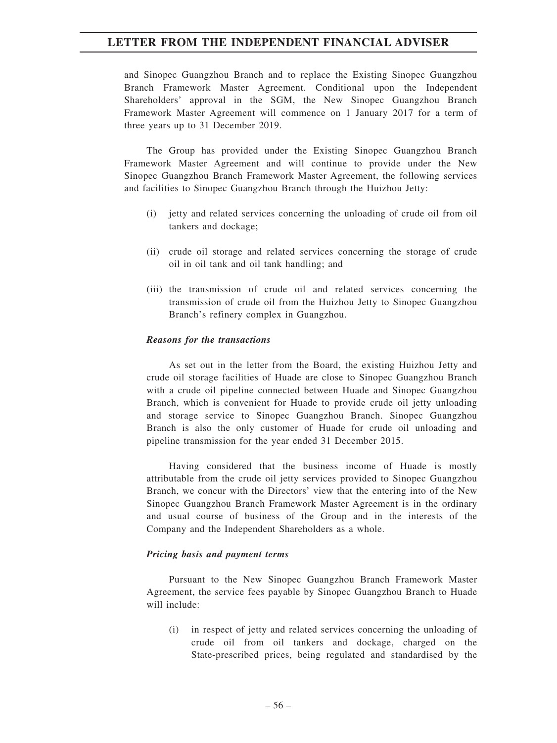and Sinopec Guangzhou Branch and to replace the Existing Sinopec Guangzhou Branch Framework Master Agreement. Conditional upon the Independent Shareholders' approval in the SGM, the New Sinopec Guangzhou Branch Framework Master Agreement will commence on 1 January 2017 for a term of three years up to 31 December 2019.

The Group has provided under the Existing Sinopec Guangzhou Branch Framework Master Agreement and will continue to provide under the New Sinopec Guangzhou Branch Framework Master Agreement, the following services and facilities to Sinopec Guangzhou Branch through the Huizhou Jetty:

(i) jetty and related services concerning the unloading of crude oil from oil tankers and dockage;

(ii) crude oil storage and related services concerning the storage of crude oil in oil tank and oil tank handling; and

(iii) the transmission of crude oil and related services concerning the transmission of crude oil from the Huizhou Jetty to Sinopec Guangzhou Branch's refinery complex in Guangzhou.

***Reasons for the transactions***

As set out in the letter from the Board, the existing Huizhou Jetty and crude oil storage facilities of Huade are close to Sinopec Guangzhou Branch with a crude oil pipeline connected between Huade and Sinopec Guangzhou Branch, which is convenient for Huade to provide crude oil jetty unloading and storage service to Sinopec Guangzhou Branch. Sinopec Guangzhou Branch is also the only customer of Huade for crude oil unloading and pipeline transmission for the year ended 31 December 2015.

Having considered that the business income of Huade is mostly attributable from the crude oil jetty services provided to Sinopec Guangzhou Branch, we concur with the Directors' view that the entering into of the New Sinopec Guangzhou Branch Framework Master Agreement is in the ordinary and usual course of business of the Group and in the interests of the Company and the Independent Shareholders as a whole.

***Pricing basis and payment terms***

Pursuant to the New Sinopec Guangzhou Branch Framework Master Agreement, the service fees payable by Sinopec Guangzhou Branch to Huade will include:

(i) in respect of jetty and related services concerning the unloading of crude oil from oil tankers and dockage, charged on the State-prescribed prices, being regulated and standardised by the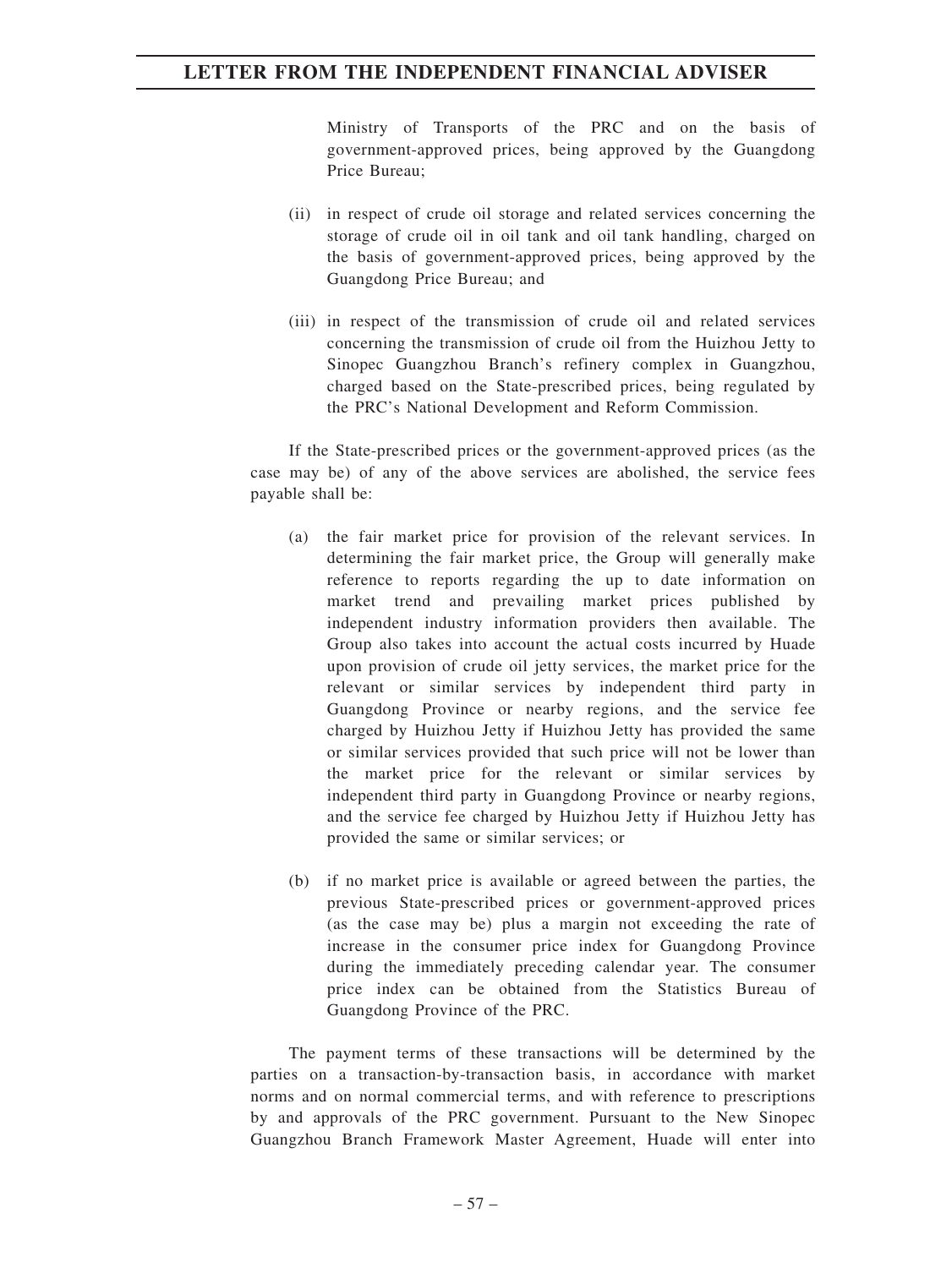Ministry of Transports of the PRC and on the basis of government-approved prices, being approved by the Guangdong Price Bureau;

(ii) in respect of crude oil storage and related services concerning the storage of crude oil in oil tank and oil tank handling, charged on the basis of government-approved prices, being approved by the Guangdong Price Bureau; and

(iii) in respect of the transmission of crude oil and related services concerning the transmission of crude oil from the Huizhou Jetty to Sinopec Guangzhou Branch's refinery complex in Guangzhou, charged based on the State-prescribed prices, being regulated by the PRC's National Development and Reform Commission.

If the State-prescribed prices or the government-approved prices (as the case may be) of any of the above services are abolished, the service fees payable shall be:

(a) the fair market price for provision of the relevant services. In determining the fair market price, the Group will generally make reference to reports regarding the up to date information on market trend and prevailing market prices published by independent industry information providers then available. The Group also takes into account the actual costs incurred by Huade upon provision of crude oil jetty services, the market price for the relevant or similar services by independent third party in Guangdong Province or nearby regions, and the service fee charged by Huizhou Jetty if Huizhou Jetty has provided the same or similar services provided that such price will not be lower than the market price for the relevant or similar services by independent third party in Guangdong Province or nearby regions, and the service fee charged by Huizhou Jetty if Huizhou Jetty has provided the same or similar services; or

(b) if no market price is available or agreed between the parties, the previous State-prescribed prices or government-approved prices (as the case may be) plus a margin not exceeding the rate of increase in the consumer price index for Guangdong Province during the immediately preceding calendar year. The consumer price index can be obtained from the Statistics Bureau of Guangdong Province of the PRC.

The payment terms of these transactions will be determined by the parties on a transaction-by-transaction basis, in accordance with market norms and on normal commercial terms, and with reference to prescriptions by and approvals of the PRC government. Pursuant to the New Sinopec Guangzhou Branch Framework Master Agreement, Huade will enter into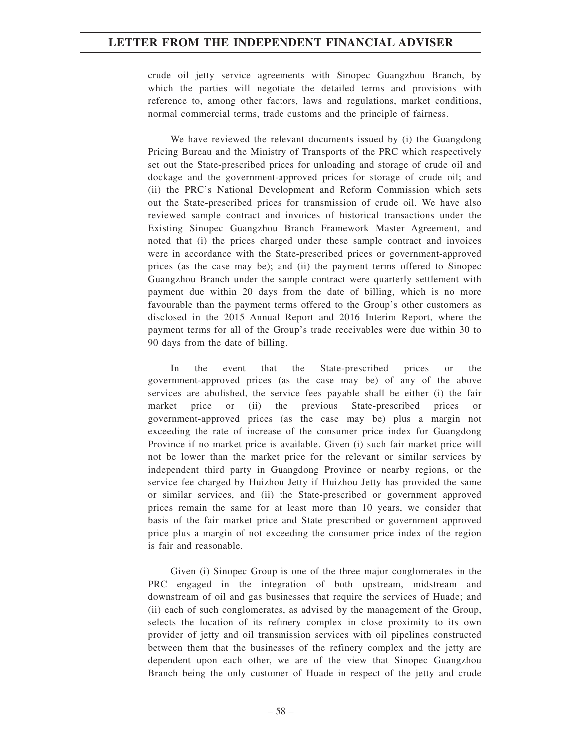crude oil jetty service agreements with Sinopec Guangzhou Branch, by which the parties will negotiate the detailed terms and provisions with reference to, among other factors, laws and regulations, market conditions, normal commercial terms, trade customs and the principle of fairness.

We have reviewed the relevant documents issued by (i) the Guangdong Pricing Bureau and the Ministry of Transports of the PRC which respectively set out the State-prescribed prices for unloading and storage of crude oil and dockage and the government-approved prices for storage of crude oil; and (ii) the PRC's National Development and Reform Commission which sets out the State-prescribed prices for transmission of crude oil. We have also reviewed sample contract and invoices of historical transactions under the Existing Sinopec Guangzhou Branch Framework Master Agreement, and noted that (i) the prices charged under these sample contract and invoices were in accordance with the State-prescribed prices or government-approved prices (as the case may be); and (ii) the payment terms offered to Sinopec Guangzhou Branch under the sample contract were quarterly settlement with payment due within 20 days from the date of billing, which is no more favourable than the payment terms offered to the Group's other customers as disclosed in the 2015 Annual Report and 2016 Interim Report, where the payment terms for all of the Group's trade receivables were due within 30 to 90 days from the date of billing.

In the event that the State-prescribed prices or the government-approved prices (as the case may be) of any of the above services are abolished, the service fees payable shall be either (i) the fair market price or (ii) the previous State-prescribed prices or government-approved prices (as the case may be) plus a margin not exceeding the rate of increase of the consumer price index for Guangdong Province if no market price is available. Given (i) such fair market price will not be lower than the market price for the relevant or similar services by independent third party in Guangdong Province or nearby regions, or the service fee charged by Huizhou Jetty if Huizhou Jetty has provided the same or similar services, and (ii) the State-prescribed or government approved prices remain the same for at least more than 10 years, we consider that basis of the fair market price and State prescribed or government approved price plus a margin of not exceeding the consumer price index of the region is fair and reasonable.

Given (i) Sinopec Group is one of the three major conglomerates in the PRC engaged in the integration of both upstream, midstream and downstream of oil and gas businesses that require the services of Huade; and (ii) each of such conglomerates, as advised by the management of the Group, selects the location of its refinery complex in close proximity to its own provider of jetty and oil transmission services with oil pipelines constructed between them that the businesses of the refinery complex and the jetty are dependent upon each other, we are of the view that Sinopec Guangzhou Branch being the only customer of Huade in respect of the jetty and crude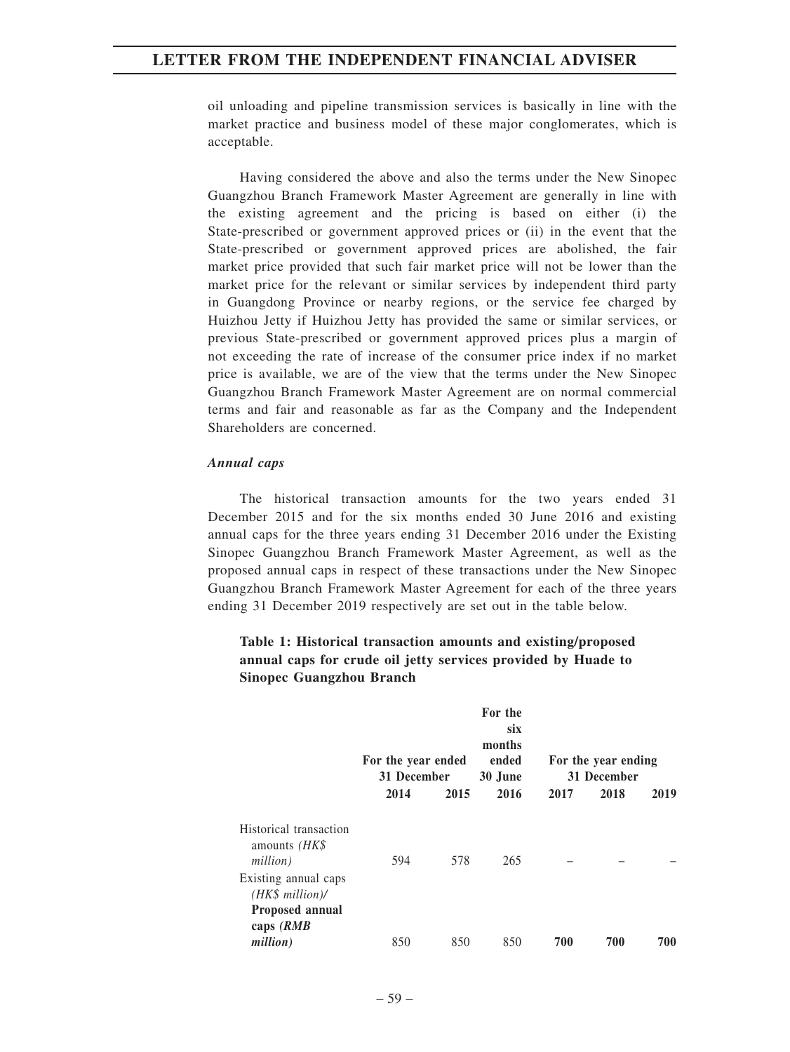oil unloading and pipeline transmission services is basically in line with the market practice and business model of these major conglomerates, which is acceptable.

Having considered the above and also the terms under the New Sinopec Guangzhou Branch Framework Master Agreement are generally in line with the existing agreement and the pricing is based on either (i) the State-prescribed or government approved prices or (ii) in the event that the State-prescribed or government approved prices are abolished, the fair market price provided that such fair market price will not be lower than the market price for the relevant or similar services by independent third party in Guangdong Province or nearby regions, or the service fee charged by Huizhou Jetty if Huizhou Jetty has provided the same or similar services, or previous State-prescribed or government approved prices plus a margin of not exceeding the rate of increase of the consumer price index if no market price is available, we are of the view that the terms under the New Sinopec Guangzhou Branch Framework Master Agreement are on normal commercial terms and fair and reasonable as far as the Company and the Independent Shareholders are concerned.

***Annual caps***

The historical transaction amounts for the two years ended 31 December 2015 and for the six months ended 30 June 2016 and existing annual caps for the three years ending 31 December 2016 under the Existing Sinopec Guangzhou Branch Framework Master Agreement, as well as the proposed annual caps in respect of these transactions under the New Sinopec Guangzhou Branch Framework Master Agreement for each of the three years ending 31 December 2019 respectively are set out in the table below.

**Table 1: Historical transaction amounts and existing/proposed annual caps for crude oil jetty services provided by Huade to Sinopec Guangzhou Branch**

| | For the year ended 31 December | | For the six months ended 30 June | For the year ending 31 December | | |
|---|---|---|---|---|---|---|
| | 2014 | 2015 | 2016 | 2017 | 2018 | 2019 |
| Historical transaction amounts *(HK$ million)* | 594 | 578 | 265 | – | – | – |
| Existing annual caps *(HK$ million)*/ **Proposed annual caps *(RMB million)*** | 850 | 850 | 850 | **700** | **700** | **700** |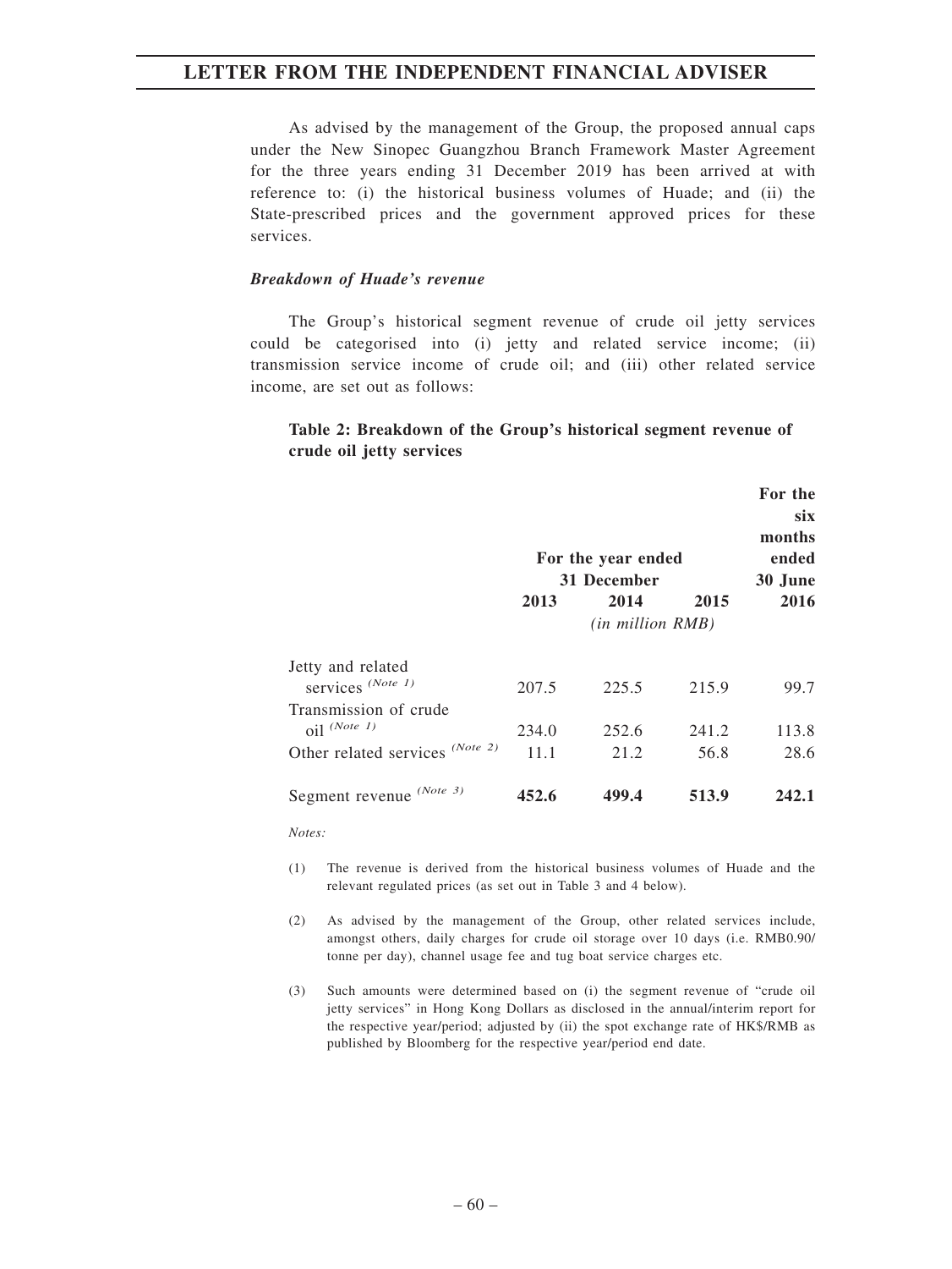As advised by the management of the Group, the proposed annual caps under the New Sinopec Guangzhou Branch Framework Master Agreement for the three years ending 31 December 2019 has been arrived at with reference to: (i) the historical business volumes of Huade; and (ii) the State-prescribed prices and the government approved prices for these services.

***Breakdown of Huade's revenue***

The Group's historical segment revenue of crude oil jetty services could be categorised into (i) jetty and related service income; (ii) transmission service income of crude oil; and (iii) other related service income, are set out as follows:

**Table 2: Breakdown of the Group's historical segment revenue of crude oil jetty services**

| | For the year ended 31 December | | | For the six months ended 30 June |
|---|---|---|---|---|
| | 2013 | 2014 | 2015 | 2016 |
| | *(in million RMB)* | | | |
| Jetty and related services (Note 1) | 207.5 | 225.5 | 215.9 | 99.7 |
| Transmission of crude oil (Note 1) | 234.0 | 252.6 | 241.2 | 113.8 |
| Other related services (Note 2) | 11.1 | 21.2 | 56.8 | 28.6 |
| Segment revenue (Note 3) | **452.6** | **499.4** | **513.9** | **242.1** |

*Notes:*

(1) The revenue is derived from the historical business volumes of Huade and the relevant regulated prices (as set out in Table 3 and 4 below).

(2) As advised by the management of the Group, other related services include, amongst others, daily charges for crude oil storage over 10 days (i.e. RMB0.90/ tonne per day), channel usage fee and tug boat service charges etc.

(3) Such amounts were determined based on (i) the segment revenue of "crude oil jetty services" in Hong Kong Dollars as disclosed in the annual/interim report for the respective year/period; adjusted by (ii) the spot exchange rate of HK$/RMB as published by Bloomberg for the respective year/period end date.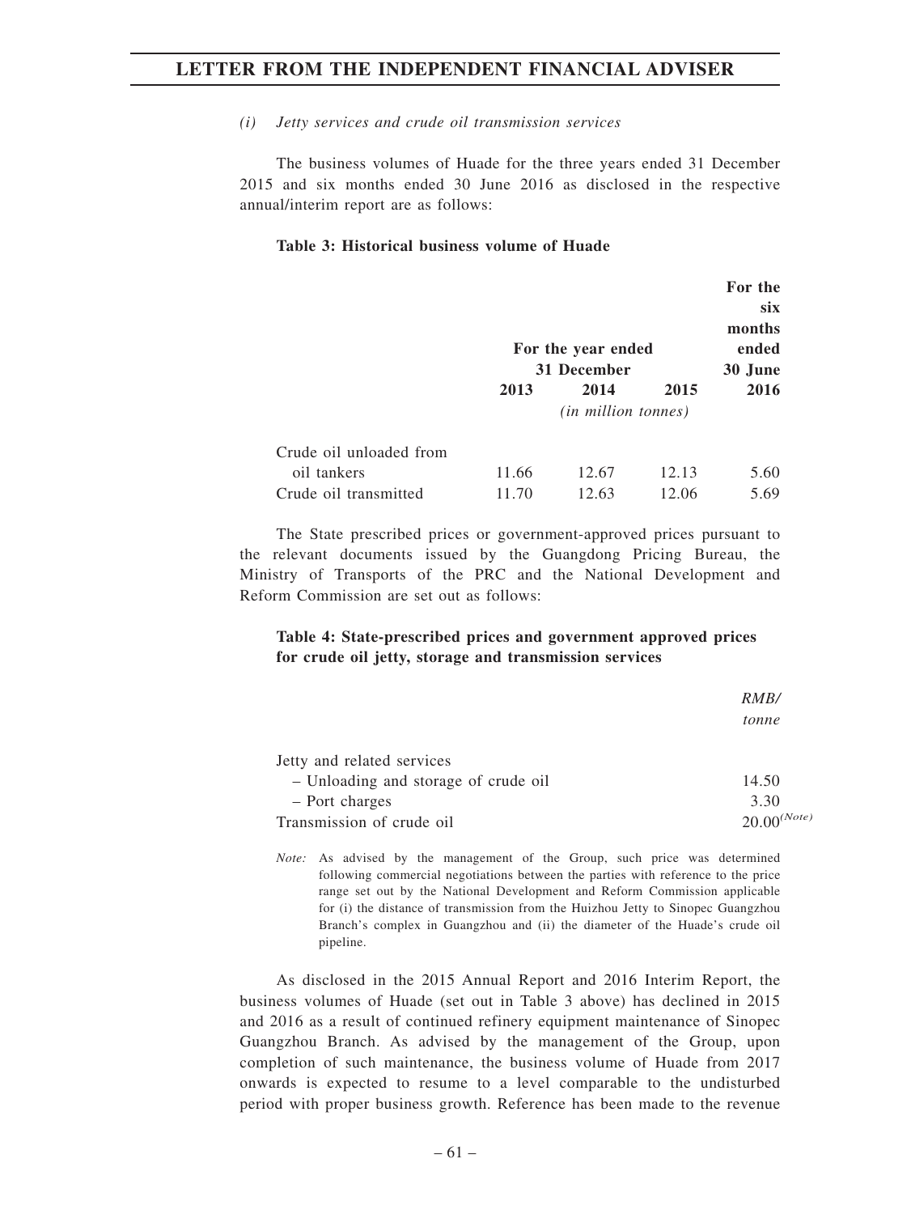*(i) Jetty services and crude oil transmission services*

The business volumes of Huade for the three years ended 31 December 2015 and six months ended 30 June 2016 as disclosed in the respective annual/interim report are as follows:

**Table 3: Historical business volume of Huade**

| | For the year ended 31 December | | | For the six months ended 30 June |
|---|---|---|---|---|
| | **2013** | **2014** | **2015** | **2016** |
| | *(in million tonnes)* | | | |
| Crude oil unloaded from oil tankers | 11.66 | 12.67 | 12.13 | 5.60 |
| Crude oil transmitted | 11.70 | 12.63 | 12.06 | 5.69 |

The State prescribed prices or government-approved prices pursuant to the relevant documents issued by the Guangdong Pricing Bureau, the Ministry of Transports of the PRC and the National Development and Reform Commission are set out as follows:

**Table 4: State-prescribed prices and government approved prices for crude oil jetty, storage and transmission services**

| | *RMB/ tonne* |
|---|---|
| Jetty and related services | |
| – Unloading and storage of crude oil | 14.50 |
| – Port charges | 3.30 |
| Transmission of crude oil | 20.00*(Note)* |

*Note:* As advised by the management of the Group, such price was determined following commercial negotiations between the parties with reference to the price range set out by the National Development and Reform Commission applicable for (i) the distance of transmission from the Huizhou Jetty to Sinopec Guangzhou Branch's complex in Guangzhou and (ii) the diameter of the Huade's crude oil pipeline.

As disclosed in the 2015 Annual Report and 2016 Interim Report, the business volumes of Huade (set out in Table 3 above) has declined in 2015 and 2016 as a result of continued refinery equipment maintenance of Sinopec Guangzhou Branch. As advised by the management of the Group, upon completion of such maintenance, the business volume of Huade from 2017 onwards is expected to resume to a level comparable to the undisturbed period with proper business growth. Reference has been made to the revenue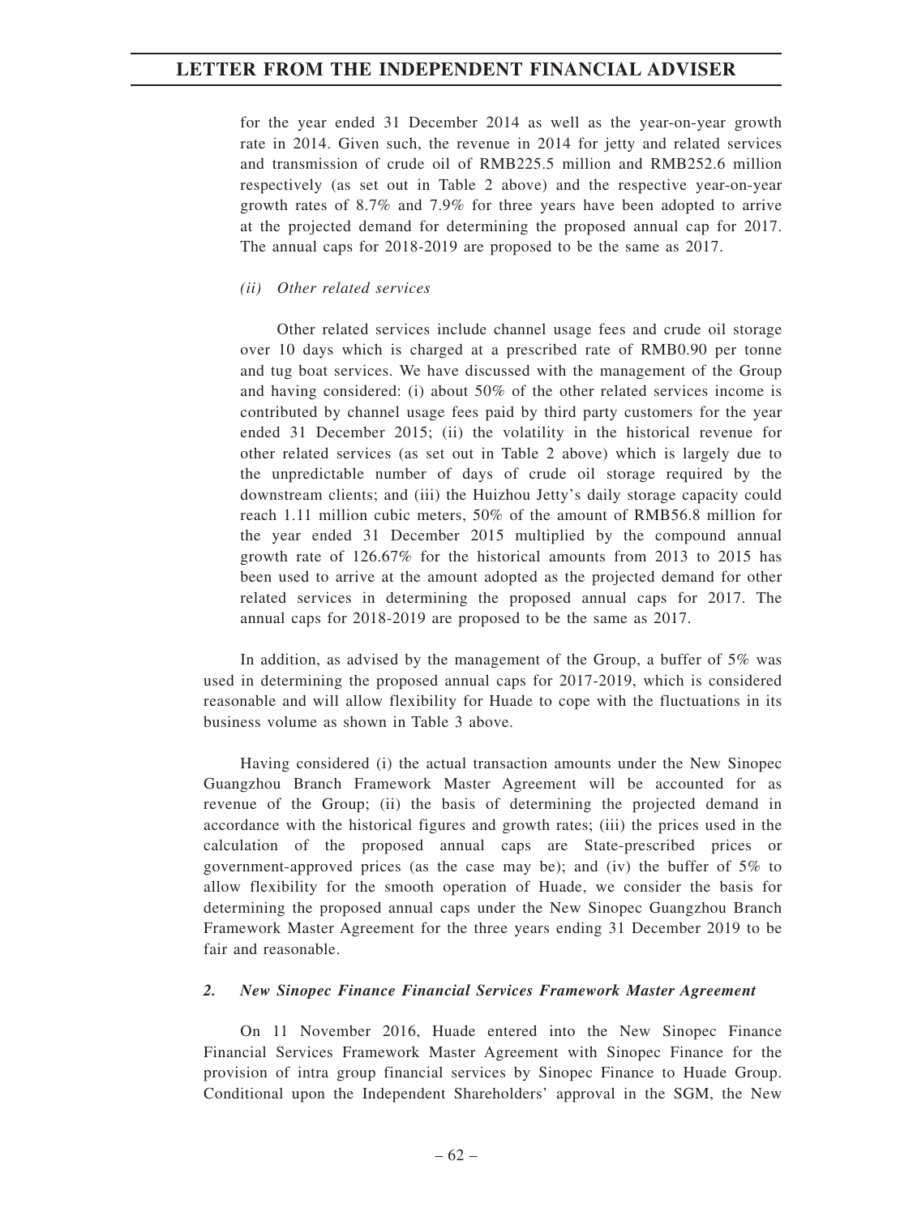for the year ended 31 December 2014 as well as the year-on-year growth rate in 2014. Given such, the revenue in 2014 for jetty and related services and transmission of crude oil of RMB225.5 million and RMB252.6 million respectively (as set out in Table 2 above) and the respective year-on-year growth rates of 8.7% and 7.9% for three years have been adopted to arrive at the projected demand for determining the proposed annual cap for 2017. The annual caps for 2018-2019 are proposed to be the same as 2017.

*(ii) Other related services*

Other related services include channel usage fees and crude oil storage over 10 days which is charged at a prescribed rate of RMB0.90 per tonne and tug boat services. We have discussed with the management of the Group and having considered: (i) about 50% of the other related services income is contributed by channel usage fees paid by third party customers for the year ended 31 December 2015; (ii) the volatility in the historical revenue for other related services (as set out in Table 2 above) which is largely due to the unpredictable number of days of crude oil storage required by the downstream clients; and (iii) the Huizhou Jetty's daily storage capacity could reach 1.11 million cubic meters, 50% of the amount of RMB56.8 million for the year ended 31 December 2015 multiplied by the compound annual growth rate of 126.67% for the historical amounts from 2013 to 2015 has been used to arrive at the amount adopted as the projected demand for other related services in determining the proposed annual caps for 2017. The annual caps for 2018-2019 are proposed to be the same as 2017.

In addition, as advised by the management of the Group, a buffer of 5% was used in determining the proposed annual caps for 2017-2019, which is considered reasonable and will allow flexibility for Huade to cope with the fluctuations in its business volume as shown in Table 3 above.

Having considered (i) the actual transaction amounts under the New Sinopec Guangzhou Branch Framework Master Agreement will be accounted for as revenue of the Group; (ii) the basis of determining the projected demand in accordance with the historical figures and growth rates; (iii) the prices used in the calculation of the proposed annual caps are State-prescribed prices or government-approved prices (as the case may be); and (iv) the buffer of 5% to allow flexibility for the smooth operation of Huade, we consider the basis for determining the proposed annual caps under the New Sinopec Guangzhou Branch Framework Master Agreement for the three years ending 31 December 2019 to be fair and reasonable.

### *2. New Sinopec Finance Financial Services Framework Master Agreement*

On 11 November 2016, Huade entered into the New Sinopec Finance Financial Services Framework Master Agreement with Sinopec Finance for the provision of intra group financial services by Sinopec Finance to Huade Group. Conditional upon the Independent Shareholders' approval in the SGM, the New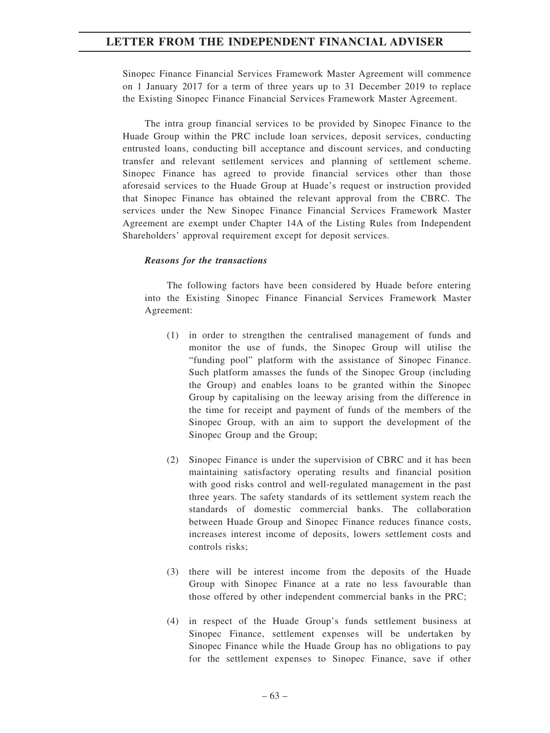Sinopec Finance Financial Services Framework Master Agreement will commence on 1 January 2017 for a term of three years up to 31 December 2019 to replace the Existing Sinopec Finance Financial Services Framework Master Agreement.

The intra group financial services to be provided by Sinopec Finance to the Huade Group within the PRC include loan services, deposit services, conducting entrusted loans, conducting bill acceptance and discount services, and conducting transfer and relevant settlement services and planning of settlement scheme. Sinopec Finance has agreed to provide financial services other than those aforesaid services to the Huade Group at Huade's request or instruction provided that Sinopec Finance has obtained the relevant approval from the CBRC. The services under the New Sinopec Finance Financial Services Framework Master Agreement are exempt under Chapter 14A of the Listing Rules from Independent Shareholders' approval requirement except for deposit services.

*Reasons for the transactions*

The following factors have been considered by Huade before entering into the Existing Sinopec Finance Financial Services Framework Master Agreement:

(1) in order to strengthen the centralised management of funds and monitor the use of funds, the Sinopec Group will utilise the "funding pool" platform with the assistance of Sinopec Finance. Such platform amasses the funds of the Sinopec Group (including the Group) and enables loans to be granted within the Sinopec Group by capitalising on the leeway arising from the difference in the time for receipt and payment of funds of the members of the Sinopec Group, with an aim to support the development of the Sinopec Group and the Group;

(2) Sinopec Finance is under the supervision of CBRC and it has been maintaining satisfactory operating results and financial position with good risks control and well-regulated management in the past three years. The safety standards of its settlement system reach the standards of domestic commercial banks. The collaboration between Huade Group and Sinopec Finance reduces finance costs, increases interest income of deposits, lowers settlement costs and controls risks;

(3) there will be interest income from the deposits of the Huade Group with Sinopec Finance at a rate no less favourable than those offered by other independent commercial banks in the PRC;

(4) in respect of the Huade Group's funds settlement business at Sinopec Finance, settlement expenses will be undertaken by Sinopec Finance while the Huade Group has no obligations to pay for the settlement expenses to Sinopec Finance, save if other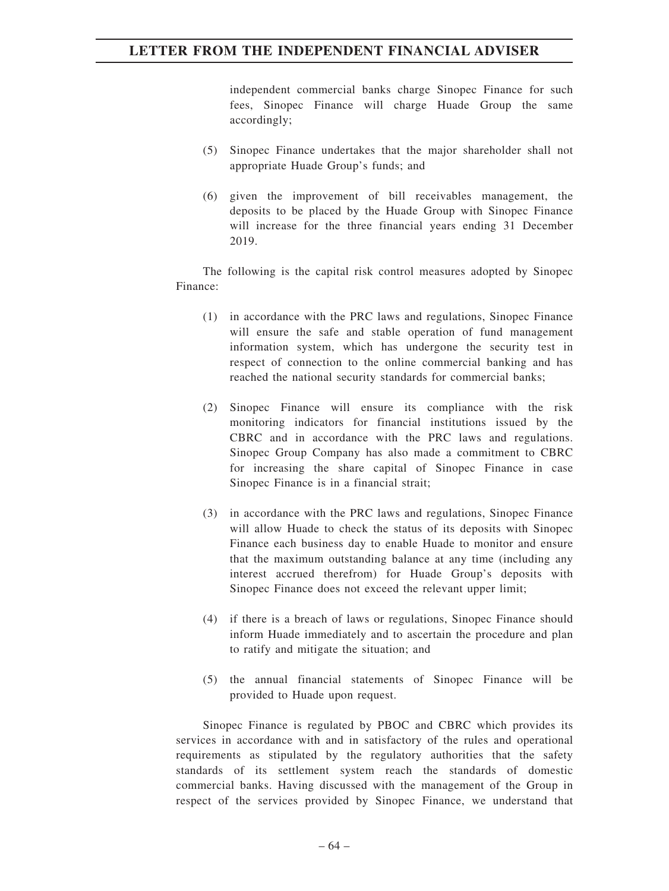independent commercial banks charge Sinopec Finance for such fees, Sinopec Finance will charge Huade Group the same accordingly;

(5) Sinopec Finance undertakes that the major shareholder shall not appropriate Huade Group's funds; and

(6) given the improvement of bill receivables management, the deposits to be placed by the Huade Group with Sinopec Finance will increase for the three financial years ending 31 December 2019.

The following is the capital risk control measures adopted by Sinopec Finance:

(1) in accordance with the PRC laws and regulations, Sinopec Finance will ensure the safe and stable operation of fund management information system, which has undergone the security test in respect of connection to the online commercial banking and has reached the national security standards for commercial banks;

(2) Sinopec Finance will ensure its compliance with the risk monitoring indicators for financial institutions issued by the CBRC and in accordance with the PRC laws and regulations. Sinopec Group Company has also made a commitment to CBRC for increasing the share capital of Sinopec Finance in case Sinopec Finance is in a financial strait;

(3) in accordance with the PRC laws and regulations, Sinopec Finance will allow Huade to check the status of its deposits with Sinopec Finance each business day to enable Huade to monitor and ensure that the maximum outstanding balance at any time (including any interest accrued therefrom) for Huade Group's deposits with Sinopec Finance does not exceed the relevant upper limit;

(4) if there is a breach of laws or regulations, Sinopec Finance should inform Huade immediately and to ascertain the procedure and plan to ratify and mitigate the situation; and

(5) the annual financial statements of Sinopec Finance will be provided to Huade upon request.

Sinopec Finance is regulated by PBOC and CBRC which provides its services in accordance with and in satisfactory of the rules and operational requirements as stipulated by the regulatory authorities that the safety standards of its settlement system reach the standards of domestic commercial banks. Having discussed with the management of the Group in respect of the services provided by Sinopec Finance, we understand that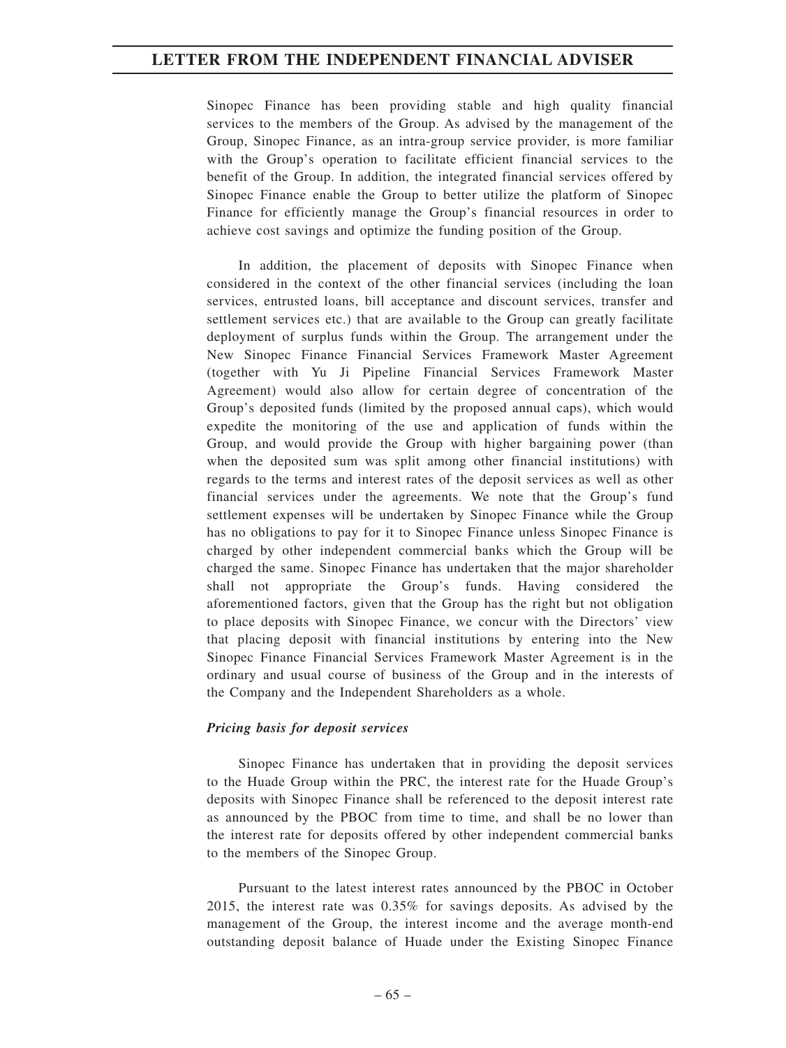Sinopec Finance has been providing stable and high quality financial services to the members of the Group. As advised by the management of the Group, Sinopec Finance, as an intra-group service provider, is more familiar with the Group's operation to facilitate efficient financial services to the benefit of the Group. In addition, the integrated financial services offered by Sinopec Finance enable the Group to better utilize the platform of Sinopec Finance for efficiently manage the Group's financial resources in order to achieve cost savings and optimize the funding position of the Group.

In addition, the placement of deposits with Sinopec Finance when considered in the context of the other financial services (including the loan services, entrusted loans, bill acceptance and discount services, transfer and settlement services etc.) that are available to the Group can greatly facilitate deployment of surplus funds within the Group. The arrangement under the New Sinopec Finance Financial Services Framework Master Agreement (together with Yu Ji Pipeline Financial Services Framework Master Agreement) would also allow for certain degree of concentration of the Group's deposited funds (limited by the proposed annual caps), which would expedite the monitoring of the use and application of funds within the Group, and would provide the Group with higher bargaining power (than when the deposited sum was split among other financial institutions) with regards to the terms and interest rates of the deposit services as well as other financial services under the agreements. We note that the Group's fund settlement expenses will be undertaken by Sinopec Finance while the Group has no obligations to pay for it to Sinopec Finance unless Sinopec Finance is charged by other independent commercial banks which the Group will be charged the same. Sinopec Finance has undertaken that the major shareholder shall not appropriate the Group's funds. Having considered the aforementioned factors, given that the Group has the right but not obligation to place deposits with Sinopec Finance, we concur with the Directors' view that placing deposit with financial institutions by entering into the New Sinopec Finance Financial Services Framework Master Agreement is in the ordinary and usual course of business of the Group and in the interests of the Company and the Independent Shareholders as a whole.

***Pricing basis for deposit services***

Sinopec Finance has undertaken that in providing the deposit services to the Huade Group within the PRC, the interest rate for the Huade Group's deposits with Sinopec Finance shall be referenced to the deposit interest rate as announced by the PBOC from time to time, and shall be no lower than the interest rate for deposits offered by other independent commercial banks to the members of the Sinopec Group.

Pursuant to the latest interest rates announced by the PBOC in October 2015, the interest rate was 0.35% for savings deposits. As advised by the management of the Group, the interest income and the average month-end outstanding deposit balance of Huade under the Existing Sinopec Finance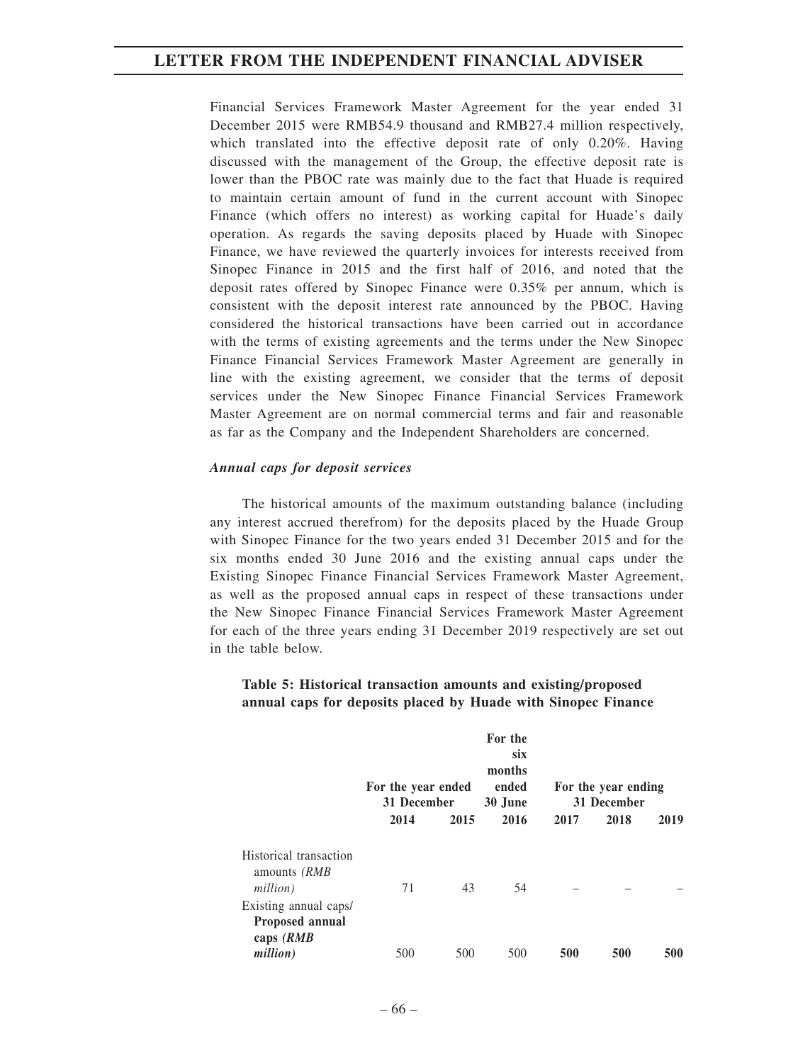Financial Services Framework Master Agreement for the year ended 31 December 2015 were RMB54.9 thousand and RMB27.4 million respectively, which translated into the effective deposit rate of only 0.20%. Having discussed with the management of the Group, the effective deposit rate is lower than the PBOC rate was mainly due to the fact that Huade is required to maintain certain amount of fund in the current account with Sinopec Finance (which offers no interest) as working capital for Huade's daily operation. As regards the saving deposits placed by Huade with Sinopec Finance, we have reviewed the quarterly invoices for interests received from Sinopec Finance in 2015 and the first half of 2016, and noted that the deposit rates offered by Sinopec Finance were 0.35% per annum, which is consistent with the deposit interest rate announced by the PBOC. Having considered the historical transactions have been carried out in accordance with the terms of existing agreements and the terms under the New Sinopec Finance Financial Services Framework Master Agreement are generally in line with the existing agreement, we consider that the terms of deposit services under the New Sinopec Finance Financial Services Framework Master Agreement are on normal commercial terms and fair and reasonable as far as the Company and the Independent Shareholders are concerned.

***Annual caps for deposit services***

The historical amounts of the maximum outstanding balance (including any interest accrued therefrom) for the deposits placed by the Huade Group with Sinopec Finance for the two years ended 31 December 2015 and for the six months ended 30 June 2016 and the existing annual caps under the Existing Sinopec Finance Financial Services Framework Master Agreement, as well as the proposed annual caps in respect of these transactions under the New Sinopec Finance Financial Services Framework Master Agreement for each of the three years ending 31 December 2019 respectively are set out in the table below.

**Table 5: Historical transaction amounts and existing/proposed annual caps for deposits placed by Huade with Sinopec Finance**

| | For the year ended 31 December | | For the six months ended 30 June | For the year ending 31 December | | |
|---|---|---|---|---|---|---|
| | 2014 | 2015 | 2016 | 2017 | 2018 | 2019 |
| Historical transaction amounts *(RMB million)* | 71 | 43 | 54 | – | – | – |
| Existing annual caps/ **Proposed annual caps *(RMB million)*** | 500 | 500 | 500 | **500** | **500** | **500** |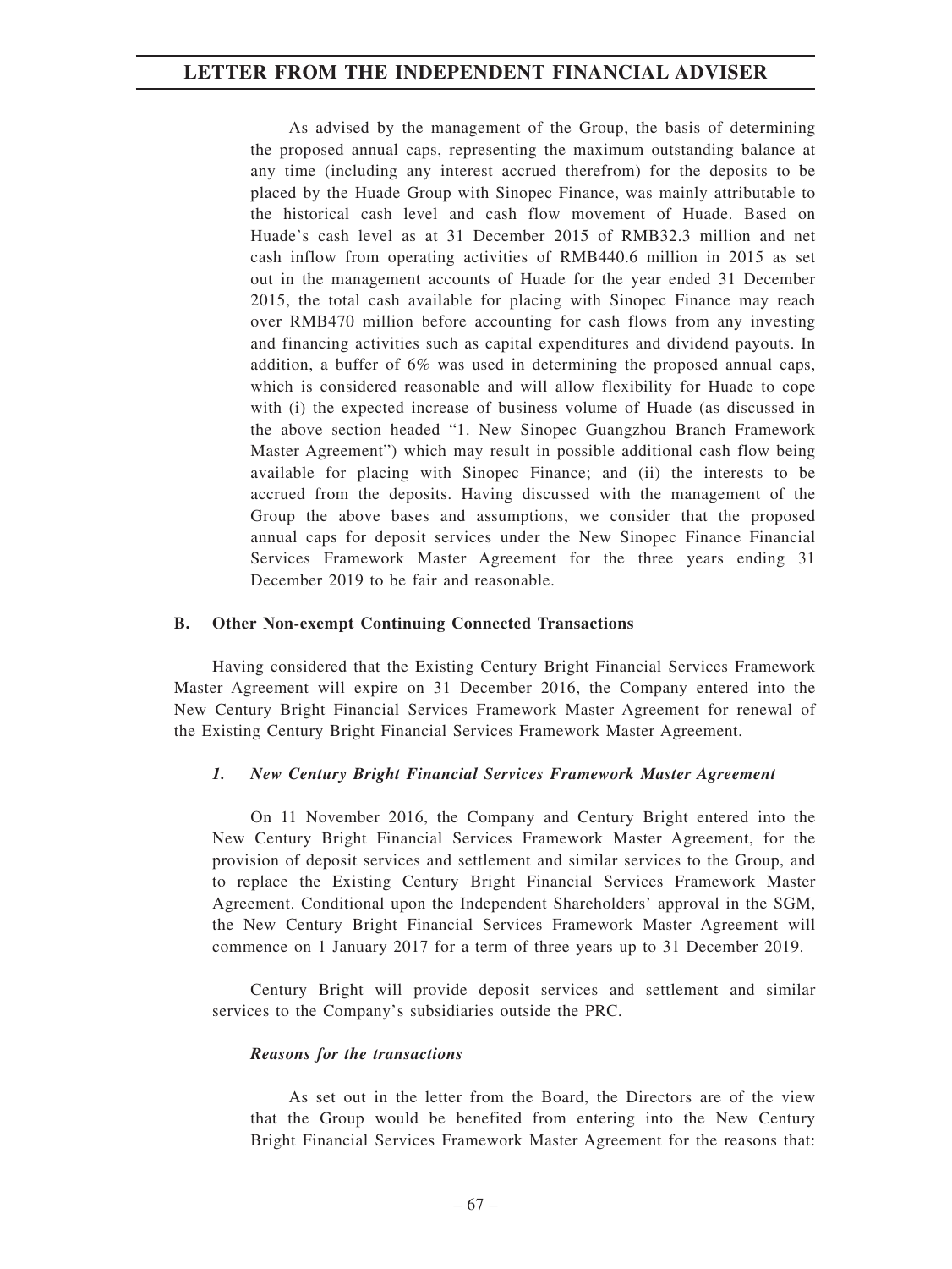As advised by the management of the Group, the basis of determining the proposed annual caps, representing the maximum outstanding balance at any time (including any interest accrued therefrom) for the deposits to be placed by the Huade Group with Sinopec Finance, was mainly attributable to the historical cash level and cash flow movement of Huade. Based on Huade's cash level as at 31 December 2015 of RMB32.3 million and net cash inflow from operating activities of RMB440.6 million in 2015 as set out in the management accounts of Huade for the year ended 31 December 2015, the total cash available for placing with Sinopec Finance may reach over RMB470 million before accounting for cash flows from any investing and financing activities such as capital expenditures and dividend payouts. In addition, a buffer of 6% was used in determining the proposed annual caps, which is considered reasonable and will allow flexibility for Huade to cope with (i) the expected increase of business volume of Huade (as discussed in the above section headed "1. New Sinopec Guangzhou Branch Framework Master Agreement") which may result in possible additional cash flow being available for placing with Sinopec Finance; and (ii) the interests to be accrued from the deposits. Having discussed with the management of the Group the above bases and assumptions, we consider that the proposed annual caps for deposit services under the New Sinopec Finance Financial Services Framework Master Agreement for the three years ending 31 December 2019 to be fair and reasonable.

**B. Other Non-exempt Continuing Connected Transactions**

Having considered that the Existing Century Bright Financial Services Framework Master Agreement will expire on 31 December 2016, the Company entered into the New Century Bright Financial Services Framework Master Agreement for renewal of the Existing Century Bright Financial Services Framework Master Agreement.

***1. New Century Bright Financial Services Framework Master Agreement***

On 11 November 2016, the Company and Century Bright entered into the New Century Bright Financial Services Framework Master Agreement, for the provision of deposit services and settlement and similar services to the Group, and to replace the Existing Century Bright Financial Services Framework Master Agreement. Conditional upon the Independent Shareholders' approval in the SGM, the New Century Bright Financial Services Framework Master Agreement will commence on 1 January 2017 for a term of three years up to 31 December 2019.

Century Bright will provide deposit services and settlement and similar services to the Company's subsidiaries outside the PRC.

***Reasons for the transactions***

As set out in the letter from the Board, the Directors are of the view that the Group would be benefited from entering into the New Century Bright Financial Services Framework Master Agreement for the reasons that: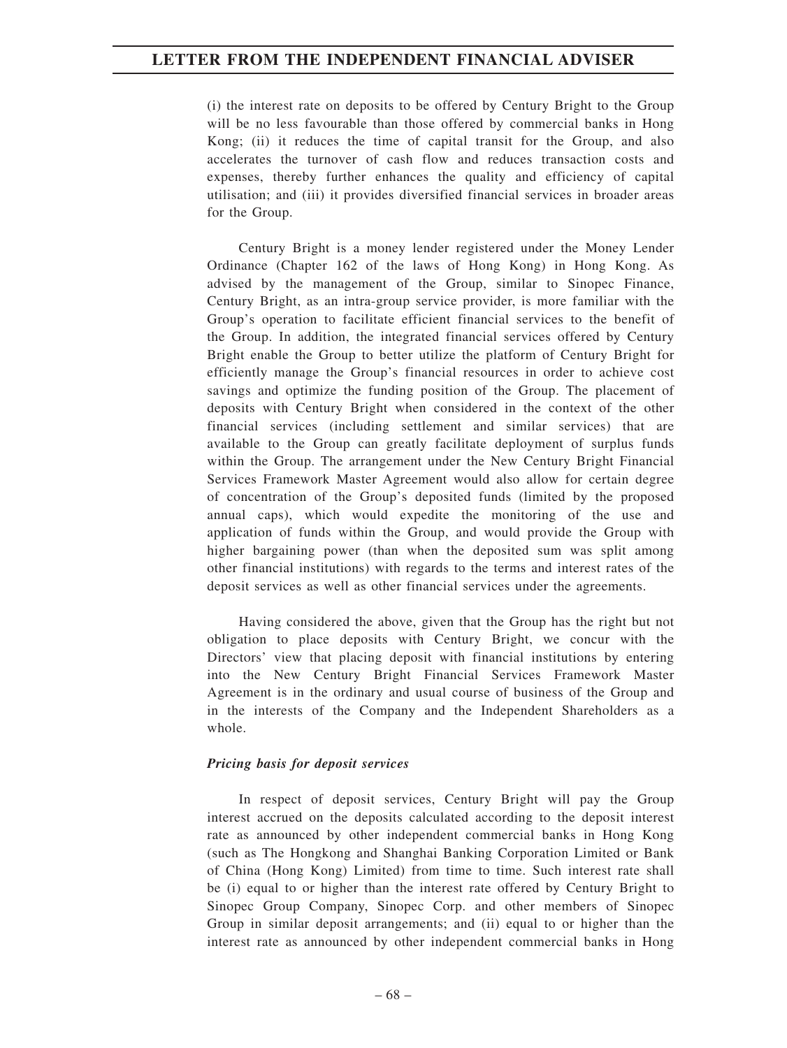(i) the interest rate on deposits to be offered by Century Bright to the Group will be no less favourable than those offered by commercial banks in Hong Kong; (ii) it reduces the time of capital transit for the Group, and also accelerates the turnover of cash flow and reduces transaction costs and expenses, thereby further enhances the quality and efficiency of capital utilisation; and (iii) it provides diversified financial services in broader areas for the Group.

Century Bright is a money lender registered under the Money Lender Ordinance (Chapter 162 of the laws of Hong Kong) in Hong Kong. As advised by the management of the Group, similar to Sinopec Finance, Century Bright, as an intra-group service provider, is more familiar with the Group's operation to facilitate efficient financial services to the benefit of the Group. In addition, the integrated financial services offered by Century Bright enable the Group to better utilize the platform of Century Bright for efficiently manage the Group's financial resources in order to achieve cost savings and optimize the funding position of the Group. The placement of deposits with Century Bright when considered in the context of the other financial services (including settlement and similar services) that are available to the Group can greatly facilitate deployment of surplus funds within the Group. The arrangement under the New Century Bright Financial Services Framework Master Agreement would also allow for certain degree of concentration of the Group's deposited funds (limited by the proposed annual caps), which would expedite the monitoring of the use and application of funds within the Group, and would provide the Group with higher bargaining power (than when the deposited sum was split among other financial institutions) with regards to the terms and interest rates of the deposit services as well as other financial services under the agreements.

Having considered the above, given that the Group has the right but not obligation to place deposits with Century Bright, we concur with the Directors' view that placing deposit with financial institutions by entering into the New Century Bright Financial Services Framework Master Agreement is in the ordinary and usual course of business of the Group and in the interests of the Company and the Independent Shareholders as a whole.

***Pricing basis for deposit services***

In respect of deposit services, Century Bright will pay the Group interest accrued on the deposits calculated according to the deposit interest rate as announced by other independent commercial banks in Hong Kong (such as The Hongkong and Shanghai Banking Corporation Limited or Bank of China (Hong Kong) Limited) from time to time. Such interest rate shall be (i) equal to or higher than the interest rate offered by Century Bright to Sinopec Group Company, Sinopec Corp. and other members of Sinopec Group in similar deposit arrangements; and (ii) equal to or higher than the interest rate as announced by other independent commercial banks in Hong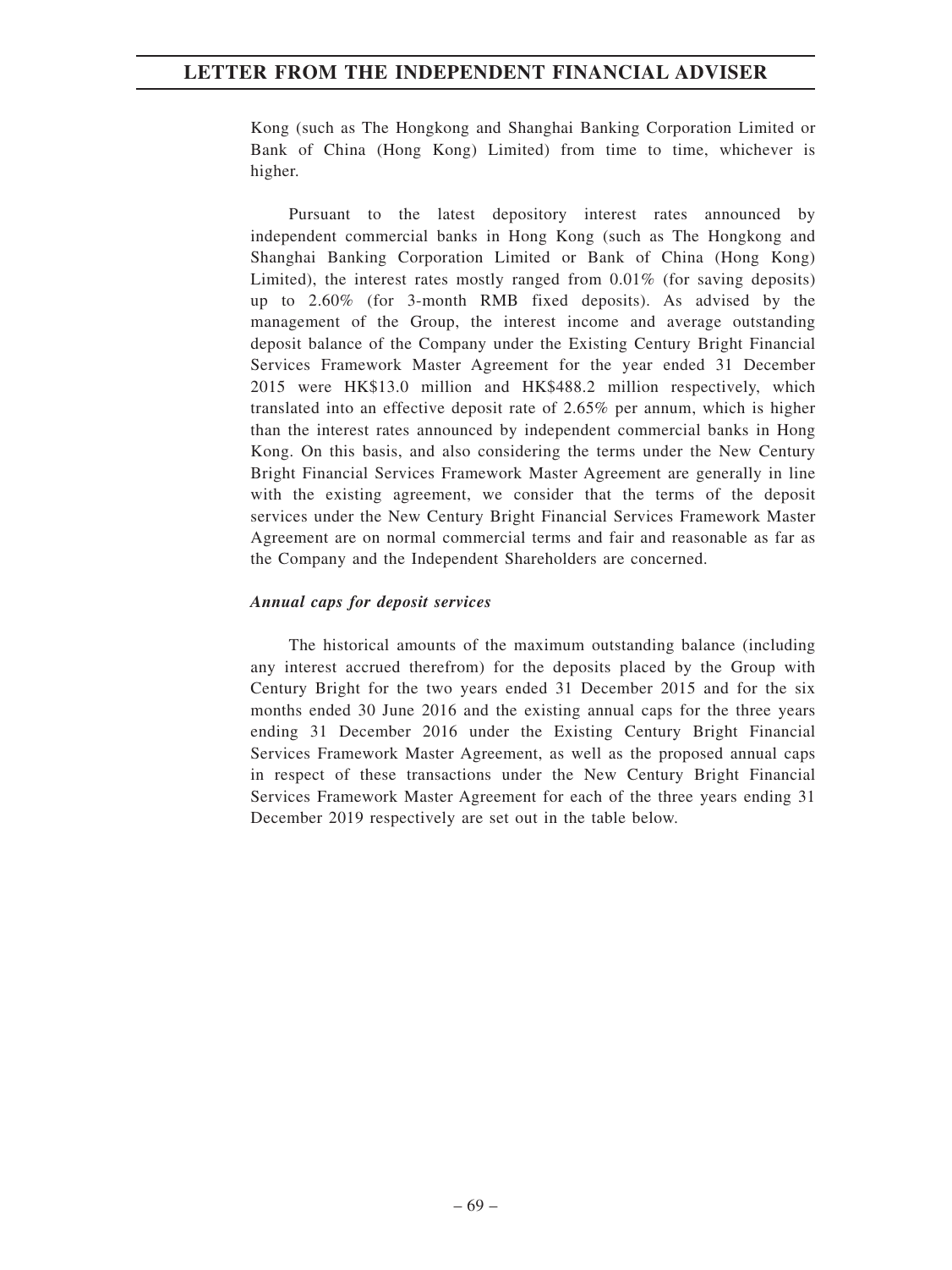Kong (such as The Hongkong and Shanghai Banking Corporation Limited or Bank of China (Hong Kong) Limited) from time to time, whichever is higher.

Pursuant to the latest depository interest rates announced by independent commercial banks in Hong Kong (such as The Hongkong and Shanghai Banking Corporation Limited or Bank of China (Hong Kong) Limited), the interest rates mostly ranged from 0.01% (for saving deposits) up to 2.60% (for 3-month RMB fixed deposits). As advised by the management of the Group, the interest income and average outstanding deposit balance of the Company under the Existing Century Bright Financial Services Framework Master Agreement for the year ended 31 December 2015 were HK$13.0 million and HK$488.2 million respectively, which translated into an effective deposit rate of 2.65% per annum, which is higher than the interest rates announced by independent commercial banks in Hong Kong. On this basis, and also considering the terms under the New Century Bright Financial Services Framework Master Agreement are generally in line with the existing agreement, we consider that the terms of the deposit services under the New Century Bright Financial Services Framework Master Agreement are on normal commercial terms and fair and reasonable as far as the Company and the Independent Shareholders are concerned.

***Annual caps for deposit services***

The historical amounts of the maximum outstanding balance (including any interest accrued therefrom) for the deposits placed by the Group with Century Bright for the two years ended 31 December 2015 and for the six months ended 30 June 2016 and the existing annual caps for the three years ending 31 December 2016 under the Existing Century Bright Financial Services Framework Master Agreement, as well as the proposed annual caps in respect of these transactions under the New Century Bright Financial Services Framework Master Agreement for each of the three years ending 31 December 2019 respectively are set out in the table below.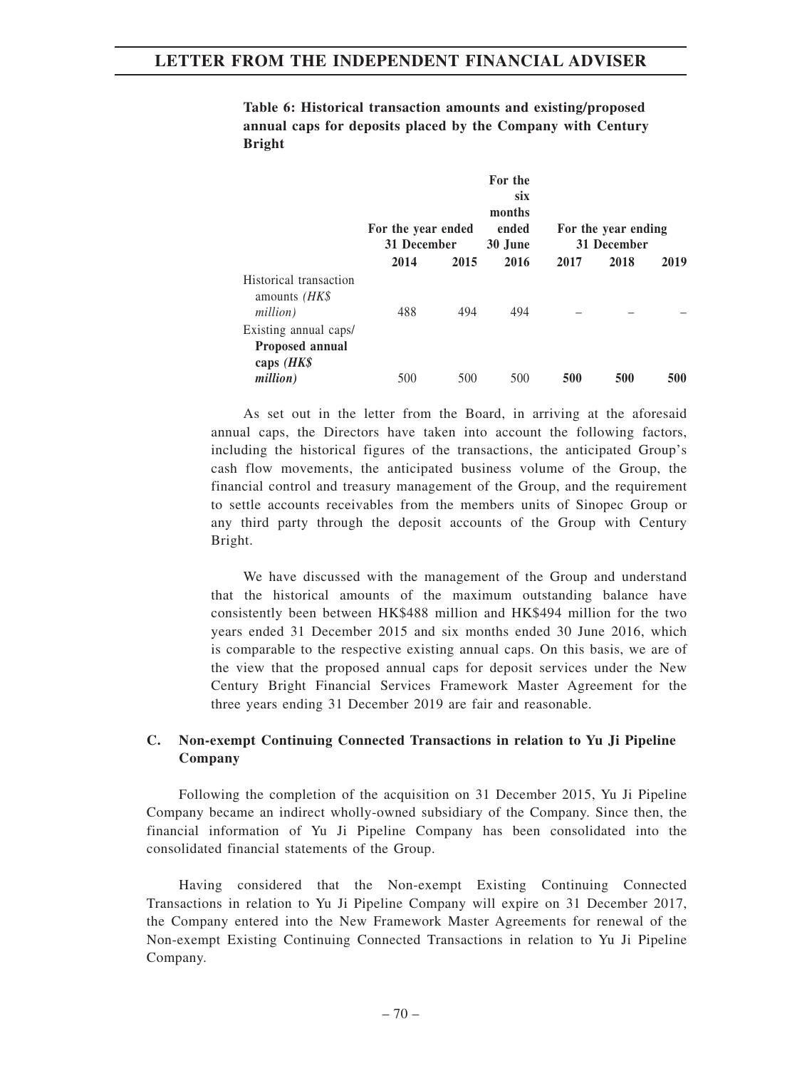**Table 6: Historical transaction amounts and existing/proposed annual caps for deposits placed by the Company with Century Bright**

| | For the year ended 31 December | | For the six months ended 30 June | For the year ending 31 December | | |
|---|---|---|---|---|---|---|
| | 2014 | 2015 | 2016 | 2017 | 2018 | 2019 |
| Historical transaction amounts *(HK$ million)* | 488 | 494 | 494 | – | – | – |
| Existing annual caps/ **Proposed annual caps *(HK$ million)*** | 500 | 500 | 500 | **500** | **500** | **500** |

As set out in the letter from the Board, in arriving at the aforesaid annual caps, the Directors have taken into account the following factors, including the historical figures of the transactions, the anticipated Group's cash flow movements, the anticipated business volume of the Group, the financial control and treasury management of the Group, and the requirement to settle accounts receivables from the members units of Sinopec Group or any third party through the deposit accounts of the Group with Century Bright.

We have discussed with the management of the Group and understand that the historical amounts of the maximum outstanding balance have consistently been between HK$488 million and HK$494 million for the two years ended 31 December 2015 and six months ended 30 June 2016, which is comparable to the respective existing annual caps. On this basis, we are of the view that the proposed annual caps for deposit services under the New Century Bright Financial Services Framework Master Agreement for the three years ending 31 December 2019 are fair and reasonable.

## C. Non-exempt Continuing Connected Transactions in relation to Yu Ji Pipeline Company

Following the completion of the acquisition on 31 December 2015, Yu Ji Pipeline Company became an indirect wholly-owned subsidiary of the Company. Since then, the financial information of Yu Ji Pipeline Company has been consolidated into the consolidated financial statements of the Group.

Having considered that the Non-exempt Existing Continuing Connected Transactions in relation to Yu Ji Pipeline Company will expire on 31 December 2017, the Company entered into the New Framework Master Agreements for renewal of the Non-exempt Existing Continuing Connected Transactions in relation to Yu Ji Pipeline Company.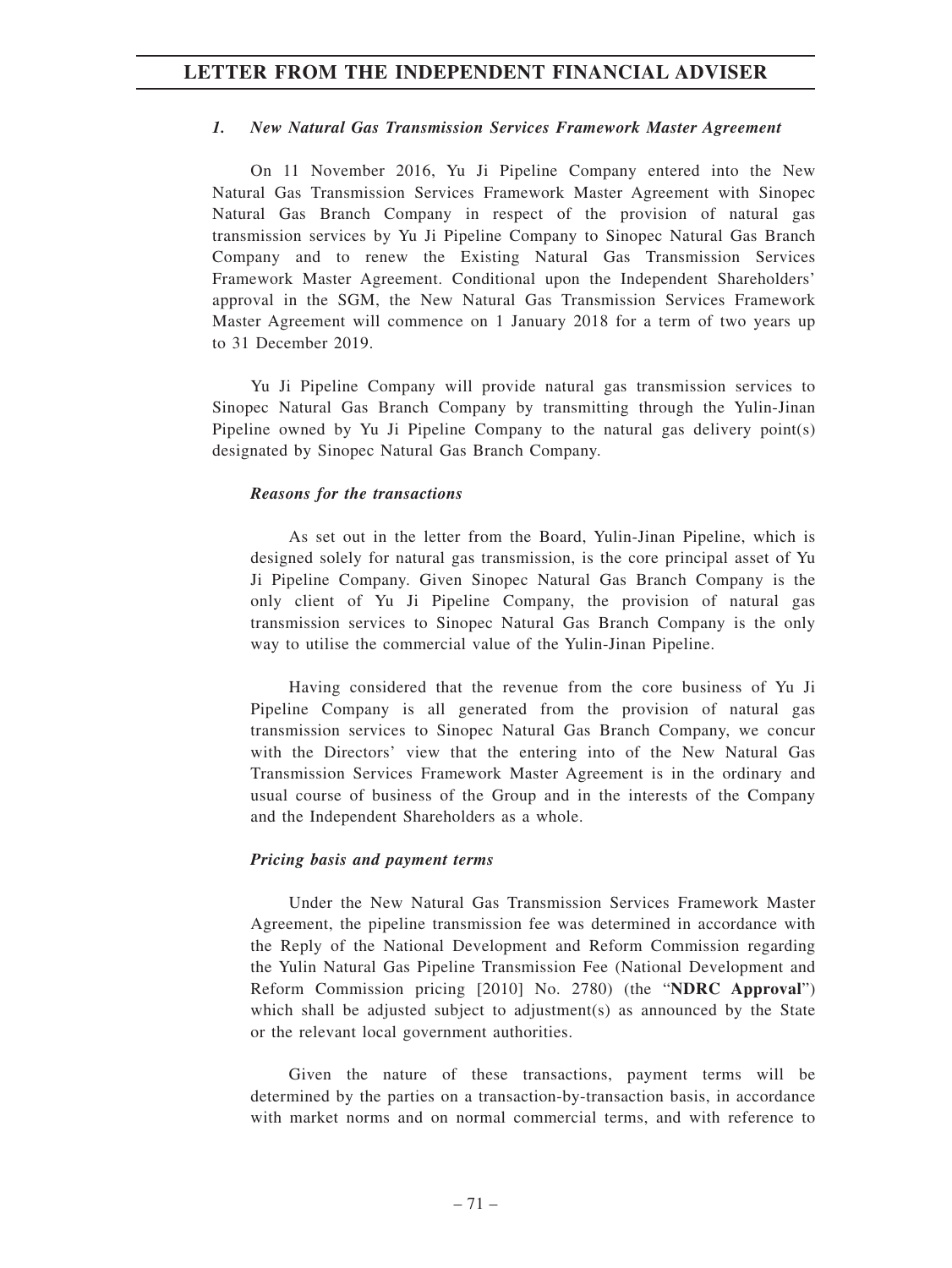### *1. New Natural Gas Transmission Services Framework Master Agreement*

On 11 November 2016, Yu Ji Pipeline Company entered into the New Natural Gas Transmission Services Framework Master Agreement with Sinopec Natural Gas Branch Company in respect of the provision of natural gas transmission services by Yu Ji Pipeline Company to Sinopec Natural Gas Branch Company and to renew the Existing Natural Gas Transmission Services Framework Master Agreement. Conditional upon the Independent Shareholders' approval in the SGM, the New Natural Gas Transmission Services Framework Master Agreement will commence on 1 January 2018 for a term of two years up to 31 December 2019.

Yu Ji Pipeline Company will provide natural gas transmission services to Sinopec Natural Gas Branch Company by transmitting through the Yulin-Jinan Pipeline owned by Yu Ji Pipeline Company to the natural gas delivery point(s) designated by Sinopec Natural Gas Branch Company.

#### *Reasons for the transactions*

As set out in the letter from the Board, Yulin-Jinan Pipeline, which is designed solely for natural gas transmission, is the core principal asset of Yu Ji Pipeline Company. Given Sinopec Natural Gas Branch Company is the only client of Yu Ji Pipeline Company, the provision of natural gas transmission services to Sinopec Natural Gas Branch Company is the only way to utilise the commercial value of the Yulin-Jinan Pipeline.

Having considered that the revenue from the core business of Yu Ji Pipeline Company is all generated from the provision of natural gas transmission services to Sinopec Natural Gas Branch Company, we concur with the Directors' view that the entering into of the New Natural Gas Transmission Services Framework Master Agreement is in the ordinary and usual course of business of the Group and in the interests of the Company and the Independent Shareholders as a whole.

#### *Pricing basis and payment terms*

Under the New Natural Gas Transmission Services Framework Master Agreement, the pipeline transmission fee was determined in accordance with the Reply of the National Development and Reform Commission regarding the Yulin Natural Gas Pipeline Transmission Fee (National Development and Reform Commission pricing [2010] No. 2780) (the "**NDRC Approval**") which shall be adjusted subject to adjustment(s) as announced by the State or the relevant local government authorities.

Given the nature of these transactions, payment terms will be determined by the parties on a transaction-by-transaction basis, in accordance with market norms and on normal commercial terms, and with reference to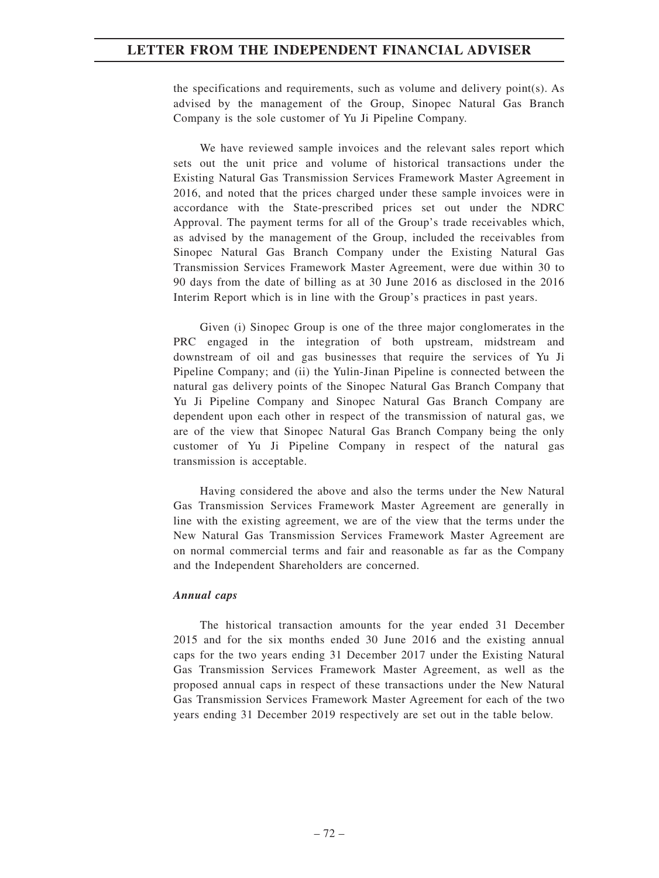the specifications and requirements, such as volume and delivery point(s). As advised by the management of the Group, Sinopec Natural Gas Branch Company is the sole customer of Yu Ji Pipeline Company.

We have reviewed sample invoices and the relevant sales report which sets out the unit price and volume of historical transactions under the Existing Natural Gas Transmission Services Framework Master Agreement in 2016, and noted that the prices charged under these sample invoices were in accordance with the State-prescribed prices set out under the NDRC Approval. The payment terms for all of the Group's trade receivables which, as advised by the management of the Group, included the receivables from Sinopec Natural Gas Branch Company under the Existing Natural Gas Transmission Services Framework Master Agreement, were due within 30 to 90 days from the date of billing as at 30 June 2016 as disclosed in the 2016 Interim Report which is in line with the Group's practices in past years.

Given (i) Sinopec Group is one of the three major conglomerates in the PRC engaged in the integration of both upstream, midstream and downstream of oil and gas businesses that require the services of Yu Ji Pipeline Company; and (ii) the Yulin-Jinan Pipeline is connected between the natural gas delivery points of the Sinopec Natural Gas Branch Company that Yu Ji Pipeline Company and Sinopec Natural Gas Branch Company are dependent upon each other in respect of the transmission of natural gas, we are of the view that Sinopec Natural Gas Branch Company being the only customer of Yu Ji Pipeline Company in respect of the natural gas transmission is acceptable.

Having considered the above and also the terms under the New Natural Gas Transmission Services Framework Master Agreement are generally in line with the existing agreement, we are of the view that the terms under the New Natural Gas Transmission Services Framework Master Agreement are on normal commercial terms and fair and reasonable as far as the Company and the Independent Shareholders are concerned.

***Annual caps***

The historical transaction amounts for the year ended 31 December 2015 and for the six months ended 30 June 2016 and the existing annual caps for the two years ending 31 December 2017 under the Existing Natural Gas Transmission Services Framework Master Agreement, as well as the proposed annual caps in respect of these transactions under the New Natural Gas Transmission Services Framework Master Agreement for each of the two years ending 31 December 2019 respectively are set out in the table below.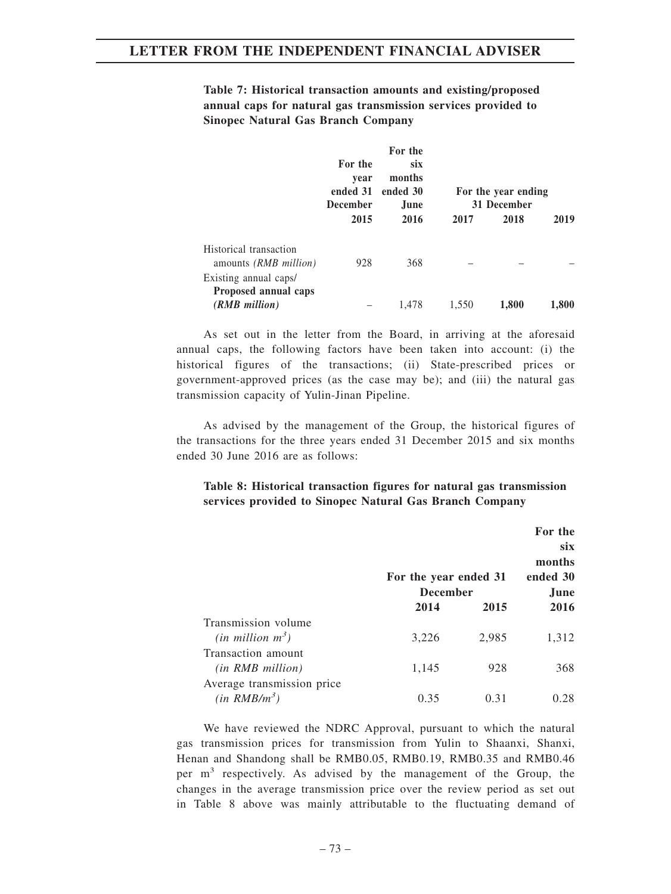**Table 7: Historical transaction amounts and existing/proposed annual caps for natural gas transmission services provided to Sinopec Natural Gas Branch Company**

| | For the year ended 31 December 2015 | For the six months ended 30 June 2016 | For the year ending 31 December 2017 | 2018 | 2019 |
|---|---|---|---|---|---|
| Historical transaction amounts *(RMB million)* | 928 | 368 | – | – | – |
| Existing annual caps/ **Proposed annual caps** ***(RMB million)*** | – | 1,478 | 1,550 | **1,800** | **1,800** |

As set out in the letter from the Board, in arriving at the aforesaid annual caps, the following factors have been taken into account: (i) the historical figures of the transactions; (ii) State-prescribed prices or government-approved prices (as the case may be); and (iii) the natural gas transmission capacity of Yulin-Jinan Pipeline.

As advised by the management of the Group, the historical figures of the transactions for the three years ended 31 December 2015 and six months ended 30 June 2016 are as follows:

**Table 8: Historical transaction figures for natural gas transmission services provided to Sinopec Natural Gas Branch Company**

| | For the year ended 31 December 2014 | 2015 | For the six months ended 30 June 2016 |
|---|---|---|---|
| Transmission volume *(in million $m^3$)* | 3,226 | 2,985 | 1,312 |
| Transaction amount *(in RMB million)* | 1,145 | 928 | 368 |
| Average transmission price *(in RMB/$m^3$)* | 0.35 | 0.31 | 0.28 |

We have reviewed the NDRC Approval, pursuant to which the natural gas transmission prices for transmission from Yulin to Shaanxi, Shanxi, Henan and Shandong shall be RMB0.05, RMB0.19, RMB0.35 and RMB0.46 per $m^3$ respectively. As advised by the management of the Group, the changes in the average transmission price over the review period as set out in Table 8 above was mainly attributable to the fluctuating demand of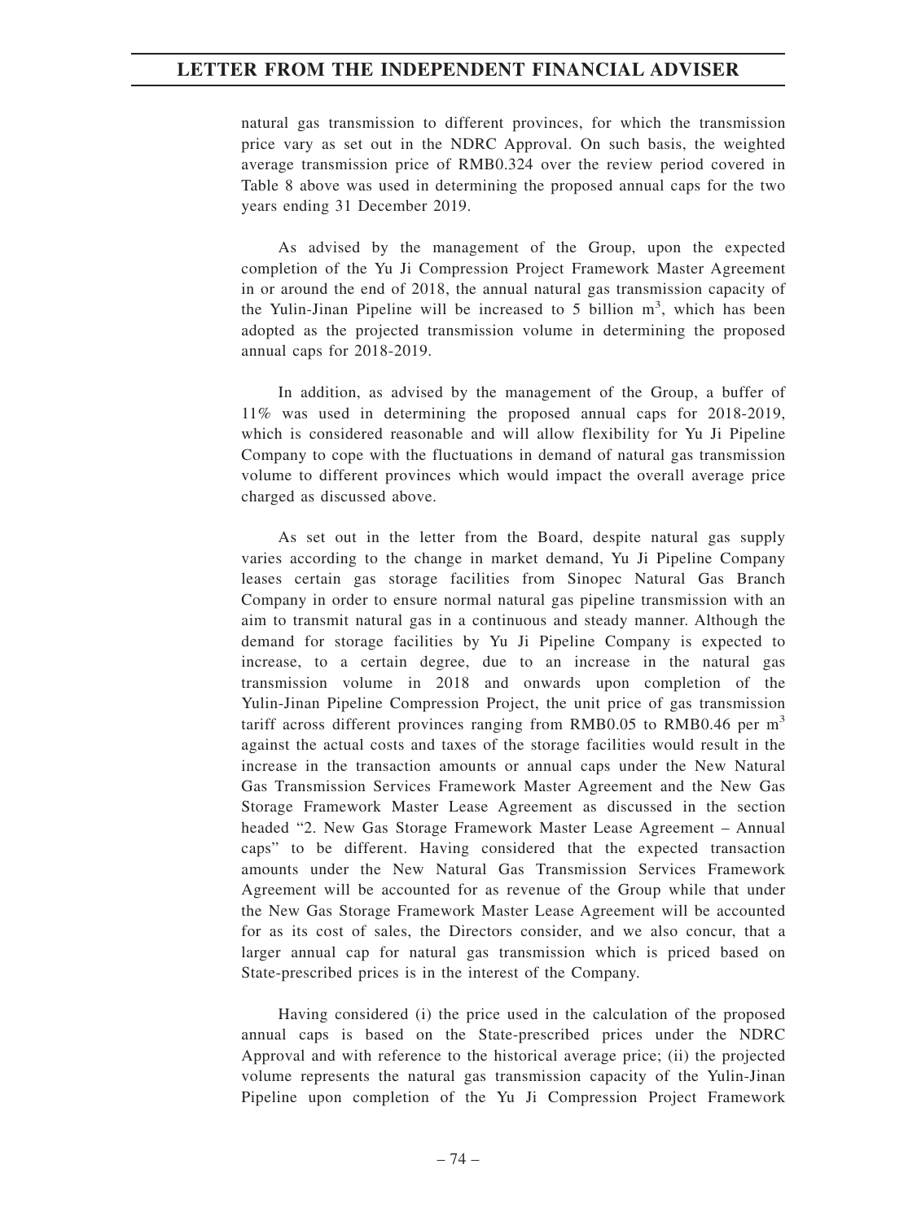natural gas transmission to different provinces, for which the transmission price vary as set out in the NDRC Approval. On such basis, the weighted average transmission price of RMB0.324 over the review period covered in Table 8 above was used in determining the proposed annual caps for the two years ending 31 December 2019.

As advised by the management of the Group, upon the expected completion of the Yu Ji Compression Project Framework Master Agreement in or around the end of 2018, the annual natural gas transmission capacity of the Yulin-Jinan Pipeline will be increased to 5 billion $m^3$, which has been adopted as the projected transmission volume in determining the proposed annual caps for 2018-2019.

In addition, as advised by the management of the Group, a buffer of 11% was used in determining the proposed annual caps for 2018-2019, which is considered reasonable and will allow flexibility for Yu Ji Pipeline Company to cope with the fluctuations in demand of natural gas transmission volume to different provinces which would impact the overall average price charged as discussed above.

As set out in the letter from the Board, despite natural gas supply varies according to the change in market demand, Yu Ji Pipeline Company leases certain gas storage facilities from Sinopec Natural Gas Branch Company in order to ensure normal natural gas pipeline transmission with an aim to transmit natural gas in a continuous and steady manner. Although the demand for storage facilities by Yu Ji Pipeline Company is expected to increase, to a certain degree, due to an increase in the natural gas transmission volume in 2018 and onwards upon completion of the Yulin-Jinan Pipeline Compression Project, the unit price of gas transmission tariff across different provinces ranging from RMB0.05 to RMB0.46 per $m^3$ against the actual costs and taxes of the storage facilities would result in the increase in the transaction amounts or annual caps under the New Natural Gas Transmission Services Framework Master Agreement and the New Gas Storage Framework Master Lease Agreement as discussed in the section headed "2. New Gas Storage Framework Master Lease Agreement – Annual caps" to be different. Having considered that the expected transaction amounts under the New Natural Gas Transmission Services Framework Agreement will be accounted for as revenue of the Group while that under the New Gas Storage Framework Master Lease Agreement will be accounted for as its cost of sales, the Directors consider, and we also concur, that a larger annual cap for natural gas transmission which is priced based on State-prescribed prices is in the interest of the Company.

Having considered (i) the price used in the calculation of the proposed annual caps is based on the State-prescribed prices under the NDRC Approval and with reference to the historical average price; (ii) the projected volume represents the natural gas transmission capacity of the Yulin-Jinan Pipeline upon completion of the Yu Ji Compression Project Framework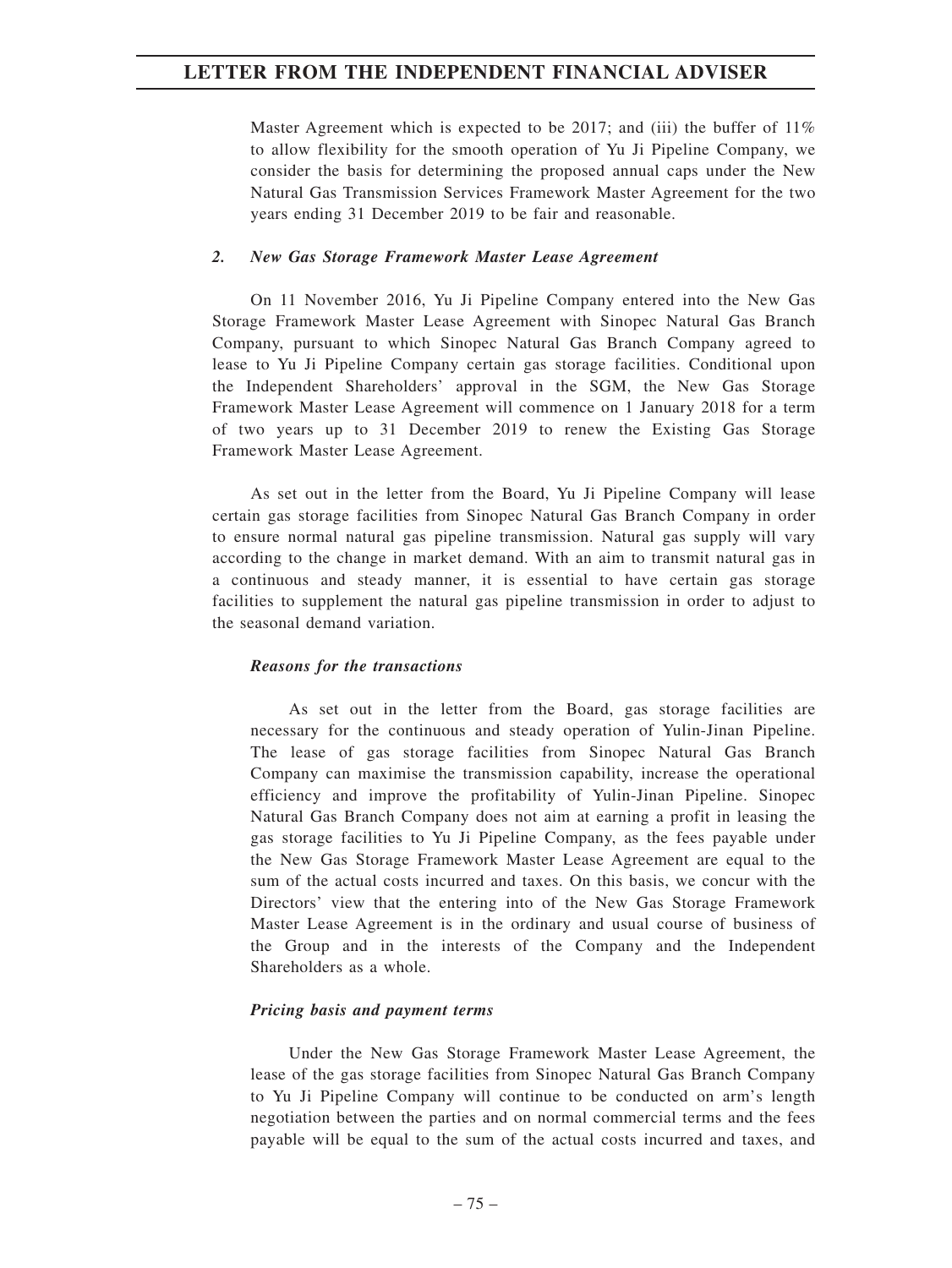Master Agreement which is expected to be 2017; and (iii) the buffer of 11% to allow flexibility for the smooth operation of Yu Ji Pipeline Company, we consider the basis for determining the proposed annual caps under the New Natural Gas Transmission Services Framework Master Agreement for the two years ending 31 December 2019 to be fair and reasonable.

### *2. New Gas Storage Framework Master Lease Agreement*

On 11 November 2016, Yu Ji Pipeline Company entered into the New Gas Storage Framework Master Lease Agreement with Sinopec Natural Gas Branch Company, pursuant to which Sinopec Natural Gas Branch Company agreed to lease to Yu Ji Pipeline Company certain gas storage facilities. Conditional upon the Independent Shareholders' approval in the SGM, the New Gas Storage Framework Master Lease Agreement will commence on 1 January 2018 for a term of two years up to 31 December 2019 to renew the Existing Gas Storage Framework Master Lease Agreement.

As set out in the letter from the Board, Yu Ji Pipeline Company will lease certain gas storage facilities from Sinopec Natural Gas Branch Company in order to ensure normal natural gas pipeline transmission. Natural gas supply will vary according to the change in market demand. With an aim to transmit natural gas in a continuous and steady manner, it is essential to have certain gas storage facilities to supplement the natural gas pipeline transmission in order to adjust to the seasonal demand variation.

#### *Reasons for the transactions*

As set out in the letter from the Board, gas storage facilities are necessary for the continuous and steady operation of Yulin-Jinan Pipeline. The lease of gas storage facilities from Sinopec Natural Gas Branch Company can maximise the transmission capability, increase the operational efficiency and improve the profitability of Yulin-Jinan Pipeline. Sinopec Natural Gas Branch Company does not aim at earning a profit in leasing the gas storage facilities to Yu Ji Pipeline Company, as the fees payable under the New Gas Storage Framework Master Lease Agreement are equal to the sum of the actual costs incurred and taxes. On this basis, we concur with the Directors' view that the entering into of the New Gas Storage Framework Master Lease Agreement is in the ordinary and usual course of business of the Group and in the interests of the Company and the Independent Shareholders as a whole.

#### *Pricing basis and payment terms*

Under the New Gas Storage Framework Master Lease Agreement, the lease of the gas storage facilities from Sinopec Natural Gas Branch Company to Yu Ji Pipeline Company will continue to be conducted on arm's length negotiation between the parties and on normal commercial terms and the fees payable will be equal to the sum of the actual costs incurred and taxes, and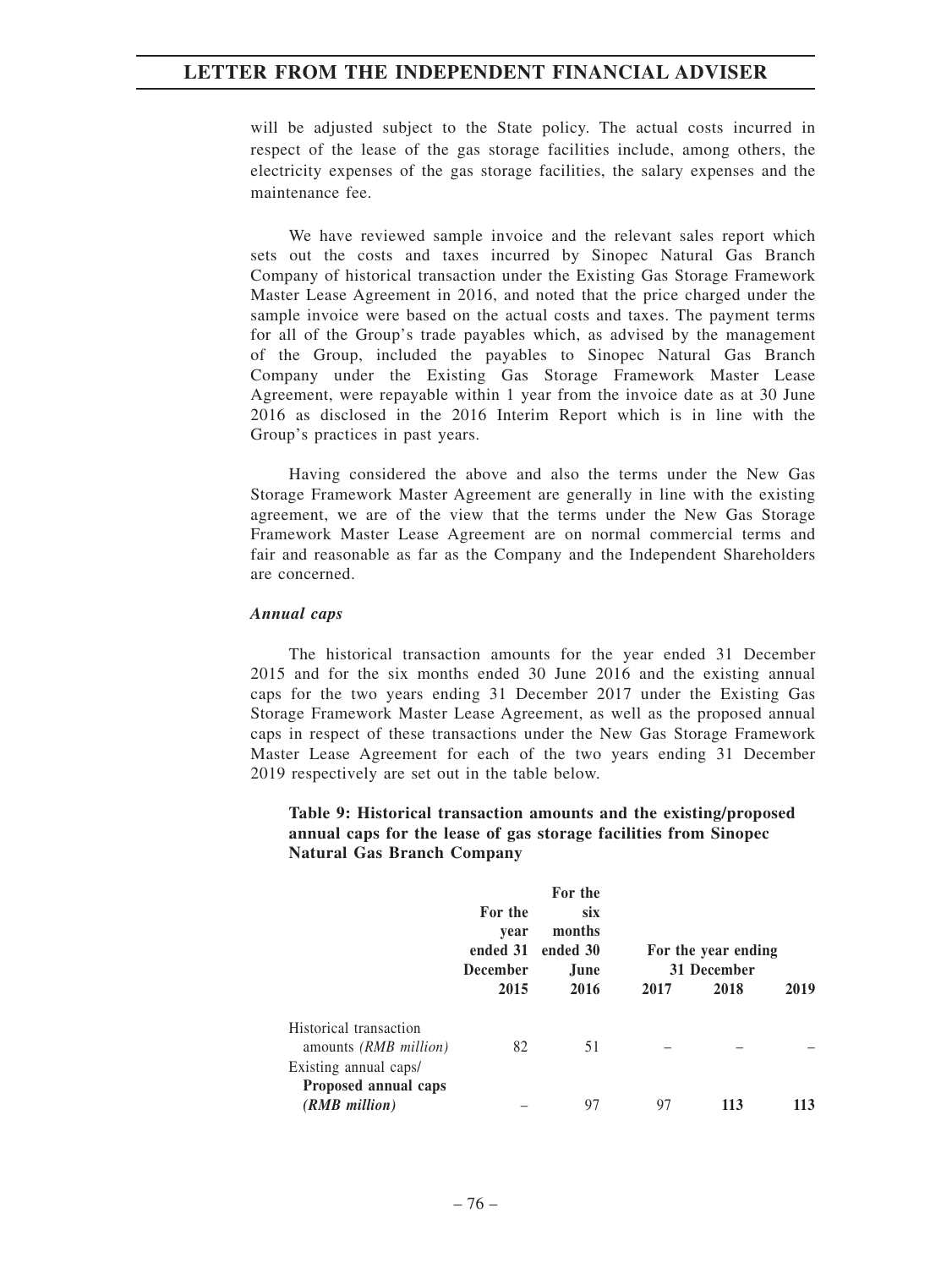will be adjusted subject to the State policy. The actual costs incurred in respect of the lease of the gas storage facilities include, among others, the electricity expenses of the gas storage facilities, the salary expenses and the maintenance fee.

We have reviewed sample invoice and the relevant sales report which sets out the costs and taxes incurred by Sinopec Natural Gas Branch Company of historical transaction under the Existing Gas Storage Framework Master Lease Agreement in 2016, and noted that the price charged under the sample invoice were based on the actual costs and taxes. The payment terms for all of the Group's trade payables which, as advised by the management of the Group, included the payables to Sinopec Natural Gas Branch Company under the Existing Gas Storage Framework Master Lease Agreement, were repayable within 1 year from the invoice date as at 30 June 2016 as disclosed in the 2016 Interim Report which is in line with the Group's practices in past years.

Having considered the above and also the terms under the New Gas Storage Framework Master Agreement are generally in line with the existing agreement, we are of the view that the terms under the New Gas Storage Framework Master Lease Agreement are on normal commercial terms and fair and reasonable as far as the Company and the Independent Shareholders are concerned.

***Annual caps***

The historical transaction amounts for the year ended 31 December 2015 and for the six months ended 30 June 2016 and the existing annual caps for the two years ending 31 December 2017 under the Existing Gas Storage Framework Master Lease Agreement, as well as the proposed annual caps in respect of these transactions under the New Gas Storage Framework Master Lease Agreement for each of the two years ending 31 December 2019 respectively are set out in the table below.

**Table 9: Historical transaction amounts and the existing/proposed annual caps for the lease of gas storage facilities from Sinopec Natural Gas Branch Company**

| | For the year ended 31 December | For the six months ended 30 June | For the year ending 31 December | | |
|---|---|---|---|---|---|
| | **2015** | **2016** | **2017** | **2018** | **2019** |
| Historical transaction amounts *(RMB million)* | 82 | 51 | – | – | – |
| Existing annual caps/ **Proposed annual caps** ***(RMB million)*** | – | 97 | 97 | **113** | **113** |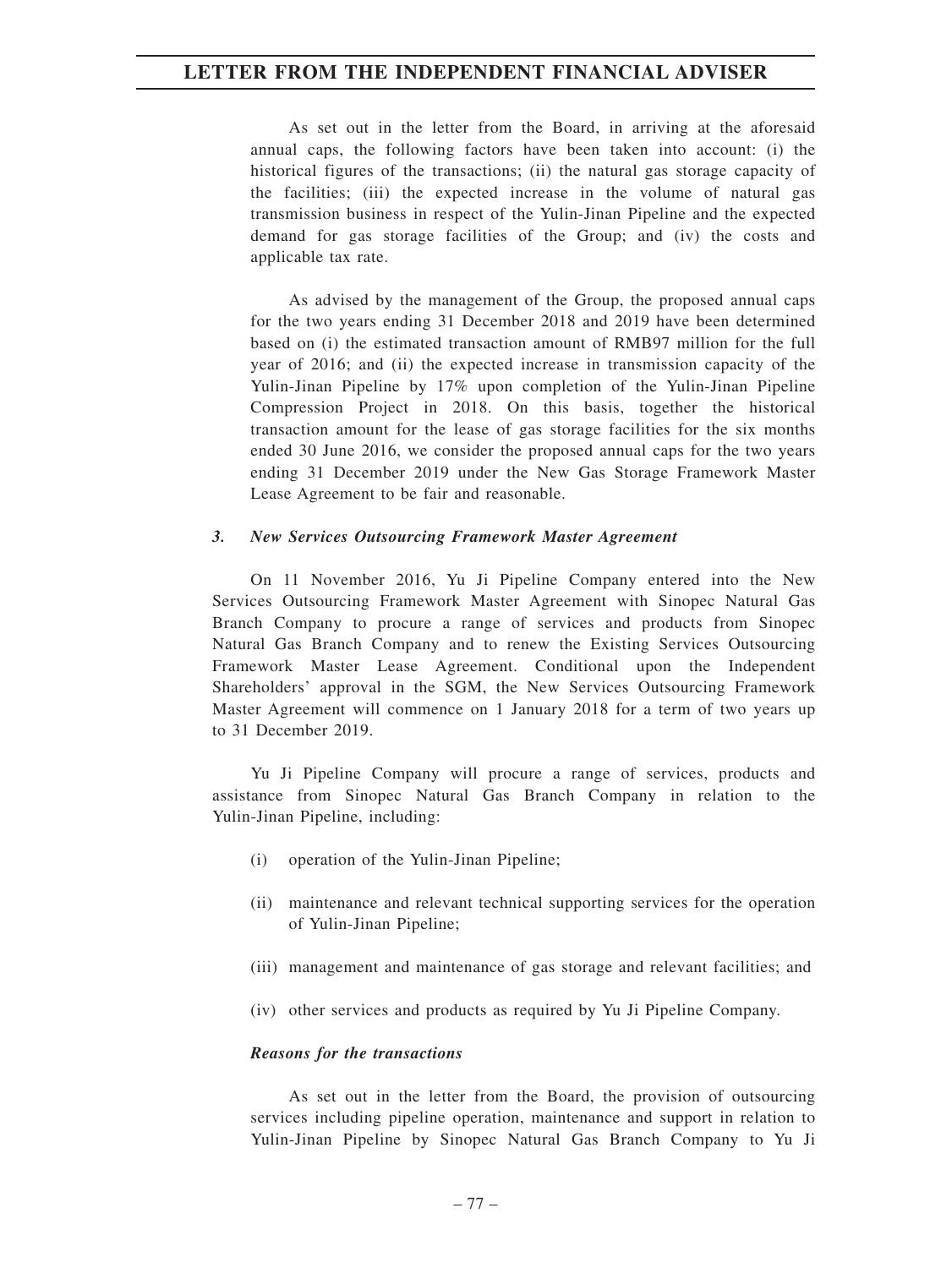As set out in the letter from the Board, in arriving at the aforesaid annual caps, the following factors have been taken into account: (i) the historical figures of the transactions; (ii) the natural gas storage capacity of the facilities; (iii) the expected increase in the volume of natural gas transmission business in respect of the Yulin-Jinan Pipeline and the expected demand for gas storage facilities of the Group; and (iv) the costs and applicable tax rate.

As advised by the management of the Group, the proposed annual caps for the two years ending 31 December 2018 and 2019 have been determined based on (i) the estimated transaction amount of RMB97 million for the full year of 2016; and (ii) the expected increase in transmission capacity of the Yulin-Jinan Pipeline by 17% upon completion of the Yulin-Jinan Pipeline Compression Project in 2018. On this basis, together the historical transaction amount for the lease of gas storage facilities for the six months ended 30 June 2016, we consider the proposed annual caps for the two years ending 31 December 2019 under the New Gas Storage Framework Master Lease Agreement to be fair and reasonable.

### *3. New Services Outsourcing Framework Master Agreement*

On 11 November 2016, Yu Ji Pipeline Company entered into the New Services Outsourcing Framework Master Agreement with Sinopec Natural Gas Branch Company to procure a range of services and products from Sinopec Natural Gas Branch Company and to renew the Existing Services Outsourcing Framework Master Lease Agreement. Conditional upon the Independent Shareholders' approval in the SGM, the New Services Outsourcing Framework Master Agreement will commence on 1 January 2018 for a term of two years up to 31 December 2019.

Yu Ji Pipeline Company will procure a range of services, products and assistance from Sinopec Natural Gas Branch Company in relation to the Yulin-Jinan Pipeline, including:

(i) operation of the Yulin-Jinan Pipeline;

(ii) maintenance and relevant technical supporting services for the operation of Yulin-Jinan Pipeline;

(iii) management and maintenance of gas storage and relevant facilities; and

(iv) other services and products as required by Yu Ji Pipeline Company.

#### *Reasons for the transactions*

As set out in the letter from the Board, the provision of outsourcing services including pipeline operation, maintenance and support in relation to Yulin-Jinan Pipeline by Sinopec Natural Gas Branch Company to Yu Ji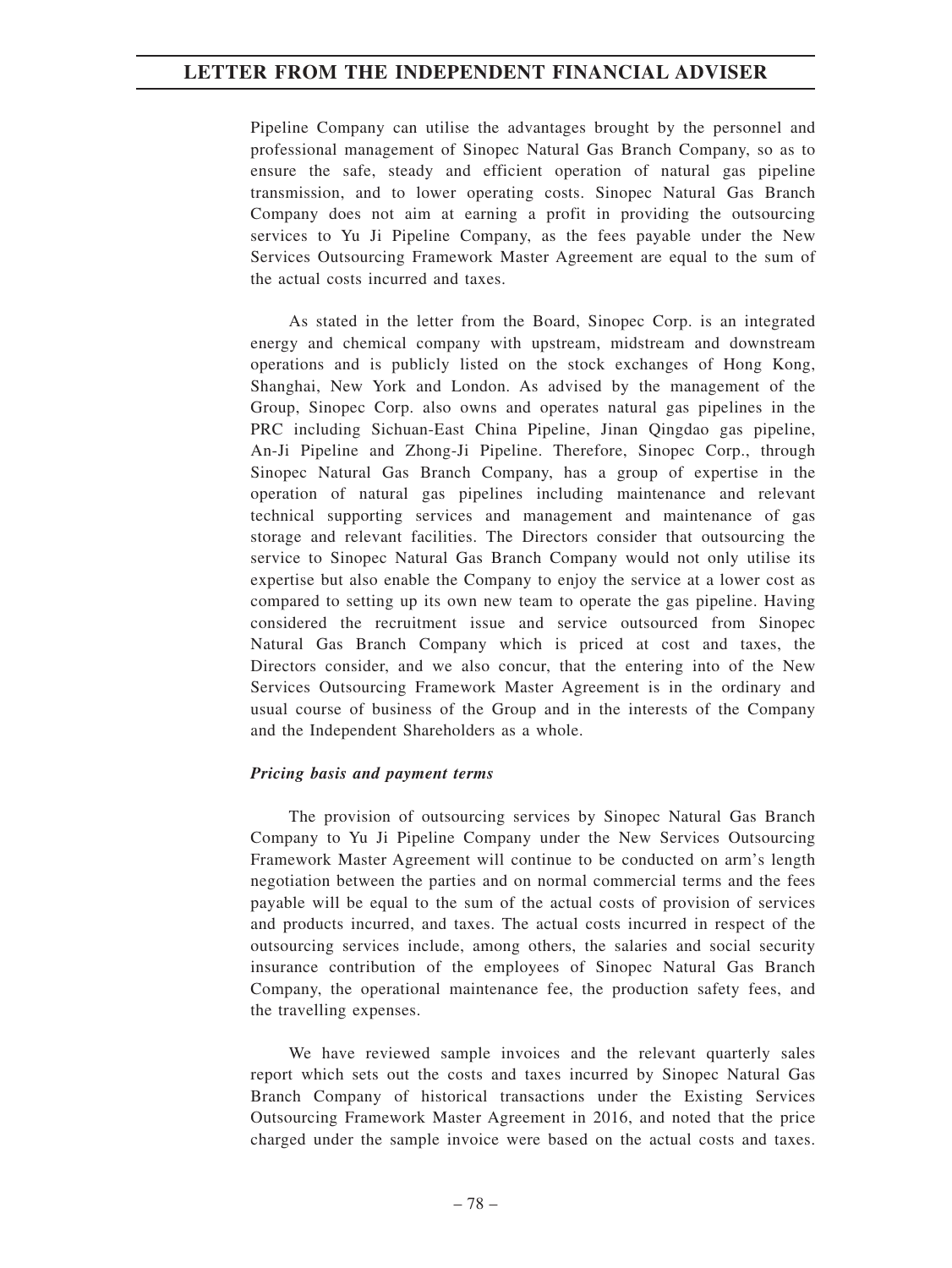Pipeline Company can utilise the advantages brought by the personnel and professional management of Sinopec Natural Gas Branch Company, so as to ensure the safe, steady and efficient operation of natural gas pipeline transmission, and to lower operating costs. Sinopec Natural Gas Branch Company does not aim at earning a profit in providing the outsourcing services to Yu Ji Pipeline Company, as the fees payable under the New Services Outsourcing Framework Master Agreement are equal to the sum of the actual costs incurred and taxes.

As stated in the letter from the Board, Sinopec Corp. is an integrated energy and chemical company with upstream, midstream and downstream operations and is publicly listed on the stock exchanges of Hong Kong, Shanghai, New York and London. As advised by the management of the Group, Sinopec Corp. also owns and operates natural gas pipelines in the PRC including Sichuan-East China Pipeline, Jinan Qingdao gas pipeline, An-Ji Pipeline and Zhong-Ji Pipeline. Therefore, Sinopec Corp., through Sinopec Natural Gas Branch Company, has a group of expertise in the operation of natural gas pipelines including maintenance and relevant technical supporting services and management and maintenance of gas storage and relevant facilities. The Directors consider that outsourcing the service to Sinopec Natural Gas Branch Company would not only utilise its expertise but also enable the Company to enjoy the service at a lower cost as compared to setting up its own new team to operate the gas pipeline. Having considered the recruitment issue and service outsourced from Sinopec Natural Gas Branch Company which is priced at cost and taxes, the Directors consider, and we also concur, that the entering into of the New Services Outsourcing Framework Master Agreement is in the ordinary and usual course of business of the Group and in the interests of the Company and the Independent Shareholders as a whole.

***Pricing basis and payment terms***

The provision of outsourcing services by Sinopec Natural Gas Branch Company to Yu Ji Pipeline Company under the New Services Outsourcing Framework Master Agreement will continue to be conducted on arm's length negotiation between the parties and on normal commercial terms and the fees payable will be equal to the sum of the actual costs of provision of services and products incurred, and taxes. The actual costs incurred in respect of the outsourcing services include, among others, the salaries and social security insurance contribution of the employees of Sinopec Natural Gas Branch Company, the operational maintenance fee, the production safety fees, and the travelling expenses.

We have reviewed sample invoices and the relevant quarterly sales report which sets out the costs and taxes incurred by Sinopec Natural Gas Branch Company of historical transactions under the Existing Services Outsourcing Framework Master Agreement in 2016, and noted that the price charged under the sample invoice were based on the actual costs and taxes.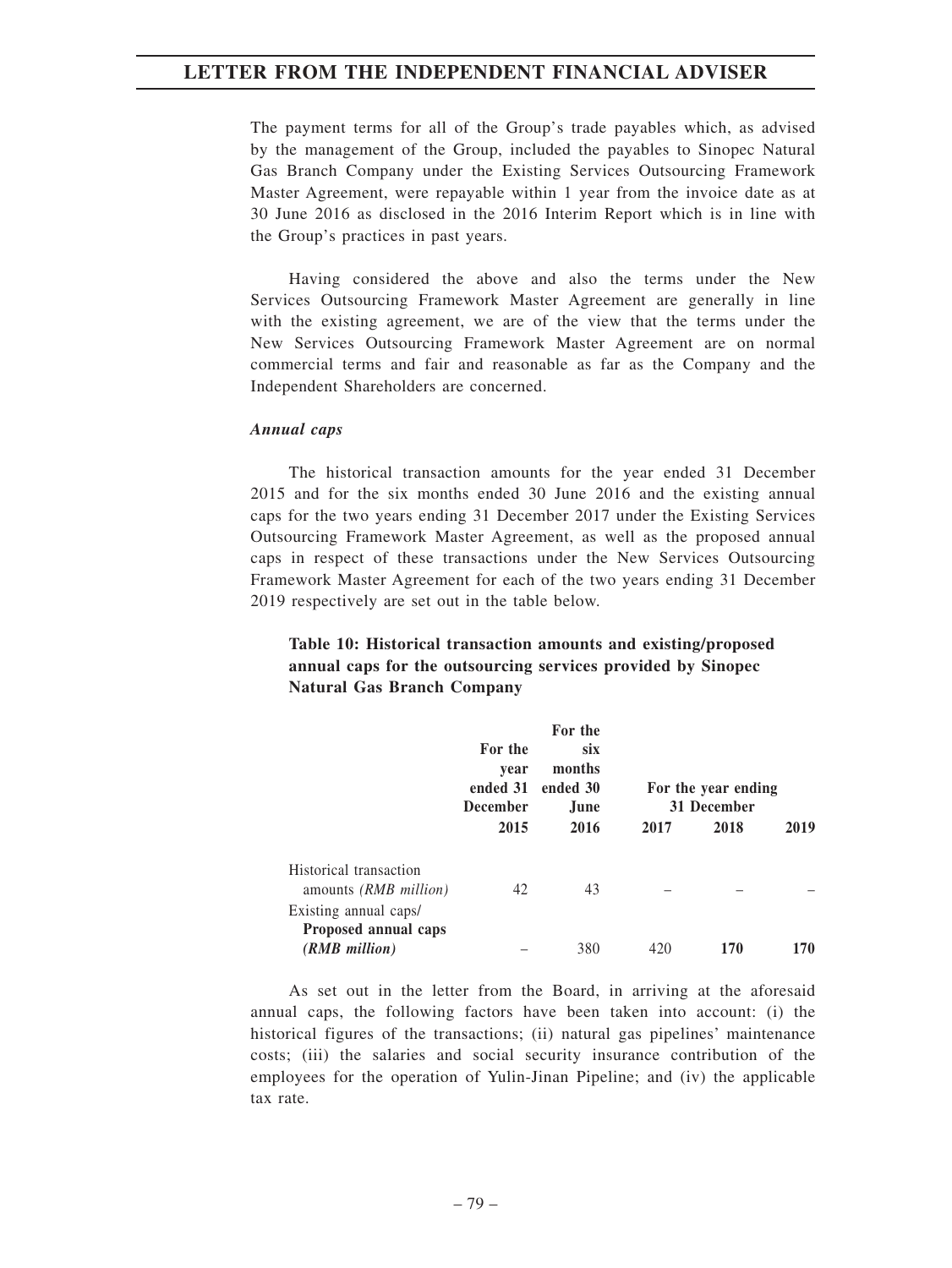The payment terms for all of the Group's trade payables which, as advised by the management of the Group, included the payables to Sinopec Natural Gas Branch Company under the Existing Services Outsourcing Framework Master Agreement, were repayable within 1 year from the invoice date as at 30 June 2016 as disclosed in the 2016 Interim Report which is in line with the Group's practices in past years.

Having considered the above and also the terms under the New Services Outsourcing Framework Master Agreement are generally in line with the existing agreement, we are of the view that the terms under the New Services Outsourcing Framework Master Agreement are on normal commercial terms and fair and reasonable as far as the Company and the Independent Shareholders are concerned.

***Annual caps***

The historical transaction amounts for the year ended 31 December 2015 and for the six months ended 30 June 2016 and the existing annual caps for the two years ending 31 December 2017 under the Existing Services Outsourcing Framework Master Agreement, as well as the proposed annual caps in respect of these transactions under the New Services Outsourcing Framework Master Agreement for each of the two years ending 31 December 2019 respectively are set out in the table below.

**Table 10: Historical transaction amounts and existing/proposed annual caps for the outsourcing services provided by Sinopec Natural Gas Branch Company**

| | For the year ended 31 December | For the six months ended 30 June | For the year ending 31 December | | |
|---|---|---|---|---|---|
| | **2015** | **2016** | **2017** | **2018** | **2019** |
| Historical transaction amounts *(RMB million)* | 42 | 43 | – | – | – |
| Existing annual caps/ **Proposed annual caps** ***(RMB million)*** | – | 380 | 420 | **170** | **170** |

As set out in the letter from the Board, in arriving at the aforesaid annual caps, the following factors have been taken into account: (i) the historical figures of the transactions; (ii) natural gas pipelines' maintenance costs; (iii) the salaries and social security insurance contribution of the employees for the operation of Yulin-Jinan Pipeline; and (iv) the applicable tax rate.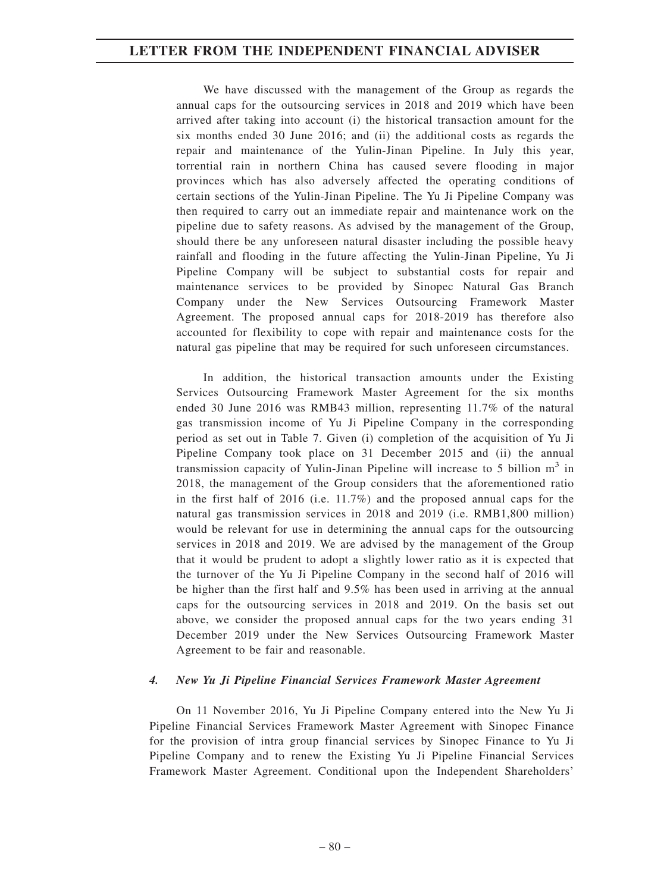We have discussed with the management of the Group as regards the annual caps for the outsourcing services in 2018 and 2019 which have been arrived after taking into account (i) the historical transaction amount for the six months ended 30 June 2016; and (ii) the additional costs as regards the repair and maintenance of the Yulin-Jinan Pipeline. In July this year, torrential rain in northern China has caused severe flooding in major provinces which has also adversely affected the operating conditions of certain sections of the Yulin-Jinan Pipeline. The Yu Ji Pipeline Company was then required to carry out an immediate repair and maintenance work on the pipeline due to safety reasons. As advised by the management of the Group, should there be any unforeseen natural disaster including the possible heavy rainfall and flooding in the future affecting the Yulin-Jinan Pipeline, Yu Ji Pipeline Company will be subject to substantial costs for repair and maintenance services to be provided by Sinopec Natural Gas Branch Company under the New Services Outsourcing Framework Master Agreement. The proposed annual caps for 2018-2019 has therefore also accounted for flexibility to cope with repair and maintenance costs for the natural gas pipeline that may be required for such unforeseen circumstances.

In addition, the historical transaction amounts under the Existing Services Outsourcing Framework Master Agreement for the six months ended 30 June 2016 was RMB43 million, representing 11.7% of the natural gas transmission income of Yu Ji Pipeline Company in the corresponding period as set out in Table 7. Given (i) completion of the acquisition of Yu Ji Pipeline Company took place on 31 December 2015 and (ii) the annual transmission capacity of Yulin-Jinan Pipeline will increase to 5 billion $m^3$ in 2018, the management of the Group considers that the aforementioned ratio in the first half of 2016 (i.e. 11.7%) and the proposed annual caps for the natural gas transmission services in 2018 and 2019 (i.e. RMB1,800 million) would be relevant for use in determining the annual caps for the outsourcing services in 2018 and 2019. We are advised by the management of the Group that it would be prudent to adopt a slightly lower ratio as it is expected that the turnover of the Yu Ji Pipeline Company in the second half of 2016 will be higher than the first half and 9.5% has been used in arriving at the annual caps for the outsourcing services in 2018 and 2019. On the basis set out above, we consider the proposed annual caps for the two years ending 31 December 2019 under the New Services Outsourcing Framework Master Agreement to be fair and reasonable.

### *4. New Yu Ji Pipeline Financial Services Framework Master Agreement*

On 11 November 2016, Yu Ji Pipeline Company entered into the New Yu Ji Pipeline Financial Services Framework Master Agreement with Sinopec Finance for the provision of intra group financial services by Sinopec Finance to Yu Ji Pipeline Company and to renew the Existing Yu Ji Pipeline Financial Services Framework Master Agreement. Conditional upon the Independent Shareholders'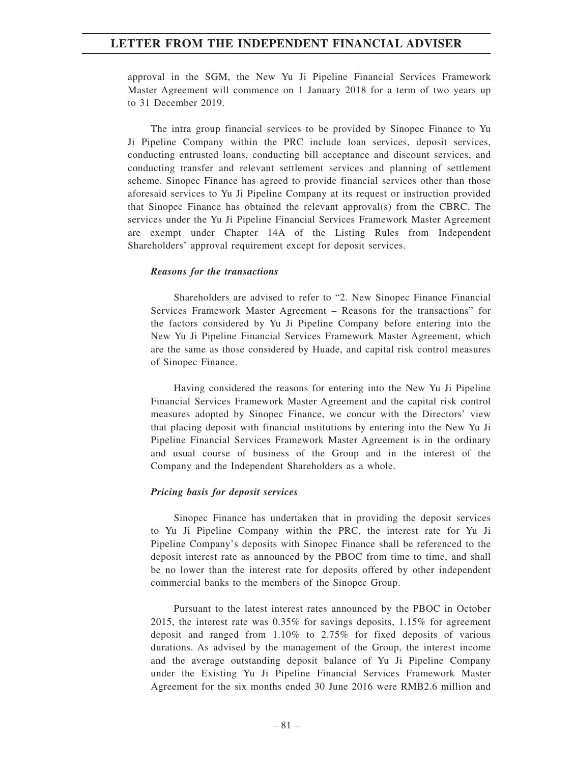approval in the SGM, the New Yu Ji Pipeline Financial Services Framework Master Agreement will commence on 1 January 2018 for a term of two years up to 31 December 2019.

The intra group financial services to be provided by Sinopec Finance to Yu Ji Pipeline Company within the PRC include loan services, deposit services, conducting entrusted loans, conducting bill acceptance and discount services, and conducting transfer and relevant settlement services and planning of settlement scheme. Sinopec Finance has agreed to provide financial services other than those aforesaid services to Yu Ji Pipeline Company at its request or instruction provided that Sinopec Finance has obtained the relevant approval(s) from the CBRC. The services under the Yu Ji Pipeline Financial Services Framework Master Agreement are exempt under Chapter 14A of the Listing Rules from Independent Shareholders' approval requirement except for deposit services.

***Reasons for the transactions***

Shareholders are advised to refer to "2. New Sinopec Finance Financial Services Framework Master Agreement – Reasons for the transactions" for the factors considered by Yu Ji Pipeline Company before entering into the New Yu Ji Pipeline Financial Services Framework Master Agreement, which are the same as those considered by Huade, and capital risk control measures of Sinopec Finance.

Having considered the reasons for entering into the New Yu Ji Pipeline Financial Services Framework Master Agreement and the capital risk control measures adopted by Sinopec Finance, we concur with the Directors' view that placing deposit with financial institutions by entering into the New Yu Ji Pipeline Financial Services Framework Master Agreement is in the ordinary and usual course of business of the Group and in the interest of the Company and the Independent Shareholders as a whole.

***Pricing basis for deposit services***

Sinopec Finance has undertaken that in providing the deposit services to Yu Ji Pipeline Company within the PRC, the interest rate for Yu Ji Pipeline Company's deposits with Sinopec Finance shall be referenced to the deposit interest rate as announced by the PBOC from time to time, and shall be no lower than the interest rate for deposits offered by other independent commercial banks to the members of the Sinopec Group.

Pursuant to the latest interest rates announced by the PBOC in October 2015, the interest rate was 0.35% for savings deposits, 1.15% for agreement deposit and ranged from 1.10% to 2.75% for fixed deposits of various durations. As advised by the management of the Group, the interest income and the average outstanding deposit balance of Yu Ji Pipeline Company under the Existing Yu Ji Pipeline Financial Services Framework Master Agreement for the six months ended 30 June 2016 were RMB2.6 million and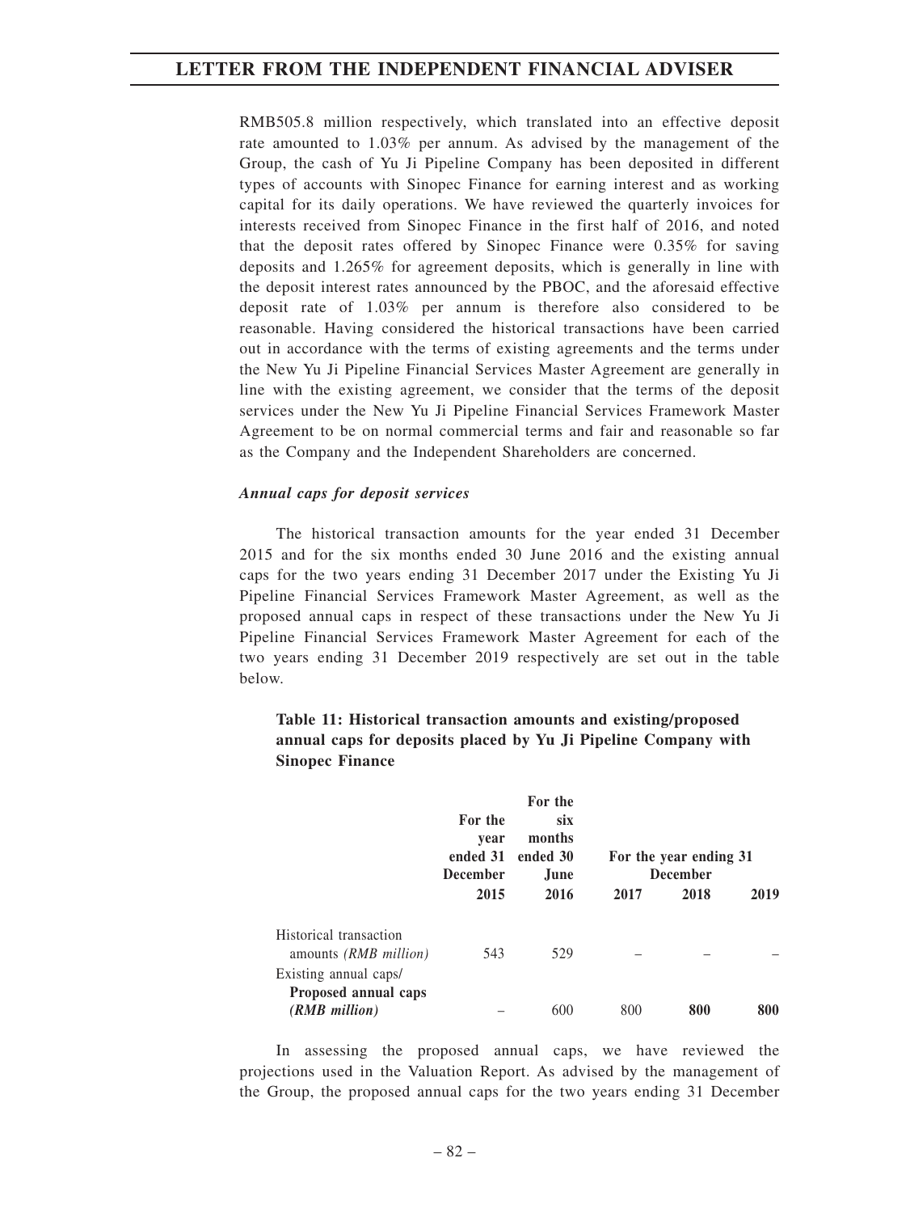RMB505.8 million respectively, which translated into an effective deposit rate amounted to 1.03% per annum. As advised by the management of the Group, the cash of Yu Ji Pipeline Company has been deposited in different types of accounts with Sinopec Finance for earning interest and as working capital for its daily operations. We have reviewed the quarterly invoices for interests received from Sinopec Finance in the first half of 2016, and noted that the deposit rates offered by Sinopec Finance were 0.35% for saving deposits and 1.265% for agreement deposits, which is generally in line with the deposit interest rates announced by the PBOC, and the aforesaid effective deposit rate of 1.03% per annum is therefore also considered to be reasonable. Having considered the historical transactions have been carried out in accordance with the terms of existing agreements and the terms under the New Yu Ji Pipeline Financial Services Master Agreement are generally in line with the existing agreement, we consider that the terms of the deposit services under the New Yu Ji Pipeline Financial Services Framework Master Agreement to be on normal commercial terms and fair and reasonable so far as the Company and the Independent Shareholders are concerned.

***Annual caps for deposit services***

The historical transaction amounts for the year ended 31 December 2015 and for the six months ended 30 June 2016 and the existing annual caps for the two years ending 31 December 2017 under the Existing Yu Ji Pipeline Financial Services Framework Master Agreement, as well as the proposed annual caps in respect of these transactions under the New Yu Ji Pipeline Financial Services Framework Master Agreement for each of the two years ending 31 December 2019 respectively are set out in the table below.

**Table 11: Historical transaction amounts and existing/proposed annual caps for deposits placed by Yu Ji Pipeline Company with Sinopec Finance**

| | For the year ended 31 December | For the six months ended 30 June | For the year ending 31 December | | |
|---|---|---|---|---|---|
| | **2015** | **2016** | **2017** | **2018** | **2019** |
| Historical transaction amounts *(RMB million)* | 543 | 529 | – | – | – |
| Existing annual caps/ **Proposed annual caps** ***(RMB million)*** | – | 600 | 800 | **800** | **800** |

In assessing the proposed annual caps, we have reviewed the projections used in the Valuation Report. As advised by the management of the Group, the proposed annual caps for the two years ending 31 December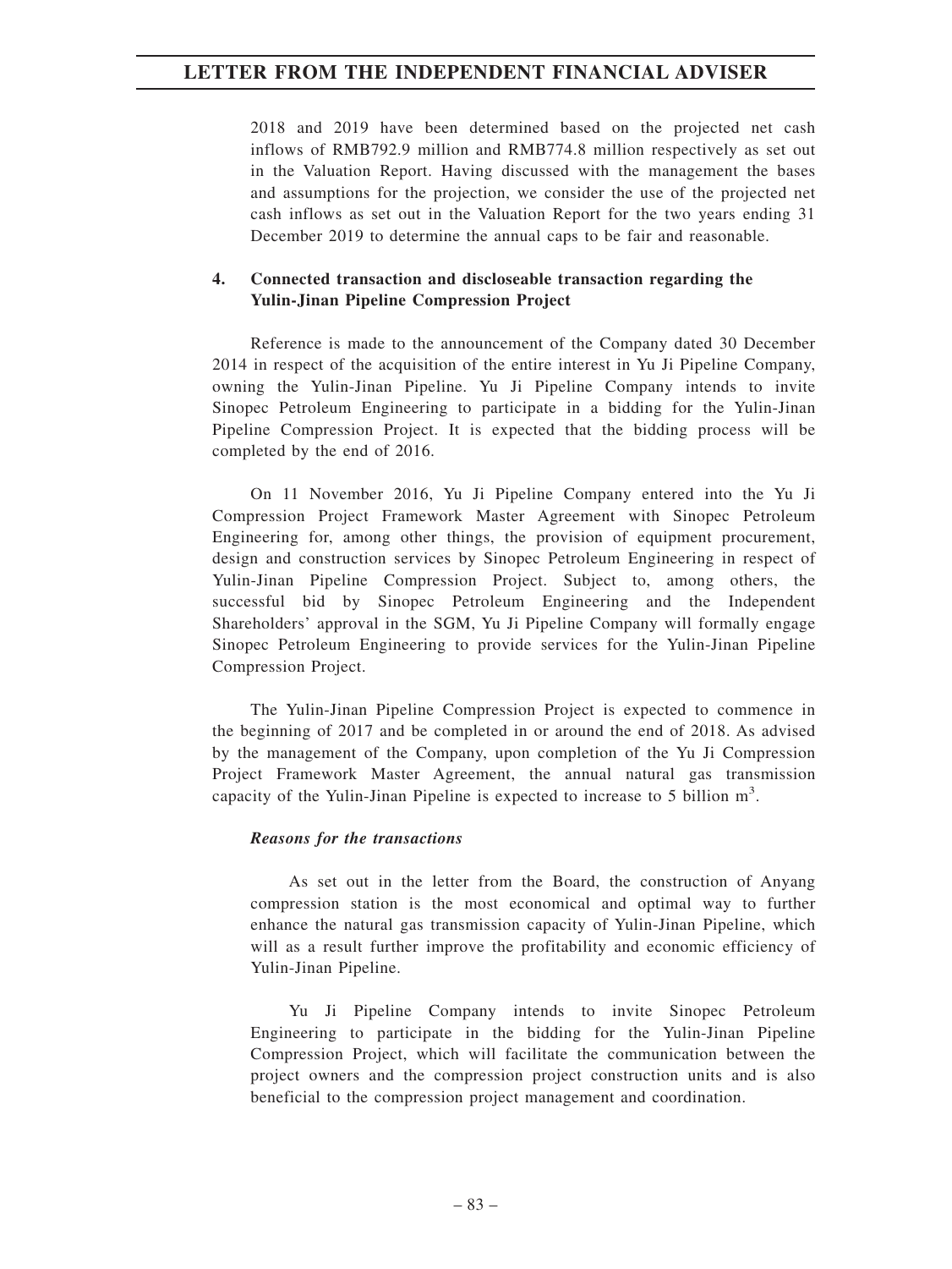2018 and 2019 have been determined based on the projected net cash inflows of RMB792.9 million and RMB774.8 million respectively as set out in the Valuation Report. Having discussed with the management the bases and assumptions for the projection, we consider the use of the projected net cash inflows as set out in the Valuation Report for the two years ending 31 December 2019 to determine the annual caps to be fair and reasonable.

**4. Connected transaction and discloseable transaction regarding the Yulin-Jinan Pipeline Compression Project**

Reference is made to the announcement of the Company dated 30 December 2014 in respect of the acquisition of the entire interest in Yu Ji Pipeline Company, owning the Yulin-Jinan Pipeline. Yu Ji Pipeline Company intends to invite Sinopec Petroleum Engineering to participate in a bidding for the Yulin-Jinan Pipeline Compression Project. It is expected that the bidding process will be completed by the end of 2016.

On 11 November 2016, Yu Ji Pipeline Company entered into the Yu Ji Compression Project Framework Master Agreement with Sinopec Petroleum Engineering for, among other things, the provision of equipment procurement, design and construction services by Sinopec Petroleum Engineering in respect of Yulin-Jinan Pipeline Compression Project. Subject to, among others, the successful bid by Sinopec Petroleum Engineering and the Independent Shareholders' approval in the SGM, Yu Ji Pipeline Company will formally engage Sinopec Petroleum Engineering to provide services for the Yulin-Jinan Pipeline Compression Project.

The Yulin-Jinan Pipeline Compression Project is expected to commence in the beginning of 2017 and be completed in or around the end of 2018. As advised by the management of the Company, upon completion of the Yu Ji Compression Project Framework Master Agreement, the annual natural gas transmission capacity of the Yulin-Jinan Pipeline is expected to increase to 5 billion $m^3$.

***Reasons for the transactions***

As set out in the letter from the Board, the construction of Anyang compression station is the most economical and optimal way to further enhance the natural gas transmission capacity of Yulin-Jinan Pipeline, which will as a result further improve the profitability and economic efficiency of Yulin-Jinan Pipeline.

Yu Ji Pipeline Company intends to invite Sinopec Petroleum Engineering to participate in the bidding for the Yulin-Jinan Pipeline Compression Project, which will facilitate the communication between the project owners and the compression project construction units and is also beneficial to the compression project management and coordination.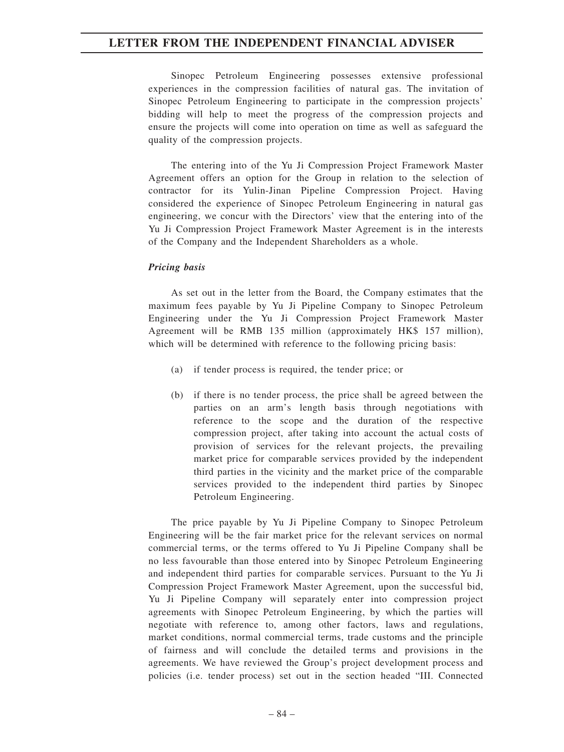Sinopec Petroleum Engineering possesses extensive professional experiences in the compression facilities of natural gas. The invitation of Sinopec Petroleum Engineering to participate in the compression projects' bidding will help to meet the progress of the compression projects and ensure the projects will come into operation on time as well as safeguard the quality of the compression projects.

The entering into of the Yu Ji Compression Project Framework Master Agreement offers an option for the Group in relation to the selection of contractor for its Yulin-Jinan Pipeline Compression Project. Having considered the experience of Sinopec Petroleum Engineering in natural gas engineering, we concur with the Directors' view that the entering into of the Yu Ji Compression Project Framework Master Agreement is in the interests of the Company and the Independent Shareholders as a whole.

***Pricing basis***

As set out in the letter from the Board, the Company estimates that the maximum fees payable by Yu Ji Pipeline Company to Sinopec Petroleum Engineering under the Yu Ji Compression Project Framework Master Agreement will be RMB 135 million (approximately HK$ 157 million), which will be determined with reference to the following pricing basis:

(a) if tender process is required, the tender price; or

(b) if there is no tender process, the price shall be agreed between the parties on an arm's length basis through negotiations with reference to the scope and the duration of the respective compression project, after taking into account the actual costs of provision of services for the relevant projects, the prevailing market price for comparable services provided by the independent third parties in the vicinity and the market price of the comparable services provided to the independent third parties by Sinopec Petroleum Engineering.

The price payable by Yu Ji Pipeline Company to Sinopec Petroleum Engineering will be the fair market price for the relevant services on normal commercial terms, or the terms offered to Yu Ji Pipeline Company shall be no less favourable than those entered into by Sinopec Petroleum Engineering and independent third parties for comparable services. Pursuant to the Yu Ji Compression Project Framework Master Agreement, upon the successful bid, Yu Ji Pipeline Company will separately enter into compression project agreements with Sinopec Petroleum Engineering, by which the parties will negotiate with reference to, among other factors, laws and regulations, market conditions, normal commercial terms, trade customs and the principle of fairness and will conclude the detailed terms and provisions in the agreements. We have reviewed the Group's project development process and policies (i.e. tender process) set out in the section headed "III. Connected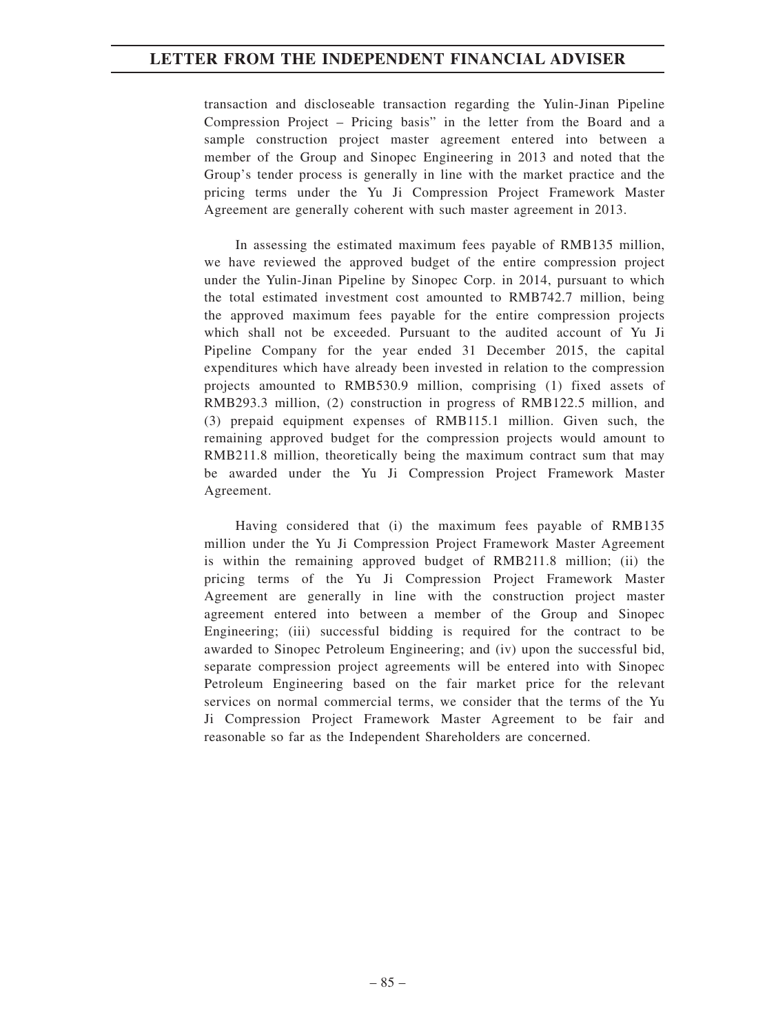transaction and discloseable transaction regarding the Yulin-Jinan Pipeline Compression Project – Pricing basis" in the letter from the Board and a sample construction project master agreement entered into between a member of the Group and Sinopec Engineering in 2013 and noted that the Group's tender process is generally in line with the market practice and the pricing terms under the Yu Ji Compression Project Framework Master Agreement are generally coherent with such master agreement in 2013.

In assessing the estimated maximum fees payable of RMB135 million, we have reviewed the approved budget of the entire compression project under the Yulin-Jinan Pipeline by Sinopec Corp. in 2014, pursuant to which the total estimated investment cost amounted to RMB742.7 million, being the approved maximum fees payable for the entire compression projects which shall not be exceeded. Pursuant to the audited account of Yu Ji Pipeline Company for the year ended 31 December 2015, the capital expenditures which have already been invested in relation to the compression projects amounted to RMB530.9 million, comprising (1) fixed assets of RMB293.3 million, (2) construction in progress of RMB122.5 million, and (3) prepaid equipment expenses of RMB115.1 million. Given such, the remaining approved budget for the compression projects would amount to RMB211.8 million, theoretically being the maximum contract sum that may be awarded under the Yu Ji Compression Project Framework Master Agreement.

Having considered that (i) the maximum fees payable of RMB135 million under the Yu Ji Compression Project Framework Master Agreement is within the remaining approved budget of RMB211.8 million; (ii) the pricing terms of the Yu Ji Compression Project Framework Master Agreement are generally in line with the construction project master agreement entered into between a member of the Group and Sinopec Engineering; (iii) successful bidding is required for the contract to be awarded to Sinopec Petroleum Engineering; and (iv) upon the successful bid, separate compression project agreements will be entered into with Sinopec Petroleum Engineering based on the fair market price for the relevant services on normal commercial terms, we consider that the terms of the Yu Ji Compression Project Framework Master Agreement to be fair and reasonable so far as the Independent Shareholders are concerned.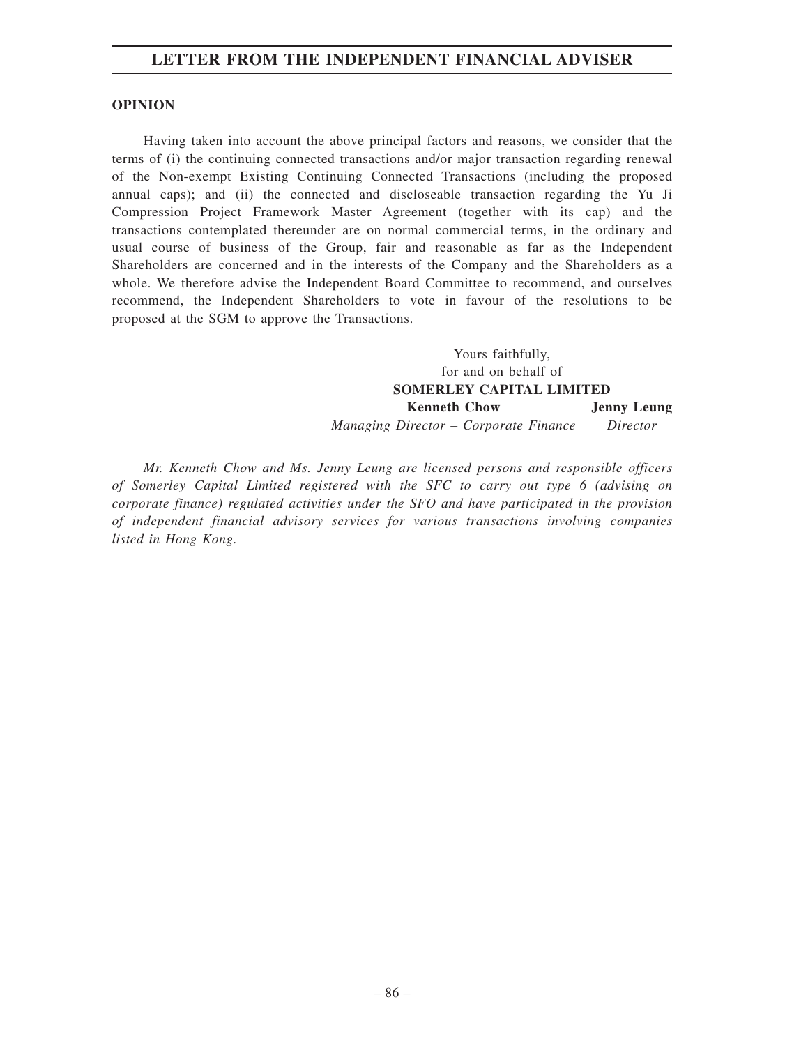**OPINION**

Having taken into account the above principal factors and reasons, we consider that the terms of (i) the continuing connected transactions and/or major transaction regarding renewal of the Non-exempt Existing Continuing Connected Transactions (including the proposed annual caps); and (ii) the connected and discloseable transaction regarding the Yu Ji Compression Project Framework Master Agreement (together with its cap) and the transactions contemplated thereunder are on normal commercial terms, in the ordinary and usual course of business of the Group, fair and reasonable as far as the Independent Shareholders are concerned and in the interests of the Company and the Shareholders as a whole. We therefore advise the Independent Board Committee to recommend, and ourselves recommend, the Independent Shareholders to vote in favour of the resolutions to be proposed at the SGM to approve the Transactions.

Yours faithfully,
for and on behalf of
**SOMERLEY CAPITAL LIMITED**

**Kenneth Chow**
*Managing Director – Corporate Finance*

**Jenny Leung**
*Director*

*Mr. Kenneth Chow and Ms. Jenny Leung are licensed persons and responsible officers of Somerley Capital Limited registered with the SFC to carry out type 6 (advising on corporate finance) regulated activities under the SFO and have participated in the provision of independent financial advisory services for various transactions involving companies listed in Hong Kong.*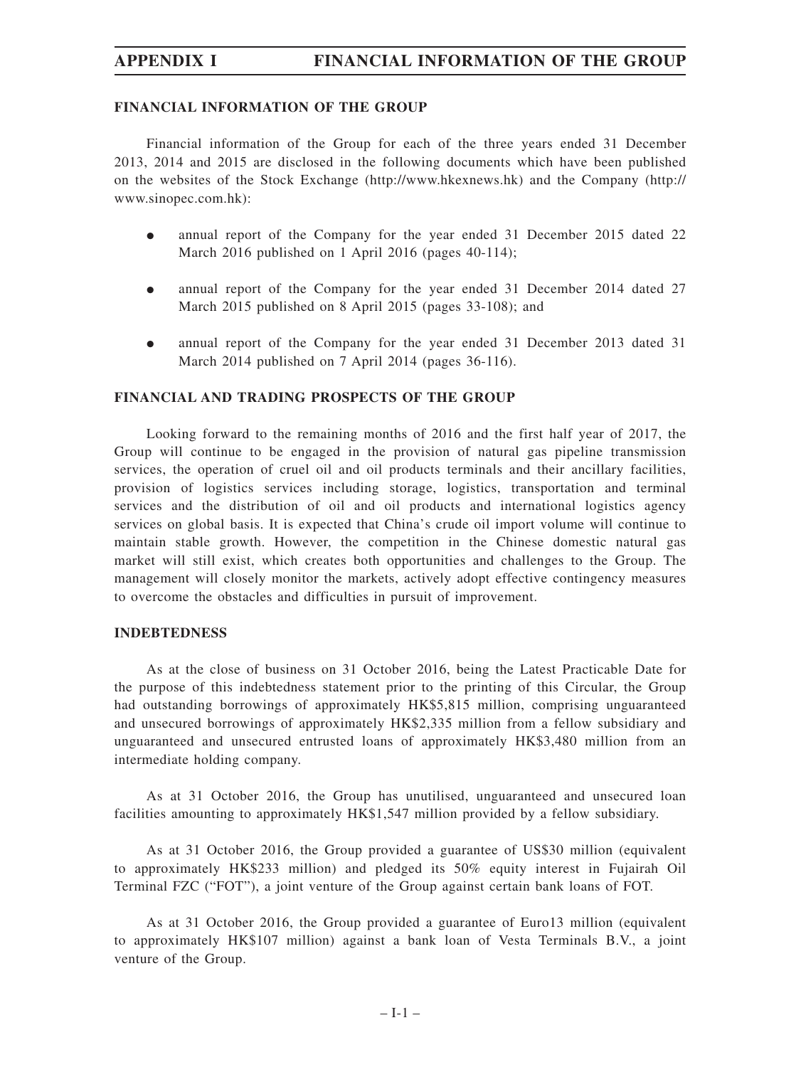## FINANCIAL INFORMATION OF THE GROUP

Financial information of the Group for each of the three years ended 31 December 2013, 2014 and 2015 are disclosed in the following documents which have been published on the websites of the Stock Exchange (http://www.hkexnews.hk) and the Company (http://www.sinopec.com.hk):

- annual report of the Company for the year ended 31 December 2015 dated 22 March 2016 published on 1 April 2016 (pages 40-114);
- annual report of the Company for the year ended 31 December 2014 dated 27 March 2015 published on 8 April 2015 (pages 33-108); and
- annual report of the Company for the year ended 31 December 2013 dated 31 March 2014 published on 7 April 2014 (pages 36-116).

## FINANCIAL AND TRADING PROSPECTS OF THE GROUP

Looking forward to the remaining months of 2016 and the first half year of 2017, the Group will continue to be engaged in the provision of natural gas pipeline transmission services, the operation of cruel oil and oil products terminals and their ancillary facilities, provision of logistics services including storage, logistics, transportation and terminal services and the distribution of oil and oil products and international logistics agency services on global basis. It is expected that China's crude oil import volume will continue to maintain stable growth. However, the competition in the Chinese domestic natural gas market will still exist, which creates both opportunities and challenges to the Group. The management will closely monitor the markets, actively adopt effective contingency measures to overcome the obstacles and difficulties in pursuit of improvement.

## INDEBTEDNESS

As at the close of business on 31 October 2016, being the Latest Practicable Date for the purpose of this indebtedness statement prior to the printing of this Circular, the Group had outstanding borrowings of approximately HK$5,815 million, comprising unguaranteed and unsecured borrowings of approximately HK$2,335 million from a fellow subsidiary and unguaranteed and unsecured entrusted loans of approximately HK$3,480 million from an intermediate holding company.

As at 31 October 2016, the Group has unutilised, unguaranteed and unsecured loan facilities amounting to approximately HK$1,547 million provided by a fellow subsidiary.

As at 31 October 2016, the Group provided a guarantee of US$30 million (equivalent to approximately HK$233 million) and pledged its 50% equity interest in Fujairah Oil Terminal FZC ("FOT"), a joint venture of the Group against certain bank loans of FOT.

As at 31 October 2016, the Group provided a guarantee of Euro13 million (equivalent to approximately HK$107 million) against a bank loan of Vesta Terminals B.V., a joint venture of the Group.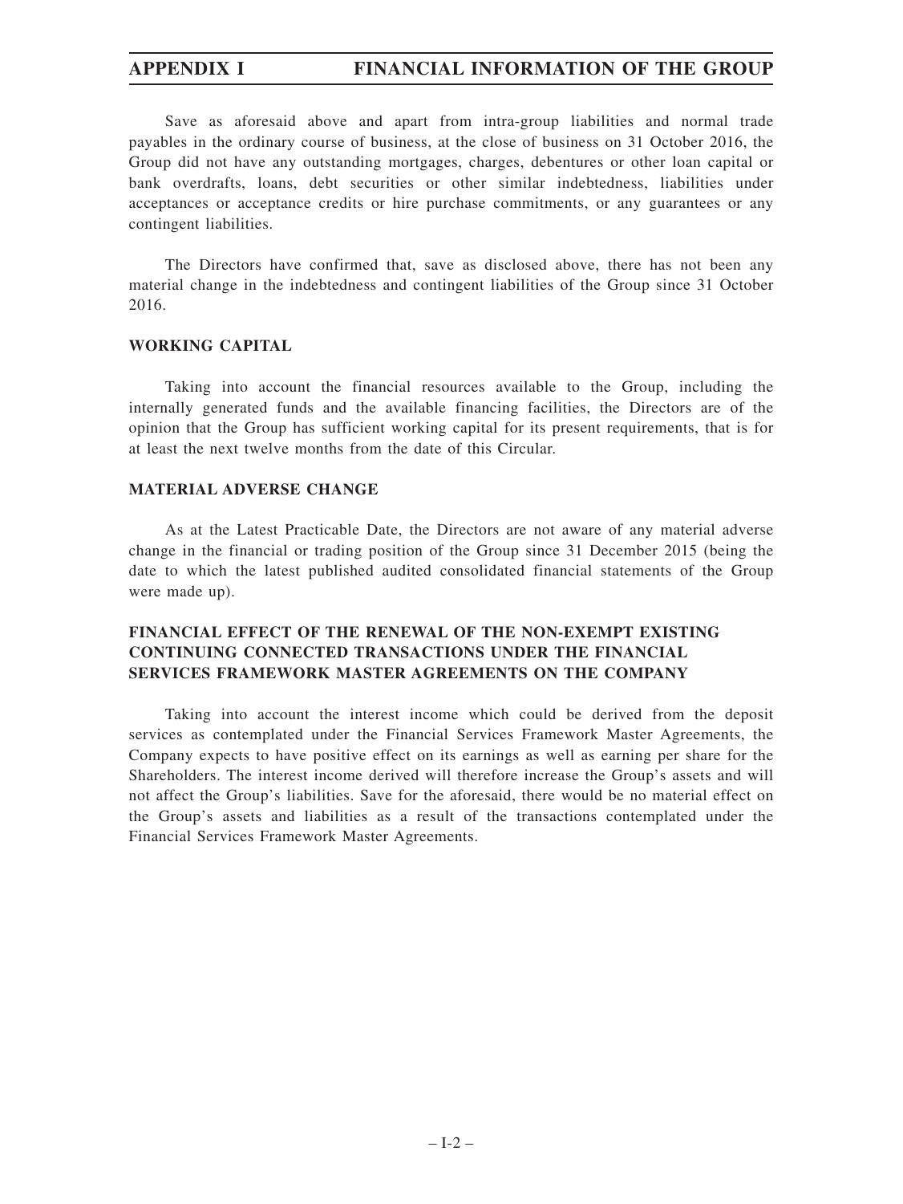Save as aforesaid above and apart from intra-group liabilities and normal trade payables in the ordinary course of business, at the close of business on 31 October 2016, the Group did not have any outstanding mortgages, charges, debentures or other loan capital or bank overdrafts, loans, debt securities or other similar indebtedness, liabilities under acceptances or acceptance credits or hire purchase commitments, or any guarantees or any contingent liabilities.

The Directors have confirmed that, save as disclosed above, there has not been any material change in the indebtedness and contingent liabilities of the Group since 31 October 2016.

## WORKING CAPITAL

Taking into account the financial resources available to the Group, including the internally generated funds and the available financing facilities, the Directors are of the opinion that the Group has sufficient working capital for its present requirements, that is for at least the next twelve months from the date of this Circular.

## MATERIAL ADVERSE CHANGE

As at the Latest Practicable Date, the Directors are not aware of any material adverse change in the financial or trading position of the Group since 31 December 2015 (being the date to which the latest published audited consolidated financial statements of the Group were made up).

## FINANCIAL EFFECT OF THE RENEWAL OF THE NON-EXEMPT EXISTING CONTINUING CONNECTED TRANSACTIONS UNDER THE FINANCIAL SERVICES FRAMEWORK MASTER AGREEMENTS ON THE COMPANY

Taking into account the interest income which could be derived from the deposit services as contemplated under the Financial Services Framework Master Agreements, the Company expects to have positive effect on its earnings as well as earning per share for the Shareholders. The interest income derived will therefore increase the Group's assets and will not affect the Group's liabilities. Save for the aforesaid, there would be no material effect on the Group's assets and liabilities as a result of the transactions contemplated under the Financial Services Framework Master Agreements.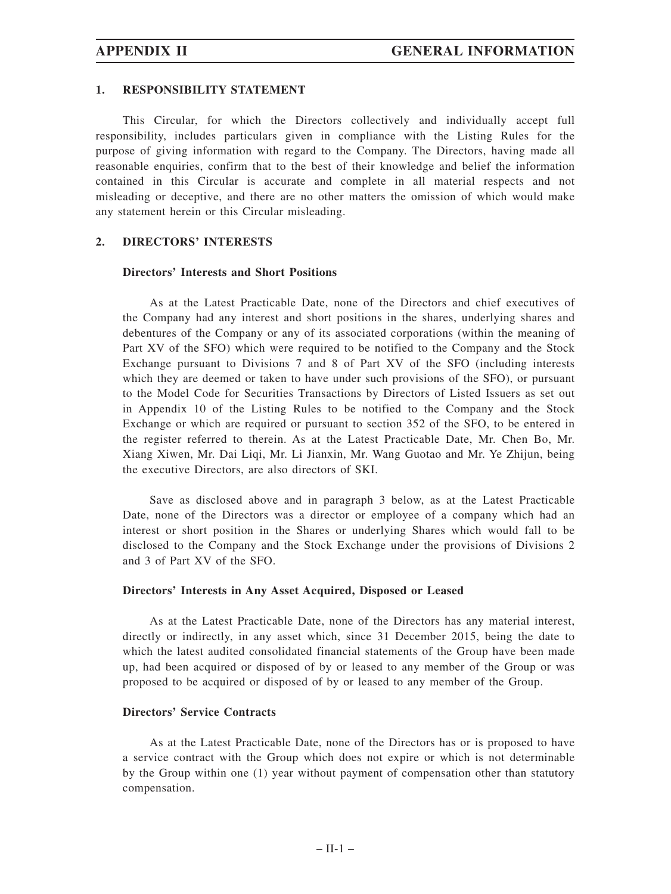# APPENDIX II GENERAL INFORMATION

## 1. RESPONSIBILITY STATEMENT

This Circular, for which the Directors collectively and individually accept full responsibility, includes particulars given in compliance with the Listing Rules for the purpose of giving information with regard to the Company. The Directors, having made all reasonable enquiries, confirm that to the best of their knowledge and belief the information contained in this Circular is accurate and complete in all material respects and not misleading or deceptive, and there are no other matters the omission of which would make any statement herein or this Circular misleading.

## 2. DIRECTORS' INTERESTS

### Directors' Interests and Short Positions

As at the Latest Practicable Date, none of the Directors and chief executives of the Company had any interest and short positions in the shares, underlying shares and debentures of the Company or any of its associated corporations (within the meaning of Part XV of the SFO) which were required to be notified to the Company and the Stock Exchange pursuant to Divisions 7 and 8 of Part XV of the SFO (including interests which they are deemed or taken to have under such provisions of the SFO), or pursuant to the Model Code for Securities Transactions by Directors of Listed Issuers as set out in Appendix 10 of the Listing Rules to be notified to the Company and the Stock Exchange or which are required or pursuant to section 352 of the SFO, to be entered in the register referred to therein. As at the Latest Practicable Date, Mr. Chen Bo, Mr. Xiang Xiwen, Mr. Dai Liqi, Mr. Li Jianxin, Mr. Wang Guotao and Mr. Ye Zhijun, being the executive Directors, are also directors of SKI.

Save as disclosed above and in paragraph 3 below, as at the Latest Practicable Date, none of the Directors was a director or employee of a company which had an interest or short position in the Shares or underlying Shares which would fall to be disclosed to the Company and the Stock Exchange under the provisions of Divisions 2 and 3 of Part XV of the SFO.

### Directors' Interests in Any Asset Acquired, Disposed or Leased

As at the Latest Practicable Date, none of the Directors has any material interest, directly or indirectly, in any asset which, since 31 December 2015, being the date to which the latest audited consolidated financial statements of the Group have been made up, had been acquired or disposed of by or leased to any member of the Group or was proposed to be acquired or disposed of by or leased to any member of the Group.

### Directors' Service Contracts

As at the Latest Practicable Date, none of the Directors has or is proposed to have a service contract with the Group which does not expire or which is not determinable by the Group within one (1) year without payment of compensation other than statutory compensation.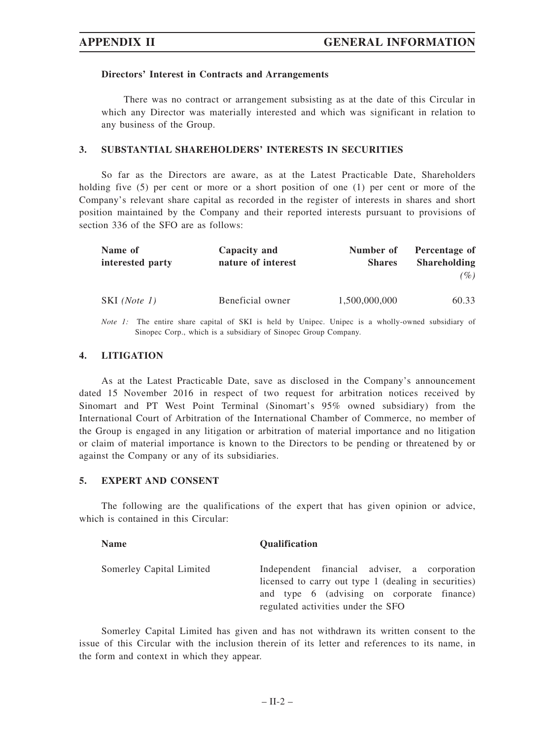**Directors' Interest in Contracts and Arrangements**

There was no contract or arrangement subsisting as at the date of this Circular in which any Director was materially interested and which was significant in relation to any business of the Group.

## 3. SUBSTANTIAL SHAREHOLDERS' INTERESTS IN SECURITIES

So far as the Directors are aware, as at the Latest Practicable Date, Shareholders holding five (5) per cent or more or a short position of one (1) per cent or more of the Company's relevant share capital as recorded in the register of interests in shares and short position maintained by the Company and their reported interests pursuant to provisions of section 336 of the SFO are as follows:

| Name of interested party | Capacity and nature of interest | Number of Shares | Percentage of Shareholding (%) |
|---|---|---|---|
| SKI *(Note 1)* | Beneficial owner | 1,500,000,000 | 60.33 |

*Note 1:* The entire share capital of SKI is held by Unipec. Unipec is a wholly-owned subsidiary of Sinopec Corp., which is a subsidiary of Sinopec Group Company.

## 4. LITIGATION

As at the Latest Practicable Date, save as disclosed in the Company's announcement dated 15 November 2016 in respect of two request for arbitration notices received by Sinomart and PT West Point Terminal (Sinomart's 95% owned subsidiary) from the International Court of Arbitration of the International Chamber of Commerce, no member of the Group is engaged in any litigation or arbitration of material importance and no litigation or claim of material importance is known to the Directors to be pending or threatened by or against the Company or any of its subsidiaries.

## 5. EXPERT AND CONSENT

The following are the qualifications of the expert that has given opinion or advice, which is contained in this Circular:

| Name | Qualification |
|---|---|
| Somerley Capital Limited | Independent financial adviser, a corporation licensed to carry out type 1 (dealing in securities) and type 6 (advising on corporate finance) regulated activities under the SFO |

Somerley Capital Limited has given and has not withdrawn its written consent to the issue of this Circular with the inclusion therein of its letter and references to its name, in the form and context in which they appear.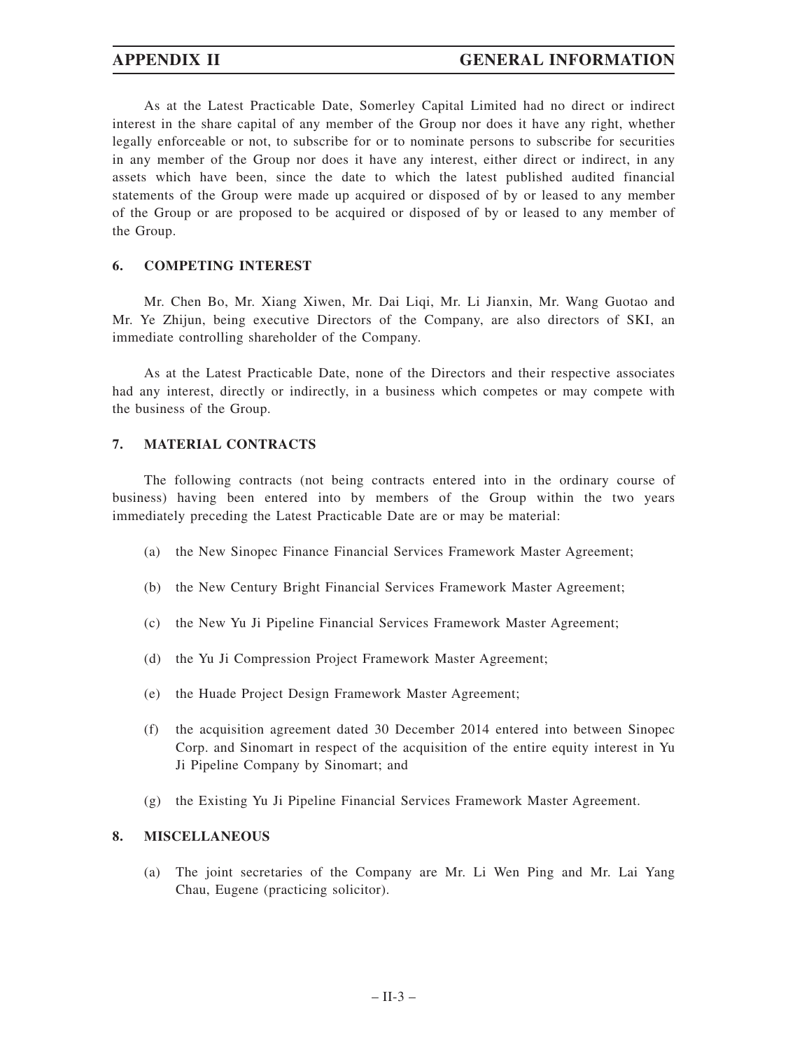As at the Latest Practicable Date, Somerley Capital Limited had no direct or indirect interest in the share capital of any member of the Group nor does it have any right, whether legally enforceable or not, to subscribe for or to nominate persons to subscribe for securities in any member of the Group nor does it have any interest, either direct or indirect, in any assets which have been, since the date to which the latest published audited financial statements of the Group were made up acquired or disposed of by or leased to any member of the Group or are proposed to be acquired or disposed of by or leased to any member of the Group.

## 6. COMPETING INTEREST

Mr. Chen Bo, Mr. Xiang Xiwen, Mr. Dai Liqi, Mr. Li Jianxin, Mr. Wang Guotao and Mr. Ye Zhijun, being executive Directors of the Company, are also directors of SKI, an immediate controlling shareholder of the Company.

As at the Latest Practicable Date, none of the Directors and their respective associates had any interest, directly or indirectly, in a business which competes or may compete with the business of the Group.

## 7. MATERIAL CONTRACTS

The following contracts (not being contracts entered into in the ordinary course of business) having been entered into by members of the Group within the two years immediately preceding the Latest Practicable Date are or may be material:

(a) the New Sinopec Finance Financial Services Framework Master Agreement;

(b) the New Century Bright Financial Services Framework Master Agreement;

(c) the New Yu Ji Pipeline Financial Services Framework Master Agreement;

(d) the Yu Ji Compression Project Framework Master Agreement;

(e) the Huade Project Design Framework Master Agreement;

(f) the acquisition agreement dated 30 December 2014 entered into between Sinopec Corp. and Sinomart in respect of the acquisition of the entire equity interest in Yu Ji Pipeline Company by Sinomart; and

(g) the Existing Yu Ji Pipeline Financial Services Framework Master Agreement.

## 8. MISCELLANEOUS

(a) The joint secretaries of the Company are Mr. Li Wen Ping and Mr. Lai Yang Chau, Eugene (practicing solicitor).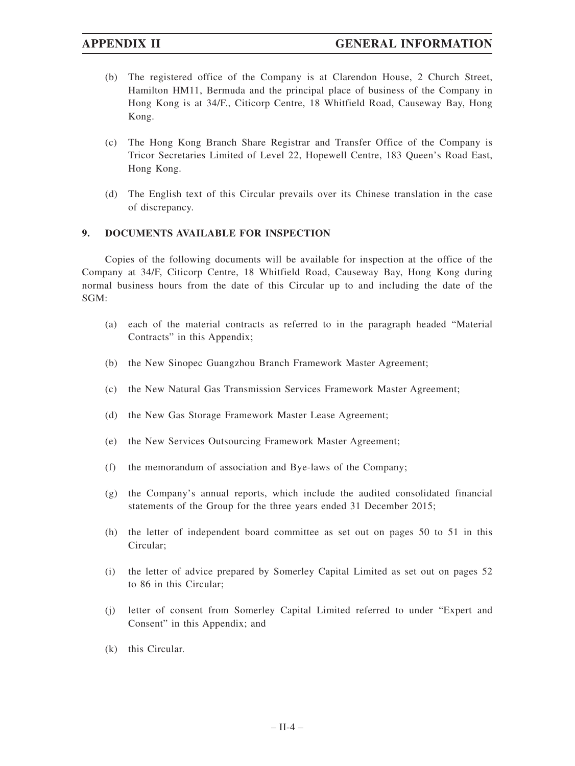(b) The registered office of the Company is at Clarendon House, 2 Church Street, Hamilton HM11, Bermuda and the principal place of business of the Company in Hong Kong is at 34/F., Citicorp Centre, 18 Whitfield Road, Causeway Bay, Hong Kong.

(c) The Hong Kong Branch Share Registrar and Transfer Office of the Company is Tricor Secretaries Limited of Level 22, Hopewell Centre, 183 Queen's Road East, Hong Kong.

(d) The English text of this Circular prevails over its Chinese translation in the case of discrepancy.

## 9. DOCUMENTS AVAILABLE FOR INSPECTION

Copies of the following documents will be available for inspection at the office of the Company at 34/F, Citicorp Centre, 18 Whitfield Road, Causeway Bay, Hong Kong during normal business hours from the date of this Circular up to and including the date of the SGM:

(a) each of the material contracts as referred to in the paragraph headed "Material Contracts" in this Appendix;

(b) the New Sinopec Guangzhou Branch Framework Master Agreement;

(c) the New Natural Gas Transmission Services Framework Master Agreement;

(d) the New Gas Storage Framework Master Lease Agreement;

(e) the New Services Outsourcing Framework Master Agreement;

(f) the memorandum of association and Bye-laws of the Company;

(g) the Company's annual reports, which include the audited consolidated financial statements of the Group for the three years ended 31 December 2015;

(h) the letter of independent board committee as set out on pages 50 to 51 in this Circular;

(i) the letter of advice prepared by Somerley Capital Limited as set out on pages 52 to 86 in this Circular;

(j) letter of consent from Somerley Capital Limited referred to under "Expert and Consent" in this Appendix; and

(k) this Circular.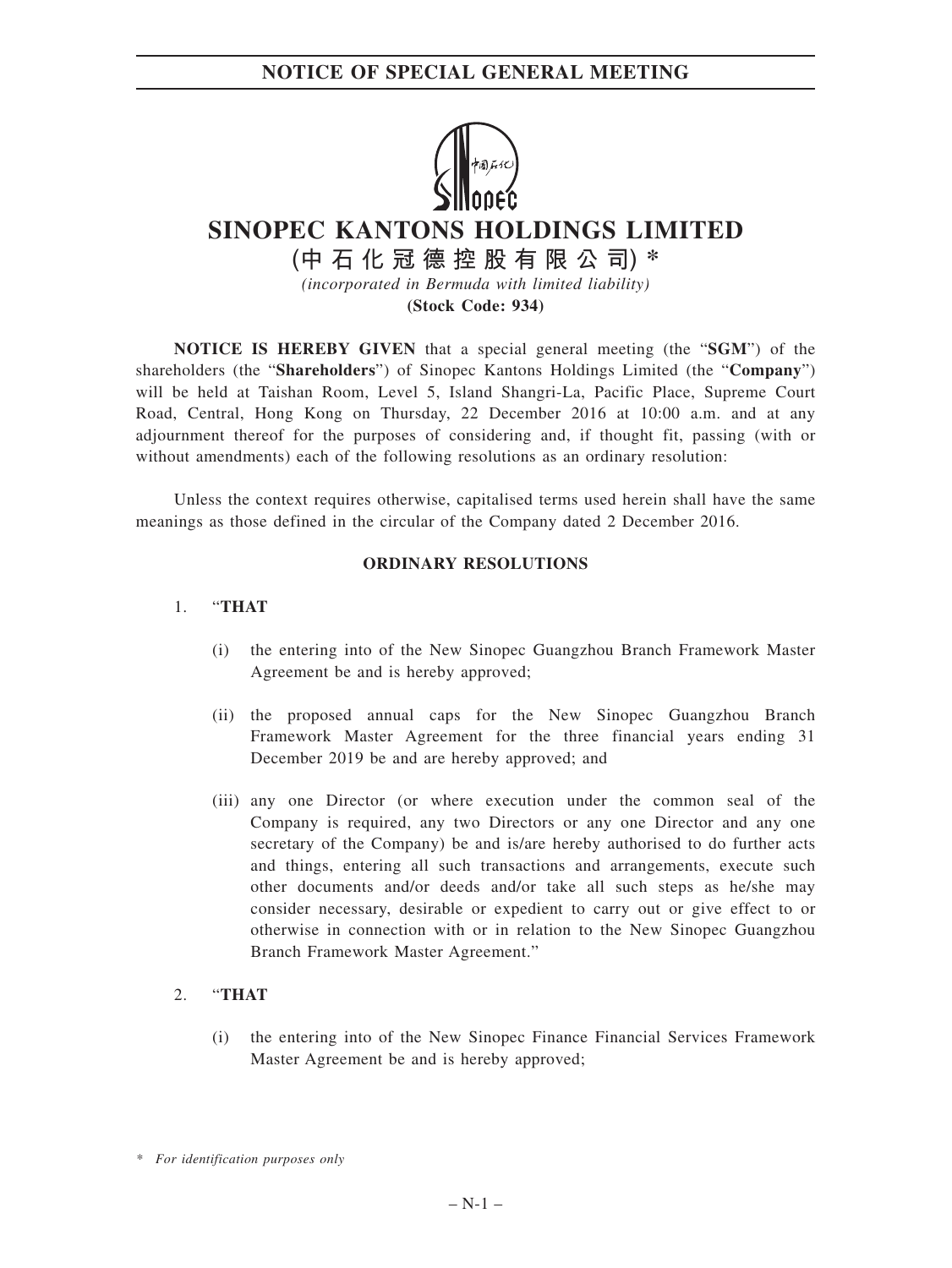# NOTICE OF SPECIAL GENERAL MEETING

# SINOPEC KANTONS HOLDINGS LIMITED

## (中石化冠德控股有限公司) *

*(incorporated in Bermuda with limited liability)*

**(Stock Code: 934)**

**NOTICE IS HEREBY GIVEN** that a special general meeting (the "**SGM**") of the shareholders (the "**Shareholders**") of Sinopec Kantons Holdings Limited (the "**Company**") will be held at Taishan Room, Level 5, Island Shangri-La, Pacific Place, Supreme Court Road, Central, Hong Kong on Thursday, 22 December 2016 at 10:00 a.m. and at any adjournment thereof for the purposes of considering and, if thought fit, passing (with or without amendments) each of the following resolutions as an ordinary resolution:

Unless the context requires otherwise, capitalised terms used herein shall have the same meanings as those defined in the circular of the Company dated 2 December 2016.

**ORDINARY RESOLUTIONS**

1. "**THAT**

   (i) the entering into of the New Sinopec Guangzhou Branch Framework Master Agreement be and is hereby approved;

   (ii) the proposed annual caps for the New Sinopec Guangzhou Branch Framework Master Agreement for the three financial years ending 31 December 2019 be and are hereby approved; and

   (iii) any one Director (or where execution under the common seal of the Company is required, any two Directors or any one Director and any one secretary of the Company) be and is/are hereby authorised to do further acts and things, entering all such transactions and arrangements, execute such other documents and/or deeds and/or take all such steps as he/she may consider necessary, desirable or expedient to carry out or give effect to or otherwise in connection with or in relation to the New Sinopec Guangzhou Branch Framework Master Agreement."

2. "**THAT**

   (i) the entering into of the New Sinopec Finance Financial Services Framework Master Agreement be and is hereby approved;

\* *For identification purposes only*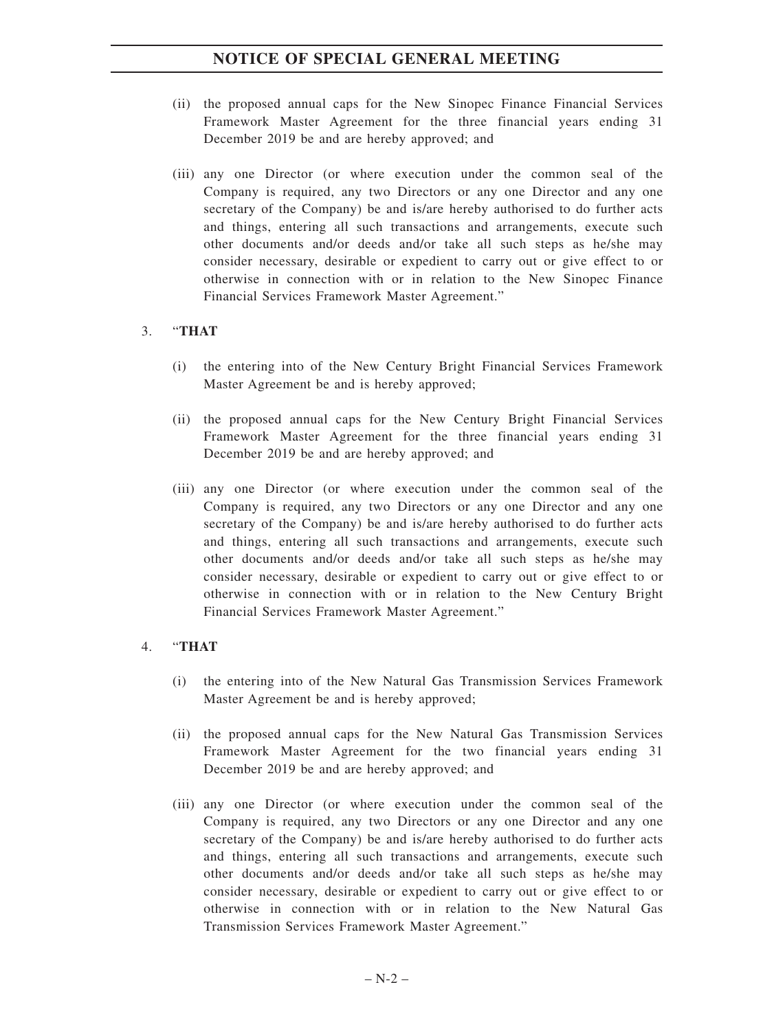(ii) the proposed annual caps for the New Sinopec Finance Financial Services Framework Master Agreement for the three financial years ending 31 December 2019 be and are hereby approved; and

(iii) any one Director (or where execution under the common seal of the Company is required, any two Directors or any one Director and any one secretary of the Company) be and is/are hereby authorised to do further acts and things, entering all such transactions and arrangements, execute such other documents and/or deeds and/or take all such steps as he/she may consider necessary, desirable or expedient to carry out or give effect to or otherwise in connection with or in relation to the New Sinopec Finance Financial Services Framework Master Agreement."

3. "**THAT**

(i) the entering into of the New Century Bright Financial Services Framework Master Agreement be and is hereby approved;

(ii) the proposed annual caps for the New Century Bright Financial Services Framework Master Agreement for the three financial years ending 31 December 2019 be and are hereby approved; and

(iii) any one Director (or where execution under the common seal of the Company is required, any two Directors or any one Director and any one secretary of the Company) be and is/are hereby authorised to do further acts and things, entering all such transactions and arrangements, execute such other documents and/or deeds and/or take all such steps as he/she may consider necessary, desirable or expedient to carry out or give effect to or otherwise in connection with or in relation to the New Century Bright Financial Services Framework Master Agreement."

4. "**THAT**

(i) the entering into of the New Natural Gas Transmission Services Framework Master Agreement be and is hereby approved;

(ii) the proposed annual caps for the New Natural Gas Transmission Services Framework Master Agreement for the two financial years ending 31 December 2019 be and are hereby approved; and

(iii) any one Director (or where execution under the common seal of the Company is required, any two Directors or any one Director and any one secretary of the Company) be and is/are hereby authorised to do further acts and things, entering all such transactions and arrangements, execute such other documents and/or deeds and/or take all such steps as he/she may consider necessary, desirable or expedient to carry out or give effect to or otherwise in connection with or in relation to the New Natural Gas Transmission Services Framework Master Agreement."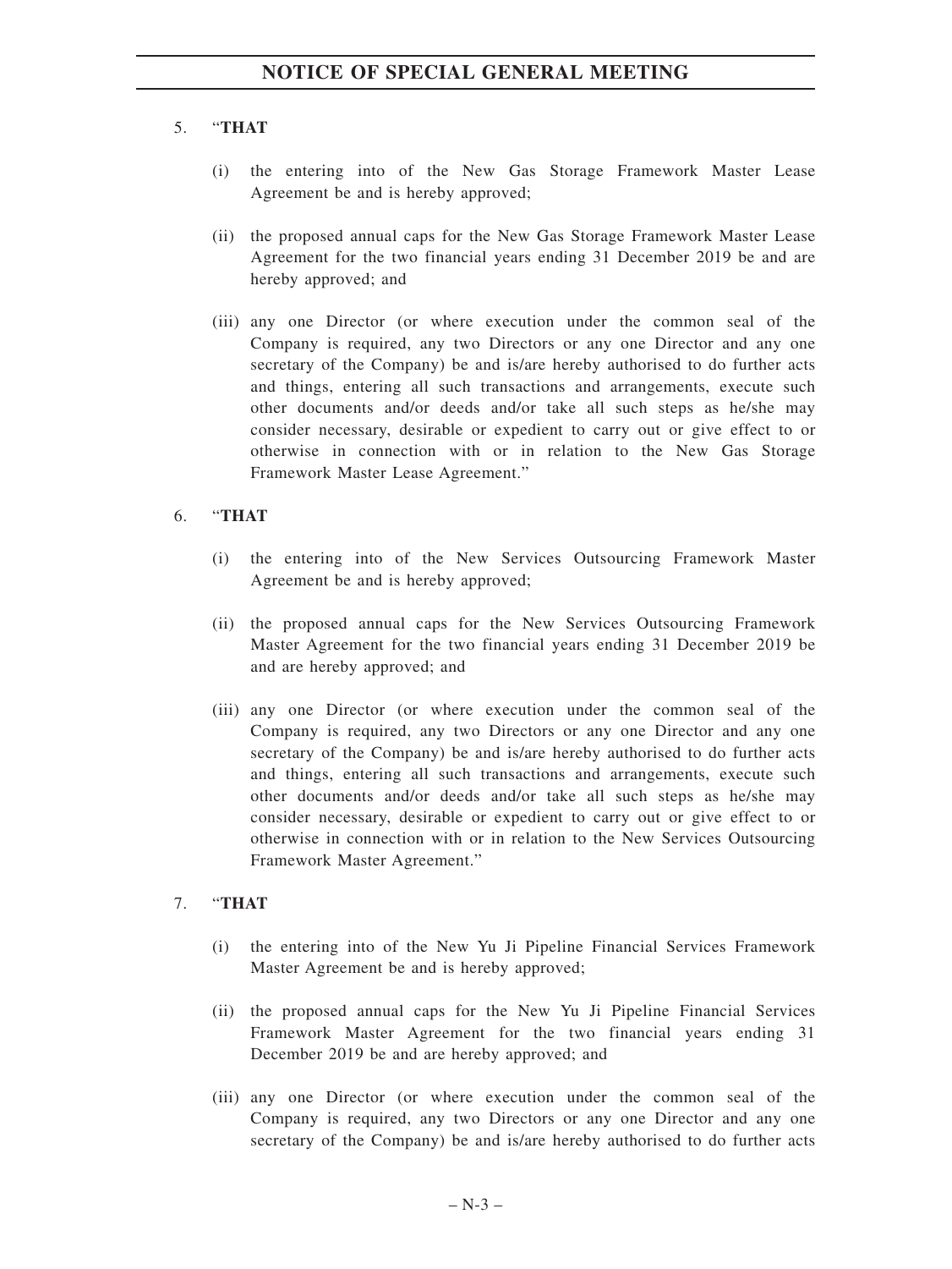5. "**THAT**

   (i) the entering into of the New Gas Storage Framework Master Lease Agreement be and is hereby approved;

   (ii) the proposed annual caps for the New Gas Storage Framework Master Lease Agreement for the two financial years ending 31 December 2019 be and are hereby approved; and

   (iii) any one Director (or where execution under the common seal of the Company is required, any two Directors or any one Director and any one secretary of the Company) be and is/are hereby authorised to do further acts and things, entering all such transactions and arrangements, execute such other documents and/or deeds and/or take all such steps as he/she may consider necessary, desirable or expedient to carry out or give effect to or otherwise in connection with or in relation to the New Gas Storage Framework Master Lease Agreement."

6. "**THAT**

   (i) the entering into of the New Services Outsourcing Framework Master Agreement be and is hereby approved;

   (ii) the proposed annual caps for the New Services Outsourcing Framework Master Agreement for the two financial years ending 31 December 2019 be and are hereby approved; and

   (iii) any one Director (or where execution under the common seal of the Company is required, any two Directors or any one Director and any one secretary of the Company) be and is/are hereby authorised to do further acts and things, entering all such transactions and arrangements, execute such other documents and/or deeds and/or take all such steps as he/she may consider necessary, desirable or expedient to carry out or give effect to or otherwise in connection with or in relation to the New Services Outsourcing Framework Master Agreement."

7. "**THAT**

   (i) the entering into of the New Yu Ji Pipeline Financial Services Framework Master Agreement be and is hereby approved;

   (ii) the proposed annual caps for the New Yu Ji Pipeline Financial Services Framework Master Agreement for the two financial years ending 31 December 2019 be and are hereby approved; and

   (iii) any one Director (or where execution under the common seal of the Company is required, any two Directors or any one Director and any one secretary of the Company) be and is/are hereby authorised to do further acts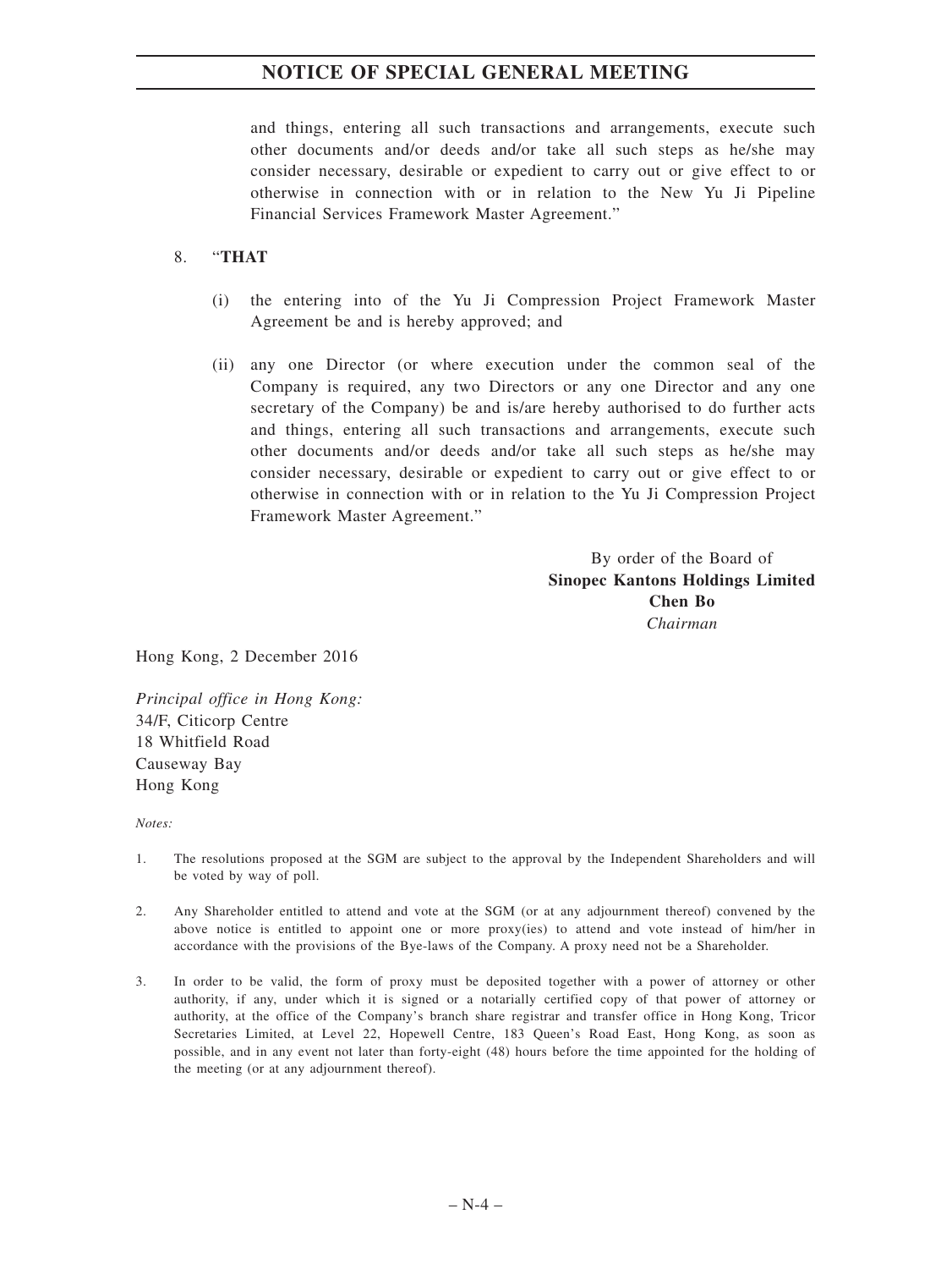and things, entering all such transactions and arrangements, execute such other documents and/or deeds and/or take all such steps as he/she may consider necessary, desirable or expedient to carry out or give effect to or otherwise in connection with or in relation to the New Yu Ji Pipeline Financial Services Framework Master Agreement."

8. "**THAT**

   (i) the entering into of the Yu Ji Compression Project Framework Master Agreement be and is hereby approved; and

   (ii) any one Director (or where execution under the common seal of the Company is required, any two Directors or any one Director and any one secretary of the Company) be and is/are hereby authorised to do further acts and things, entering all such transactions and arrangements, execute such other documents and/or deeds and/or take all such steps as he/she may consider necessary, desirable or expedient to carry out or give effect to or otherwise in connection with or in relation to the Yu Ji Compression Project Framework Master Agreement."

By order of the Board of
**Sinopec Kantons Holdings Limited**
**Chen Bo**
*Chairman*

Hong Kong, 2 December 2016

*Principal office in Hong Kong:*
34/F, Citicorp Centre
18 Whitfield Road
Causeway Bay
Hong Kong

*Notes:*

1. The resolutions proposed at the SGM are subject to the approval by the Independent Shareholders and will be voted by way of poll.

2. Any Shareholder entitled to attend and vote at the SGM (or at any adjournment thereof) convened by the above notice is entitled to appoint one or more proxy(ies) to attend and vote instead of him/her in accordance with the provisions of the Bye-laws of the Company. A proxy need not be a Shareholder.

3. In order to be valid, the form of proxy must be deposited together with a power of attorney or other authority, if any, under which it is signed or a notarially certified copy of that power of attorney or authority, at the office of the Company's branch share registrar and transfer office in Hong Kong, Tricor Secretaries Limited, at Level 22, Hopewell Centre, 183 Queen's Road East, Hong Kong, as soon as possible, and in any event not later than forty-eight (48) hours before the time appointed for the holding of the meeting (or at any adjournment thereof).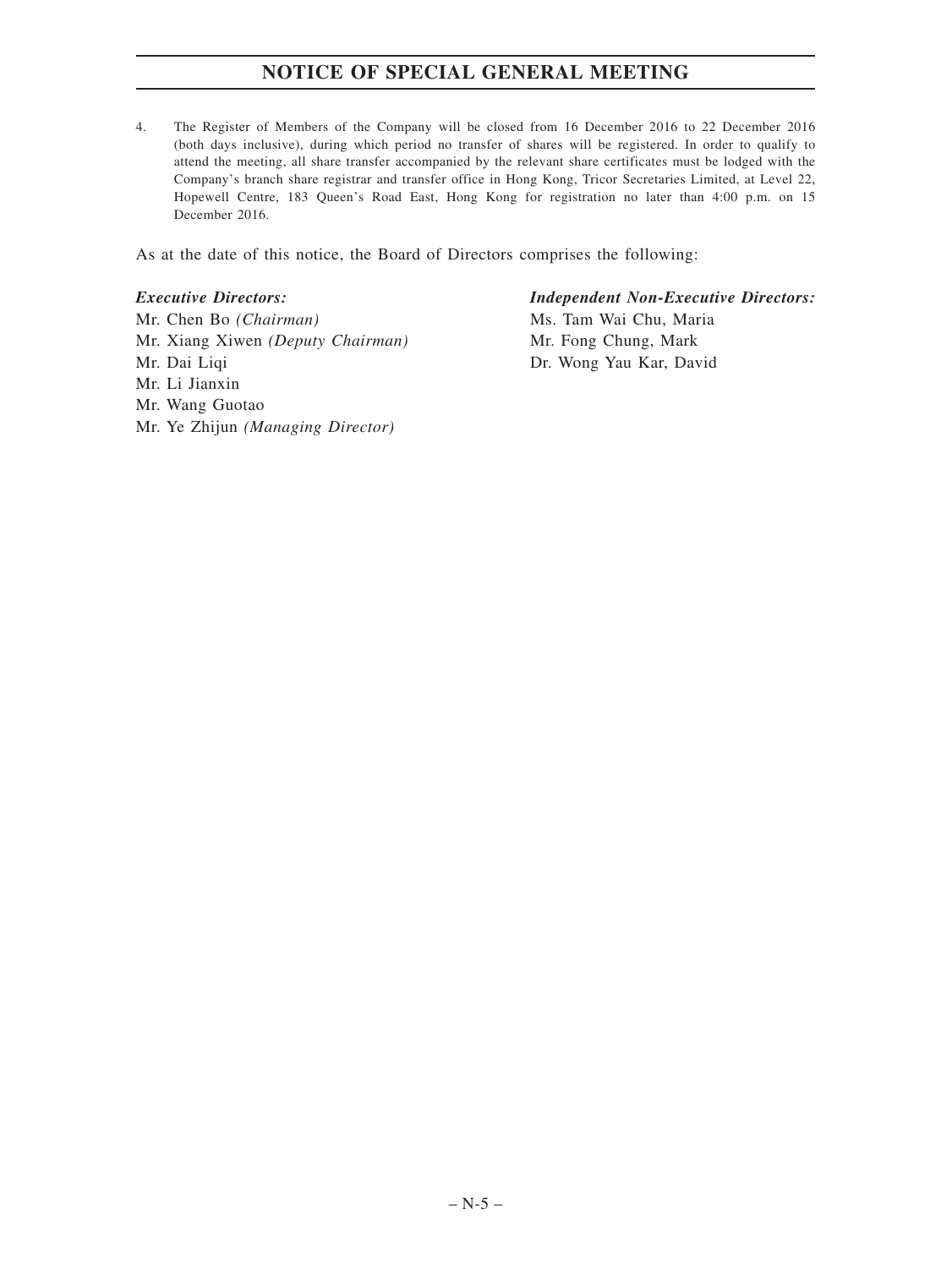4. The Register of Members of the Company will be closed from 16 December 2016 to 22 December 2016 (both days inclusive), during which period no transfer of shares will be registered. In order to qualify to attend the meeting, all share transfer accompanied by the relevant share certificates must be lodged with the Company's branch share registrar and transfer office in Hong Kong, Tricor Secretaries Limited, at Level 22, Hopewell Centre, 183 Queen's Road East, Hong Kong for registration no later than 4:00 p.m. on 15 December 2016.

As at the date of this notice, the Board of Directors comprises the following:

***Executive Directors:***

Mr. Chen Bo *(Chairman)*
Mr. Xiang Xiwen *(Deputy Chairman)*
Mr. Dai Liqi
Mr. Li Jianxin
Mr. Wang Guotao
Mr. Ye Zhijun *(Managing Director)*

***Independent Non-Executive Directors:***

Ms. Tam Wai Chu, Maria
Mr. Fong Chung, Mark
Dr. Wong Yau Kar, David